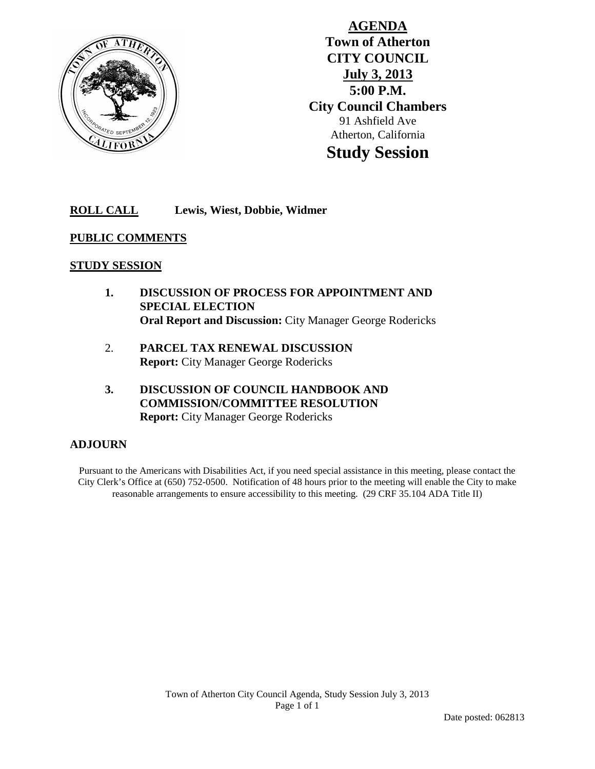# AGENDA
## Town of Atherton
## CITY COUNCIL
## July 3, 2013
## 5:00 P.M.
## City Council Chambers

91 Ashfield Ave
Atherton, California

# Study Session

**ROLL CALL** **Lewis, Wiest, Dobbie, Widmer**

**PUBLIC COMMENTS**

**STUDY SESSION**

1. **DISCUSSION OF PROCESS FOR APPOINTMENT AND SPECIAL ELECTION**
   **Oral Report and Discussion:** City Manager George Rodericks

2. **PARCEL TAX RENEWAL DISCUSSION**
   **Report:** City Manager George Rodericks

3. **DISCUSSION OF COUNCIL HANDBOOK AND COMMISSION/COMMITTEE RESOLUTION**
   **Report:** City Manager George Rodericks

**ADJOURN**

Pursuant to the Americans with Disabilities Act, if you need special assistance in this meeting, please contact the City Clerk's Office at (650) 752-0500. Notification of 48 hours prior to the meeting will enable the City to make reasonable arrangements to ensure accessibility to this meeting. (29 CRF 35.104 ADA Title II)

Date posted: 062813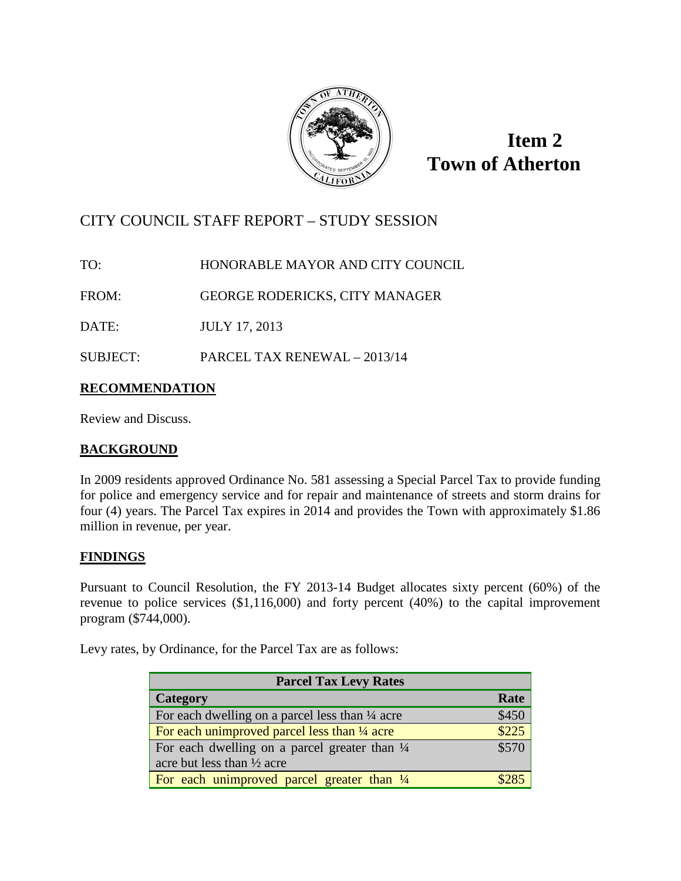# Item 2
# Town of Atherton

## CITY COUNCIL STAFF REPORT – STUDY SESSION

TO: HONORABLE MAYOR AND CITY COUNCIL

FROM: GEORGE RODERICKS, CITY MANAGER

DATE: JULY 17, 2013

SUBJECT: PARCEL TAX RENEWAL – 2013/14

### RECOMMENDATION

Review and Discuss.

### BACKGROUND

In 2009 residents approved Ordinance No. 581 assessing a Special Parcel Tax to provide funding for police and emergency service and for repair and maintenance of streets and storm drains for four (4) years. The Parcel Tax expires in 2014 and provides the Town with approximately $1.86 million in revenue, per year.

### FINDINGS

Pursuant to Council Resolution, the FY 2013-14 Budget allocates sixty percent (60%) of the revenue to police services ($1,116,000) and forty percent (40%) to the capital improvement program ($744,000).

Levy rates, by Ordinance, for the Parcel Tax are as follows:

| Parcel Tax Levy Rates | |
|---|---|
| **Category** | **Rate** |
| For each dwelling on a parcel less than ¼ acre | $450 |
| For each unimproved parcel less than ¼ acre | $225 |
| For each dwelling on a parcel greater than ¼ acre but less than ½ acre | $570 |
| For each unimproved parcel greater than ¼ | $285 |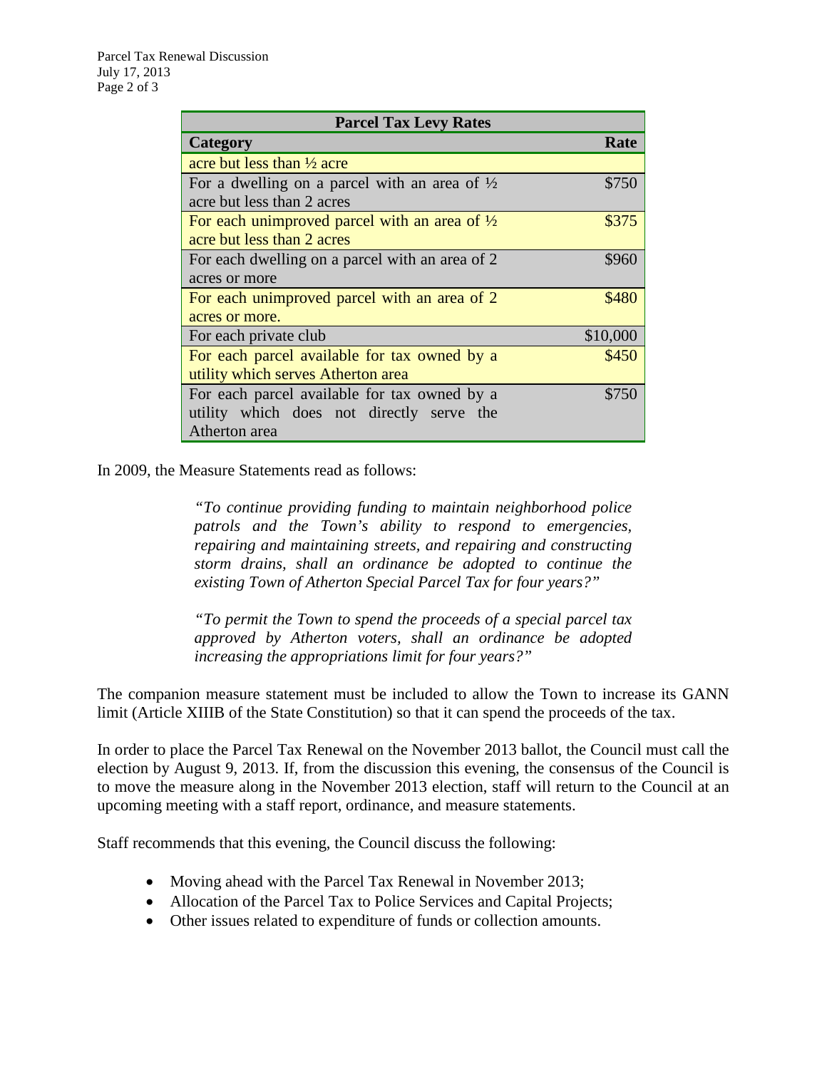| Parcel Tax Levy Rates | |
|---|---|
| **Category** | **Rate** |
| acre but less than ½ acre | |
| For a dwelling on a parcel with an area of ½ acre but less than 2 acres | $750 |
| For each unimproved parcel with an area of ½ acre but less than 2 acres | $375 |
| For each dwelling on a parcel with an area of 2 acres or more | $960 |
| For each unimproved parcel with an area of 2 acres or more. | $480 |
| For each private club | $10,000 |
| For each parcel available for tax owned by a utility which serves Atherton area | $450 |
| For each parcel available for tax owned by a utility which does not directly serve the Atherton area | $750 |

In 2009, the Measure Statements read as follows:

> *"To continue providing funding to maintain neighborhood police patrols and the Town's ability to respond to emergencies, repairing and maintaining streets, and repairing and constructing storm drains, shall an ordinance be adopted to continue the existing Town of Atherton Special Parcel Tax for four years?"*
>
> *"To permit the Town to spend the proceeds of a special parcel tax approved by Atherton voters, shall an ordinance be adopted increasing the appropriations limit for four years?"*

The companion measure statement must be included to allow the Town to increase its GANN limit (Article XIIIB of the State Constitution) so that it can spend the proceeds of the tax.

In order to place the Parcel Tax Renewal on the November 2013 ballot, the Council must call the election by August 9, 2013. If, from the discussion this evening, the consensus of the Council is to move the measure along in the November 2013 election, staff will return to the Council at an upcoming meeting with a staff report, ordinance, and measure statements.

Staff recommends that this evening, the Council discuss the following:

- Moving ahead with the Parcel Tax Renewal in November 2013;
- Allocation of the Parcel Tax to Police Services and Capital Projects;
- Other issues related to expenditure of funds or collection amounts.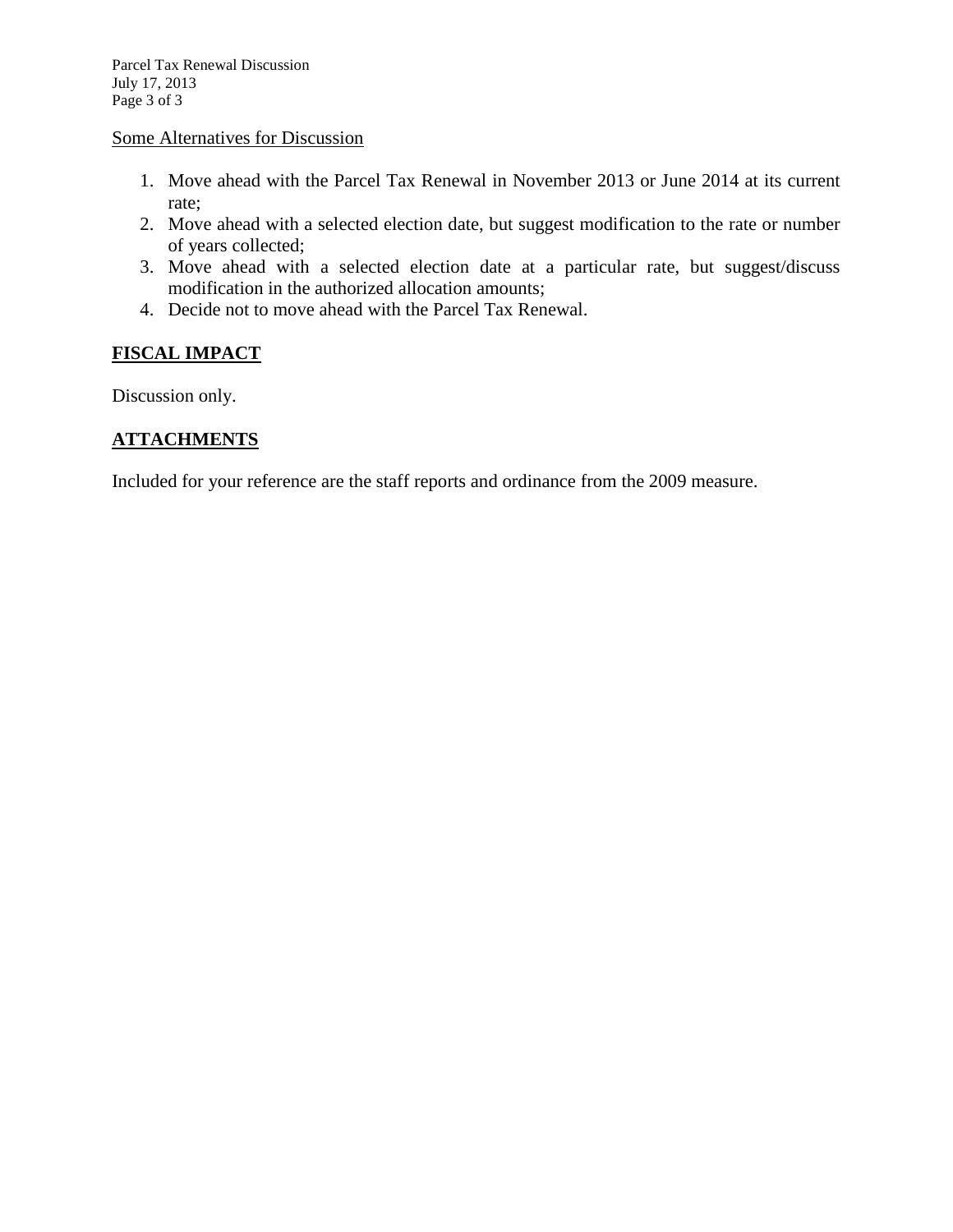Some Alternatives for Discussion

1. Move ahead with the Parcel Tax Renewal in November 2013 or June 2014 at its current rate;
2. Move ahead with a selected election date, but suggest modification to the rate or number of years collected;
3. Move ahead with a selected election date at a particular rate, but suggest/discuss modification in the authorized allocation amounts;
4. Decide not to move ahead with the Parcel Tax Renewal.

## FISCAL IMPACT

Discussion only.

## ATTACHMENTS

Included for your reference are the staff reports and ordinance from the 2009 measure.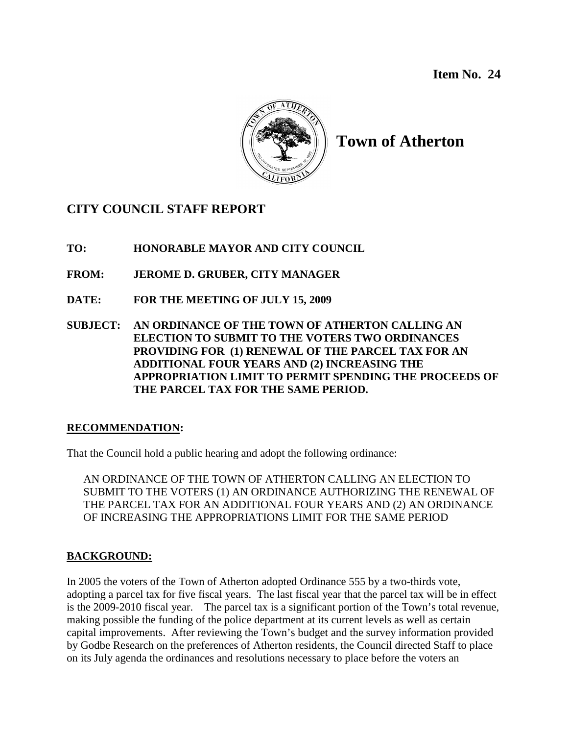**Item No. 24**

# Town of Atherton

## CITY COUNCIL STAFF REPORT

**TO:** HONORABLE MAYOR AND CITY COUNCIL

**FROM:** JEROME D. GRUBER, CITY MANAGER

**DATE:** FOR THE MEETING OF JULY 15, 2009

**SUBJECT:** AN ORDINANCE OF THE TOWN OF ATHERTON CALLING AN ELECTION TO SUBMIT TO THE VOTERS TWO ORDINANCES PROVIDING FOR (1) RENEWAL OF THE PARCEL TAX FOR AN ADDITIONAL FOUR YEARS AND (2) INCREASING THE APPROPRIATION LIMIT TO PERMIT SPENDING THE PROCEEDS OF THE PARCEL TAX FOR THE SAME PERIOD.

### RECOMMENDATION:

That the Council hold a public hearing and adopt the following ordinance:

> AN ORDINANCE OF THE TOWN OF ATHERTON CALLING AN ELECTION TO SUBMIT TO THE VOTERS (1) AN ORDINANCE AUTHORIZING THE RENEWAL OF THE PARCEL TAX FOR AN ADDITIONAL FOUR YEARS AND (2) AN ORDINANCE OF INCREASING THE APPROPRIATIONS LIMIT FOR THE SAME PERIOD

### BACKGROUND:

In 2005 the voters of the Town of Atherton adopted Ordinance 555 by a two-thirds vote, adopting a parcel tax for five fiscal years. The last fiscal year that the parcel tax will be in effect is the 2009-2010 fiscal year. The parcel tax is a significant portion of the Town's total revenue, making possible the funding of the police department at its current levels as well as certain capital improvements. After reviewing the Town's budget and the survey information provided by Godbe Research on the preferences of Atherton residents, the Council directed Staff to place on its July agenda the ordinances and resolutions necessary to place before the voters an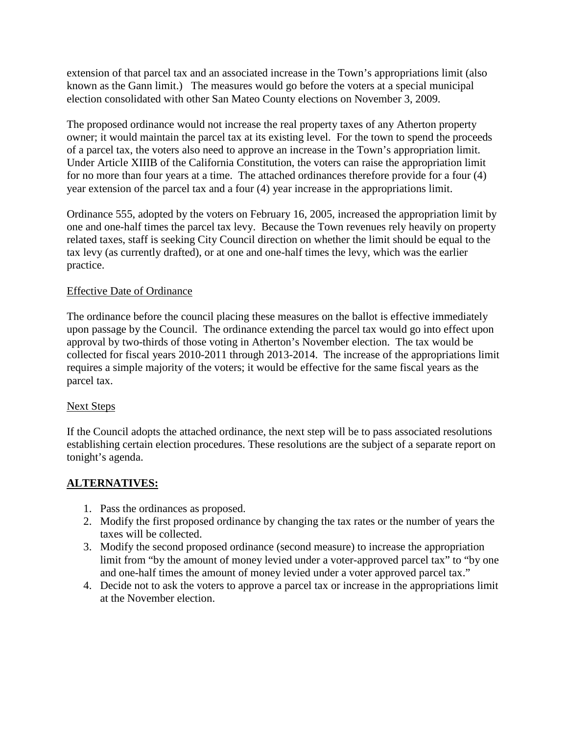extension of that parcel tax and an associated increase in the Town's appropriations limit (also known as the Gann limit.) The measures would go before the voters at a special municipal election consolidated with other San Mateo County elections on November 3, 2009.

The proposed ordinance would not increase the real property taxes of any Atherton property owner; it would maintain the parcel tax at its existing level. For the town to spend the proceeds of a parcel tax, the voters also need to approve an increase in the Town's appropriation limit. Under Article XIIIB of the California Constitution, the voters can raise the appropriation limit for no more than four years at a time. The attached ordinances therefore provide for a four (4) year extension of the parcel tax and a four (4) year increase in the appropriations limit.

Ordinance 555, adopted by the voters on February 16, 2005, increased the appropriation limit by one and one-half times the parcel tax levy. Because the Town revenues rely heavily on property related taxes, staff is seeking City Council direction on whether the limit should be equal to the tax levy (as currently drafted), or at one and one-half times the levy, which was the earlier practice.

Effective Date of Ordinance

The ordinance before the council placing these measures on the ballot is effective immediately upon passage by the Council. The ordinance extending the parcel tax would go into effect upon approval by two-thirds of those voting in Atherton's November election. The tax would be collected for fiscal years 2010-2011 through 2013-2014. The increase of the appropriations limit requires a simple majority of the voters; it would be effective for the same fiscal years as the parcel tax.

Next Steps

If the Council adopts the attached ordinance, the next step will be to pass associated resolutions establishing certain election procedures. These resolutions are the subject of a separate report on tonight's agenda.

## ALTERNATIVES:

1. Pass the ordinances as proposed.
2. Modify the first proposed ordinance by changing the tax rates or the number of years the taxes will be collected.
3. Modify the second proposed ordinance (second measure) to increase the appropriation limit from "by the amount of money levied under a voter-approved parcel tax" to "by one and one-half times the amount of money levied under a voter approved parcel tax."
4. Decide not to ask the voters to approve a parcel tax or increase in the appropriations limit at the November election.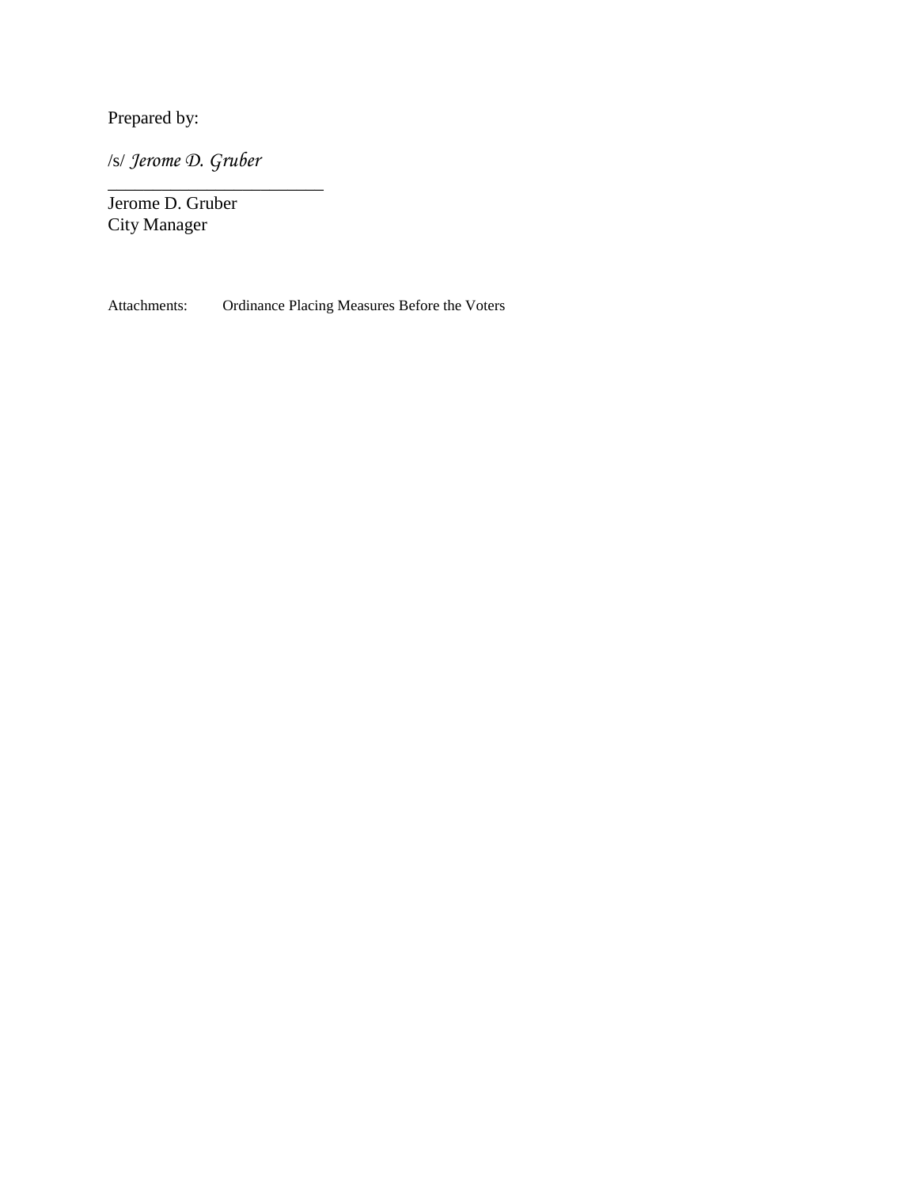Prepared by:

/s/ *Jerome D. Gruber*

\_\_\_\_\_\_\_\_\_\_\_\_\_\_\_\_\_\_\_\_\_\_\_\_\_

Jerome D. Gruber
City Manager

Attachments: Ordinance Placing Measures Before the Voters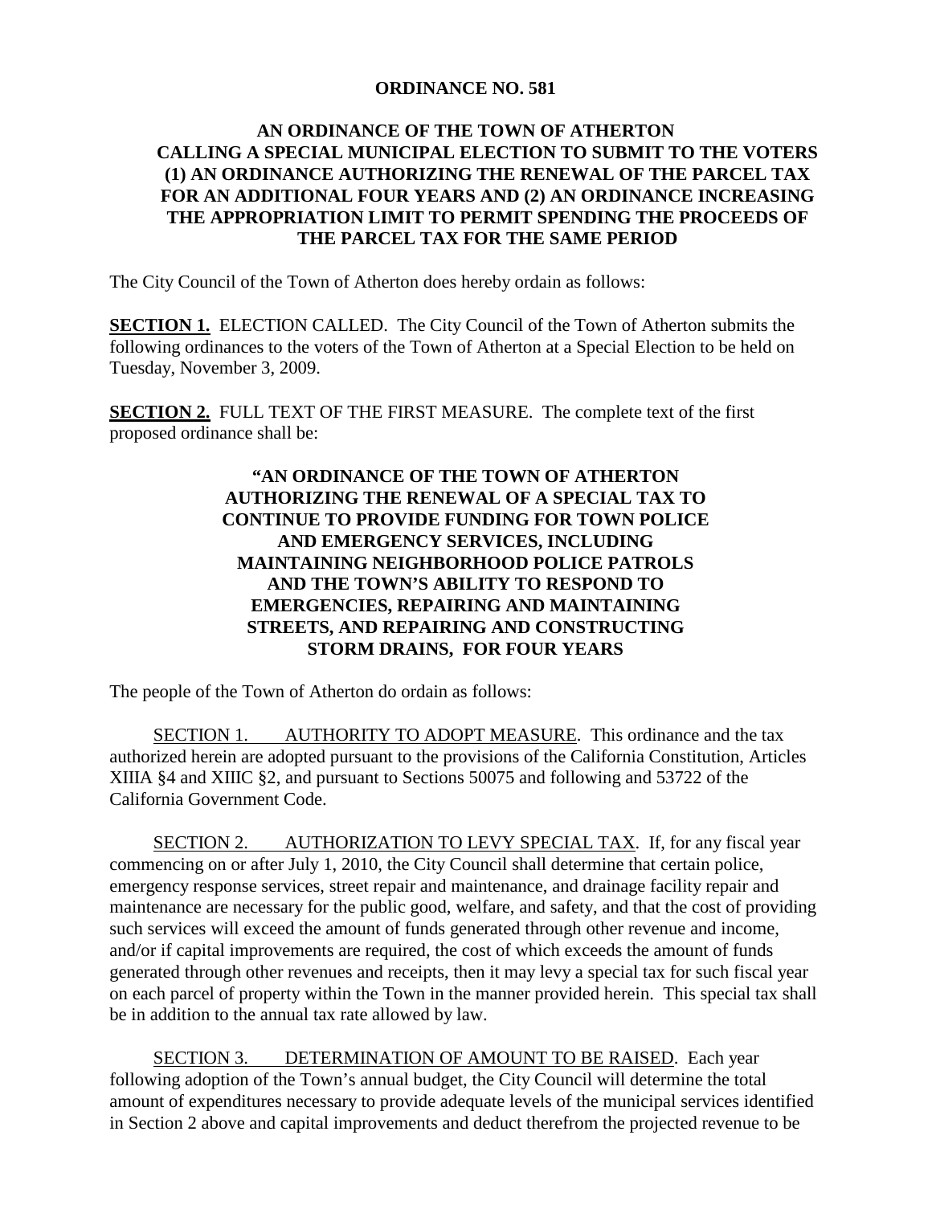**ORDINANCE NO. 581**

**AN ORDINANCE OF THE TOWN OF ATHERTON CALLING A SPECIAL MUNICIPAL ELECTION TO SUBMIT TO THE VOTERS (1) AN ORDINANCE AUTHORIZING THE RENEWAL OF THE PARCEL TAX FOR AN ADDITIONAL FOUR YEARS AND (2) AN ORDINANCE INCREASING THE APPROPRIATION LIMIT TO PERMIT SPENDING THE PROCEEDS OF THE PARCEL TAX FOR THE SAME PERIOD**

The City Council of the Town of Atherton does hereby ordain as follows:

**SECTION 1.** ELECTION CALLED. The City Council of the Town of Atherton submits the following ordinances to the voters of the Town of Atherton at a Special Election to be held on Tuesday, November 3, 2009.

**SECTION 2.** FULL TEXT OF THE FIRST MEASURE. The complete text of the first proposed ordinance shall be:

**"AN ORDINANCE OF THE TOWN OF ATHERTON AUTHORIZING THE RENEWAL OF A SPECIAL TAX TO CONTINUE TO PROVIDE FUNDING FOR TOWN POLICE AND EMERGENCY SERVICES, INCLUDING MAINTAINING NEIGHBORHOOD POLICE PATROLS AND THE TOWN'S ABILITY TO RESPOND TO EMERGENCIES, REPAIRING AND MAINTAINING STREETS, AND REPAIRING AND CONSTRUCTING STORM DRAINS, FOR FOUR YEARS**

The people of the Town of Atherton do ordain as follows:

SECTION 1. AUTHORITY TO ADOPT MEASURE. This ordinance and the tax authorized herein are adopted pursuant to the provisions of the California Constitution, Articles XIIIA §4 and XIIIC §2, and pursuant to Sections 50075 and following and 53722 of the California Government Code.

SECTION 2. AUTHORIZATION TO LEVY SPECIAL TAX. If, for any fiscal year commencing on or after July 1, 2010, the City Council shall determine that certain police, emergency response services, street repair and maintenance, and drainage facility repair and maintenance are necessary for the public good, welfare, and safety, and that the cost of providing such services will exceed the amount of funds generated through other revenue and income, and/or if capital improvements are required, the cost of which exceeds the amount of funds generated through other revenues and receipts, then it may levy a special tax for such fiscal year on each parcel of property within the Town in the manner provided herein. This special tax shall be in addition to the annual tax rate allowed by law.

SECTION 3. DETERMINATION OF AMOUNT TO BE RAISED. Each year following adoption of the Town's annual budget, the City Council will determine the total amount of expenditures necessary to provide adequate levels of the municipal services identified in Section 2 above and capital improvements and deduct therefrom the projected revenue to be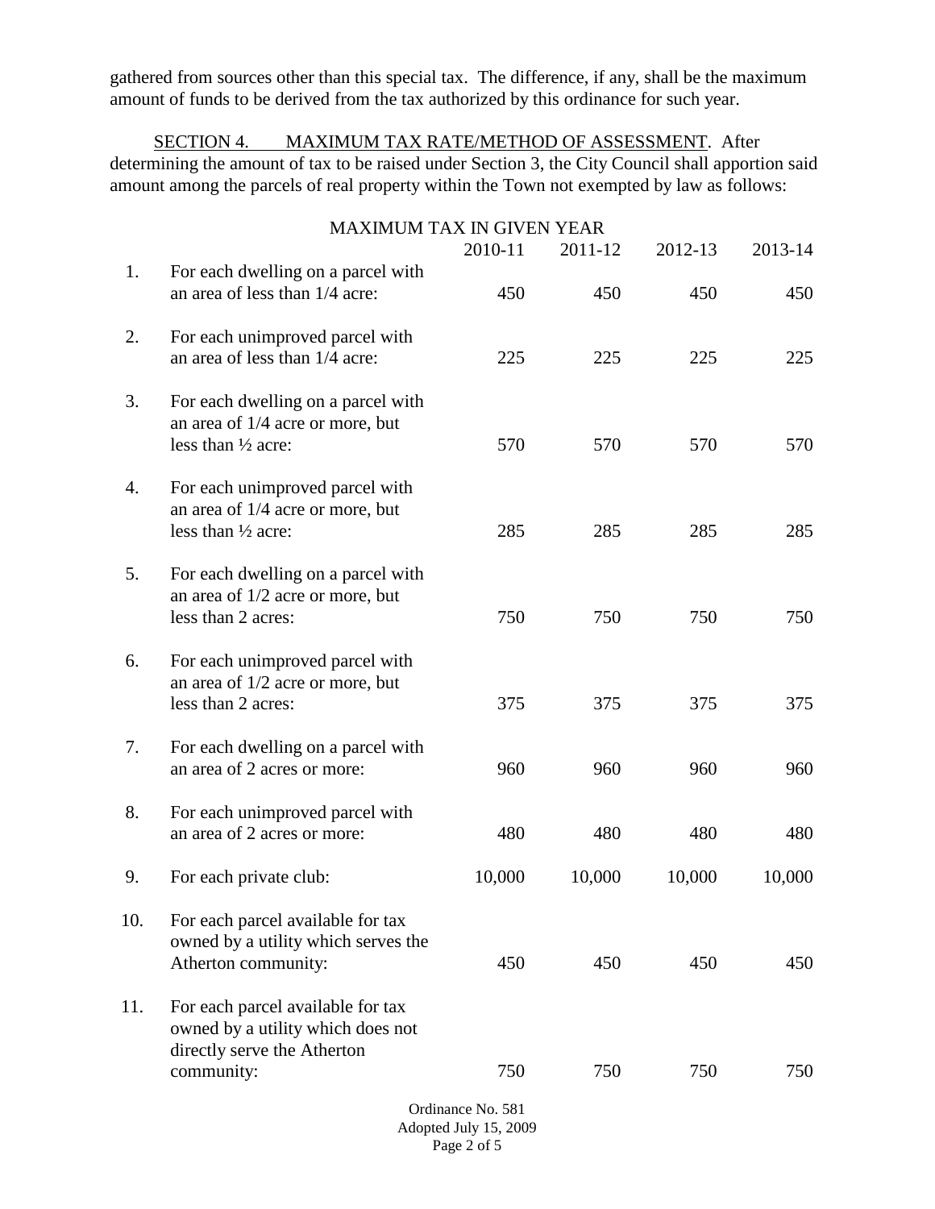gathered from sources other than this special tax. The difference, if any, shall be the maximum amount of funds to be derived from the tax authorized by this ordinance for such year.

SECTION 4. MAXIMUM TAX RATE/METHOD OF ASSESSMENT. After determining the amount of tax to be raised under Section 3, the City Council shall apportion said amount among the parcels of real property within the Town not exempted by law as follows:

| | MAXIMUM TAX IN GIVEN YEAR | 2010-11 | 2011-12 | 2012-13 | 2013-14 |
|---|---|---|---|---|---|
| 1. | For each dwelling on a parcel with an area of less than 1/4 acre: | 450 | 450 | 450 | 450 |
| 2. | For each unimproved parcel with an area of less than 1/4 acre: | 225 | 225 | 225 | 225 |
| 3. | For each dwelling on a parcel with an area of 1/4 acre or more, but less than ½ acre: | 570 | 570 | 570 | 570 |
| 4. | For each unimproved parcel with an area of 1/4 acre or more, but less than ½ acre: | 285 | 285 | 285 | 285 |
| 5. | For each dwelling on a parcel with an area of 1/2 acre or more, but less than 2 acres: | 750 | 750 | 750 | 750 |
| 6. | For each unimproved parcel with an area of 1/2 acre or more, but less than 2 acres: | 375 | 375 | 375 | 375 |
| 7. | For each dwelling on a parcel with an area of 2 acres or more: | 960 | 960 | 960 | 960 |
| 8. | For each unimproved parcel with an area of 2 acres or more: | 480 | 480 | 480 | 480 |
| 9. | For each private club: | 10,000 | 10,000 | 10,000 | 10,000 |
| 10. | For each parcel available for tax owned by a utility which serves the Atherton community: | 450 | 450 | 450 | 450 |
| 11. | For each parcel available for tax owned by a utility which does not directly serve the Atherton community: | 750 | 750 | 750 | 750 |

Ordinance No. 581
Adopted July 15, 2009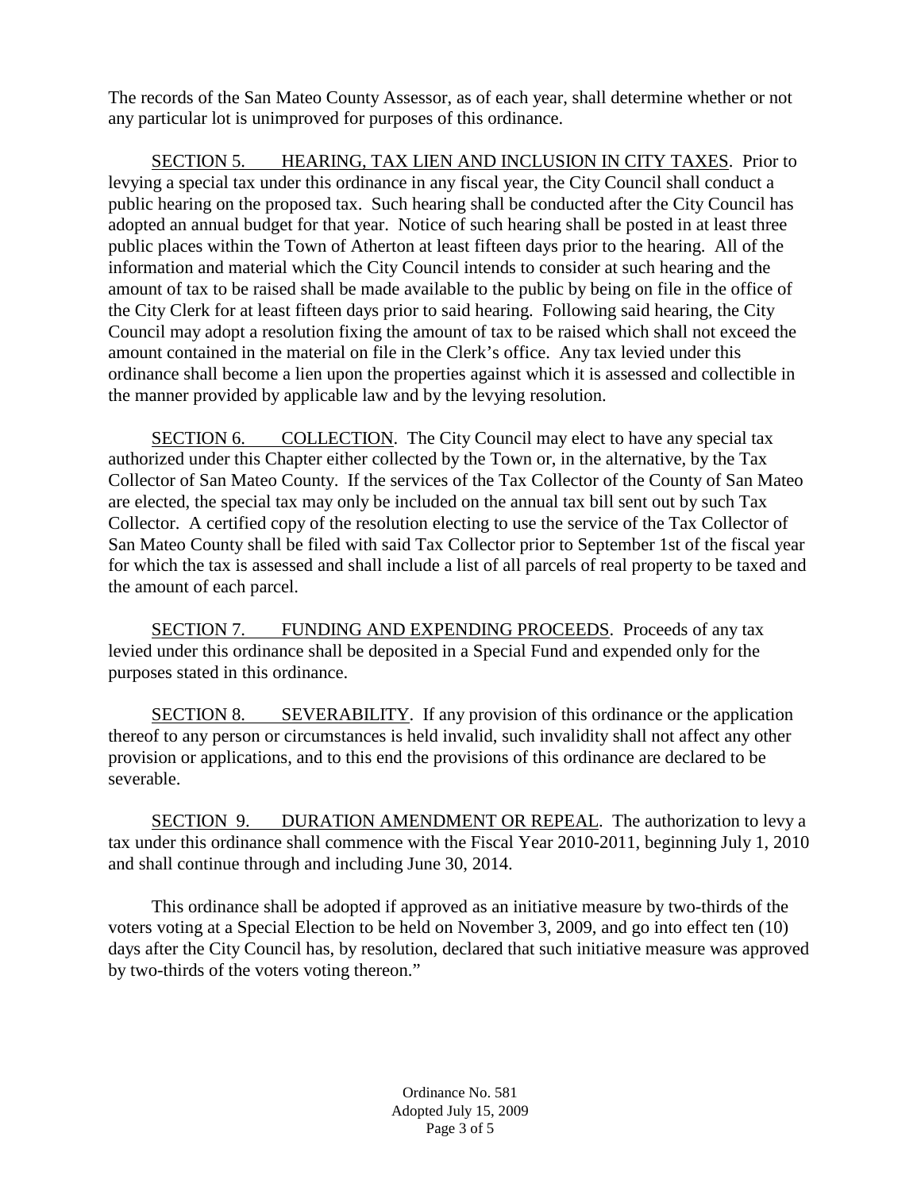The records of the San Mateo County Assessor, as of each year, shall determine whether or not any particular lot is unimproved for purposes of this ordinance.

SECTION 5. HEARING, TAX LIEN AND INCLUSION IN CITY TAXES. Prior to levying a special tax under this ordinance in any fiscal year, the City Council shall conduct a public hearing on the proposed tax. Such hearing shall be conducted after the City Council has adopted an annual budget for that year. Notice of such hearing shall be posted in at least three public places within the Town of Atherton at least fifteen days prior to the hearing. All of the information and material which the City Council intends to consider at such hearing and the amount of tax to be raised shall be made available to the public by being on file in the office of the City Clerk for at least fifteen days prior to said hearing. Following said hearing, the City Council may adopt a resolution fixing the amount of tax to be raised which shall not exceed the amount contained in the material on file in the Clerk's office. Any tax levied under this ordinance shall become a lien upon the properties against which it is assessed and collectible in the manner provided by applicable law and by the levying resolution.

SECTION 6. COLLECTION. The City Council may elect to have any special tax authorized under this Chapter either collected by the Town or, in the alternative, by the Tax Collector of San Mateo County. If the services of the Tax Collector of the County of San Mateo are elected, the special tax may only be included on the annual tax bill sent out by such Tax Collector. A certified copy of the resolution electing to use the service of the Tax Collector of San Mateo County shall be filed with said Tax Collector prior to September 1st of the fiscal year for which the tax is assessed and shall include a list of all parcels of real property to be taxed and the amount of each parcel.

SECTION 7. FUNDING AND EXPENDING PROCEEDS. Proceeds of any tax levied under this ordinance shall be deposited in a Special Fund and expended only for the purposes stated in this ordinance.

SECTION 8. SEVERABILITY. If any provision of this ordinance or the application thereof to any person or circumstances is held invalid, such invalidity shall not affect any other provision or applications, and to this end the provisions of this ordinance are declared to be severable.

SECTION 9. DURATION AMENDMENT OR REPEAL. The authorization to levy a tax under this ordinance shall commence with the Fiscal Year 2010-2011, beginning July 1, 2010 and shall continue through and including June 30, 2014.

This ordinance shall be adopted if approved as an initiative measure by two-thirds of the voters voting at a Special Election to be held on November 3, 2009, and go into effect ten (10) days after the City Council has, by resolution, declared that such initiative measure was approved by two-thirds of the voters voting thereon."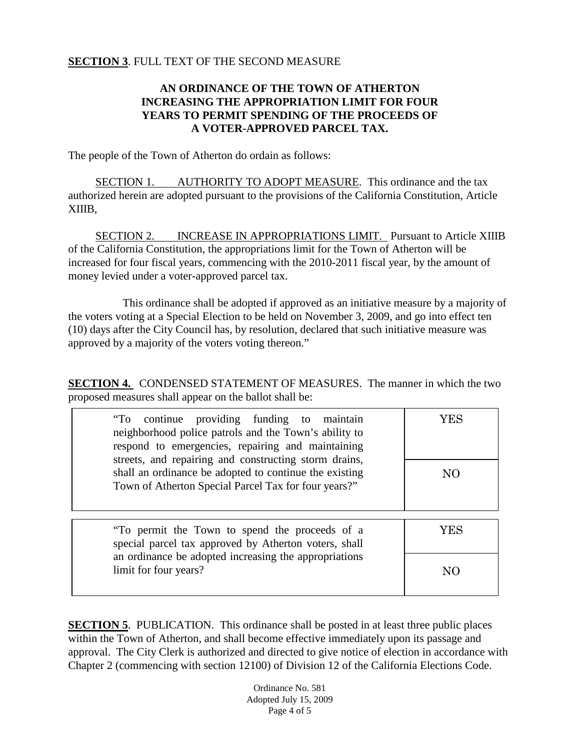**SECTION 3**. FULL TEXT OF THE SECOND MEASURE

**AN ORDINANCE OF THE TOWN OF ATHERTON INCREASING THE APPROPRIATION LIMIT FOR FOUR YEARS TO PERMIT SPENDING OF THE PROCEEDS OF A VOTER-APPROVED PARCEL TAX.**

The people of the Town of Atherton do ordain as follows:

SECTION 1. AUTHORITY TO ADOPT MEASURE. This ordinance and the tax authorized herein are adopted pursuant to the provisions of the California Constitution, Article XIIIB,

SECTION 2. INCREASE IN APPROPRIATIONS LIMIT. Pursuant to Article XIIIB of the California Constitution, the appropriations limit for the Town of Atherton will be increased for four fiscal years, commencing with the 2010-2011 fiscal year, by the amount of money levied under a voter-approved parcel tax.

This ordinance shall be adopted if approved as an initiative measure by a majority of the voters voting at a Special Election to be held on November 3, 2009, and go into effect ten (10) days after the City Council has, by resolution, declared that such initiative measure was approved by a majority of the voters voting thereon."

**SECTION 4.** CONDENSED STATEMENT OF MEASURES. The manner in which the two proposed measures shall appear on the ballot shall be:

| | |
|---|---|
| "To continue providing funding to maintain neighborhood police patrols and the Town's ability to respond to emergencies, repairing and maintaining streets, and repairing and constructing storm drains, shall an ordinance be adopted to continue the existing Town of Atherton Special Parcel Tax for four years?" | YES |
| | NO |

| | |
|---|---|
| "To permit the Town to spend the proceeds of a special parcel tax approved by Atherton voters, shall an ordinance be adopted increasing the appropriations limit for four years? | YES |
| | NO |

**SECTION 5**. PUBLICATION. This ordinance shall be posted in at least three public places within the Town of Atherton, and shall become effective immediately upon its passage and approval. The City Clerk is authorized and directed to give notice of election in accordance with Chapter 2 (commencing with section 12100) of Division 12 of the California Elections Code.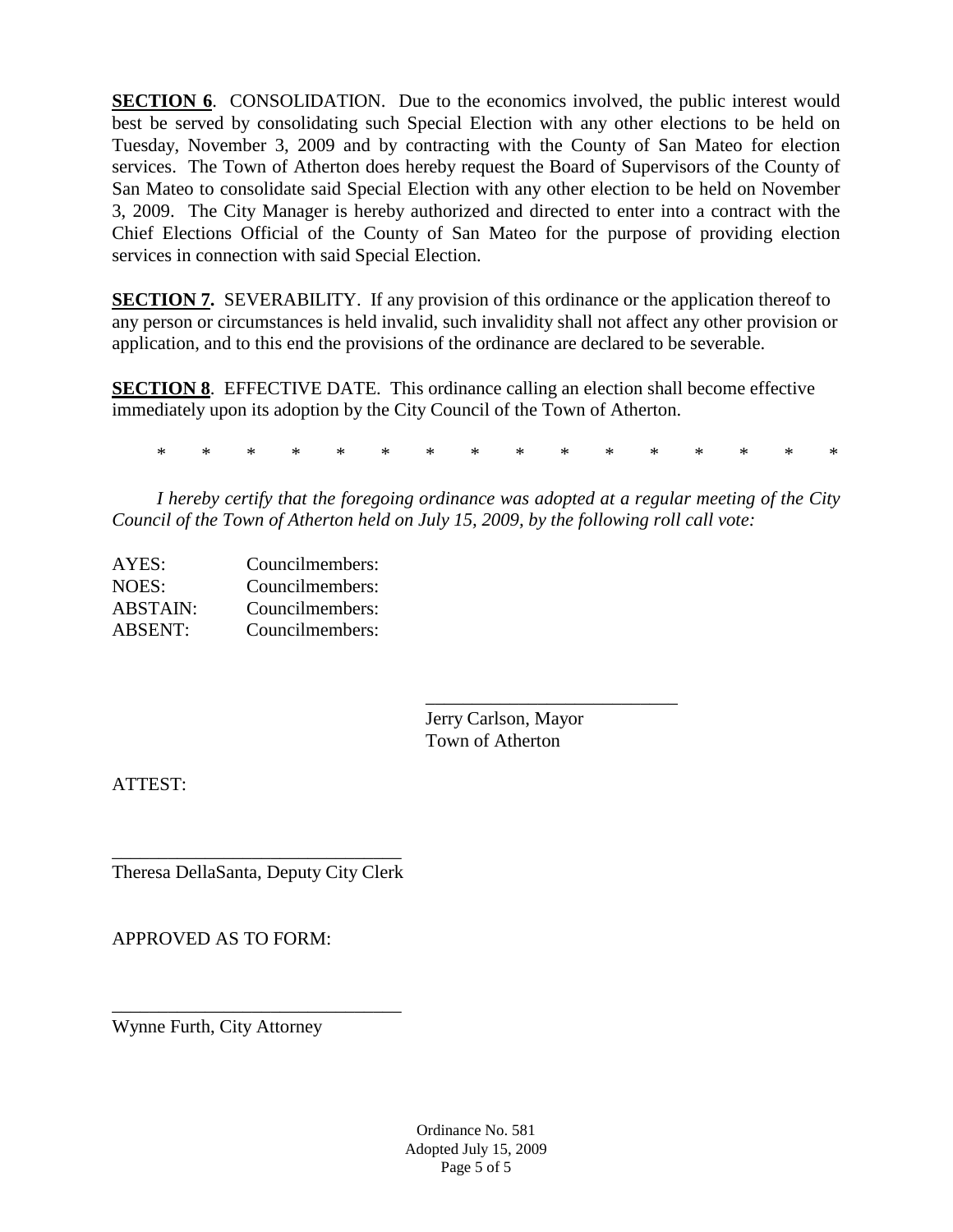**SECTION 6**. CONSOLIDATION. Due to the economics involved, the public interest would best be served by consolidating such Special Election with any other elections to be held on Tuesday, November 3, 2009 and by contracting with the County of San Mateo for election services. The Town of Atherton does hereby request the Board of Supervisors of the County of San Mateo to consolidate said Special Election with any other election to be held on November 3, 2009. The City Manager is hereby authorized and directed to enter into a contract with the Chief Elections Official of the County of San Mateo for the purpose of providing election services in connection with said Special Election.

**SECTION 7.** SEVERABILITY. If any provision of this ordinance or the application thereof to any person or circumstances is held invalid, such invalidity shall not affect any other provision or application, and to this end the provisions of the ordinance are declared to be severable.

**SECTION 8**. EFFECTIVE DATE. This ordinance calling an election shall become effective immediately upon its adoption by the City Council of the Town of Atherton.

\* \* \* \* \* \* \* \* \* \* \* \* \* \* \* \*

*I hereby certify that the foregoing ordinance was adopted at a regular meeting of the City Council of the Town of Atherton held on July 15, 2009, by the following roll call vote:*

AYES: Councilmembers:
NOES: Councilmembers:
ABSTAIN: Councilmembers:
ABSENT: Councilmembers:

\_\_\_\_\_\_\_\_\_\_\_\_\_\_\_\_\_\_\_\_\_\_\_\_\_\_\_\_
Jerry Carlson, Mayor
Town of Atherton

ATTEST:

\_\_\_\_\_\_\_\_\_\_\_\_\_\_\_\_\_\_\_\_\_\_\_\_\_\_\_\_\_\_\_
Theresa DellaSanta, Deputy City Clerk

APPROVED AS TO FORM:

\_\_\_\_\_\_\_\_\_\_\_\_\_\_\_\_\_\_\_\_\_\_\_\_\_\_\_\_\_\_\_
Wynne Furth, City Attorney

Ordinance No. 581
Adopted July 15, 2009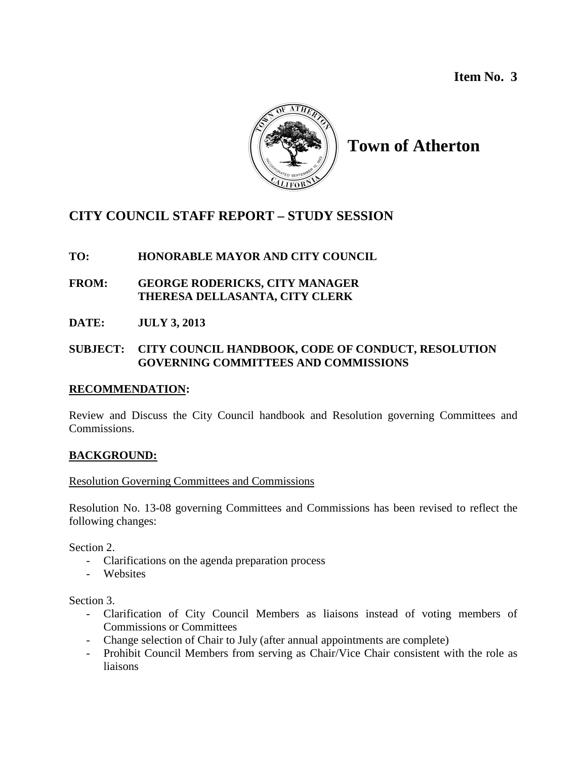**Item No. 3**

# Town of Atherton

## CITY COUNCIL STAFF REPORT – STUDY SESSION

**TO:** HONORABLE MAYOR AND CITY COUNCIL

**FROM:** GEORGE RODERICKS, CITY MANAGER
THERESA DELLASANTA, CITY CLERK

**DATE:** JULY 3, 2013

**SUBJECT:** CITY COUNCIL HANDBOOK, CODE OF CONDUCT, RESOLUTION GOVERNING COMMITTEES AND COMMISSIONS

### RECOMMENDATION:

Review and Discuss the City Council handbook and Resolution governing Committees and Commissions.

### BACKGROUND:

Resolution Governing Committees and Commissions

Resolution No. 13-08 governing Committees and Commissions has been revised to reflect the following changes:

Section 2.

- Clarifications on the agenda preparation process
- Websites

Section 3.

- Clarification of City Council Members as liaisons instead of voting members of Commissions or Committees
- Change selection of Chair to July (after annual appointments are complete)
- Prohibit Council Members from serving as Chair/Vice Chair consistent with the role as liaisons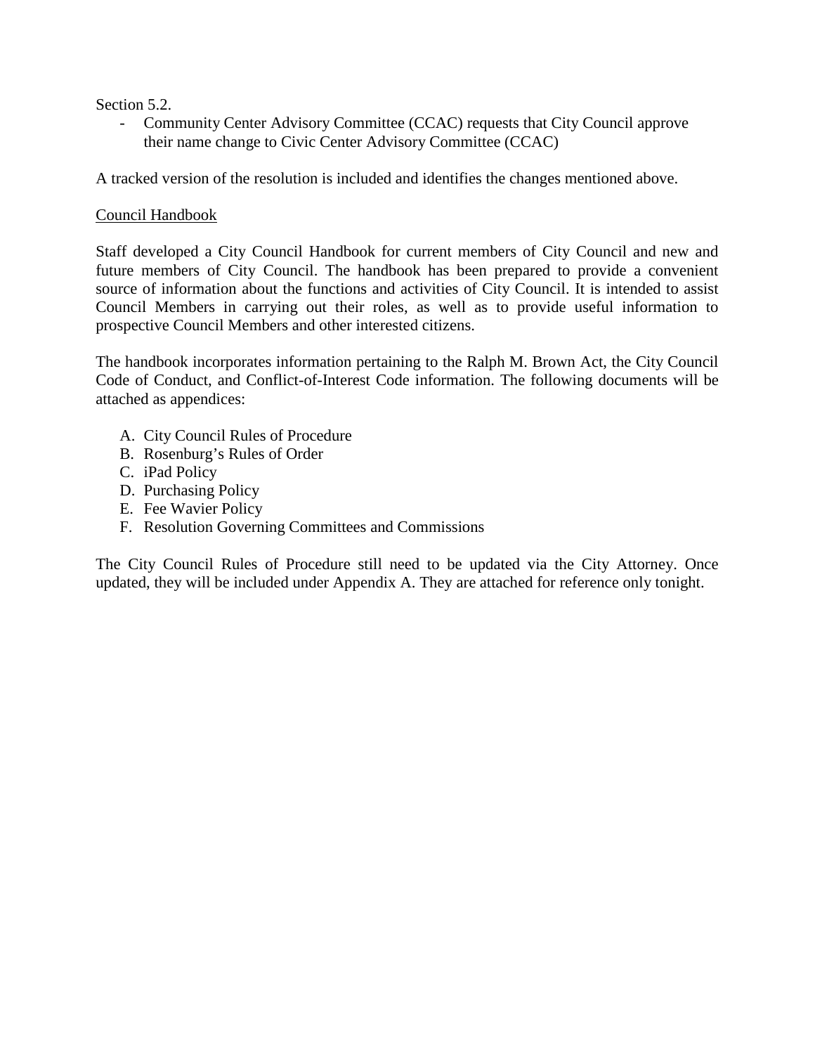Section 5.2.

- Community Center Advisory Committee (CCAC) requests that City Council approve their name change to Civic Center Advisory Committee (CCAC)

A tracked version of the resolution is included and identifies the changes mentioned above.

<u>Council Handbook</u>

Staff developed a City Council Handbook for current members of City Council and new and future members of City Council. The handbook has been prepared to provide a convenient source of information about the functions and activities of City Council. It is intended to assist Council Members in carrying out their roles, as well as to provide useful information to prospective Council Members and other interested citizens.

The handbook incorporates information pertaining to the Ralph M. Brown Act, the City Council Code of Conduct, and Conflict-of-Interest Code information. The following documents will be attached as appendices:

A. City Council Rules of Procedure
B. Rosenburg's Rules of Order
C. iPad Policy
D. Purchasing Policy
E. Fee Wavier Policy
F. Resolution Governing Committees and Commissions

The City Council Rules of Procedure still need to be updated via the City Attorney. Once updated, they will be included under Appendix A. They are attached for reference only tonight.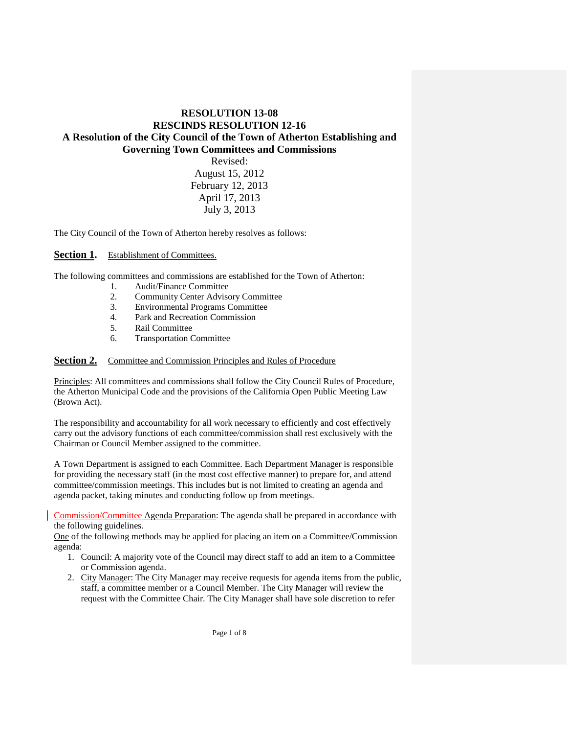# RESOLUTION 13-08
# RESCINDS RESOLUTION 12-16
## A Resolution of the City Council of the Town of Atherton Establishing and Governing Town Committees and Commissions

Revised:
August 15, 2012
February 12, 2013
April 17, 2013
July 3, 2013

The City Council of the Town of Atherton hereby resolves as follows:

**Section 1.** Establishment of Committees.

The following committees and commissions are established for the Town of Atherton:

1. Audit/Finance Committee
2. Community Center Advisory Committee
3. Environmental Programs Committee
4. Park and Recreation Commission
5. Rail Committee
6. Transportation Committee

**Section 2.** Committee and Commission Principles and Rules of Procedure

Principles: All committees and commissions shall follow the City Council Rules of Procedure, the Atherton Municipal Code and the provisions of the California Open Public Meeting Law (Brown Act).

The responsibility and accountability for all work necessary to efficiently and cost effectively carry out the advisory functions of each committee/commission shall rest exclusively with the Chairman or Council Member assigned to the committee.

A Town Department is assigned to each Committee. Each Department Manager is responsible for providing the necessary staff (in the most cost effective manner) to prepare for, and attend committee/commission meetings. This includes but is not limited to creating an agenda and agenda packet, taking minutes and conducting follow up from meetings.

Commission/Committee Agenda Preparation: The agenda shall be prepared in accordance with the following guidelines.
One of the following methods may be applied for placing an item on a Committee/Commission agenda:

1. Council: A majority vote of the Council may direct staff to add an item to a Committee or Commission agenda.
2. City Manager: The City Manager may receive requests for agenda items from the public, staff, a committee member or a Council Member. The City Manager will review the request with the Committee Chair. The City Manager shall have sole discretion to refer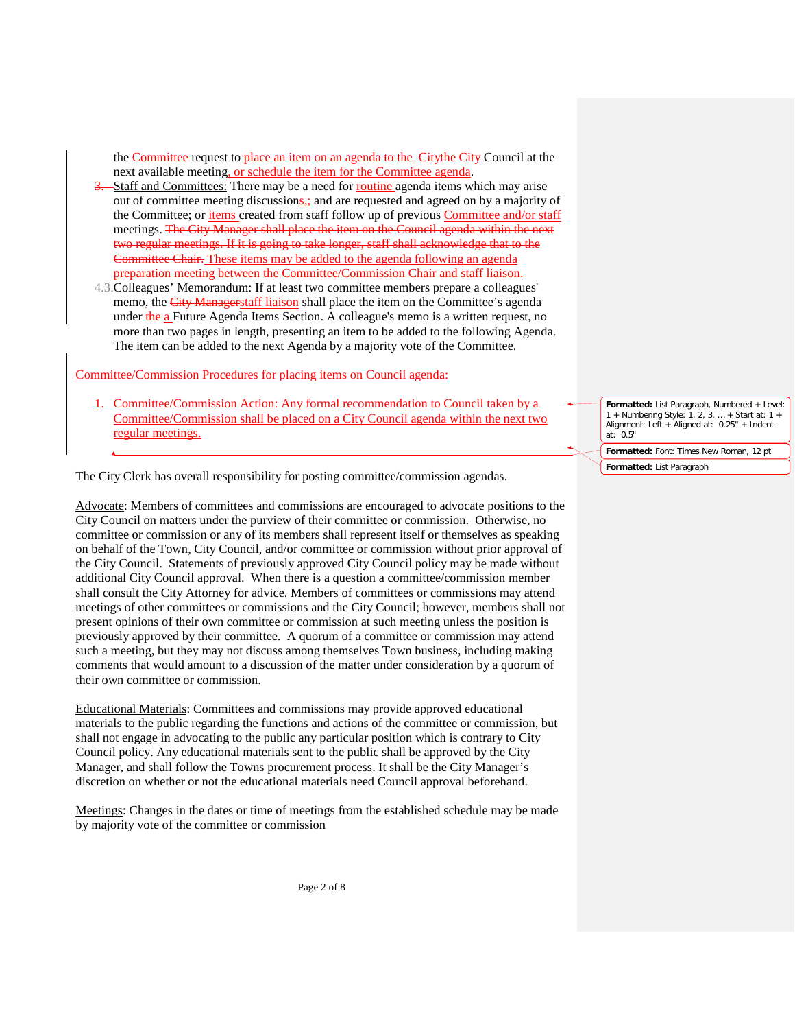the ~~Committee~~ request to ~~place an item on an agenda to the Citythe~~ the City Council at the next available meeting, or schedule the item for the Committee agenda.

~~3.~~ Staff and Committees: There may be a need for routine agenda items which may arise out of committee meeting discussions~~,~~; and are requested and agreed on by a majority of the Committee; or items created from staff follow up of previous Committee and/or staff meetings. ~~The City Manager shall place the item on the Council agenda within the next two regular meetings. If it is going to take longer, staff shall acknowledge that to the Committee Chair.~~ These items may be added to the agenda following an agenda preparation meeting between the Committee/Commission Chair and staff liaison.

~~4.~~3. Colleagues' Memorandum: If at least two committee members prepare a colleagues' memo, the ~~City Manager~~staff liaison shall place the item on the Committee's agenda under ~~the~~ a Future Agenda Items Section. A colleague's memo is a written request, no more than two pages in length, presenting an item to be added to the following Agenda. The item can be added to the next Agenda by a majority vote of the Committee.

Committee/Commission Procedures for placing items on Council agenda:

1. Committee/Commission Action: Any formal recommendation to Council taken by a Committee/Commission shall be placed on a City Council agenda within the next two regular meetings.

The City Clerk has overall responsibility for posting committee/commission agendas.

Advocate: Members of committees and commissions are encouraged to advocate positions to the City Council on matters under the purview of their committee or commission. Otherwise, no committee or commission or any of its members shall represent itself or themselves as speaking on behalf of the Town, City Council, and/or committee or commission without prior approval of the City Council. Statements of previously approved City Council policy may be made without additional City Council approval. When there is a question a committee/commission member shall consult the City Attorney for advice. Members of committees or commissions may attend meetings of other committees or commissions and the City Council; however, members shall not present opinions of their own committee or commission at such meeting unless the position is previously approved by their committee. A quorum of a committee or commission may attend such a meeting, but they may not discuss among themselves Town business, including making comments that would amount to a discussion of the matter under consideration by a quorum of their own committee or commission.

Educational Materials: Committees and commissions may provide approved educational materials to the public regarding the functions and actions of the committee or commission, but shall not engage in advocating to the public any particular position which is contrary to City Council policy. Any educational materials sent to the public shall be approved by the City Manager, and shall follow the Towns procurement process. It shall be the City Manager's discretion on whether or not the educational materials need Council approval beforehand.

Meetings: Changes in the dates or time of meetings from the established schedule may be made by majority vote of the committee or commission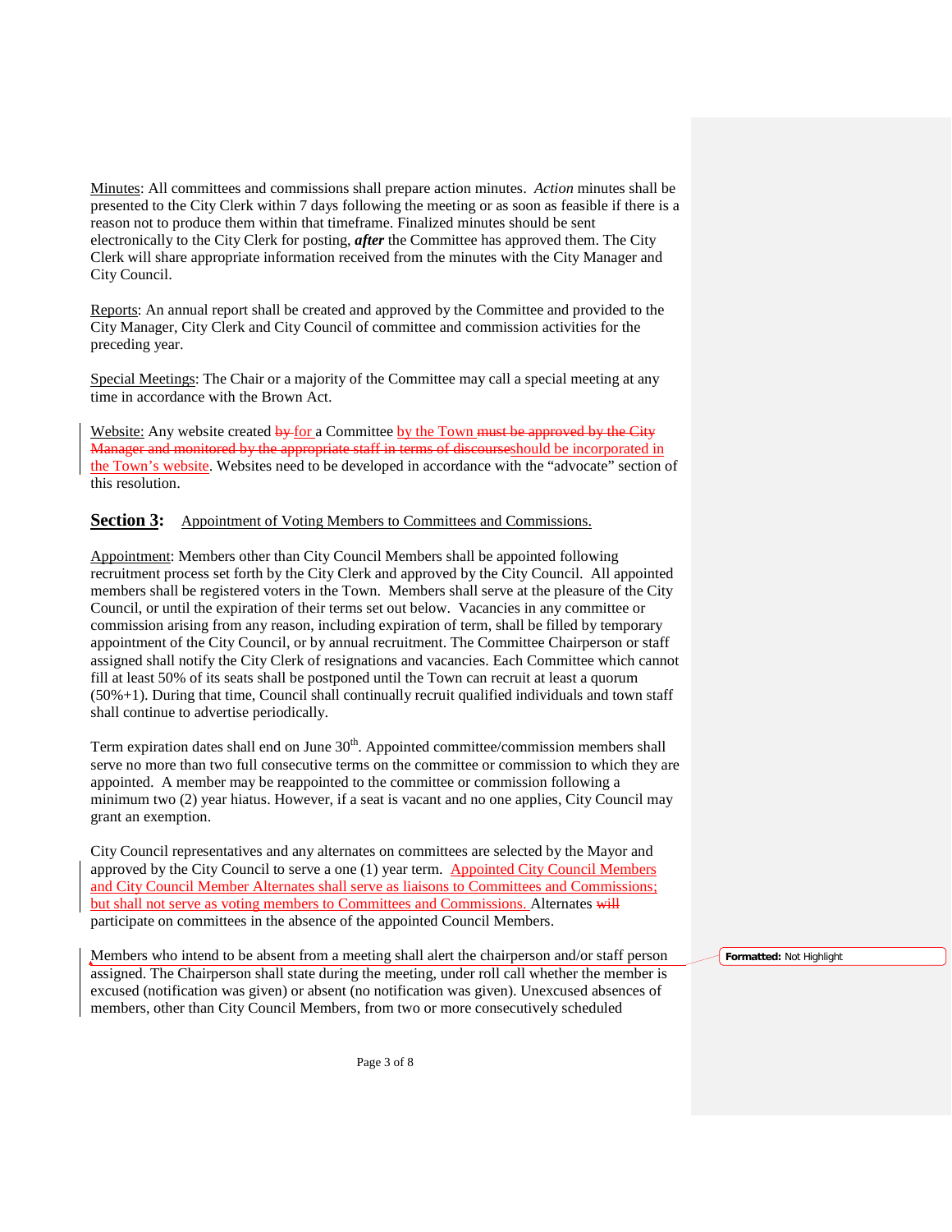Minutes: All committees and commissions shall prepare action minutes. *Action* minutes shall be presented to the City Clerk within 7 days following the meeting or as soon as feasible if there is a reason not to produce them within that timeframe. Finalized minutes should be sent electronically to the City Clerk for posting, ***after*** the Committee has approved them. The City Clerk will share appropriate information received from the minutes with the City Manager and City Council.

Reports: An annual report shall be created and approved by the Committee and provided to the City Manager, City Clerk and City Council of committee and commission activities for the preceding year.

Special Meetings: The Chair or a majority of the Committee may call a special meeting at any time in accordance with the Brown Act.

Website: Any website created ~~by~~ for a Committee by the Town ~~must be approved by the City Manager and monitored by the appropriate staff in terms of discourse~~should be incorporated in the Town's website. Websites need to be developed in accordance with the "advocate" section of this resolution.

## Section 3: Appointment of Voting Members to Committees and Commissions.

Appointment: Members other than City Council Members shall be appointed following recruitment process set forth by the City Clerk and approved by the City Council. All appointed members shall be registered voters in the Town. Members shall serve at the pleasure of the City Council, or until the expiration of their terms set out below. Vacancies in any committee or commission arising from any reason, including expiration of term, shall be filled by temporary appointment of the City Council, or by annual recruitment. The Committee Chairperson or staff assigned shall notify the City Clerk of resignations and vacancies. Each Committee which cannot fill at least 50% of its seats shall be postponed until the Town can recruit at least a quorum (50%+1). During that time, Council shall continually recruit qualified individuals and town staff shall continue to advertise periodically.

Term expiration dates shall end on June 30th. Appointed committee/commission members shall serve no more than two full consecutive terms on the committee or commission to which they are appointed. A member may be reappointed to the committee or commission following a minimum two (2) year hiatus. However, if a seat is vacant and no one applies, City Council may grant an exemption.

City Council representatives and any alternates on committees are selected by the Mayor and approved by the City Council to serve a one (1) year term. Appointed City Council Members and City Council Member Alternates shall serve as liaisons to Committees and Commissions; but shall not serve as voting members to Committees and Commissions. Alternates ~~will~~ participate on committees in the absence of the appointed Council Members.

Members who intend to be absent from a meeting shall alert the chairperson and/or staff person assigned. The Chairperson shall state during the meeting, under roll call whether the member is excused (notification was given) or absent (no notification was given). Unexcused absences of members, other than City Council Members, from two or more consecutively scheduled

**Formatted:** Not Highlight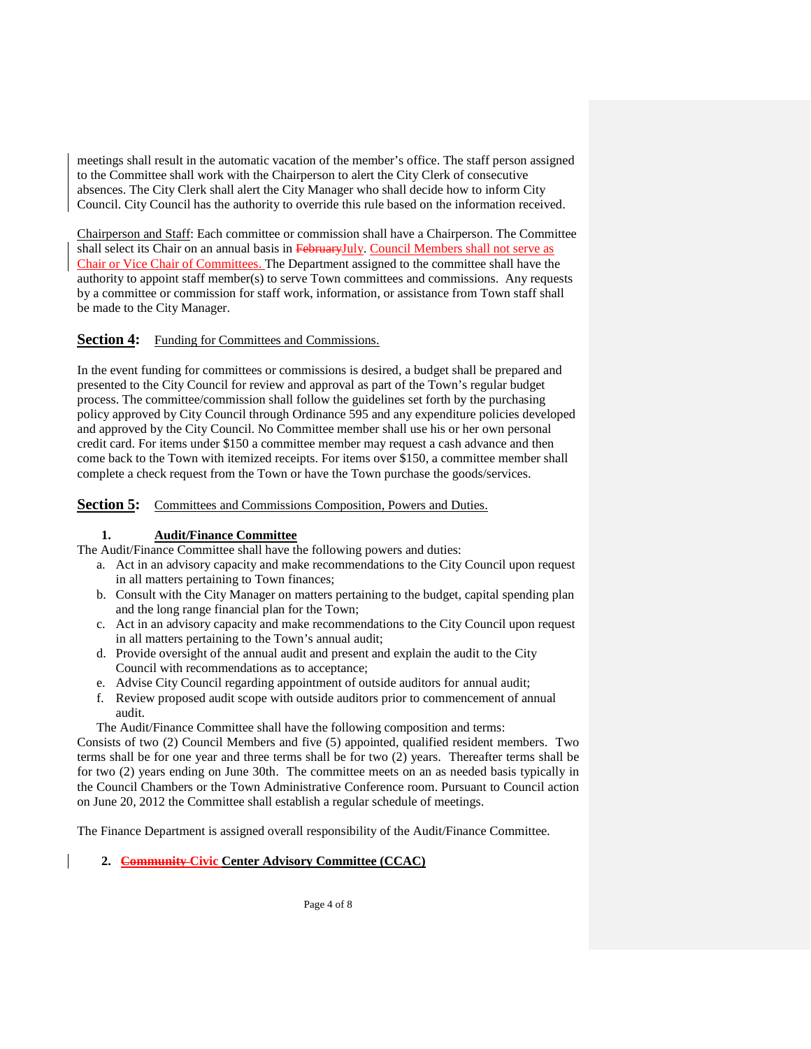meetings shall result in the automatic vacation of the member's office. The staff person assigned to the Committee shall work with the Chairperson to alert the City Clerk of consecutive absences. The City Clerk shall alert the City Manager who shall decide how to inform City Council. City Council has the authority to override this rule based on the information received.

Chairperson and Staff: Each committee or commission shall have a Chairperson. The Committee shall select its Chair on an annual basis in ~~February~~July. Council Members shall not serve as Chair or Vice Chair of Committees. The Department assigned to the committee shall have the authority to appoint staff member(s) to serve Town committees and commissions. Any requests by a committee or commission for staff work, information, or assistance from Town staff shall be made to the City Manager.

## Section 4: Funding for Committees and Commissions.

In the event funding for committees or commissions is desired, a budget shall be prepared and presented to the City Council for review and approval as part of the Town's regular budget process. The committee/commission shall follow the guidelines set forth by the purchasing policy approved by City Council through Ordinance 595 and any expenditure policies developed and approved by the City Council. No Committee member shall use his or her own personal credit card. For items under $150 a committee member may request a cash advance and then come back to the Town with itemized receipts. For items over $150, a committee member shall complete a check request from the Town or have the Town purchase the goods/services.

## Section 5: Committees and Commissions Composition, Powers and Duties.

### 1. Audit/Finance Committee

The Audit/Finance Committee shall have the following powers and duties:

a. Act in an advisory capacity and make recommendations to the City Council upon request in all matters pertaining to Town finances;
b. Consult with the City Manager on matters pertaining to the budget, capital spending plan and the long range financial plan for the Town;
c. Act in an advisory capacity and make recommendations to the City Council upon request in all matters pertaining to the Town's annual audit;
d. Provide oversight of the annual audit and present and explain the audit to the City Council with recommendations as to acceptance;
e. Advise City Council regarding appointment of outside auditors for annual audit;
f. Review proposed audit scope with outside auditors prior to commencement of annual audit.

The Audit/Finance Committee shall have the following composition and terms:

Consists of two (2) Council Members and five (5) appointed, qualified resident members. Two terms shall be for one year and three terms shall be for two (2) years. Thereafter terms shall be for two (2) years ending on June 30th. The committee meets on an as needed basis typically in the Council Chambers or the Town Administrative Conference room. Pursuant to Council action on June 20, 2012 the Committee shall establish a regular schedule of meetings.

The Finance Department is assigned overall responsibility of the Audit/Finance Committee.

### 2. ~~Community~~ Civic Center Advisory Committee (CCAC)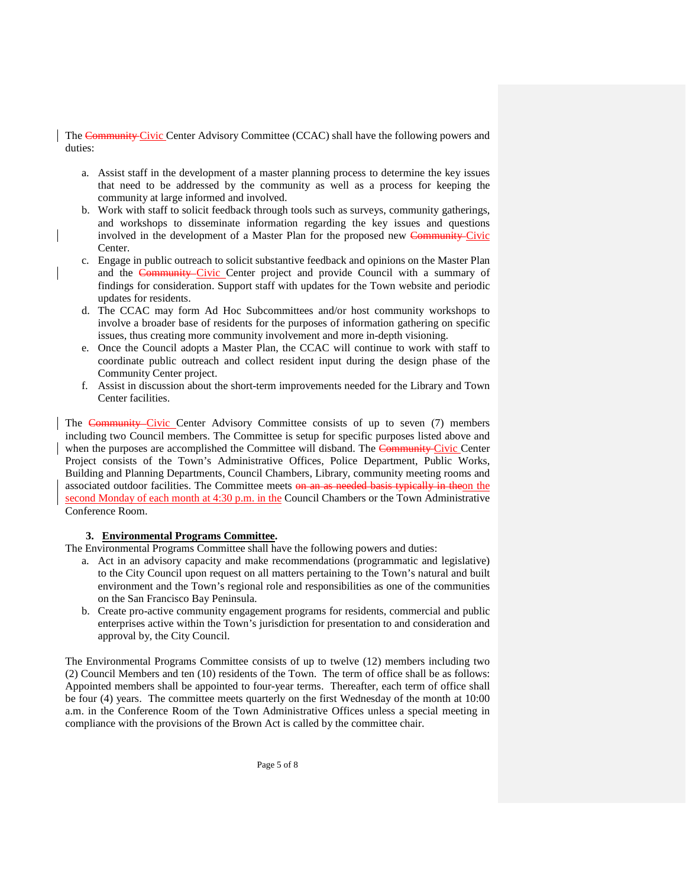The ~~Community~~ Civic Center Advisory Committee (CCAC) shall have the following powers and duties:

a. Assist staff in the development of a master planning process to determine the key issues that need to be addressed by the community as well as a process for keeping the community at large informed and involved.
b. Work with staff to solicit feedback through tools such as surveys, community gatherings, and workshops to disseminate information regarding the key issues and questions involved in the development of a Master Plan for the proposed new ~~Community~~ Civic Center.
c. Engage in public outreach to solicit substantive feedback and opinions on the Master Plan and the ~~Community~~ Civic Center project and provide Council with a summary of findings for consideration. Support staff with updates for the Town website and periodic updates for residents.
d. The CCAC may form Ad Hoc Subcommittees and/or host community workshops to involve a broader base of residents for the purposes of information gathering on specific issues, thus creating more community involvement and more in-depth visioning.
e. Once the Council adopts a Master Plan, the CCAC will continue to work with staff to coordinate public outreach and collect resident input during the design phase of the Community Center project.
f. Assist in discussion about the short-term improvements needed for the Library and Town Center facilities.

The ~~Community~~ Civic Center Advisory Committee consists of up to seven (7) members including two Council members. The Committee is setup for specific purposes listed above and when the purposes are accomplished the Committee will disband. The ~~Community~~ Civic Center Project consists of the Town's Administrative Offices, Police Department, Public Works, Building and Planning Departments, Council Chambers, Library, community meeting rooms and associated outdoor facilities. The Committee meets ~~on an as needed basis typically in the~~ on the second Monday of each month at 4:30 p.m. in the Council Chambers or the Town Administrative Conference Room.

**3. <u>Environmental Programs Committee</u>.**

The Environmental Programs Committee shall have the following powers and duties:

a. Act in an advisory capacity and make recommendations (programmatic and legislative) to the City Council upon request on all matters pertaining to the Town's natural and built environment and the Town's regional role and responsibilities as one of the communities on the San Francisco Bay Peninsula.
b. Create pro-active community engagement programs for residents, commercial and public enterprises active within the Town's jurisdiction for presentation to and consideration and approval by, the City Council.

The Environmental Programs Committee consists of up to twelve (12) members including two (2) Council Members and ten (10) residents of the Town. The term of office shall be as follows: Appointed members shall be appointed to four-year terms. Thereafter, each term of office shall be four (4) years. The committee meets quarterly on the first Wednesday of the month at 10:00 a.m. in the Conference Room of the Town Administrative Offices unless a special meeting in compliance with the provisions of the Brown Act is called by the committee chair.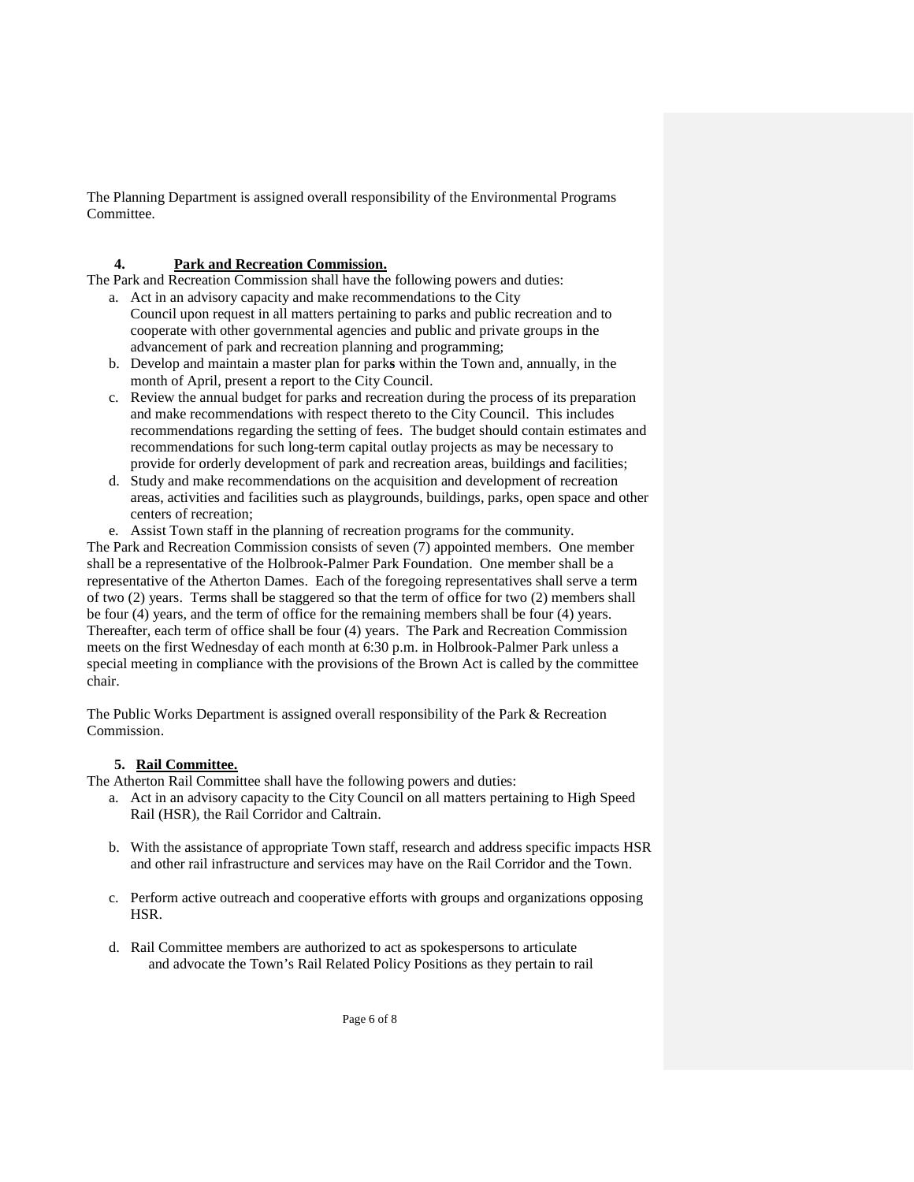The Planning Department is assigned overall responsibility of the Environmental Programs Committee.

**4. Park and Recreation Commission.**

The Park and Recreation Commission shall have the following powers and duties:

a. Act in an advisory capacity and make recommendations to the City Council upon request in all matters pertaining to parks and public recreation and to cooperate with other governmental agencies and public and private groups in the advancement of park and recreation planning and programming;
b. Develop and maintain a master plan for park**s** within the Town and, annually, in the month of April, present a report to the City Council.
c. Review the annual budget for parks and recreation during the process of its preparation and make recommendations with respect thereto to the City Council. This includes recommendations regarding the setting of fees. The budget should contain estimates and recommendations for such long-term capital outlay projects as may be necessary to provide for orderly development of park and recreation areas, buildings and facilities;
d. Study and make recommendations on the acquisition and development of recreation areas, activities and facilities such as playgrounds, buildings, parks, open space and other centers of recreation;
e. Assist Town staff in the planning of recreation programs for the community.

The Park and Recreation Commission consists of seven (7) appointed members. One member shall be a representative of the Holbrook-Palmer Park Foundation. One member shall be a representative of the Atherton Dames. Each of the foregoing representatives shall serve a term of two (2) years. Terms shall be staggered so that the term of office for two (2) members shall be four (4) years, and the term of office for the remaining members shall be four (4) years. Thereafter, each term of office shall be four (4) years. The Park and Recreation Commission meets on the first Wednesday of each month at 6:30 p.m. in Holbrook-Palmer Park unless a special meeting in compliance with the provisions of the Brown Act is called by the committee chair.

The Public Works Department is assigned overall responsibility of the Park & Recreation Commission.

**5. Rail Committee.**

The Atherton Rail Committee shall have the following powers and duties:

a. Act in an advisory capacity to the City Council on all matters pertaining to High Speed Rail (HSR), the Rail Corridor and Caltrain.

b. With the assistance of appropriate Town staff, research and address specific impacts HSR and other rail infrastructure and services may have on the Rail Corridor and the Town.

c. Perform active outreach and cooperative efforts with groups and organizations opposing HSR.

d. Rail Committee members are authorized to act as spokespersons to articulate and advocate the Town's Rail Related Policy Positions as they pertain to rail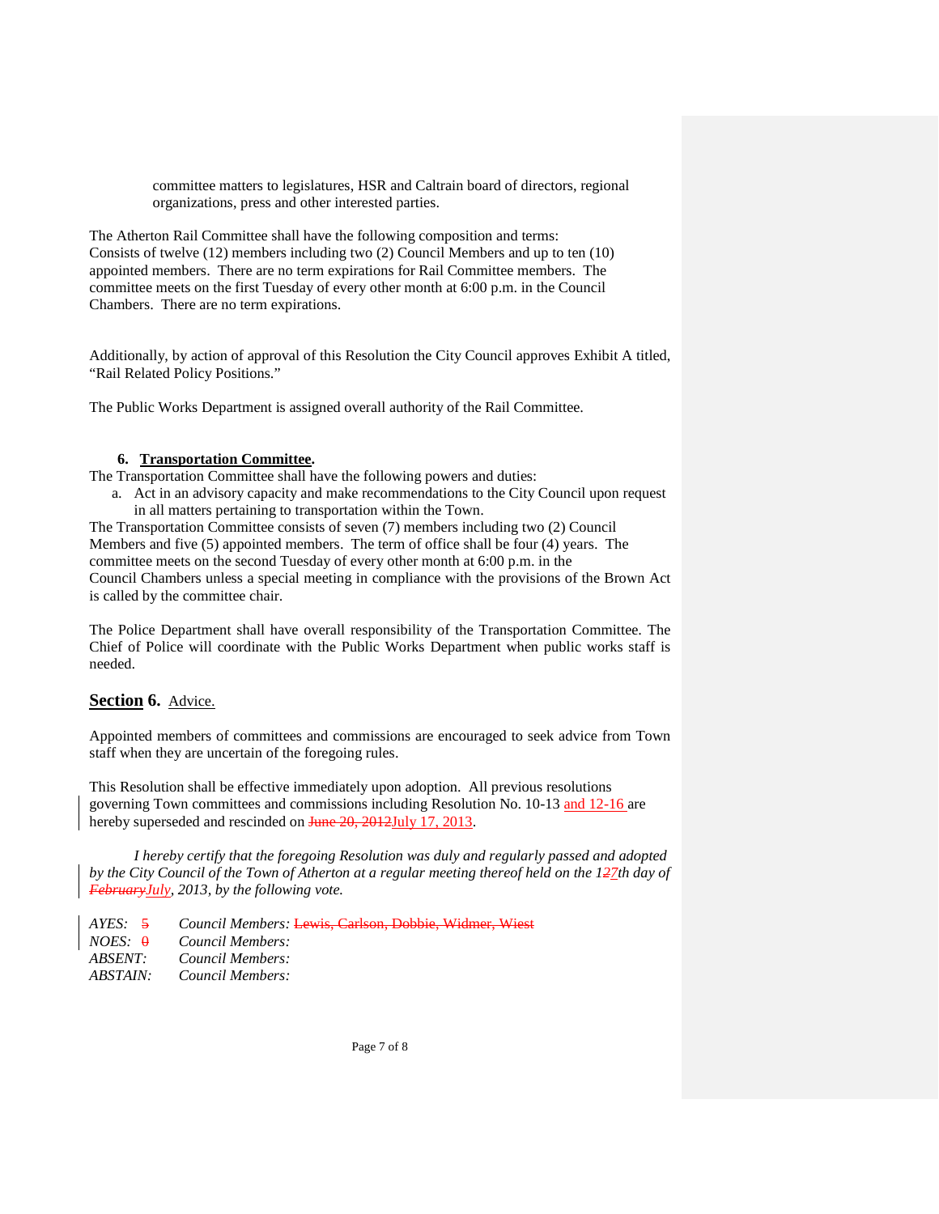committee matters to legislatures, HSR and Caltrain board of directors, regional organizations, press and other interested parties.

The Atherton Rail Committee shall have the following composition and terms: Consists of twelve (12) members including two (2) Council Members and up to ten (10) appointed members. There are no term expirations for Rail Committee members. The committee meets on the first Tuesday of every other month at 6:00 p.m. in the Council Chambers. There are no term expirations.

Additionally, by action of approval of this Resolution the City Council approves Exhibit A titled, "Rail Related Policy Positions."

The Public Works Department is assigned overall authority of the Rail Committee.

**6. Transportation Committee.**

The Transportation Committee shall have the following powers and duties:

a. Act in an advisory capacity and make recommendations to the City Council upon request in all matters pertaining to transportation within the Town.

The Transportation Committee consists of seven (7) members including two (2) Council Members and five (5) appointed members. The term of office shall be four (4) years. The committee meets on the second Tuesday of every other month at 6:00 p.m. in the Council Chambers unless a special meeting in compliance with the provisions of the Brown Act is called by the committee chair.

The Police Department shall have overall responsibility of the Transportation Committee. The Chief of Police will coordinate with the Public Works Department when public works staff is needed.

## Section 6. Advice.

Appointed members of committees and commissions are encouraged to seek advice from Town staff when they are uncertain of the foregoing rules.

This Resolution shall be effective immediately upon adoption. All previous resolutions governing Town committees and commissions including Resolution No. 10-13 and 12-16 are hereby superseded and rescinded on ~~June 20, 2012~~July 17, 2013.

*I hereby certify that the foregoing Resolution was duly and regularly passed and adopted by the City Council of the Town of Atherton at a regular meeting thereof held on the 1~~2~~7th day of ~~February~~July, 2013, by the following vote.*

*AYES:* ~~5~~ *Council Members:* ~~Lewis, Carlson, Dobbie, Widmer, Wiest~~
*NOES:* ~~0~~ *Council Members:*
*ABSENT:* *Council Members:*
*ABSTAIN:* *Council Members:*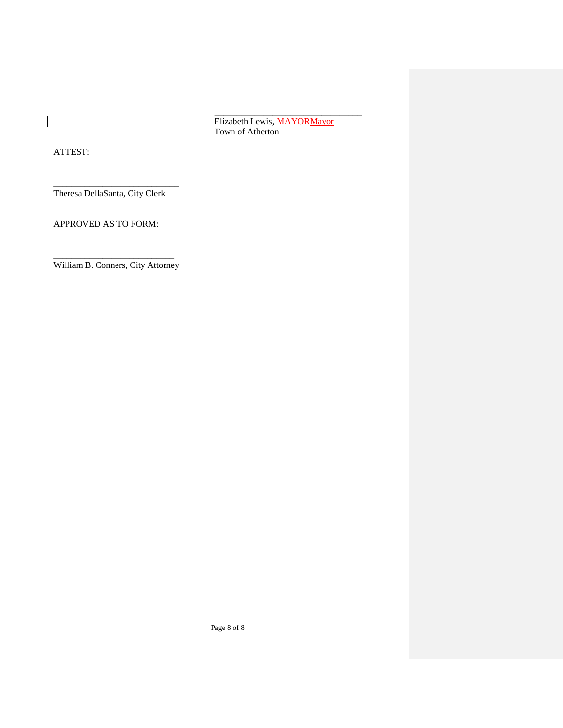\_\_\_\_\_\_\_\_\_\_\_\_\_\_\_\_\_\_\_\_\_\_\_\_\_\_\_\_\_\_\_\_\_\_
Elizabeth Lewis, ~~MAYOR~~Mayor
Town of Atherton

ATTEST:

\_\_\_\_\_\_\_\_\_\_\_\_\_\_\_\_\_\_\_\_\_\_\_\_\_\_\_\_\_\_
Theresa DellaSanta, City Clerk

APPROVED AS TO FORM:

\_\_\_\_\_\_\_\_\_\_\_\_\_\_\_\_\_\_\_\_\_\_\_\_\_\_\_\_\_
William B. Conners, City Attorney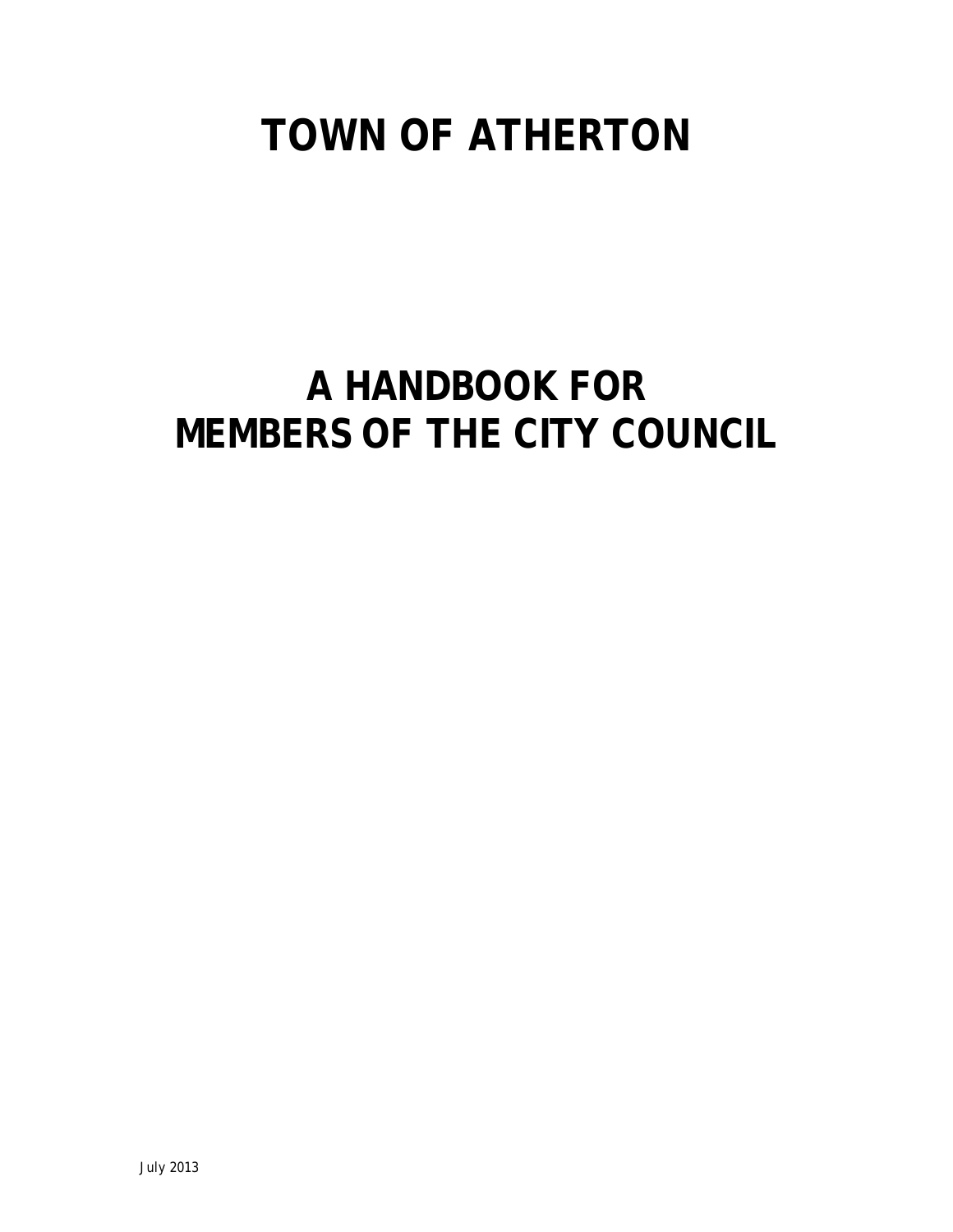# TOWN OF ATHERTON

# A HANDBOOK FOR MEMBERS OF THE CITY COUNCIL

July 2013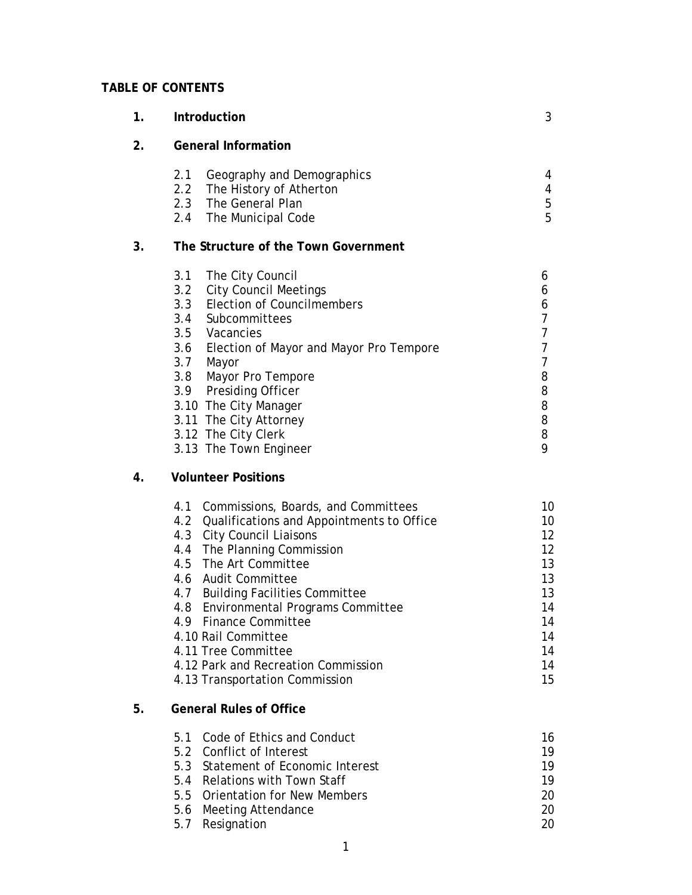**TABLE OF CONTENTS**

| | | |
|---|---|---|
| **1.** | **Introduction** | 3 |
| **2.** | **General Information** | |
| | 2.1 Geography and Demographics | 4 |
| | 2.2 The History of Atherton | 4 |
| | 2.3 The General Plan | 5 |
| | 2.4 The Municipal Code | 5 |
| **3.** | **The Structure of the Town Government** | |
| | 3.1 The City Council | 6 |
| | 3.2 City Council Meetings | 6 |
| | 3.3 Election of Councilmembers | 6 |
| | 3.4 Subcommittees | 7 |
| | 3.5 Vacancies | 7 |
| | 3.6 Election of Mayor and Mayor Pro Tempore | 7 |
| | 3.7 Mayor | 7 |
| | 3.8 Mayor Pro Tempore | 8 |
| | 3.9 Presiding Officer | 8 |
| | 3.10 The City Manager | 8 |
| | 3.11 The City Attorney | 8 |
| | 3.12 The City Clerk | 8 |
| | 3.13 The Town Engineer | 9 |
| **4.** | **Volunteer Positions** | |
| | 4.1 Commissions, Boards, and Committees | 10 |
| | 4.2 Qualifications and Appointments to Office | 10 |
| | 4.3 City Council Liaisons | 12 |
| | 4.4 The Planning Commission | 12 |
| | 4.5 The Art Committee | 13 |
| | 4.6 Audit Committee | 13 |
| | 4.7 Building Facilities Committee | 13 |
| | 4.8 Environmental Programs Committee | 14 |
| | 4.9 Finance Committee | 14 |
| | 4.10 Rail Committee | 14 |
| | 4.11 Tree Committee | 14 |
| | 4.12 Park and Recreation Commission | 14 |
| | 4.13 Transportation Commission | 15 |
| **5.** | **General Rules of Office** | |
| | 5.1 Code of Ethics and Conduct | 16 |
| | 5.2 Conflict of Interest | 19 |
| | 5.3 Statement of Economic Interest | 19 |
| | 5.4 Relations with Town Staff | 19 |
| | 5.5 Orientation for New Members | 20 |
| | 5.6 Meeting Attendance | 20 |
| | 5.7 Resignation | 20 |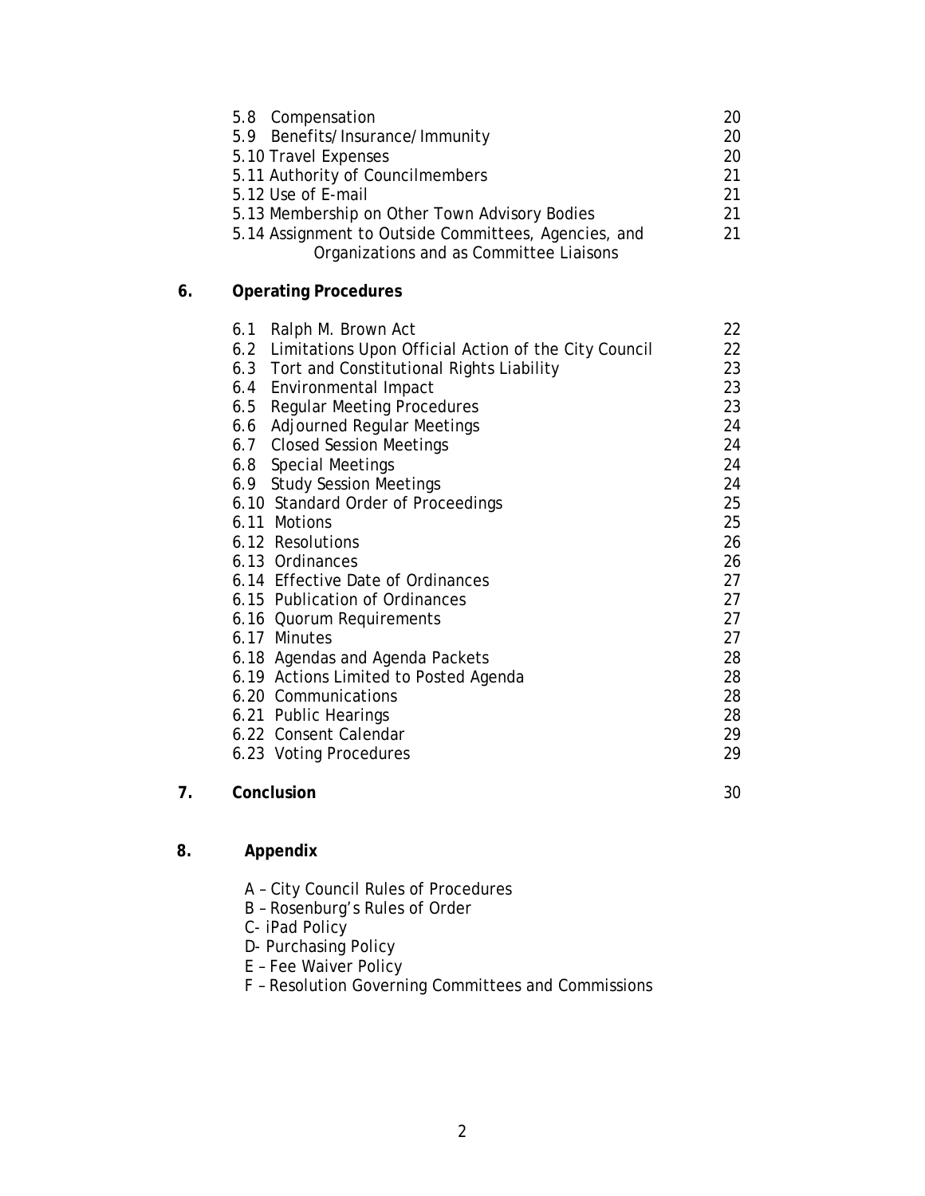| | | |
|---|---|---|
| | 5.8 Compensation | 20 |
| | 5.9 Benefits/Insurance/Immunity | 20 |
| | 5.10 Travel Expenses | 20 |
| | 5.11 Authority of Councilmembers | 21 |
| | 5.12 Use of E-mail | 21 |
| | 5.13 Membership on Other Town Advisory Bodies | 21 |
| | 5.14 Assignment to Outside Committees, Agencies, and Organizations and as Committee Liaisons | 21 |
| **6.** | **Operating Procedures** | |
| | 6.1 Ralph M. Brown Act | 22 |
| | 6.2 Limitations Upon Official Action of the City Council | 22 |
| | 6.3 Tort and Constitutional Rights Liability | 23 |
| | 6.4 Environmental Impact | 23 |
| | 6.5 Regular Meeting Procedures | 23 |
| | 6.6 Adjourned Regular Meetings | 24 |
| | 6.7 Closed Session Meetings | 24 |
| | 6.8 Special Meetings | 24 |
| | 6.9 Study Session Meetings | 24 |
| | 6.10 Standard Order of Proceedings | 25 |
| | 6.11 Motions | 25 |
| | 6.12 Resolutions | 26 |
| | 6.13 Ordinances | 26 |
| | 6.14 Effective Date of Ordinances | 27 |
| | 6.15 Publication of Ordinances | 27 |
| | 6.16 Quorum Requirements | 27 |
| | 6.17 Minutes | 27 |
| | 6.18 Agendas and Agenda Packets | 28 |
| | 6.19 Actions Limited to Posted Agenda | 28 |
| | 6.20 Communications | 28 |
| | 6.21 Public Hearings | 28 |
| | 6.22 Consent Calendar | 29 |
| | 6.23 Voting Procedures | 29 |
| **7.** | **Conclusion** | 30 |
| **8.** | **Appendix** | |

- A – City Council Rules of Procedures
- B – Rosenburg's Rules of Order
- C- iPad Policy
- D- Purchasing Policy
- E – Fee Waiver Policy
- F – Resolution Governing Committees and Commissions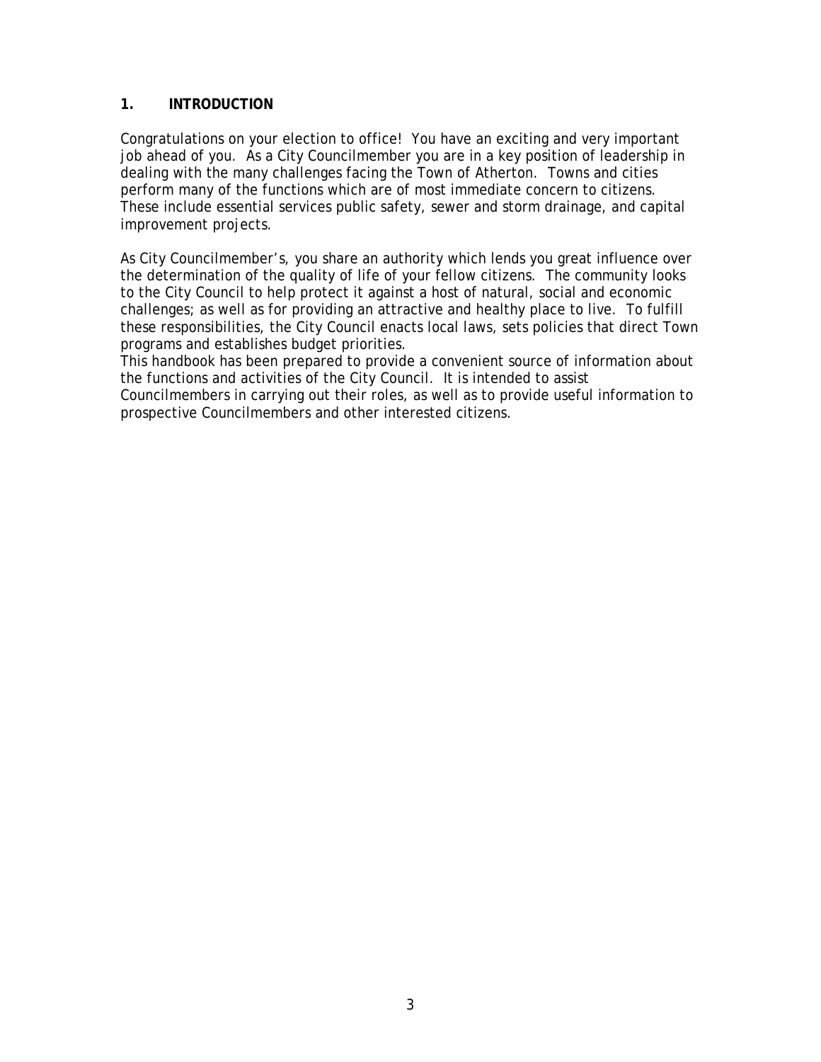## 1. INTRODUCTION

Congratulations on your election to office! You have an exciting and very important job ahead of you. As a City Councilmember you are in a key position of leadership in dealing with the many challenges facing the Town of Atherton. Towns and cities perform many of the functions which are of most immediate concern to citizens. These include essential services public safety, sewer and storm drainage, and capital improvement projects.

As City Councilmember's, you share an authority which lends you great influence over the determination of the quality of life of your fellow citizens. The community looks to the City Council to help protect it against a host of natural, social and economic challenges; as well as for providing an attractive and healthy place to live. To fulfill these responsibilities, the City Council enacts local laws, sets policies that direct Town programs and establishes budget priorities.

This handbook has been prepared to provide a convenient source of information about the functions and activities of the City Council. It is intended to assist Councilmembers in carrying out their roles, as well as to provide useful information to prospective Councilmembers and other interested citizens.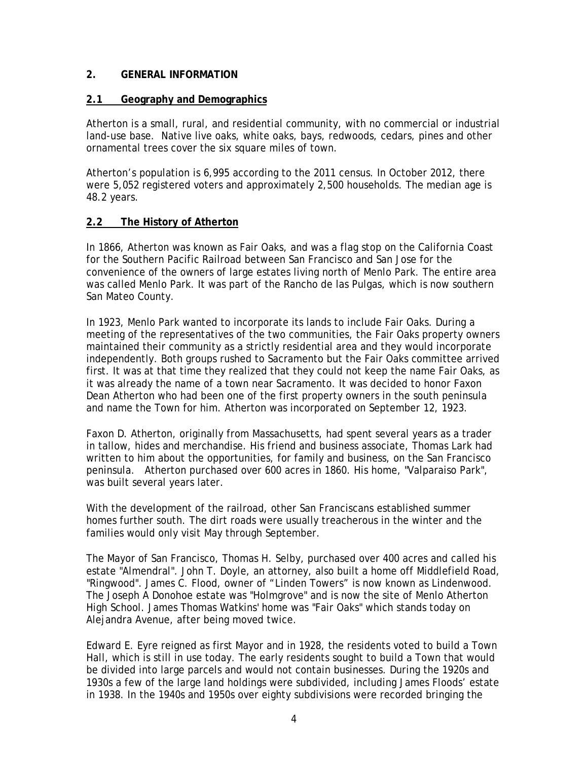## 2. GENERAL INFORMATION

### 2.1 Geography and Demographics

Atherton is a small, rural, and residential community, with no commercial or industrial land-use base. Native live oaks, white oaks, bays, redwoods, cedars, pines and other ornamental trees cover the six square miles of town.

Atherton's population is 6,995 according to the 2011 census. In October 2012, there were 5,052 registered voters and approximately 2,500 households. The median age is 48.2 years.

### 2.2 The History of Atherton

In 1866, Atherton was known as Fair Oaks, and was a flag stop on the California Coast for the Southern Pacific Railroad between San Francisco and San Jose for the convenience of the owners of large estates living north of Menlo Park. The entire area was called Menlo Park. It was part of the Rancho de las Pulgas, which is now southern San Mateo County.

In 1923, Menlo Park wanted to incorporate its lands to include Fair Oaks. During a meeting of the representatives of the two communities, the Fair Oaks property owners maintained their community as a strictly residential area and they would incorporate independently. Both groups rushed to Sacramento but the Fair Oaks committee arrived first. It was at that time they realized that they could not keep the name Fair Oaks, as it was already the name of a town near Sacramento. It was decided to honor Faxon Dean Atherton who had been one of the first property owners in the south peninsula and name the Town for him. Atherton was incorporated on September 12, 1923.

Faxon D. Atherton, originally from Massachusetts, had spent several years as a trader in tallow, hides and merchandise. His friend and business associate, Thomas Lark had written to him about the opportunities, for family and business, on the San Francisco peninsula. Atherton purchased over 600 acres in 1860. His home, "Valparaiso Park", was built several years later.

With the development of the railroad, other San Franciscans established summer homes further south. The dirt roads were usually treacherous in the winter and the families would only visit May through September.

The Mayor of San Francisco, Thomas H. Selby, purchased over 400 acres and called his estate "Almendral". John T. Doyle, an attorney, also built a home off Middlefield Road, "Ringwood". James C. Flood, owner of "Linden Towers" is now known as Lindenwood. The Joseph A Donohoe estate was "Holmgrove" and is now the site of Menlo Atherton High School. James Thomas Watkins' home was "Fair Oaks" which stands today on Alejandra Avenue, after being moved twice.

Edward E. Eyre reigned as first Mayor and in 1928, the residents voted to build a Town Hall, which is still in use today. The early residents sought to build a Town that would be divided into large parcels and would not contain businesses. During the 1920s and 1930s a few of the large land holdings were subdivided, including James Floods' estate in 1938. In the 1940s and 1950s over eighty subdivisions were recorded bringing the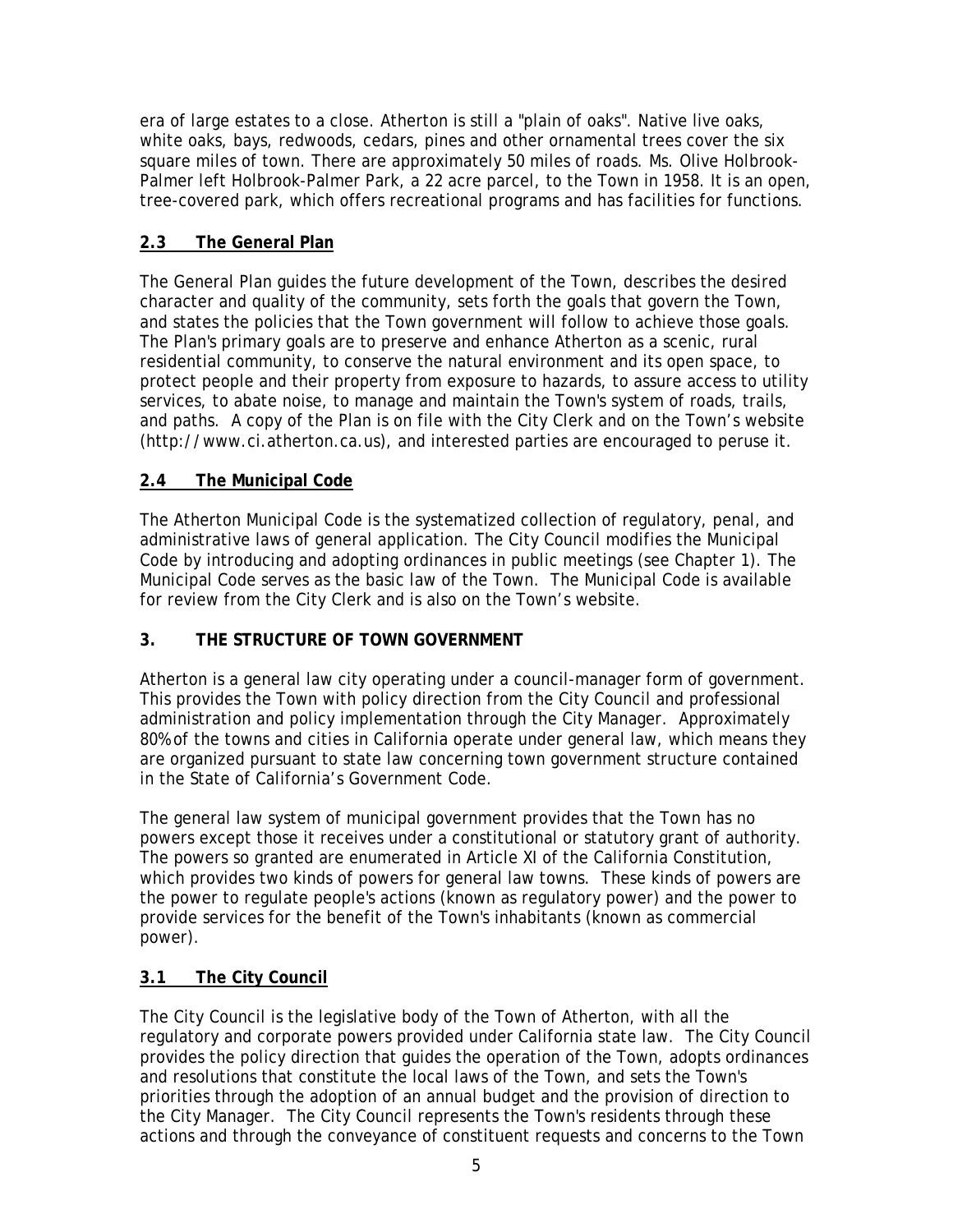era of large estates to a close. Atherton is still a "plain of oaks". Native live oaks, white oaks, bays, redwoods, cedars, pines and other ornamental trees cover the six square miles of town. There are approximately 50 miles of roads. Ms. Olive Holbrook-Palmer left Holbrook-Palmer Park, a 22 acre parcel, to the Town in 1958. It is an open, tree-covered park, which offers recreational programs and has facilities for functions.

### 2.3 The General Plan

The General Plan guides the future development of the Town, describes the desired character and quality of the community, sets forth the goals that govern the Town, and states the policies that the Town government will follow to achieve those goals. The Plan's primary goals are to preserve and enhance Atherton as a scenic, rural residential community, to conserve the natural environment and its open space, to protect people and their property from exposure to hazards, to assure access to utility services, to abate noise, to manage and maintain the Town's system of roads, trails, and paths. A copy of the Plan is on file with the City Clerk and on the Town's website (http://www.ci.atherton.ca.us), and interested parties are encouraged to peruse it.

### 2.4 The Municipal Code

The Atherton Municipal Code is the systematized collection of regulatory, penal, and administrative laws of general application. The City Council modifies the Municipal Code by introducing and adopting ordinances in public meetings (see Chapter 1). The Municipal Code serves as the basic law of the Town. The Municipal Code is available for review from the City Clerk and is also on the Town's website.

## 3. THE STRUCTURE OF TOWN GOVERNMENT

Atherton is a general law city operating under a council-manager form of government. This provides the Town with policy direction from the City Council and professional administration and policy implementation through the City Manager. Approximately 80% of the towns and cities in California operate under general law, which means they are organized pursuant to state law concerning town government structure contained in the State of California's Government Code.

The general law system of municipal government provides that the Town has no powers except those it receives under a constitutional or statutory grant of authority. The powers so granted are enumerated in Article XI of the California Constitution, which provides two kinds of powers for general law towns. These kinds of powers are the power to regulate people's actions (known as regulatory power) and the power to provide services for the benefit of the Town's inhabitants (known as commercial power).

### 3.1 The City Council

The City Council is the legislative body of the Town of Atherton, with all the regulatory and corporate powers provided under California state law. The City Council provides the policy direction that guides the operation of the Town, adopts ordinances and resolutions that constitute the local laws of the Town, and sets the Town's priorities through the adoption of an annual budget and the provision of direction to the City Manager. The City Council represents the Town's residents through these actions and through the conveyance of constituent requests and concerns to the Town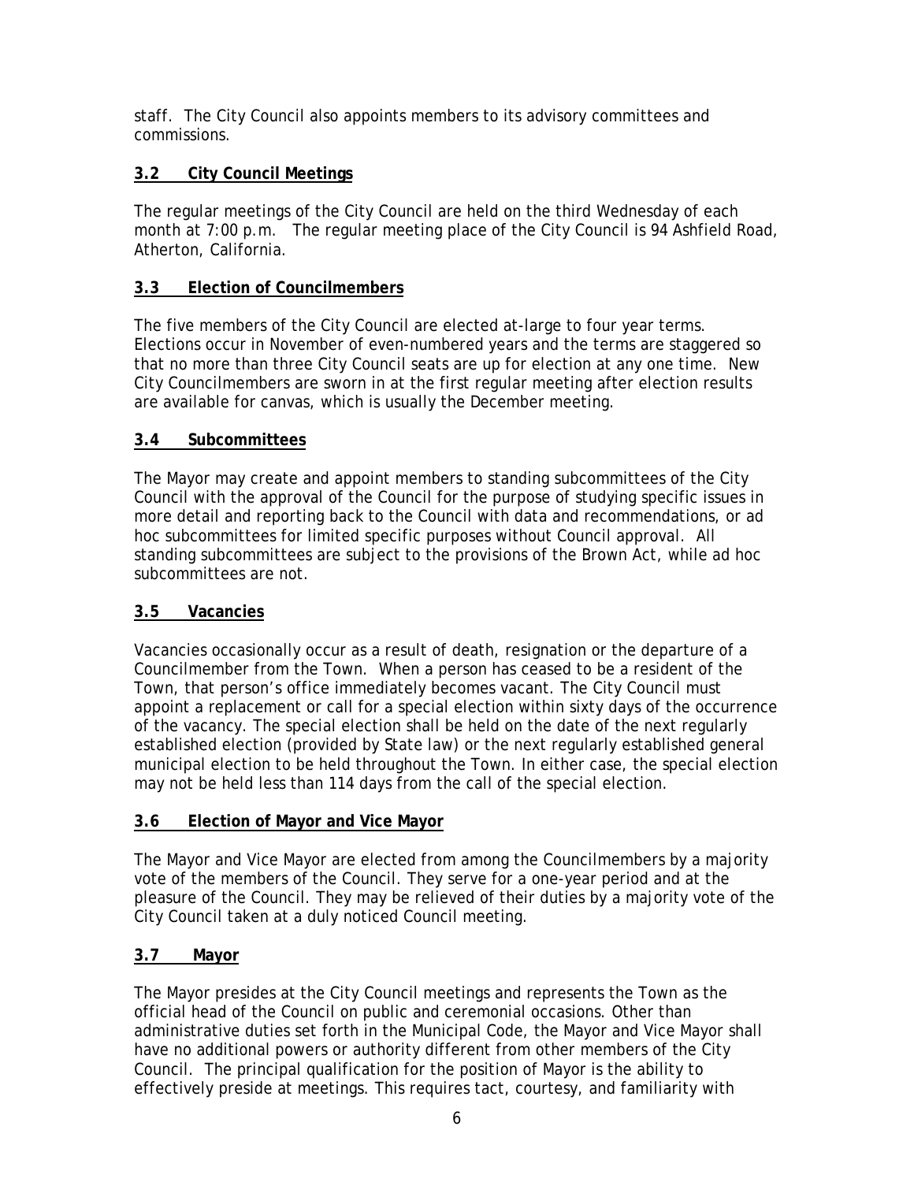staff. The City Council also appoints members to its advisory committees and commissions.

### 3.2 City Council Meetings

The regular meetings of the City Council are held on the third Wednesday of each month at 7:00 p.m. The regular meeting place of the City Council is 94 Ashfield Road, Atherton, California.

### 3.3 Election of Councilmembers

The five members of the City Council are elected at-large to four year terms. Elections occur in November of even-numbered years and the terms are staggered so that no more than three City Council seats are up for election at any one time. New City Councilmembers are sworn in at the first regular meeting after election results are available for canvas, which is usually the December meeting.

### 3.4 Subcommittees

The Mayor may create and appoint members to standing subcommittees of the City Council with the approval of the Council for the purpose of studying specific issues in more detail and reporting back to the Council with data and recommendations, or ad hoc subcommittees for limited specific purposes without Council approval. All standing subcommittees are subject to the provisions of the Brown Act, while ad hoc subcommittees are not.

### 3.5 Vacancies

Vacancies occasionally occur as a result of death, resignation or the departure of a Councilmember from the Town. When a person has ceased to be a resident of the Town, that person's office immediately becomes vacant. The City Council must appoint a replacement or call for a special election within sixty days of the occurrence of the vacancy. The special election shall be held on the date of the next regularly established election (provided by State law) or the next regularly established general municipal election to be held throughout the Town. In either case, the special election may not be held less than 114 days from the call of the special election.

### 3.6 Election of Mayor and Vice Mayor

The Mayor and Vice Mayor are elected from among the Councilmembers by a majority vote of the members of the Council. They serve for a one-year period and at the pleasure of the Council. They may be relieved of their duties by a majority vote of the City Council taken at a duly noticed Council meeting.

### 3.7 Mayor

The Mayor presides at the City Council meetings and represents the Town as the official head of the Council on public and ceremonial occasions. Other than administrative duties set forth in the Municipal Code, the Mayor and Vice Mayor shall have no additional powers or authority different from other members of the City Council. The principal qualification for the position of Mayor is the ability to effectively preside at meetings. This requires tact, courtesy, and familiarity with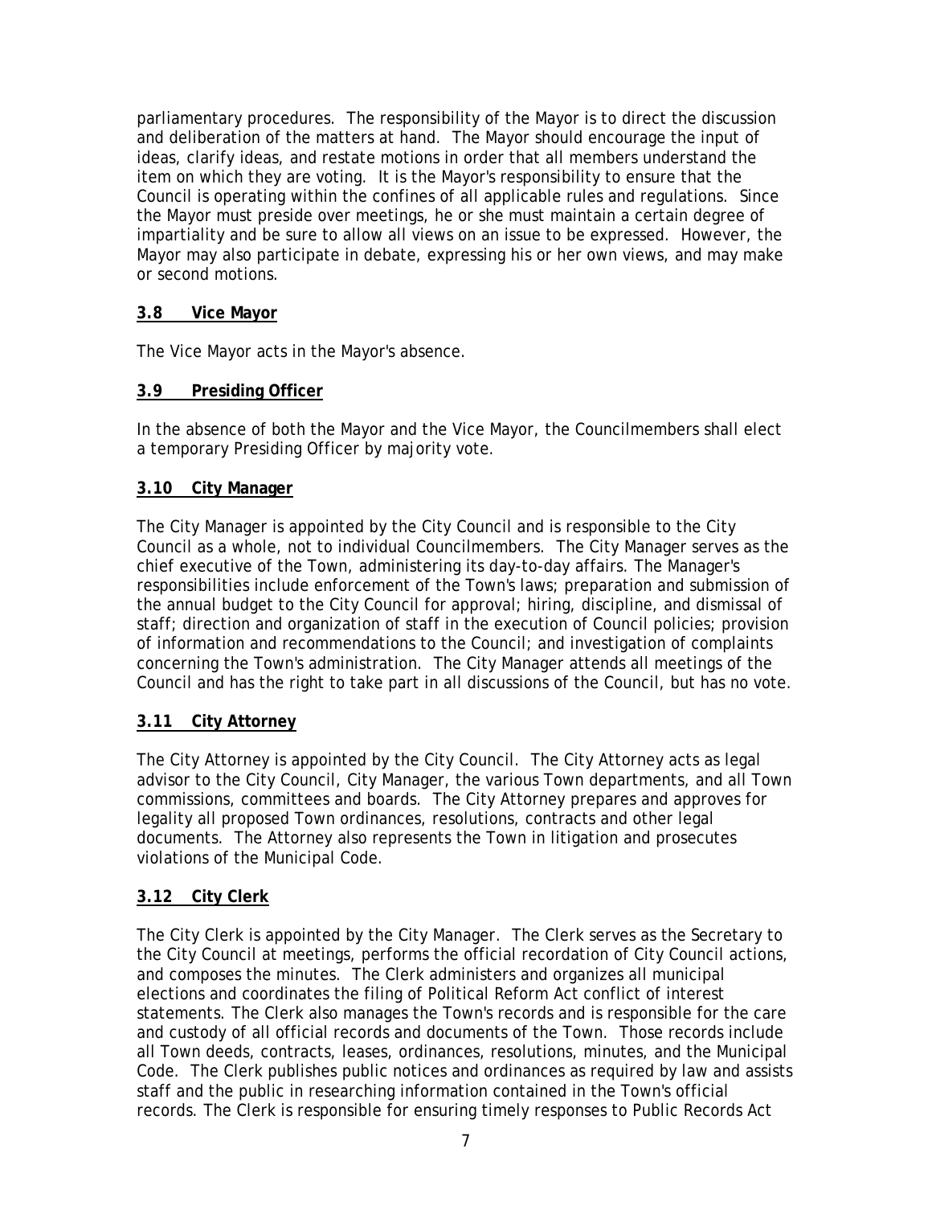parliamentary procedures. The responsibility of the Mayor is to direct the discussion and deliberation of the matters at hand. The Mayor should encourage the input of ideas, clarify ideas, and restate motions in order that all members understand the item on which they are voting. It is the Mayor's responsibility to ensure that the Council is operating within the confines of all applicable rules and regulations. Since the Mayor must preside over meetings, he or she must maintain a certain degree of impartiality and be sure to allow all views on an issue to be expressed. However, the Mayor may also participate in debate, expressing his or her own views, and may make or second motions.

### 3.8 Vice Mayor

The Vice Mayor acts in the Mayor's absence.

### 3.9 Presiding Officer

In the absence of both the Mayor and the Vice Mayor, the Councilmembers shall elect a temporary Presiding Officer by majority vote.

### 3.10 City Manager

The City Manager is appointed by the City Council and is responsible to the City Council as a whole, not to individual Councilmembers. The City Manager serves as the chief executive of the Town, administering its day-to-day affairs. The Manager's responsibilities include enforcement of the Town's laws; preparation and submission of the annual budget to the City Council for approval; hiring, discipline, and dismissal of staff; direction and organization of staff in the execution of Council policies; provision of information and recommendations to the Council; and investigation of complaints concerning the Town's administration. The City Manager attends all meetings of the Council and has the right to take part in all discussions of the Council, but has no vote.

### 3.11 City Attorney

The City Attorney is appointed by the City Council. The City Attorney acts as legal advisor to the City Council, City Manager, the various Town departments, and all Town commissions, committees and boards. The City Attorney prepares and approves for legality all proposed Town ordinances, resolutions, contracts and other legal documents. The Attorney also represents the Town in litigation and prosecutes violations of the Municipal Code.

### 3.12 City Clerk

The City Clerk is appointed by the City Manager. The Clerk serves as the Secretary to the City Council at meetings, performs the official recordation of City Council actions, and composes the minutes. The Clerk administers and organizes all municipal elections and coordinates the filing of Political Reform Act conflict of interest statements. The Clerk also manages the Town's records and is responsible for the care and custody of all official records and documents of the Town. Those records include all Town deeds, contracts, leases, ordinances, resolutions, minutes, and the Municipal Code. The Clerk publishes public notices and ordinances as required by law and assists staff and the public in researching information contained in the Town's official records. The Clerk is responsible for ensuring timely responses to Public Records Act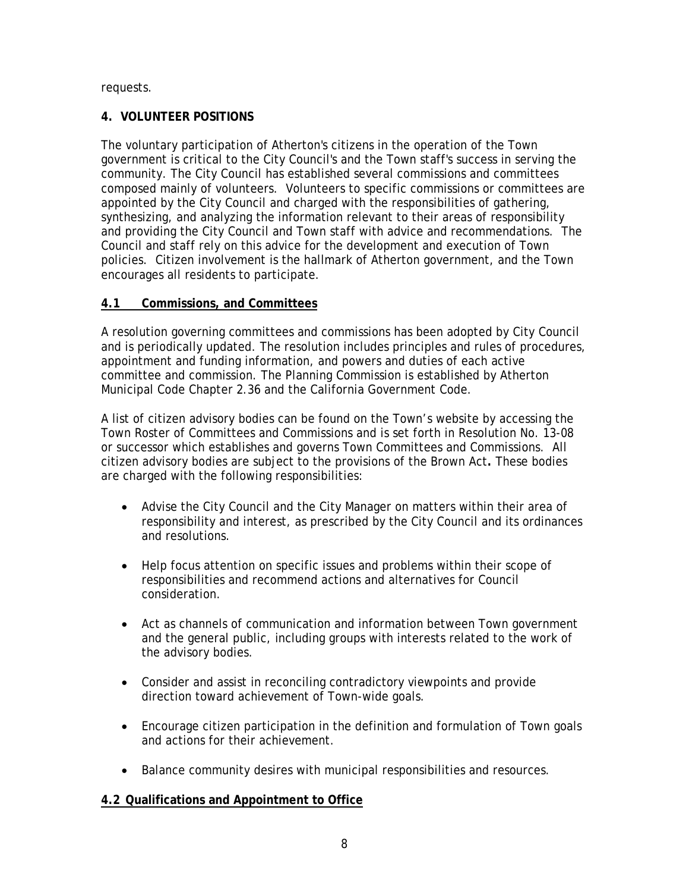requests.

## 4. VOLUNTEER POSITIONS

The voluntary participation of Atherton's citizens in the operation of the Town government is critical to the City Council's and the Town staff's success in serving the community. The City Council has established several commissions and committees composed mainly of volunteers. Volunteers to specific commissions or committees are appointed by the City Council and charged with the responsibilities of gathering, synthesizing, and analyzing the information relevant to their areas of responsibility and providing the City Council and Town staff with advice and recommendations. The Council and staff rely on this advice for the development and execution of Town policies. Citizen involvement is the hallmark of Atherton government, and the Town encourages all residents to participate.

### 4.1 Commissions, and Committees

A resolution governing committees and commissions has been adopted by City Council and is periodically updated. The resolution includes principles and rules of procedures, appointment and funding information, and powers and duties of each active committee and commission. The Planning Commission is established by Atherton Municipal Code Chapter 2.36 and the California Government Code.

A list of citizen advisory bodies can be found on the Town's website by accessing the Town Roster of Committees and Commissions and is set forth in Resolution No. 13-08 or successor which establishes and governs Town Committees and Commissions. All citizen advisory bodies are subject to the provisions of the Brown Act**.** These bodies are charged with the following responsibilities:

- Advise the City Council and the City Manager on matters within their area of responsibility and interest, as prescribed by the City Council and its ordinances and resolutions.
- Help focus attention on specific issues and problems within their scope of responsibilities and recommend actions and alternatives for Council consideration.
- Act as channels of communication and information between Town government and the general public, including groups with interests related to the work of the advisory bodies.
- Consider and assist in reconciling contradictory viewpoints and provide direction toward achievement of Town-wide goals.
- Encourage citizen participation in the definition and formulation of Town goals and actions for their achievement.
- Balance community desires with municipal responsibilities and resources.

### 4.2 Qualifications and Appointment to Office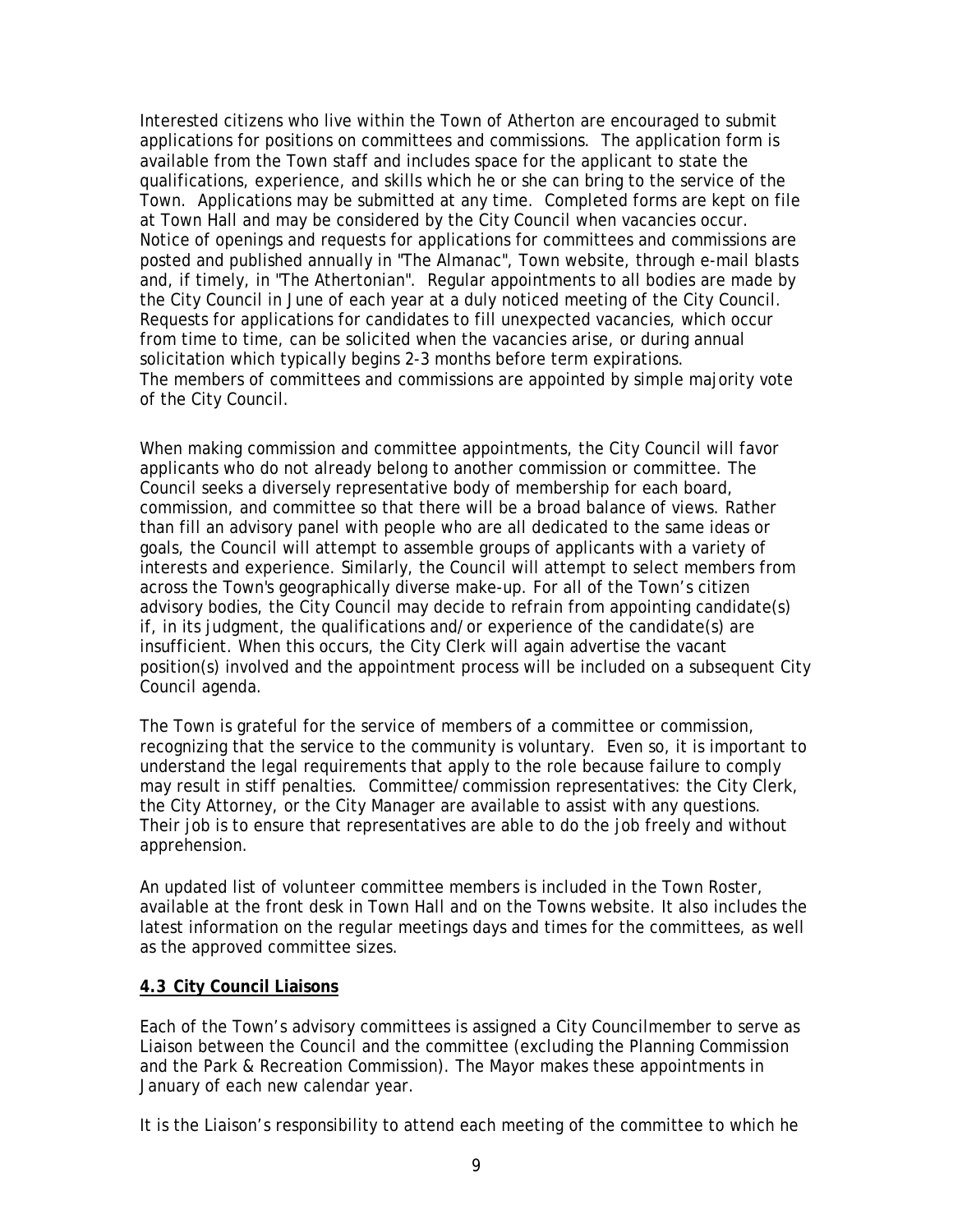Interested citizens who live within the Town of Atherton are encouraged to submit applications for positions on committees and commissions. The application form is available from the Town staff and includes space for the applicant to state the qualifications, experience, and skills which he or she can bring to the service of the Town. Applications may be submitted at any time. Completed forms are kept on file at Town Hall and may be considered by the City Council when vacancies occur. Notice of openings and requests for applications for committees and commissions are posted and published annually in "The Almanac", Town website, through e-mail blasts and, if timely, in "The Athertonian". Regular appointments to all bodies are made by the City Council in June of each year at a duly noticed meeting of the City Council. Requests for applications for candidates to fill unexpected vacancies, which occur from time to time, can be solicited when the vacancies arise, or during annual solicitation which typically begins 2-3 months before term expirations. The members of committees and commissions are appointed by simple majority vote of the City Council.

When making commission and committee appointments, the City Council will favor applicants who do not already belong to another commission or committee. The Council seeks a diversely representative body of membership for each board, commission, and committee so that there will be a broad balance of views. Rather than fill an advisory panel with people who are all dedicated to the same ideas or goals, the Council will attempt to assemble groups of applicants with a variety of interests and experience. Similarly, the Council will attempt to select members from across the Town's geographically diverse make-up. For all of the Town's citizen advisory bodies, the City Council may decide to refrain from appointing candidate(s) if, in its judgment, the qualifications and/or experience of the candidate(s) are insufficient. When this occurs, the City Clerk will again advertise the vacant position(s) involved and the appointment process will be included on a subsequent City Council agenda.

The Town is grateful for the service of members of a committee or commission, recognizing that the service to the community is voluntary. Even so, it is important to understand the legal requirements that apply to the role because failure to comply may result in stiff penalties. Committee/commission representatives: the City Clerk, the City Attorney, or the City Manager are available to assist with any questions. Their job is to ensure that representatives are able to do the job freely and without apprehension.

An updated list of volunteer committee members is included in the Town Roster, available at the front desk in Town Hall and on the Towns website. It also includes the latest information on the regular meetings days and times for the committees, as well as the approved committee sizes.

## 4.3 City Council Liaisons

Each of the Town's advisory committees is assigned a City Councilmember to serve as Liaison between the Council and the committee (excluding the Planning Commission and the Park & Recreation Commission). The Mayor makes these appointments in January of each new calendar year.

It is the Liaison's responsibility to attend each meeting of the committee to which he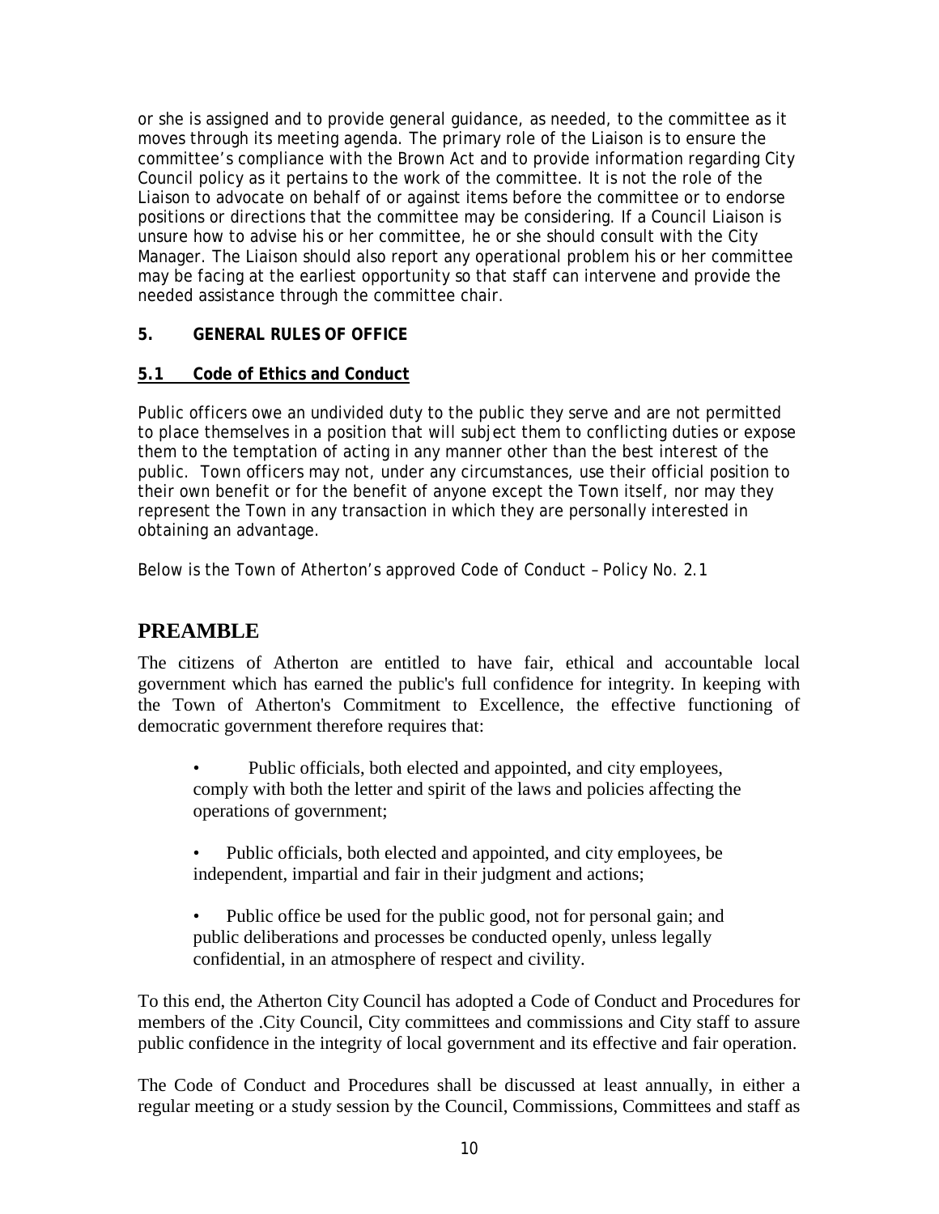or she is assigned and to provide general guidance, as needed, to the committee as it moves through its meeting agenda. The primary role of the Liaison is to ensure the committee's compliance with the Brown Act and to provide information regarding City Council policy as it pertains to the work of the committee. It is not the role of the Liaison to advocate on behalf of or against items before the committee or to endorse positions or directions that the committee may be considering. If a Council Liaison is unsure how to advise his or her committee, he or she should consult with the City Manager. The Liaison should also report any operational problem his or her committee may be facing at the earliest opportunity so that staff can intervene and provide the needed assistance through the committee chair.

## 5. GENERAL RULES OF OFFICE

### 5.1 Code of Ethics and Conduct

Public officers owe an undivided duty to the public they serve and are not permitted to place themselves in a position that will subject them to conflicting duties or expose them to the temptation of acting in any manner other than the best interest of the public. Town officers may not, under any circumstances, use their official position to their own benefit or for the benefit of anyone except the Town itself, nor may they represent the Town in any transaction in which they are personally interested in obtaining an advantage.

Below is the Town of Atherton's approved Code of Conduct – Policy No. 2.1

# PREAMBLE

The citizens of Atherton are entitled to have fair, ethical and accountable local government which has earned the public's full confidence for integrity. In keeping with the Town of Atherton's Commitment to Excellence, the effective functioning of democratic government therefore requires that:

- Public officials, both elected and appointed, and city employees, comply with both the letter and spirit of the laws and policies affecting the operations of government;
- Public officials, both elected and appointed, and city employees, be independent, impartial and fair in their judgment and actions;
- Public office be used for the public good, not for personal gain; and public deliberations and processes be conducted openly, unless legally confidential, in an atmosphere of respect and civility.

To this end, the Atherton City Council has adopted a Code of Conduct and Procedures for members of the .City Council, City committees and commissions and City staff to assure public confidence in the integrity of local government and its effective and fair operation.

The Code of Conduct and Procedures shall be discussed at least annually, in either a regular meeting or a study session by the Council, Commissions, Committees and staff as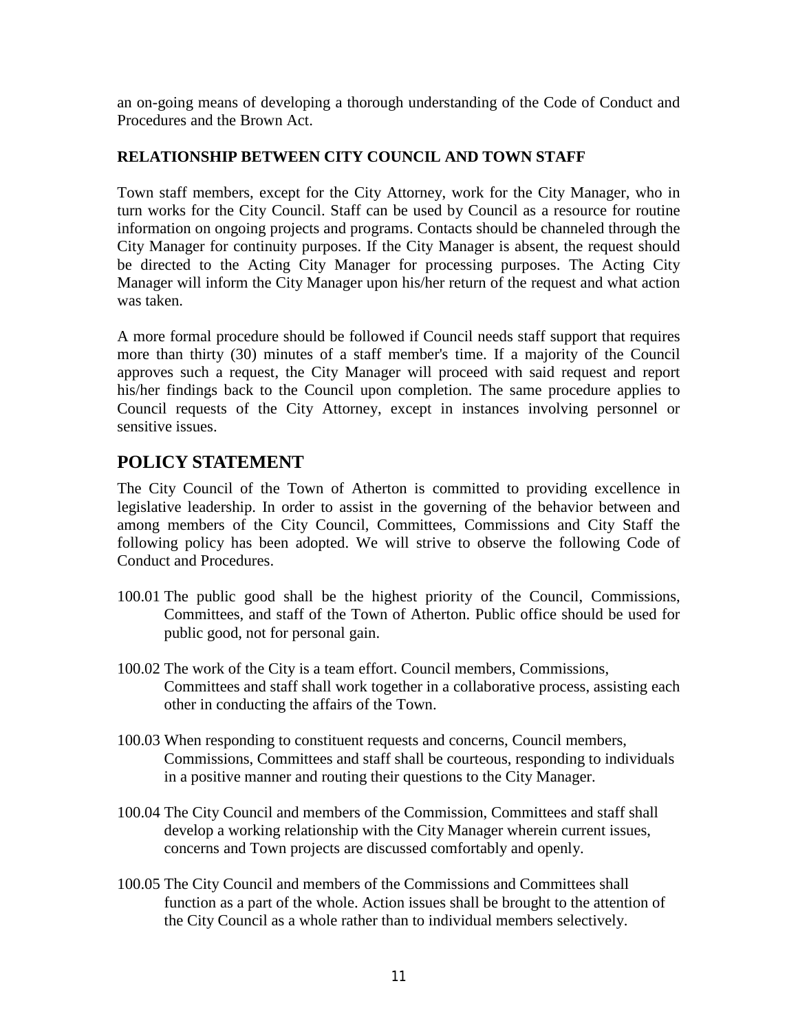an on-going means of developing a thorough understanding of the Code of Conduct and Procedures and the Brown Act.

**RELATIONSHIP BETWEEN CITY COUNCIL AND TOWN STAFF**

Town staff members, except for the City Attorney, work for the City Manager, who in turn works for the City Council. Staff can be used by Council as a resource for routine information on ongoing projects and programs. Contacts should be channeled through the City Manager for continuity purposes. If the City Manager is absent, the request should be directed to the Acting City Manager for processing purposes. The Acting City Manager will inform the City Manager upon his/her return of the request and what action was taken.

A more formal procedure should be followed if Council needs staff support that requires more than thirty (30) minutes of a staff member's time. If a majority of the Council approves such a request, the City Manager will proceed with said request and report his/her findings back to the Council upon completion. The same procedure applies to Council requests of the City Attorney, except in instances involving personnel or sensitive issues.

## POLICY STATEMENT

The City Council of the Town of Atherton is committed to providing excellence in legislative leadership. In order to assist in the governing of the behavior between and among members of the City Council, Committees, Commissions and City Staff the following policy has been adopted. We will strive to observe the following Code of Conduct and Procedures.

100.01 The public good shall be the highest priority of the Council, Commissions, Committees, and staff of the Town of Atherton. Public office should be used for public good, not for personal gain.

100.02 The work of the City is a team effort. Council members, Commissions, Committees and staff shall work together in a collaborative process, assisting each other in conducting the affairs of the Town.

100.03 When responding to constituent requests and concerns, Council members, Commissions, Committees and staff shall be courteous, responding to individuals in a positive manner and routing their questions to the City Manager.

100.04 The City Council and members of the Commission, Committees and staff shall develop a working relationship with the City Manager wherein current issues, concerns and Town projects are discussed comfortably and openly.

100.05 The City Council and members of the Commissions and Committees shall function as a part of the whole. Action issues shall be brought to the attention of the City Council as a whole rather than to individual members selectively.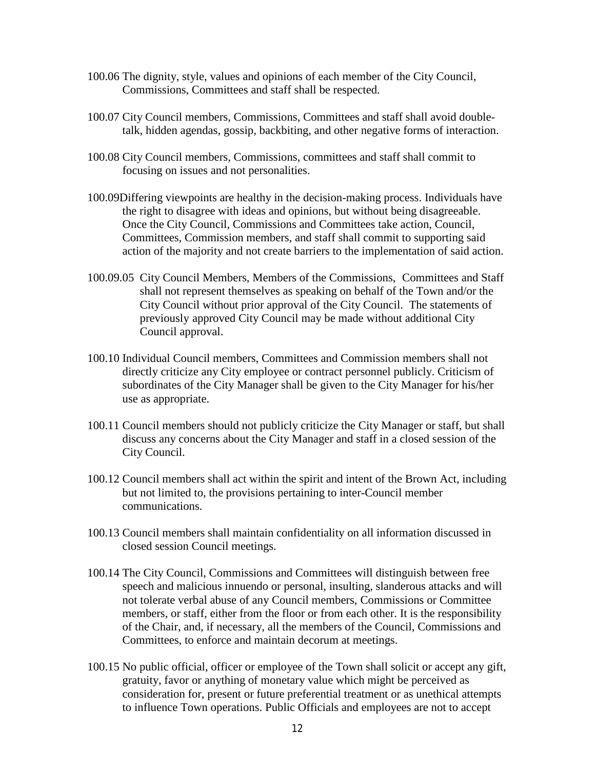100.06 The dignity, style, values and opinions of each member of the City Council, Commissions, Committees and staff shall be respected.

100.07 City Council members, Commissions, Committees and staff shall avoid double-talk, hidden agendas, gossip, backbiting, and other negative forms of interaction.

100.08 City Council members, Commissions, committees and staff shall commit to focusing on issues and not personalities.

100.09Differing viewpoints are healthy in the decision-making process. Individuals have the right to disagree with ideas and opinions, but without being disagreeable. Once the City Council, Commissions and Committees take action, Council, Committees, Commission members, and staff shall commit to supporting said action of the majority and not create barriers to the implementation of said action.

100.09.05 City Council Members, Members of the Commissions, Committees and Staff shall not represent themselves as speaking on behalf of the Town and/or the City Council without prior approval of the City Council. The statements of previously approved City Council may be made without additional City Council approval.

100.10 Individual Council members, Committees and Commission members shall not directly criticize any City employee or contract personnel publicly. Criticism of subordinates of the City Manager shall be given to the City Manager for his/her use as appropriate.

100.11 Council members should not publicly criticize the City Manager or staff, but shall discuss any concerns about the City Manager and staff in a closed session of the City Council.

100.12 Council members shall act within the spirit and intent of the Brown Act, including but not limited to, the provisions pertaining to inter-Council member communications.

100.13 Council members shall maintain confidentiality on all information discussed in closed session Council meetings.

100.14 The City Council, Commissions and Committees will distinguish between free speech and malicious innuendo or personal, insulting, slanderous attacks and will not tolerate verbal abuse of any Council members, Commissions or Committee members, or staff, either from the floor or from each other. It is the responsibility of the Chair, and, if necessary, all the members of the Council, Commissions and Committees, to enforce and maintain decorum at meetings.

100.15 No public official, officer or employee of the Town shall solicit or accept any gift, gratuity, favor or anything of monetary value which might be perceived as consideration for, present or future preferential treatment or as unethical attempts to influence Town operations. Public Officials and employees are not to accept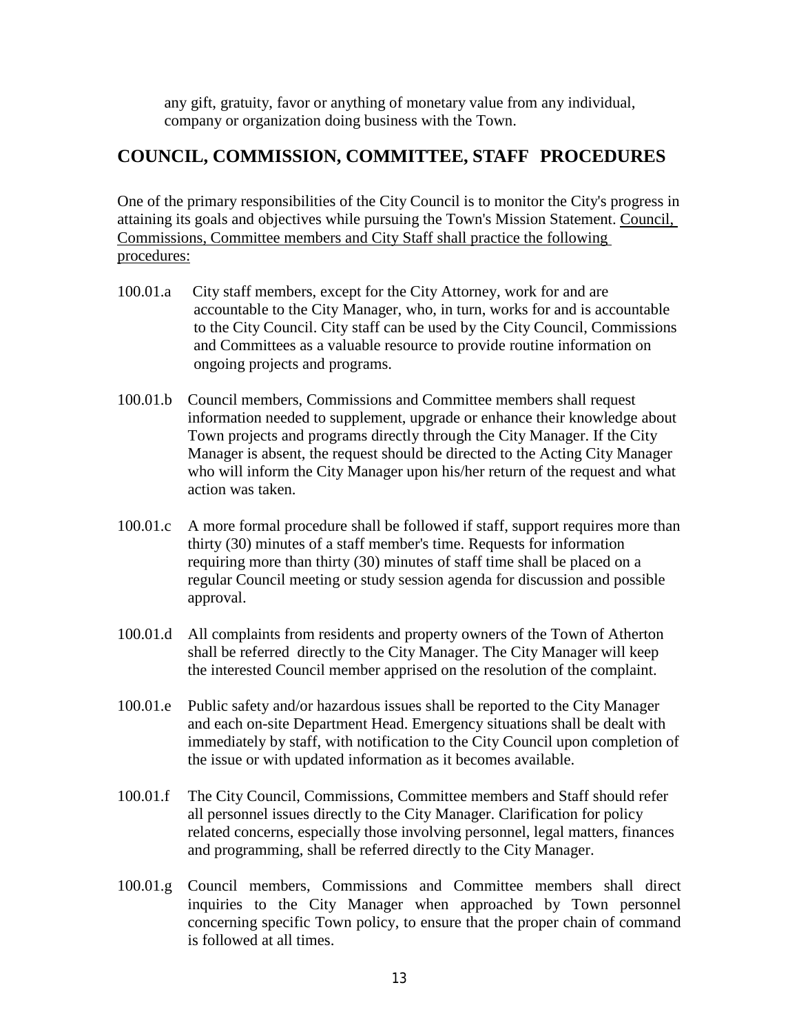any gift, gratuity, favor or anything of monetary value from any individual, company or organization doing business with the Town.

## COUNCIL, COMMISSION, COMMITTEE, STAFF PROCEDURES

One of the primary responsibilities of the City Council is to monitor the City's progress in attaining its goals and objectives while pursuing the Town's Mission Statement. Council, Commissions, Committee members and City Staff shall practice the following procedures:

100.01.a City staff members, except for the City Attorney, work for and are accountable to the City Manager, who, in turn, works for and is accountable to the City Council. City staff can be used by the City Council, Commissions and Committees as a valuable resource to provide routine information on ongoing projects and programs.

100.01.b Council members, Commissions and Committee members shall request information needed to supplement, upgrade or enhance their knowledge about Town projects and programs directly through the City Manager. If the City Manager is absent, the request should be directed to the Acting City Manager who will inform the City Manager upon his/her return of the request and what action was taken.

100.01.c A more formal procedure shall be followed if staff, support requires more than thirty (30) minutes of a staff member's time. Requests for information requiring more than thirty (30) minutes of staff time shall be placed on a regular Council meeting or study session agenda for discussion and possible approval.

100.01.d All complaints from residents and property owners of the Town of Atherton shall be referred directly to the City Manager. The City Manager will keep the interested Council member apprised on the resolution of the complaint.

100.01.e Public safety and/or hazardous issues shall be reported to the City Manager and each on-site Department Head. Emergency situations shall be dealt with immediately by staff, with notification to the City Council upon completion of the issue or with updated information as it becomes available.

100.01.f The City Council, Commissions, Committee members and Staff should refer all personnel issues directly to the City Manager. Clarification for policy related concerns, especially those involving personnel, legal matters, finances and programming, shall be referred directly to the City Manager.

100.01.g Council members, Commissions and Committee members shall direct inquiries to the City Manager when approached by Town personnel concerning specific Town policy, to ensure that the proper chain of command is followed at all times.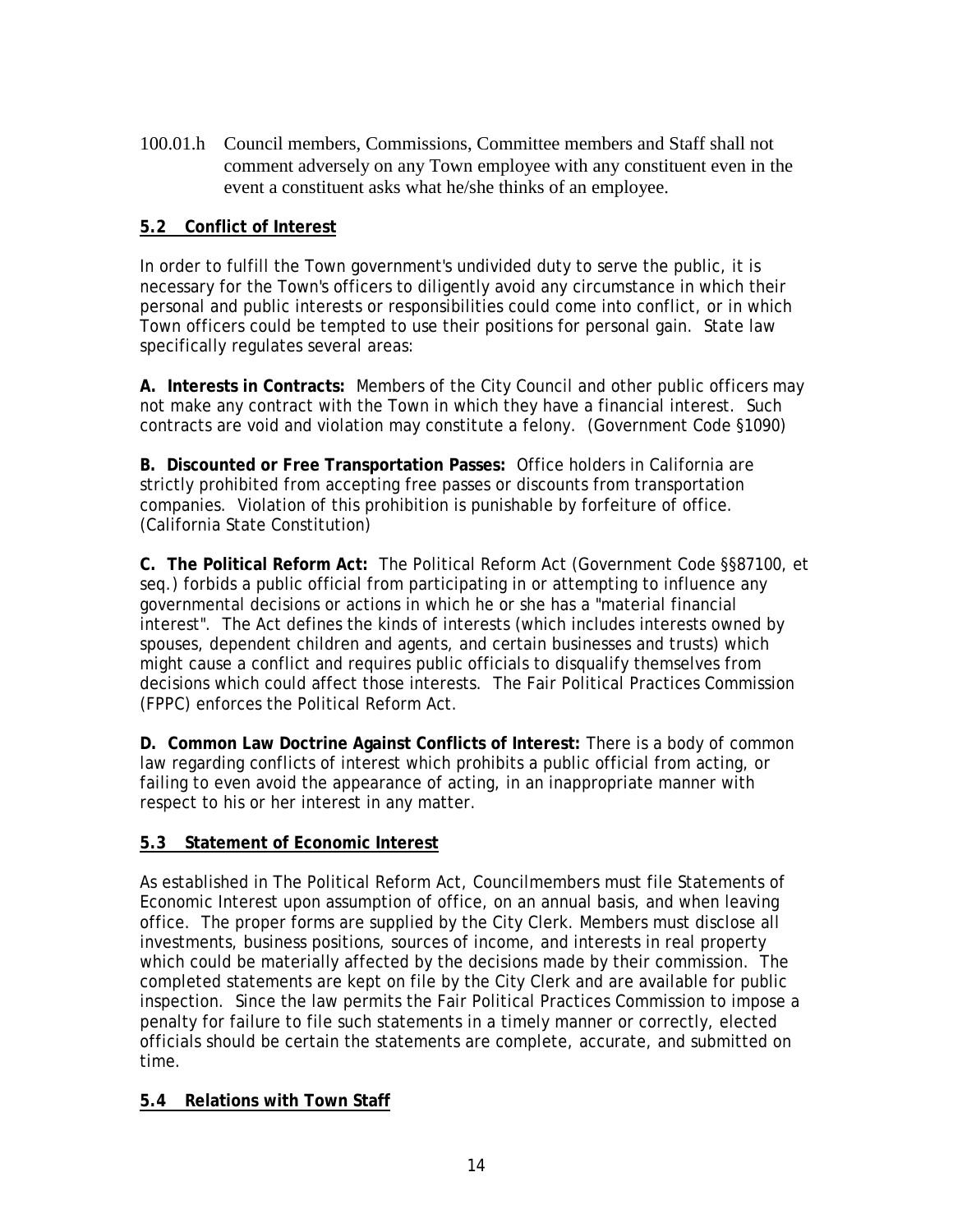100.01.h Council members, Commissions, Committee members and Staff shall not comment adversely on any Town employee with any constituent even in the event a constituent asks what he/she thinks of an employee.

## 5.2 Conflict of Interest

In order to fulfill the Town government's undivided duty to serve the public, it is necessary for the Town's officers to diligently avoid any circumstance in which their personal and public interests or responsibilities could come into conflict, or in which Town officers could be tempted to use their positions for personal gain. State law specifically regulates several areas:

**A. Interests in Contracts:** Members of the City Council and other public officers may not make any contract with the Town in which they have a financial interest. Such contracts are void and violation may constitute a felony. (Government Code §1090)

**B. Discounted or Free Transportation Passes:** Office holders in California are strictly prohibited from accepting free passes or discounts from transportation companies. Violation of this prohibition is punishable by forfeiture of office. (California State Constitution)

**C. The Political Reform Act:** The Political Reform Act (Government Code §§87100, et seq.) forbids a public official from participating in or attempting to influence any governmental decisions or actions in which he or she has a "material financial interest". The Act defines the kinds of interests (which includes interests owned by spouses, dependent children and agents, and certain businesses and trusts) which might cause a conflict and requires public officials to disqualify themselves from decisions which could affect those interests. The Fair Political Practices Commission (FPPC) enforces the Political Reform Act.

**D. Common Law Doctrine Against Conflicts of Interest:** There is a body of common law regarding conflicts of interest which prohibits a public official from acting, or failing to even avoid the appearance of acting, in an inappropriate manner with respect to his or her interest in any matter.

## 5.3 Statement of Economic Interest

As established in The Political Reform Act, Councilmembers must file Statements of Economic Interest upon assumption of office, on an annual basis, and when leaving office. The proper forms are supplied by the City Clerk. Members must disclose all investments, business positions, sources of income, and interests in real property which could be materially affected by the decisions made by their commission. The completed statements are kept on file by the City Clerk and are available for public inspection. Since the law permits the Fair Political Practices Commission to impose a penalty for failure to file such statements in a timely manner or correctly, elected officials should be certain the statements are complete, accurate, and submitted on time.

## 5.4 Relations with Town Staff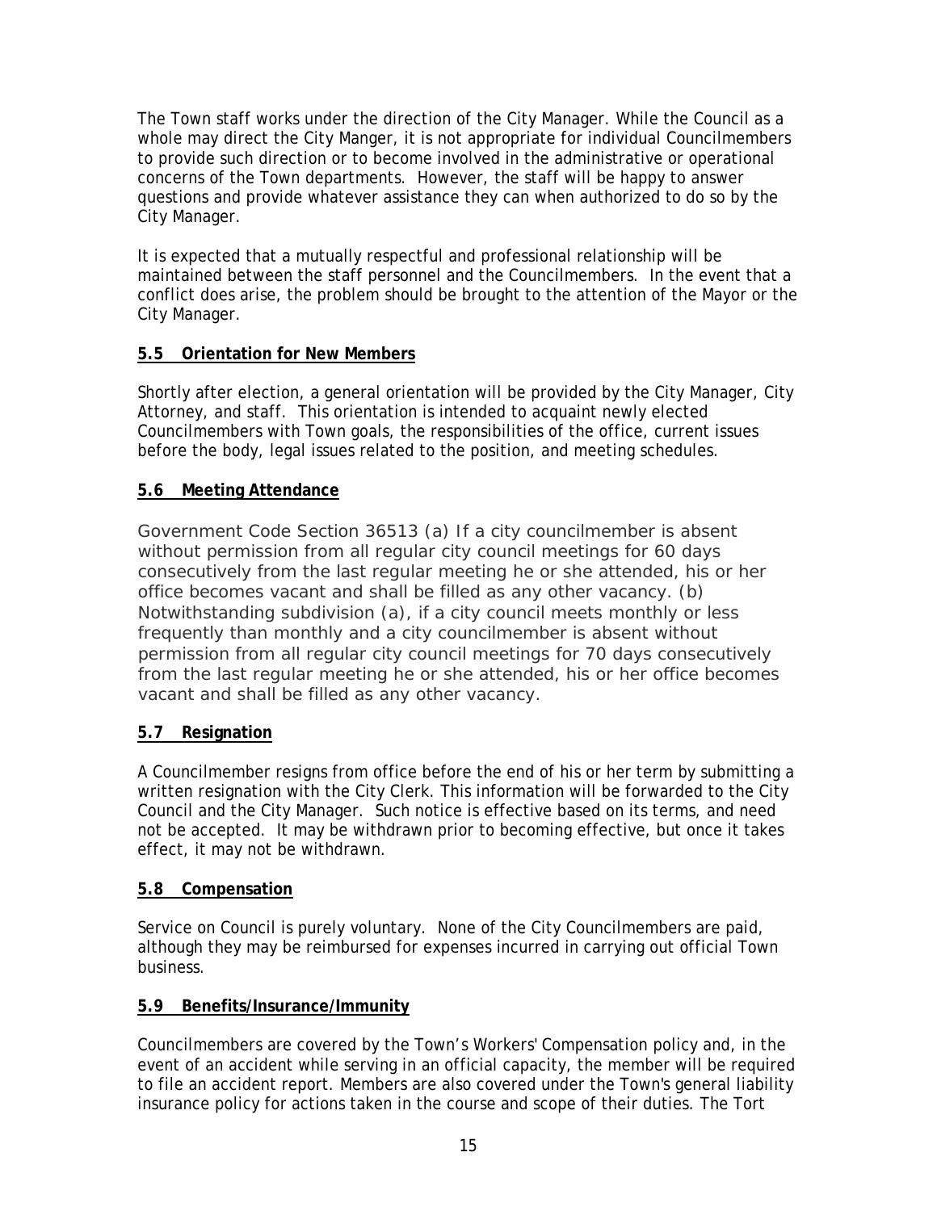The Town staff works under the direction of the City Manager. While the Council as a whole may direct the City Manger, it is not appropriate for individual Councilmembers to provide such direction or to become involved in the administrative or operational concerns of the Town departments. However, the staff will be happy to answer questions and provide whatever assistance they can when authorized to do so by the City Manager.

It is expected that a mutually respectful and professional relationship will be maintained between the staff personnel and the Councilmembers. In the event that a conflict does arise, the problem should be brought to the attention of the Mayor or the City Manager.

### 5.5 Orientation for New Members

Shortly after election, a general orientation will be provided by the City Manager, City Attorney, and staff. This orientation is intended to acquaint newly elected Councilmembers with Town goals, the responsibilities of the office, current issues before the body, legal issues related to the position, and meeting schedules.

### 5.6 Meeting Attendance

Government Code Section 36513 (a) If a city councilmember is absent without permission from all regular city council meetings for 60 days consecutively from the last regular meeting he or she attended, his or her office becomes vacant and shall be filled as any other vacancy. (b) Notwithstanding subdivision (a), if a city council meets monthly or less frequently than monthly and a city councilmember is absent without permission from all regular city council meetings for 70 days consecutively from the last regular meeting he or she attended, his or her office becomes vacant and shall be filled as any other vacancy.

### 5.7 Resignation

A Councilmember resigns from office before the end of his or her term by submitting a written resignation with the City Clerk. This information will be forwarded to the City Council and the City Manager. Such notice is effective based on its terms, and need not be accepted. It may be withdrawn prior to becoming effective, but once it takes effect, it may not be withdrawn.

### 5.8 Compensation

Service on Council is purely voluntary. None of the City Councilmembers are paid, although they may be reimbursed for expenses incurred in carrying out official Town business.

### 5.9 Benefits/Insurance/Immunity

Councilmembers are covered by the Town's Workers' Compensation policy and, in the event of an accident while serving in an official capacity, the member will be required to file an accident report. Members are also covered under the Town's general liability insurance policy for actions taken in the course and scope of their duties. The Tort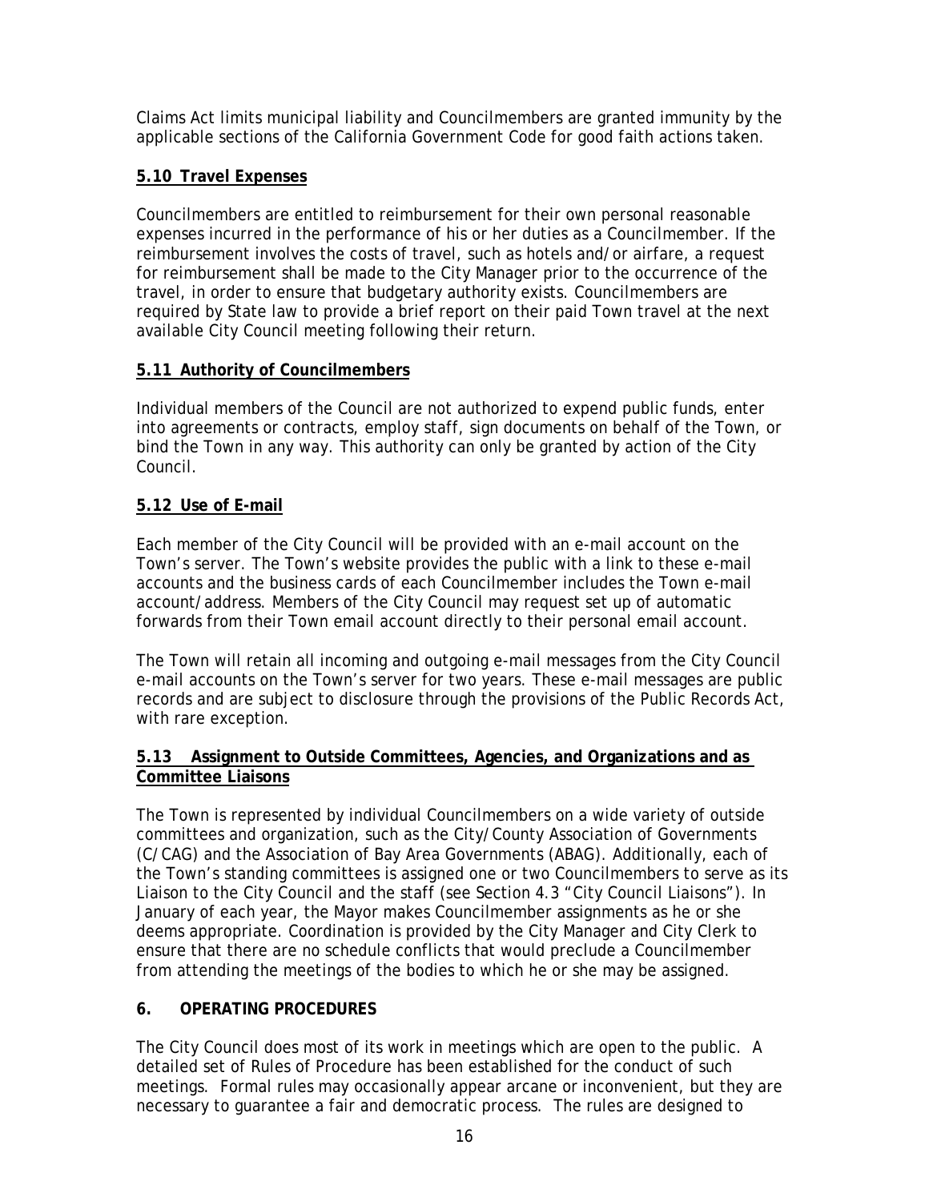Claims Act limits municipal liability and Councilmembers are granted immunity by the applicable sections of the California Government Code for good faith actions taken.

### 5.10 Travel Expenses

Councilmembers are entitled to reimbursement for their own personal reasonable expenses incurred in the performance of his or her duties as a Councilmember. If the reimbursement involves the costs of travel, such as hotels and/or airfare, a request for reimbursement shall be made to the City Manager prior to the occurrence of the travel, in order to ensure that budgetary authority exists. Councilmembers are required by State law to provide a brief report on their paid Town travel at the next available City Council meeting following their return.

### 5.11 Authority of Councilmembers

Individual members of the Council are not authorized to expend public funds, enter into agreements or contracts, employ staff, sign documents on behalf of the Town, or bind the Town in any way. This authority can only be granted by action of the City Council.

### 5.12 Use of E-mail

Each member of the City Council will be provided with an e-mail account on the Town's server. The Town's website provides the public with a link to these e-mail accounts and the business cards of each Councilmember includes the Town e-mail account/address. Members of the City Council may request set up of automatic forwards from their Town email account directly to their personal email account.

The Town will retain all incoming and outgoing e-mail messages from the City Council e-mail accounts on the Town's server for two years. These e-mail messages are public records and are subject to disclosure through the provisions of the Public Records Act, with rare exception.

### 5.13 Assignment to Outside Committees, Agencies, and Organizations and as Committee Liaisons

The Town is represented by individual Councilmembers on a wide variety of outside committees and organization, such as the City/County Association of Governments (C/CAG) and the Association of Bay Area Governments (ABAG). Additionally, each of the Town's standing committees is assigned one or two Councilmembers to serve as its Liaison to the City Council and the staff (see Section 4.3 "City Council Liaisons"). In January of each year, the Mayor makes Councilmember assignments as he or she deems appropriate. Coordination is provided by the City Manager and City Clerk to ensure that there are no schedule conflicts that would preclude a Councilmember from attending the meetings of the bodies to which he or she may be assigned.

## 6. OPERATING PROCEDURES

The City Council does most of its work in meetings which are open to the public. A detailed set of Rules of Procedure has been established for the conduct of such meetings. Formal rules may occasionally appear arcane or inconvenient, but they are necessary to guarantee a fair and democratic process. The rules are designed to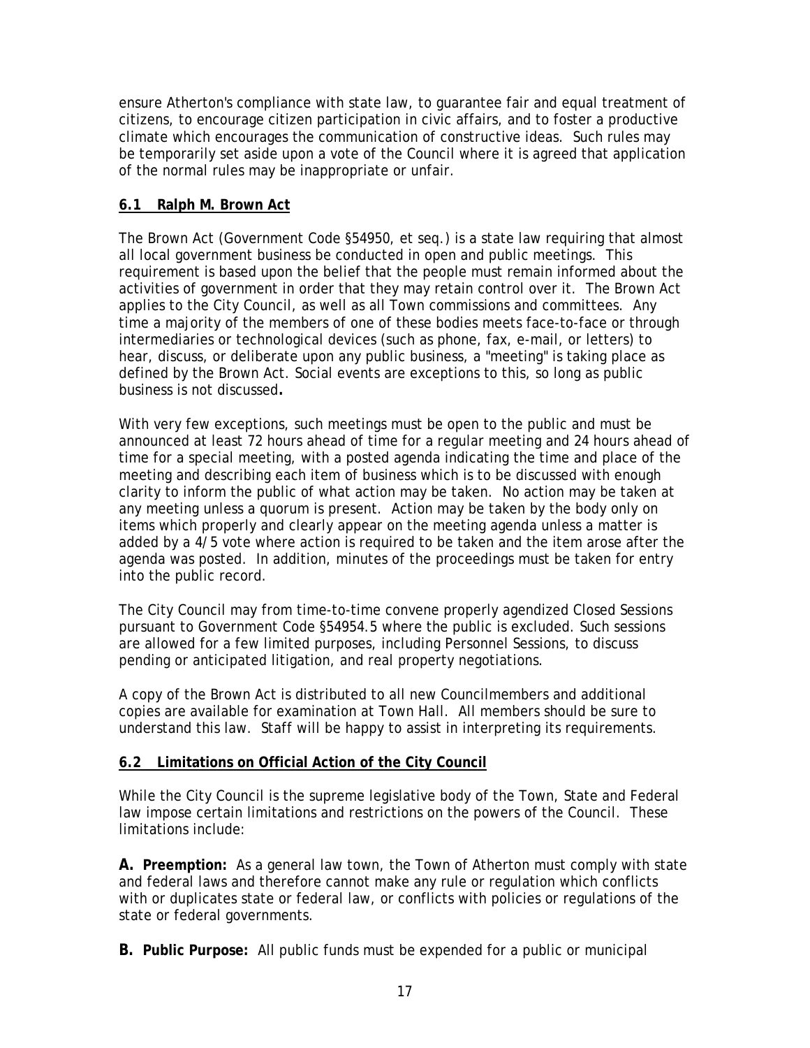ensure Atherton's compliance with state law, to guarantee fair and equal treatment of citizens, to encourage citizen participation in civic affairs, and to foster a productive climate which encourages the communication of constructive ideas. Such rules may be temporarily set aside upon a vote of the Council where it is agreed that application of the normal rules may be inappropriate or unfair.

**6.1 Ralph M. Brown Act**

The Brown Act (Government Code §54950, et seq.) is a state law requiring that almost all local government business be conducted in open and public meetings. This requirement is based upon the belief that the people must remain informed about the activities of government in order that they may retain control over it. The Brown Act applies to the City Council, as well as all Town commissions and committees. Any time a majority of the members of one of these bodies meets face-to-face or through intermediaries or technological devices (such as phone, fax, e-mail, or letters) to hear, discuss, or deliberate upon any public business, a "meeting" is taking place as defined by the Brown Act. Social events are exceptions to this, so long as public business is not discussed**.**

With very few exceptions, such meetings must be open to the public and must be announced at least 72 hours ahead of time for a regular meeting and 24 hours ahead of time for a special meeting, with a posted agenda indicating the time and place of the meeting and describing each item of business which is to be discussed with enough clarity to inform the public of what action may be taken. No action may be taken at any meeting unless a quorum is present. Action may be taken by the body only on items which properly and clearly appear on the meeting agenda unless a matter is added by a 4/5 vote where action is required to be taken and the item arose after the agenda was posted. In addition, minutes of the proceedings must be taken for entry into the public record.

The City Council may from time-to-time convene properly agendized Closed Sessions pursuant to Government Code §54954.5 where the public is excluded. Such sessions are allowed for a few limited purposes, including Personnel Sessions, to discuss pending or anticipated litigation, and real property negotiations.

A copy of the Brown Act is distributed to all new Councilmembers and additional copies are available for examination at Town Hall. All members should be sure to understand this law. Staff will be happy to assist in interpreting its requirements.

**6.2 Limitations on Official Action of the City Council**

While the City Council is the supreme legislative body of the Town, State and Federal law impose certain limitations and restrictions on the powers of the Council. These limitations include:

**A. Preemption:** As a general law town, the Town of Atherton must comply with state and federal laws and therefore cannot make any rule or regulation which conflicts with or duplicates state or federal law, or conflicts with policies or regulations of the state or federal governments.

**B. Public Purpose:** All public funds must be expended for a public or municipal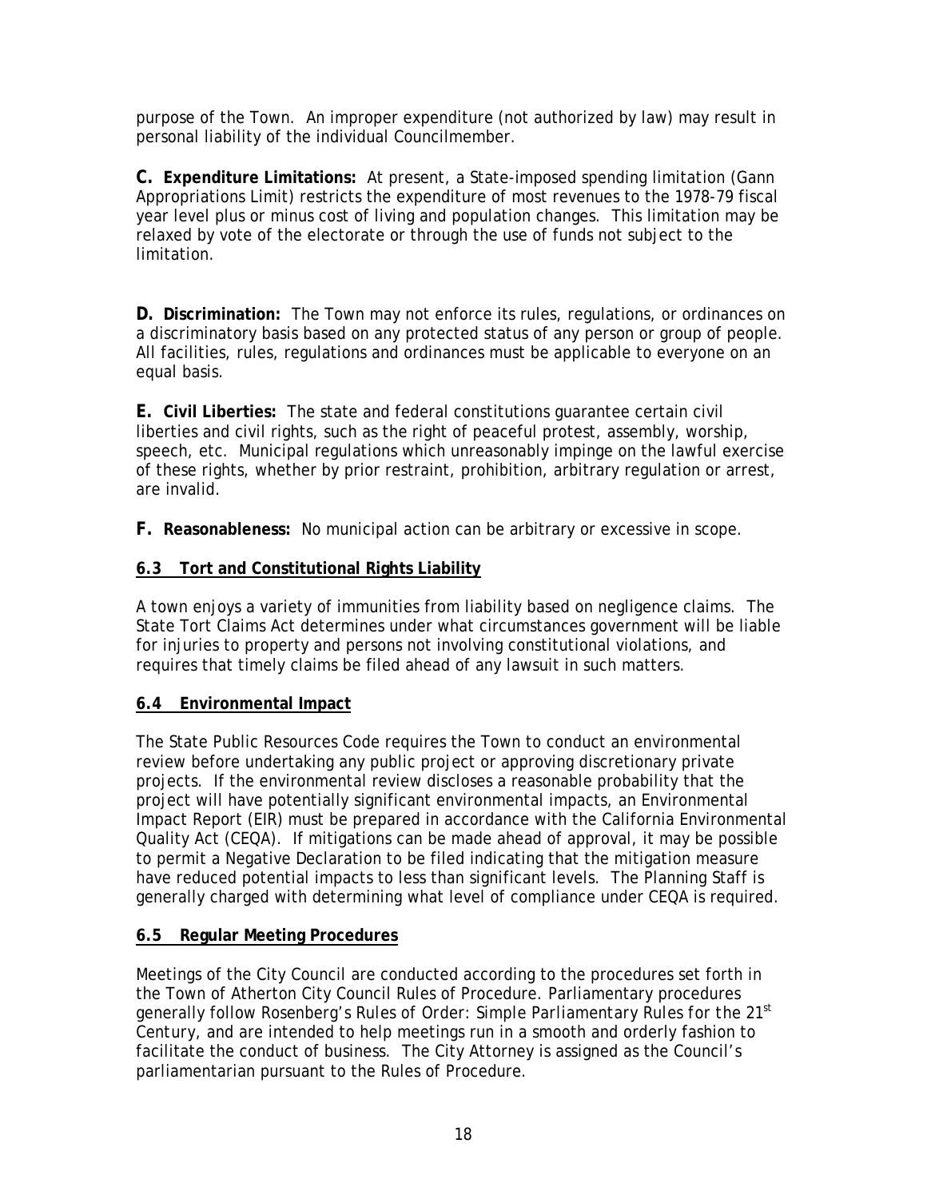purpose of the Town. An improper expenditure (not authorized by law) may result in personal liability of the individual Councilmember.

**C. Expenditure Limitations:** At present, a State-imposed spending limitation (Gann Appropriations Limit) restricts the expenditure of most revenues to the 1978-79 fiscal year level plus or minus cost of living and population changes. This limitation may be relaxed by vote of the electorate or through the use of funds not subject to the limitation.

**D. Discrimination:** The Town may not enforce its rules, regulations, or ordinances on a discriminatory basis based on any protected status of any person or group of people. All facilities, rules, regulations and ordinances must be applicable to everyone on an equal basis.

**E. Civil Liberties:** The state and federal constitutions guarantee certain civil liberties and civil rights, such as the right of peaceful protest, assembly, worship, speech, etc. Municipal regulations which unreasonably impinge on the lawful exercise of these rights, whether by prior restraint, prohibition, arbitrary regulation or arrest, are invalid.

**F. Reasonableness:** No municipal action can be arbitrary or excessive in scope.

### 6.3 Tort and Constitutional Rights Liability

A town enjoys a variety of immunities from liability based on negligence claims. The State Tort Claims Act determines under what circumstances government will be liable for injuries to property and persons not involving constitutional violations, and requires that timely claims be filed ahead of any lawsuit in such matters.

### 6.4 Environmental Impact

The State Public Resources Code requires the Town to conduct an environmental review before undertaking any public project or approving discretionary private projects. If the environmental review discloses a reasonable probability that the project will have potentially significant environmental impacts, an Environmental Impact Report (EIR) must be prepared in accordance with the California Environmental Quality Act (CEQA). If mitigations can be made ahead of approval, it may be possible to permit a Negative Declaration to be filed indicating that the mitigation measure have reduced potential impacts to less than significant levels. The Planning Staff is generally charged with determining what level of compliance under CEQA is required.

### 6.5 Regular Meeting Procedures

Meetings of the City Council are conducted according to the procedures set forth in the Town of Atherton City Council Rules of Procedure. Parliamentary procedures generally follow Rosenberg's *Rules of Order: Simple Parliamentary Rules for the 21st Century*, and are intended to help meetings run in a smooth and orderly fashion to facilitate the conduct of business. The City Attorney is assigned as the Council's parliamentarian pursuant to the Rules of Procedure.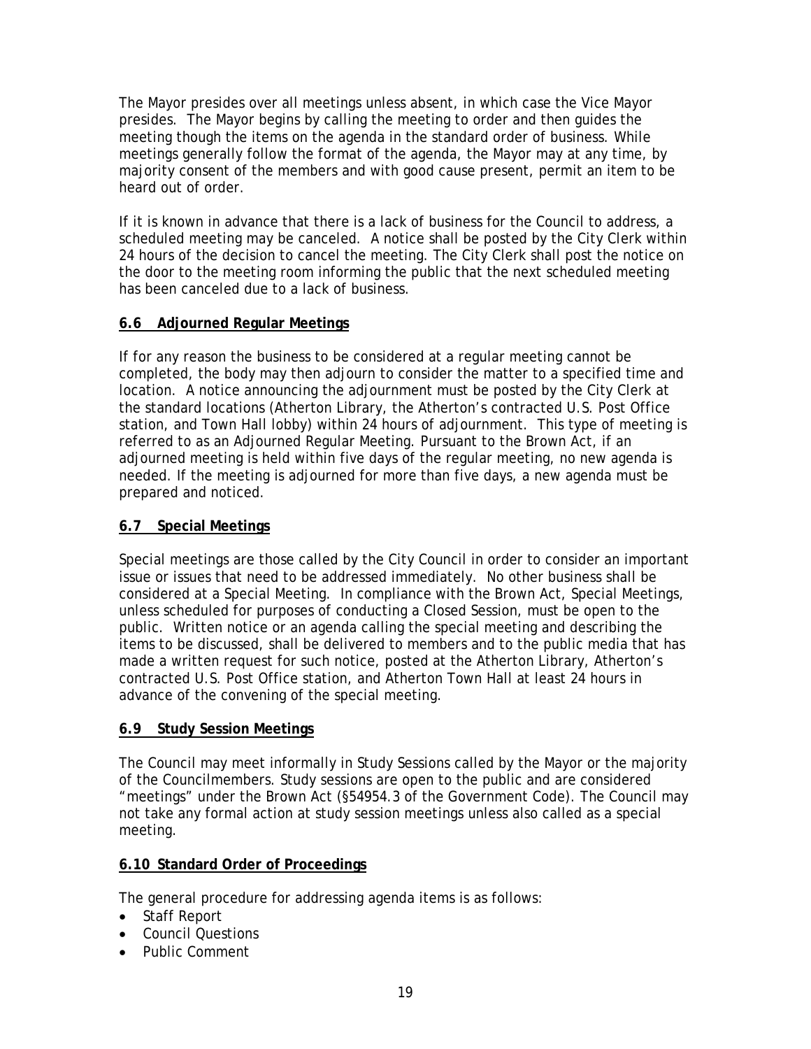The Mayor presides over all meetings unless absent, in which case the Vice Mayor presides. The Mayor begins by calling the meeting to order and then guides the meeting though the items on the agenda in the standard order of business. While meetings generally follow the format of the agenda, the Mayor may at any time, by majority consent of the members and with good cause present, permit an item to be heard out of order.

If it is known in advance that there is a lack of business for the Council to address, a scheduled meeting may be canceled. A notice shall be posted by the City Clerk within 24 hours of the decision to cancel the meeting. The City Clerk shall post the notice on the door to the meeting room informing the public that the next scheduled meeting has been canceled due to a lack of business.

## 6.6 Adjourned Regular Meetings

If for any reason the business to be considered at a regular meeting cannot be completed, the body may then adjourn to consider the matter to a specified time and location. A notice announcing the adjournment must be posted by the City Clerk at the standard locations (Atherton Library, the Atherton's contracted U.S. Post Office station, and Town Hall lobby) within 24 hours of adjournment. This type of meeting is referred to as an Adjourned Regular Meeting. Pursuant to the Brown Act, if an adjourned meeting is held within five days of the regular meeting, no new agenda is needed. If the meeting is adjourned for more than five days, a new agenda must be prepared and noticed.

## 6.7 Special Meetings

Special meetings are those called by the City Council in order to consider an important issue or issues that need to be addressed immediately. No other business shall be considered at a Special Meeting. In compliance with the Brown Act, Special Meetings, unless scheduled for purposes of conducting a Closed Session, must be open to the public. Written notice or an agenda calling the special meeting and describing the items to be discussed, shall be delivered to members and to the public media that has made a written request for such notice, posted at the Atherton Library, Atherton's contracted U.S. Post Office station, and Atherton Town Hall at least 24 hours in advance of the convening of the special meeting.

## 6.9 Study Session Meetings

The Council may meet informally in Study Sessions called by the Mayor or the majority of the Councilmembers. Study sessions are open to the public and are considered "meetings" under the Brown Act (§54954.3 of the Government Code). The Council may not take any formal action at study session meetings unless also called as a special meeting.

## 6.10 Standard Order of Proceedings

The general procedure for addressing agenda items is as follows:

- Staff Report
- Council Questions
- Public Comment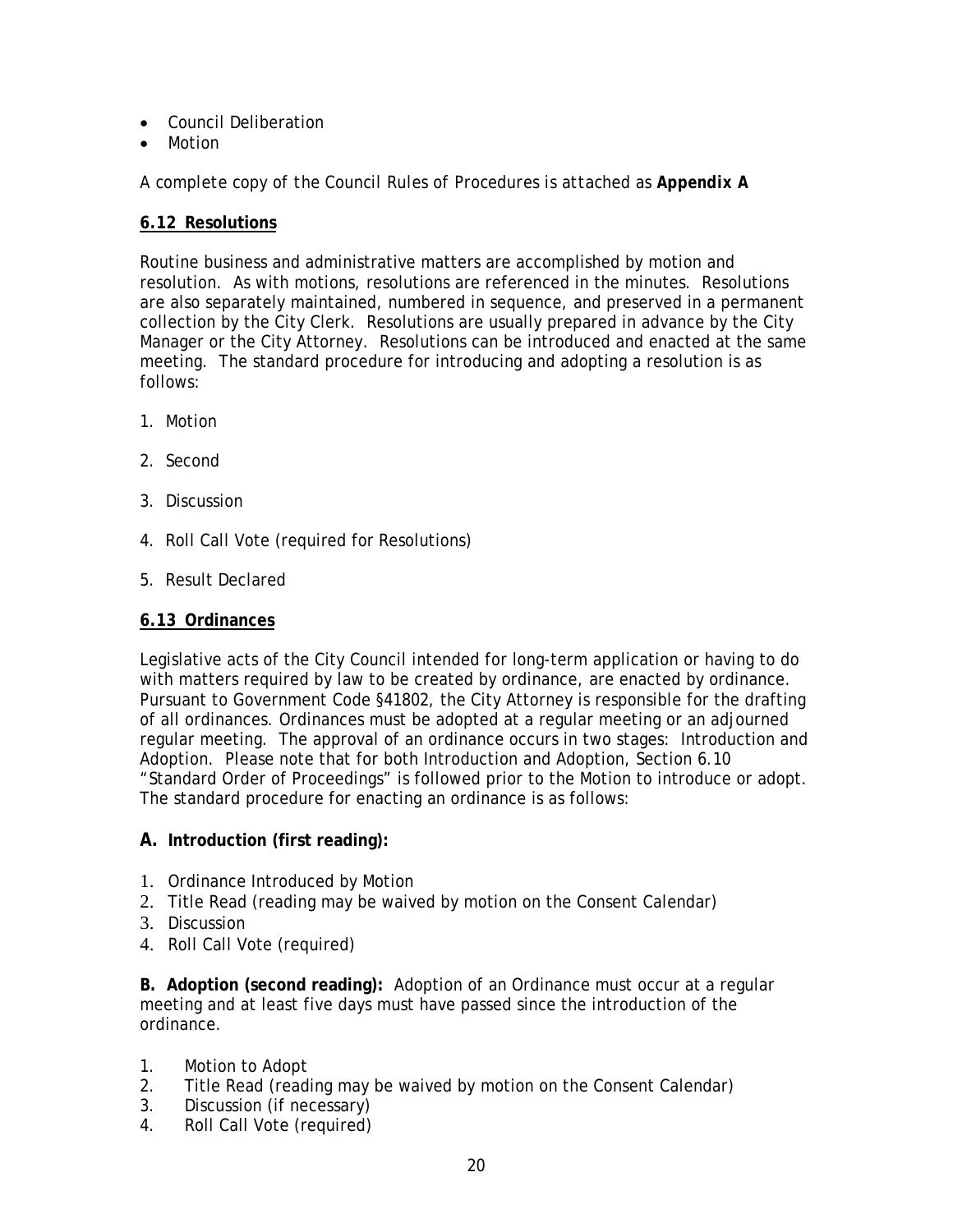- Council Deliberation
- Motion

*A complete copy of the Council Rules of Procedures is attached as* ***Appendix A***

**6.12 Resolutions**

Routine business and administrative matters are accomplished by motion and resolution. As with motions, resolutions are referenced in the minutes. Resolutions are also separately maintained, numbered in sequence, and preserved in a permanent collection by the City Clerk. Resolutions are usually prepared in advance by the City Manager or the City Attorney. Resolutions can be introduced and enacted at the same meeting. The standard procedure for introducing and adopting a resolution is as follows:

1. Motion

2. Second

3. Discussion

4. Roll Call Vote (required for Resolutions)

5. Result Declared

**6.13 Ordinances**

Legislative acts of the City Council intended for long-term application or having to do with matters required by law to be created by ordinance, are enacted by ordinance. Pursuant to Government Code §41802, the City Attorney is responsible for the drafting of all ordinances. Ordinances must be adopted at a regular meeting or an adjourned regular meeting. The approval of an ordinance occurs in two stages: Introduction and Adoption. Please note that for both Introduction and Adoption, Section 6.10 "Standard Order of Proceedings" is followed prior to the Motion to introduce or adopt. The standard procedure for enacting an ordinance is as follows:

**A. Introduction (first reading):**

1. Ordinance Introduced by Motion
2. Title Read (reading may be waived by motion on the Consent Calendar)
3. Discussion
4. Roll Call Vote (required)

**B. Adoption (second reading):** Adoption of an Ordinance must occur at a regular meeting and at least five days must have passed since the introduction of the ordinance.

1. Motion to Adopt
2. Title Read (reading may be waived by motion on the Consent Calendar)
3. Discussion (if necessary)
4. Roll Call Vote (required)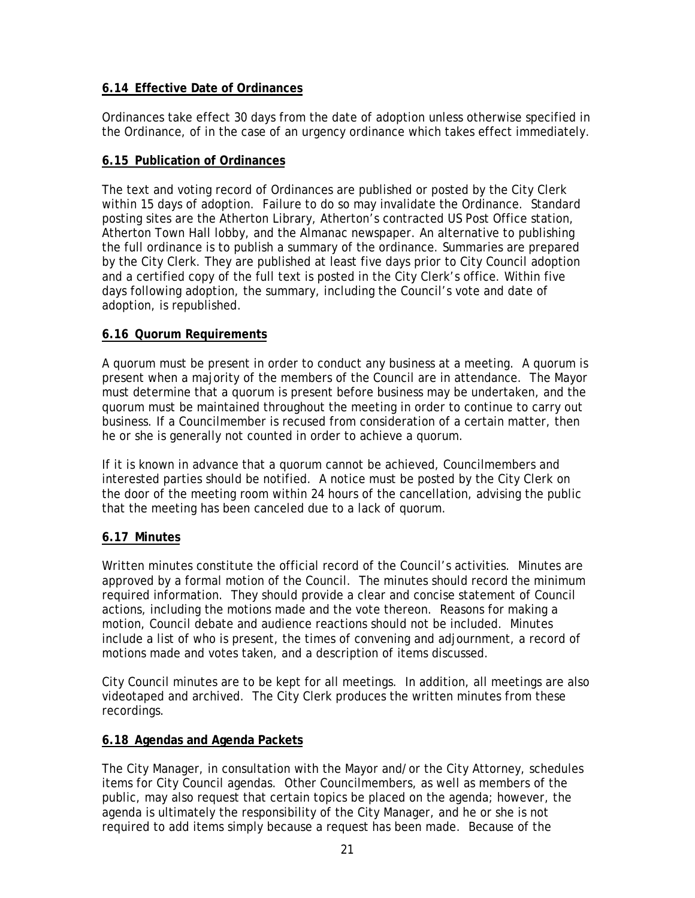### 6.14 Effective Date of Ordinances

Ordinances take effect 30 days from the date of adoption unless otherwise specified in the Ordinance, of in the case of an urgency ordinance which takes effect immediately.

### 6.15 Publication of Ordinances

The text and voting record of Ordinances are published or posted by the City Clerk within 15 days of adoption. Failure to do so may invalidate the Ordinance. Standard posting sites are the Atherton Library, Atherton's contracted US Post Office station, Atherton Town Hall lobby, and the Almanac newspaper. An alternative to publishing the full ordinance is to publish a summary of the ordinance. Summaries are prepared by the City Clerk. They are published at least five days prior to City Council adoption and a certified copy of the full text is posted in the City Clerk's office. Within five days following adoption, the summary, including the Council's vote and date of adoption, is republished.

### 6.16 Quorum Requirements

A quorum must be present in order to conduct any business at a meeting. A quorum is present when a majority of the members of the Council are in attendance. The Mayor must determine that a quorum is present before business may be undertaken, and the quorum must be maintained throughout the meeting in order to continue to carry out business. If a Councilmember is recused from consideration of a certain matter, then he or she is generally not counted in order to achieve a quorum.

If it is known in advance that a quorum cannot be achieved, Councilmembers and interested parties should be notified. A notice must be posted by the City Clerk on the door of the meeting room within 24 hours of the cancellation, advising the public that the meeting has been canceled due to a lack of quorum.

### 6.17 Minutes

Written minutes constitute the official record of the Council's activities. Minutes are approved by a formal motion of the Council. The minutes should record the minimum required information. They should provide a clear and concise statement of Council actions, including the motions made and the vote thereon. Reasons for making a motion, Council debate and audience reactions should not be included. Minutes include a list of who is present, the times of convening and adjournment, a record of motions made and votes taken, and a description of items discussed.

City Council minutes are to be kept for all meetings. In addition, all meetings are also videotaped and archived. The City Clerk produces the written minutes from these recordings.

### 6.18 Agendas and Agenda Packets

The City Manager, in consultation with the Mayor and/or the City Attorney, schedules items for City Council agendas. Other Councilmembers, as well as members of the public, may also request that certain topics be placed on the agenda; however, the agenda is ultimately the responsibility of the City Manager, and he or she is not required to add items simply because a request has been made. Because of the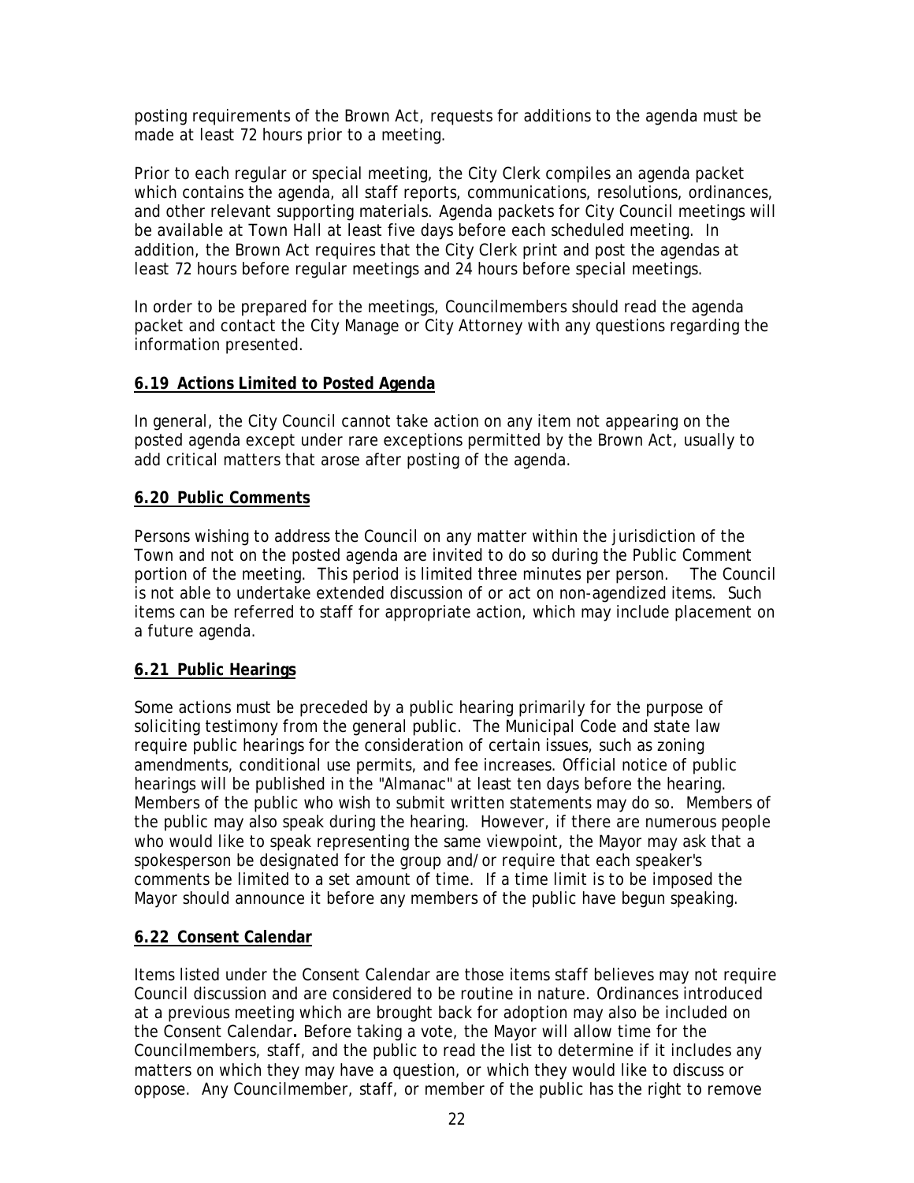posting requirements of the Brown Act, requests for additions to the agenda must be made at least 72 hours prior to a meeting.

Prior to each regular or special meeting, the City Clerk compiles an agenda packet which contains the agenda, all staff reports, communications, resolutions, ordinances, and other relevant supporting materials. Agenda packets for City Council meetings will be available at Town Hall at least five days before each scheduled meeting. In addition, the Brown Act requires that the City Clerk print and post the agendas at least 72 hours before regular meetings and 24 hours before special meetings.

In order to be prepared for the meetings, Councilmembers should read the agenda packet and contact the City Manage or City Attorney with any questions regarding the information presented.

**6.19 Actions Limited to Posted Agenda**

In general, the City Council cannot take action on any item not appearing on the posted agenda except under rare exceptions permitted by the Brown Act, usually to add critical matters that arose after posting of the agenda.

**6.20 Public Comments**

Persons wishing to address the Council on any matter within the jurisdiction of the Town and not on the posted agenda are invited to do so during the Public Comment portion of the meeting. This period is limited three minutes per person. The Council is not able to undertake extended discussion of or act on non-agendized items. Such items can be referred to staff for appropriate action, which may include placement on a future agenda.

**6.21 Public Hearings**

Some actions must be preceded by a public hearing primarily for the purpose of soliciting testimony from the general public. The Municipal Code and state law require public hearings for the consideration of certain issues, such as zoning amendments, conditional use permits, and fee increases. Official notice of public hearings will be published in the "Almanac" at least ten days before the hearing. Members of the public who wish to submit written statements may do so. Members of the public may also speak during the hearing. However, if there are numerous people who would like to speak representing the same viewpoint, the Mayor may ask that a spokesperson be designated for the group and/or require that each speaker's comments be limited to a set amount of time. If a time limit is to be imposed the Mayor should announce it before any members of the public have begun speaking.

**6.22 Consent Calendar**

Items listed under the Consent Calendar are those items staff believes may not require Council discussion and are considered to be routine in nature. Ordinances introduced at a previous meeting which are brought back for adoption may also be included on the Consent Calendar**.** Before taking a vote, the Mayor will allow time for the Councilmembers, staff, and the public to read the list to determine if it includes any matters on which they may have a question, or which they would like to discuss or oppose. Any Councilmember, staff, or member of the public has the right to remove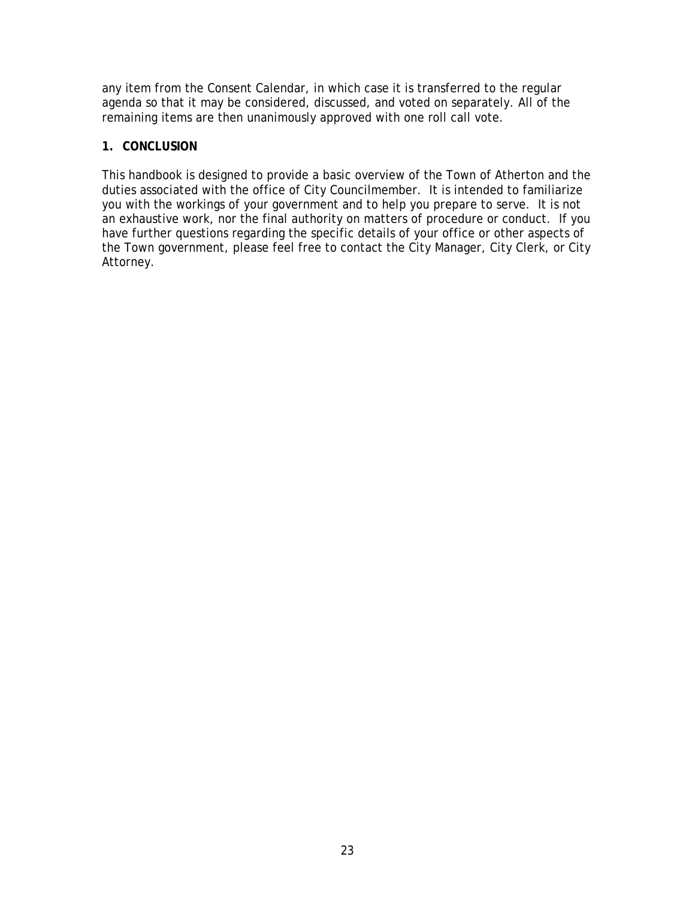any item from the Consent Calendar, in which case it is transferred to the regular agenda so that it may be considered, discussed, and voted on separately. All of the remaining items are then unanimously approved with one roll call vote.

## 1. CONCLUSION

This handbook is designed to provide a basic overview of the Town of Atherton and the duties associated with the office of City Councilmember. It is intended to familiarize you with the workings of your government and to help you prepare to serve. It is not an exhaustive work, nor the final authority on matters of procedure or conduct. If you have further questions regarding the specific details of your office or other aspects of the Town government, please feel free to contact the City Manager, City Clerk, or City Attorney.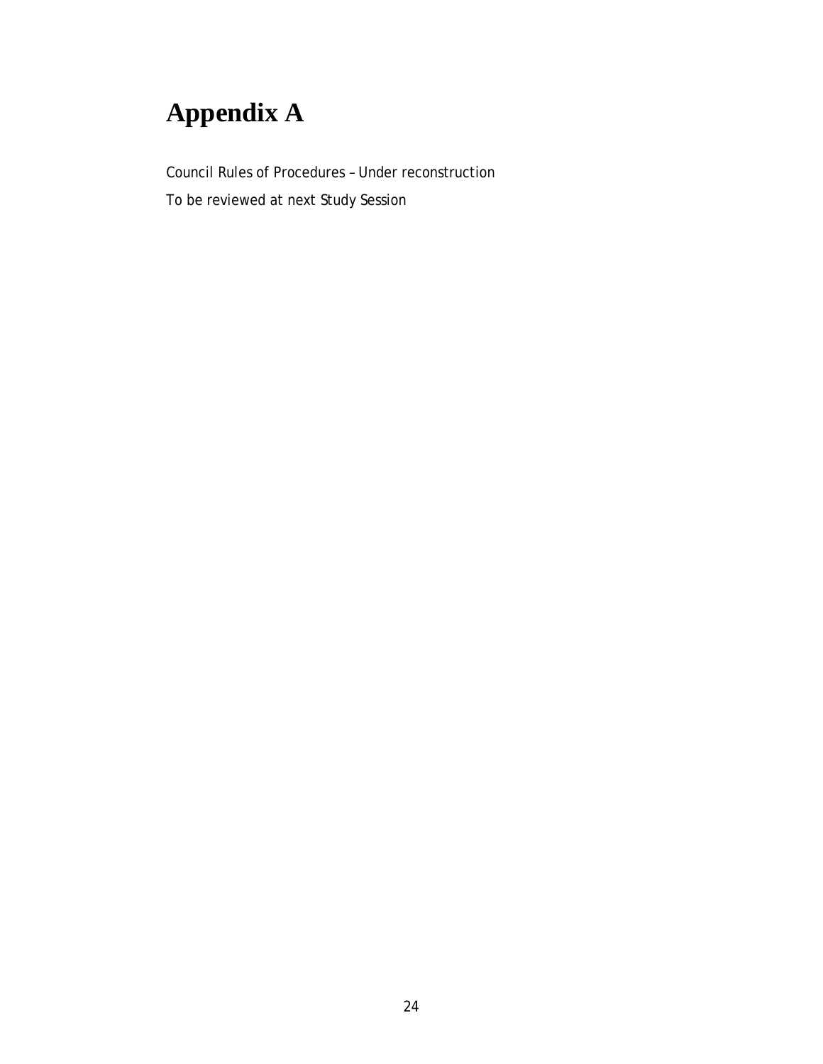# Appendix A

Council Rules of Procedures – Under reconstruction

To be reviewed at next Study Session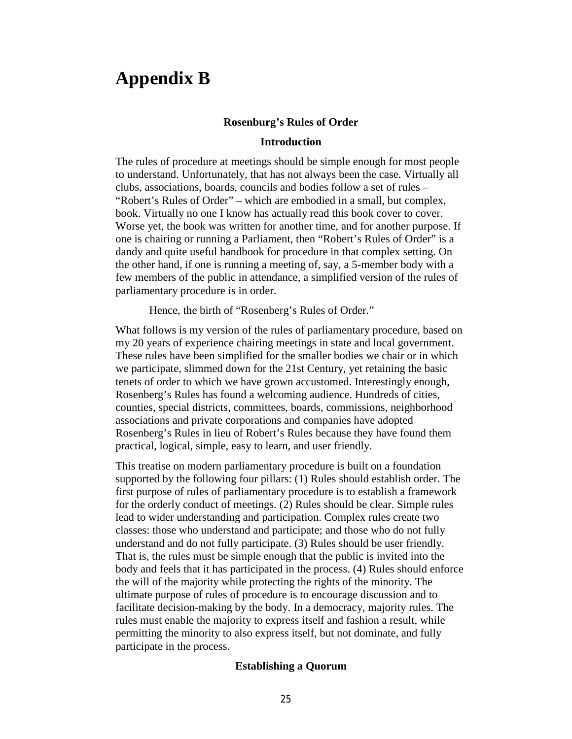# Appendix B

**Rosenburg's Rules of Order**

**Introduction**

The rules of procedure at meetings should be simple enough for most people to understand. Unfortunately, that has not always been the case. Virtually all clubs, associations, boards, councils and bodies follow a set of rules – "Robert's Rules of Order" – which are embodied in a small, but complex, book. Virtually no one I know has actually read this book cover to cover. Worse yet, the book was written for another time, and for another purpose. If one is chairing or running a Parliament, then "Robert's Rules of Order" is a dandy and quite useful handbook for procedure in that complex setting. On the other hand, if one is running a meeting of, say, a 5-member body with a few members of the public in attendance, a simplified version of the rules of parliamentary procedure is in order.

Hence, the birth of "Rosenberg's Rules of Order."

What follows is my version of the rules of parliamentary procedure, based on my 20 years of experience chairing meetings in state and local government. These rules have been simplified for the smaller bodies we chair or in which we participate, slimmed down for the 21st Century, yet retaining the basic tenets of order to which we have grown accustomed. Interestingly enough, Rosenberg's Rules has found a welcoming audience. Hundreds of cities, counties, special districts, committees, boards, commissions, neighborhood associations and private corporations and companies have adopted Rosenberg's Rules in lieu of Robert's Rules because they have found them practical, logical, simple, easy to learn, and user friendly.

This treatise on modern parliamentary procedure is built on a foundation supported by the following four pillars: (1) Rules should establish order. The first purpose of rules of parliamentary procedure is to establish a framework for the orderly conduct of meetings. (2) Rules should be clear. Simple rules lead to wider understanding and participation. Complex rules create two classes: those who understand and participate; and those who do not fully understand and do not fully participate. (3) Rules should be user friendly. That is, the rules must be simple enough that the public is invited into the body and feels that it has participated in the process. (4) Rules should enforce the will of the majority while protecting the rights of the minority. The ultimate purpose of rules of procedure is to encourage discussion and to facilitate decision-making by the body. In a democracy, majority rules. The rules must enable the majority to express itself and fashion a result, while permitting the minority to also express itself, but not dominate, and fully participate in the process.

**Establishing a Quorum**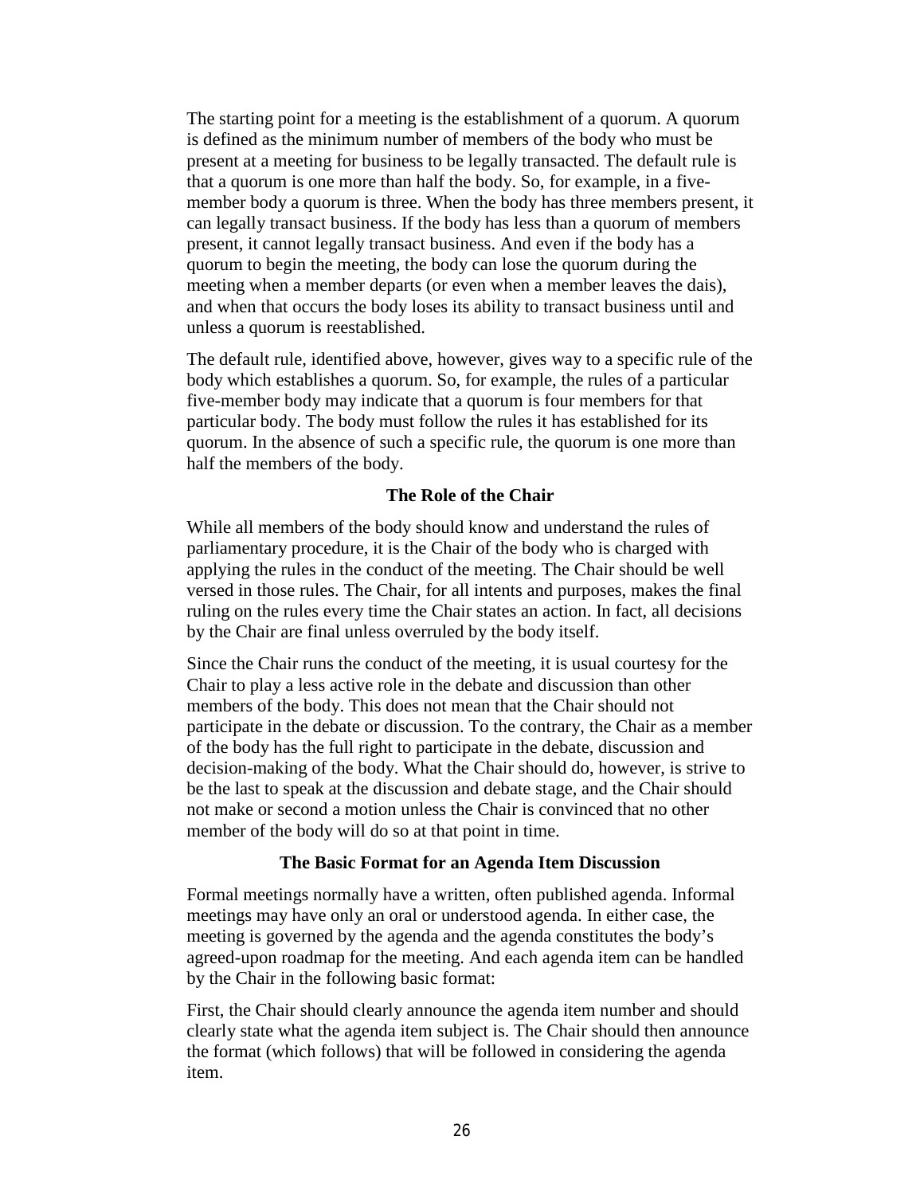The starting point for a meeting is the establishment of a quorum. A quorum is defined as the minimum number of members of the body who must be present at a meeting for business to be legally transacted. The default rule is that a quorum is one more than half the body. So, for example, in a five-member body a quorum is three. When the body has three members present, it can legally transact business. If the body has less than a quorum of members present, it cannot legally transact business. And even if the body has a quorum to begin the meeting, the body can lose the quorum during the meeting when a member departs (or even when a member leaves the dais), and when that occurs the body loses its ability to transact business until and unless a quorum is reestablished.

The default rule, identified above, however, gives way to a specific rule of the body which establishes a quorum. So, for example, the rules of a particular five-member body may indicate that a quorum is four members for that particular body. The body must follow the rules it has established for its quorum. In the absence of such a specific rule, the quorum is one more than half the members of the body.

### The Role of the Chair

While all members of the body should know and understand the rules of parliamentary procedure, it is the Chair of the body who is charged with applying the rules in the conduct of the meeting. The Chair should be well versed in those rules. The Chair, for all intents and purposes, makes the final ruling on the rules every time the Chair states an action. In fact, all decisions by the Chair are final unless overruled by the body itself.

Since the Chair runs the conduct of the meeting, it is usual courtesy for the Chair to play a less active role in the debate and discussion than other members of the body. This does not mean that the Chair should not participate in the debate or discussion. To the contrary, the Chair as a member of the body has the full right to participate in the debate, discussion and decision-making of the body. What the Chair should do, however, is strive to be the last to speak at the discussion and debate stage, and the Chair should not make or second a motion unless the Chair is convinced that no other member of the body will do so at that point in time.

### The Basic Format for an Agenda Item Discussion

Formal meetings normally have a written, often published agenda. Informal meetings may have only an oral or understood agenda. In either case, the meeting is governed by the agenda and the agenda constitutes the body's agreed-upon roadmap for the meeting. And each agenda item can be handled by the Chair in the following basic format:

First, the Chair should clearly announce the agenda item number and should clearly state what the agenda item subject is. The Chair should then announce the format (which follows) that will be followed in considering the agenda item.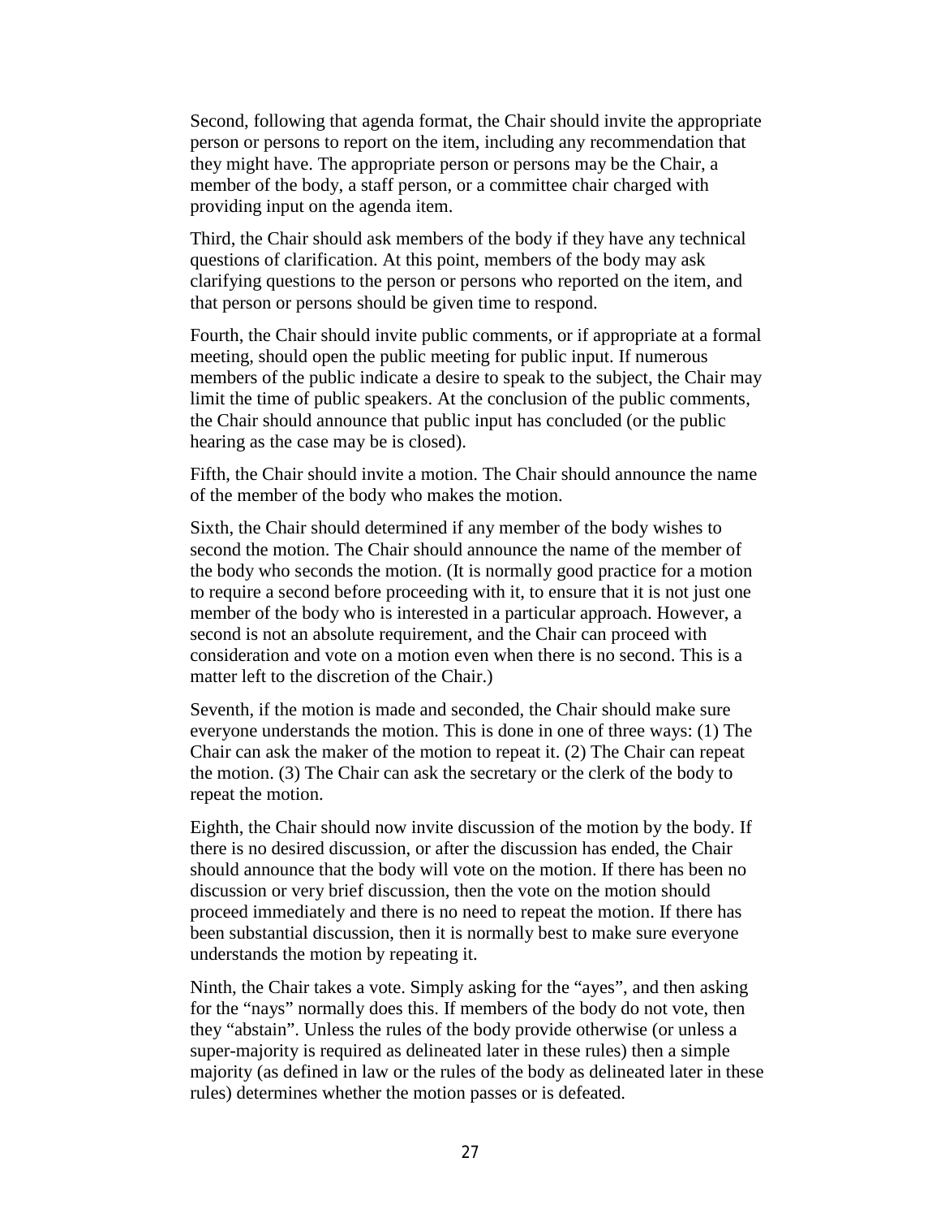Second, following that agenda format, the Chair should invite the appropriate person or persons to report on the item, including any recommendation that they might have. The appropriate person or persons may be the Chair, a member of the body, a staff person, or a committee chair charged with providing input on the agenda item.

Third, the Chair should ask members of the body if they have any technical questions of clarification. At this point, members of the body may ask clarifying questions to the person or persons who reported on the item, and that person or persons should be given time to respond.

Fourth, the Chair should invite public comments, or if appropriate at a formal meeting, should open the public meeting for public input. If numerous members of the public indicate a desire to speak to the subject, the Chair may limit the time of public speakers. At the conclusion of the public comments, the Chair should announce that public input has concluded (or the public hearing as the case may be is closed).

Fifth, the Chair should invite a motion. The Chair should announce the name of the member of the body who makes the motion.

Sixth, the Chair should determined if any member of the body wishes to second the motion. The Chair should announce the name of the member of the body who seconds the motion. (It is normally good practice for a motion to require a second before proceeding with it, to ensure that it is not just one member of the body who is interested in a particular approach. However, a second is not an absolute requirement, and the Chair can proceed with consideration and vote on a motion even when there is no second. This is a matter left to the discretion of the Chair.)

Seventh, if the motion is made and seconded, the Chair should make sure everyone understands the motion. This is done in one of three ways: (1) The Chair can ask the maker of the motion to repeat it. (2) The Chair can repeat the motion. (3) The Chair can ask the secretary or the clerk of the body to repeat the motion.

Eighth, the Chair should now invite discussion of the motion by the body. If there is no desired discussion, or after the discussion has ended, the Chair should announce that the body will vote on the motion. If there has been no discussion or very brief discussion, then the vote on the motion should proceed immediately and there is no need to repeat the motion. If there has been substantial discussion, then it is normally best to make sure everyone understands the motion by repeating it.

Ninth, the Chair takes a vote. Simply asking for the "ayes", and then asking for the "nays" normally does this. If members of the body do not vote, then they "abstain". Unless the rules of the body provide otherwise (or unless a super-majority is required as delineated later in these rules) then a simple majority (as defined in law or the rules of the body as delineated later in these rules) determines whether the motion passes or is defeated.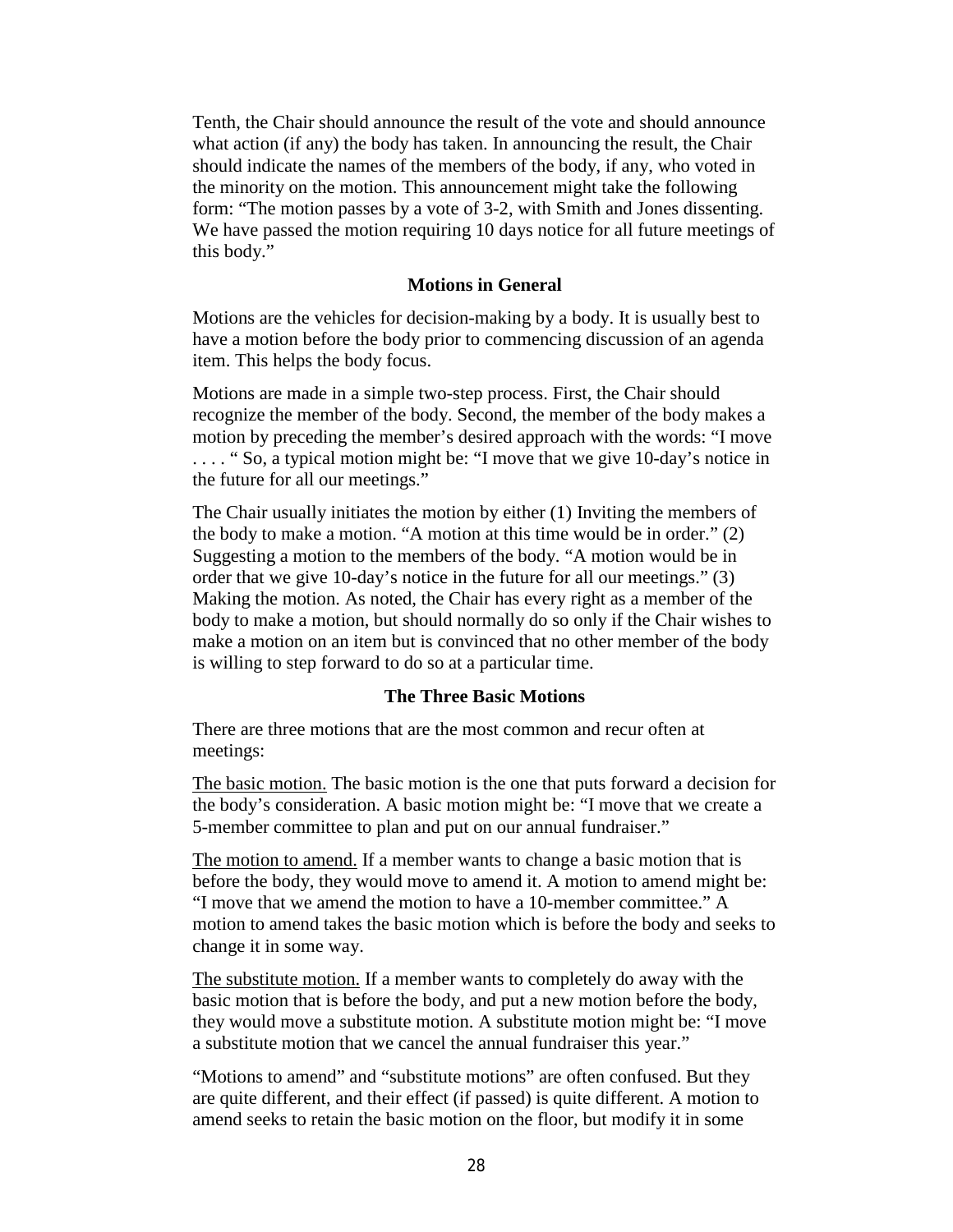Tenth, the Chair should announce the result of the vote and should announce what action (if any) the body has taken. In announcing the result, the Chair should indicate the names of the members of the body, if any, who voted in the minority on the motion. This announcement might take the following form: "The motion passes by a vote of 3-2, with Smith and Jones dissenting. We have passed the motion requiring 10 days notice for all future meetings of this body."

### Motions in General

Motions are the vehicles for decision-making by a body. It is usually best to have a motion before the body prior to commencing discussion of an agenda item. This helps the body focus.

Motions are made in a simple two-step process. First, the Chair should recognize the member of the body. Second, the member of the body makes a motion by preceding the member's desired approach with the words: "I move . . . . " So, a typical motion might be: "I move that we give 10-day's notice in the future for all our meetings."

The Chair usually initiates the motion by either (1) Inviting the members of the body to make a motion. "A motion at this time would be in order." (2) Suggesting a motion to the members of the body. "A motion would be in order that we give 10-day's notice in the future for all our meetings." (3) Making the motion. As noted, the Chair has every right as a member of the body to make a motion, but should normally do so only if the Chair wishes to make a motion on an item but is convinced that no other member of the body is willing to step forward to do so at a particular time.

### The Three Basic Motions

There are three motions that are the most common and recur often at meetings:

<u>The basic motion.</u> The basic motion is the one that puts forward a decision for the body's consideration. A basic motion might be: "I move that we create a 5-member committee to plan and put on our annual fundraiser."

<u>The motion to amend.</u> If a member wants to change a basic motion that is before the body, they would move to amend it. A motion to amend might be: "I move that we amend the motion to have a 10-member committee." A motion to amend takes the basic motion which is before the body and seeks to change it in some way.

<u>The substitute motion.</u> If a member wants to completely do away with the basic motion that is before the body, and put a new motion before the body, they would move a substitute motion. A substitute motion might be: "I move a substitute motion that we cancel the annual fundraiser this year."

"Motions to amend" and "substitute motions" are often confused. But they are quite different, and their effect (if passed) is quite different. A motion to amend seeks to retain the basic motion on the floor, but modify it in some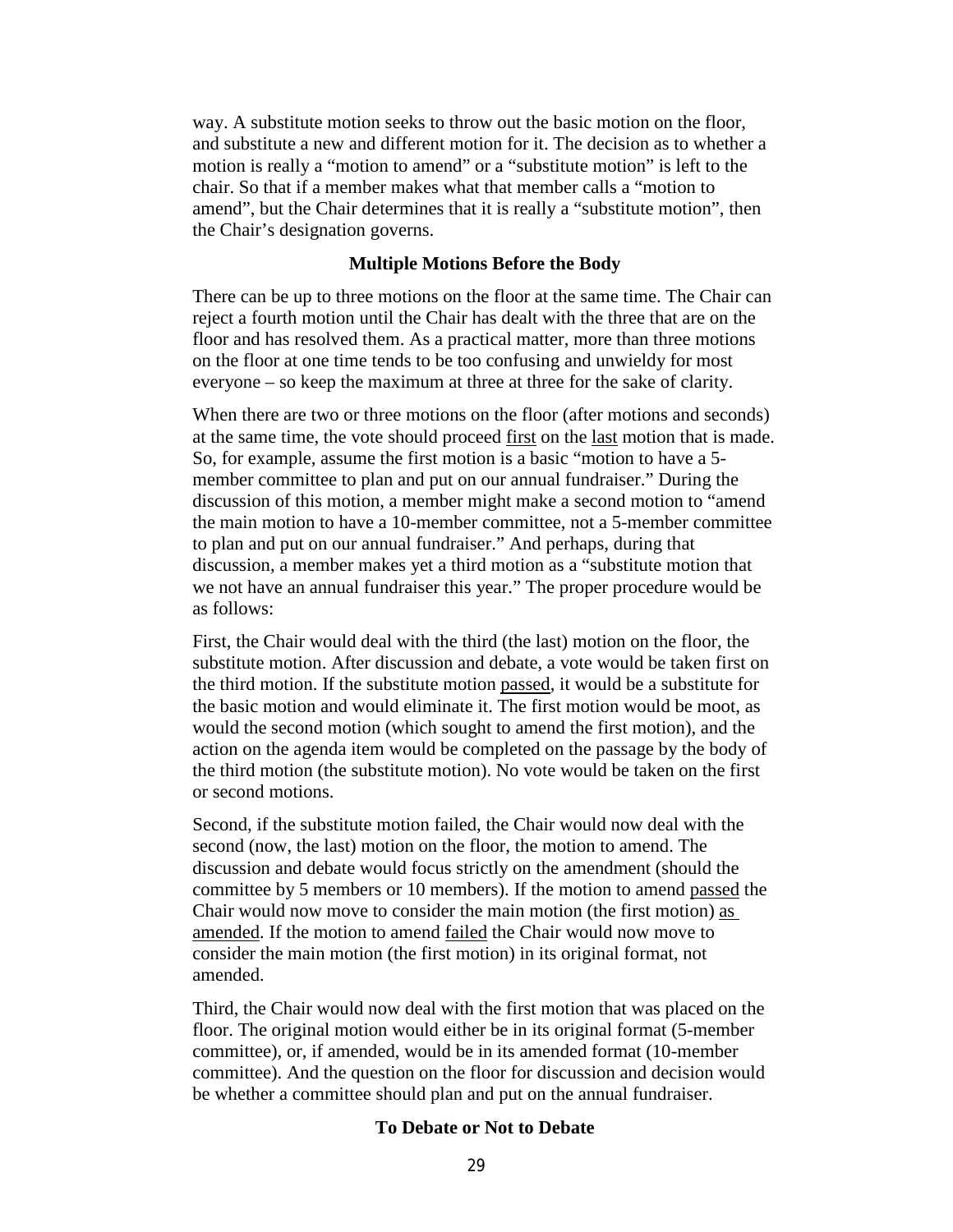way. A substitute motion seeks to throw out the basic motion on the floor, and substitute a new and different motion for it. The decision as to whether a motion is really a "motion to amend" or a "substitute motion" is left to the chair. So that if a member makes what that member calls a "motion to amend", but the Chair determines that it is really a "substitute motion", then the Chair's designation governs.

### Multiple Motions Before the Body

There can be up to three motions on the floor at the same time. The Chair can reject a fourth motion until the Chair has dealt with the three that are on the floor and has resolved them. As a practical matter, more than three motions on the floor at one time tends to be too confusing and unwieldy for most everyone – so keep the maximum at three at three for the sake of clarity.

When there are two or three motions on the floor (after motions and seconds) at the same time, the vote should proceed <u>first</u> on the <u>last</u> motion that is made. So, for example, assume the first motion is a basic "motion to have a 5-member committee to plan and put on our annual fundraiser." During the discussion of this motion, a member might make a second motion to "amend the main motion to have a 10-member committee, not a 5-member committee to plan and put on our annual fundraiser." And perhaps, during that discussion, a member makes yet a third motion as a "substitute motion that we not have an annual fundraiser this year." The proper procedure would be as follows:

First, the Chair would deal with the third (the last) motion on the floor, the substitute motion. After discussion and debate, a vote would be taken first on the third motion. If the substitute motion <u>passed</u>, it would be a substitute for the basic motion and would eliminate it. The first motion would be moot, as would the second motion (which sought to amend the first motion), and the action on the agenda item would be completed on the passage by the body of the third motion (the substitute motion). No vote would be taken on the first or second motions.

Second, if the substitute motion failed, the Chair would now deal with the second (now, the last) motion on the floor, the motion to amend. The discussion and debate would focus strictly on the amendment (should the committee by 5 members or 10 members). If the motion to amend <u>passed</u> the Chair would now move to consider the main motion (the first motion) <u>as amended</u>. If the motion to amend <u>failed</u> the Chair would now move to consider the main motion (the first motion) in its original format, not amended.

Third, the Chair would now deal with the first motion that was placed on the floor. The original motion would either be in its original format (5-member committee), or, if amended, would be in its amended format (10-member committee). And the question on the floor for discussion and decision would be whether a committee should plan and put on the annual fundraiser.

### To Debate or Not to Debate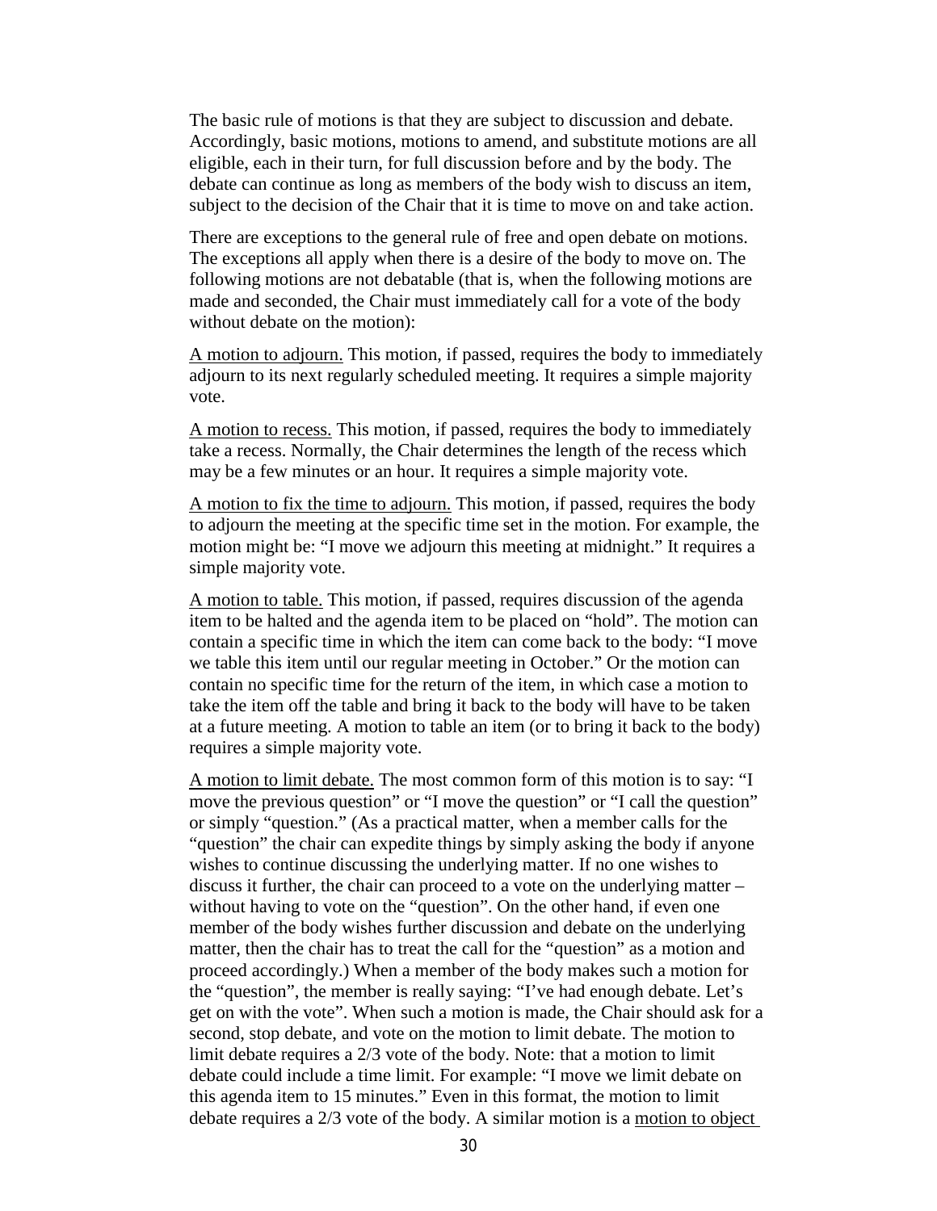The basic rule of motions is that they are subject to discussion and debate. Accordingly, basic motions, motions to amend, and substitute motions are all eligible, each in their turn, for full discussion before and by the body. The debate can continue as long as members of the body wish to discuss an item, subject to the decision of the Chair that it is time to move on and take action.

There are exceptions to the general rule of free and open debate on motions. The exceptions all apply when there is a desire of the body to move on. The following motions are not debatable (that is, when the following motions are made and seconded, the Chair must immediately call for a vote of the body without debate on the motion):

<u>A motion to adjourn.</u> This motion, if passed, requires the body to immediately adjourn to its next regularly scheduled meeting. It requires a simple majority vote.

<u>A motion to recess.</u> This motion, if passed, requires the body to immediately take a recess. Normally, the Chair determines the length of the recess which may be a few minutes or an hour. It requires a simple majority vote.

<u>A motion to fix the time to adjourn.</u> This motion, if passed, requires the body to adjourn the meeting at the specific time set in the motion. For example, the motion might be: "I move we adjourn this meeting at midnight." It requires a simple majority vote.

<u>A motion to table.</u> This motion, if passed, requires discussion of the agenda item to be halted and the agenda item to be placed on "hold". The motion can contain a specific time in which the item can come back to the body: "I move we table this item until our regular meeting in October." Or the motion can contain no specific time for the return of the item, in which case a motion to take the item off the table and bring it back to the body will have to be taken at a future meeting. A motion to table an item (or to bring it back to the body) requires a simple majority vote.

<u>A motion to limit debate.</u> The most common form of this motion is to say: "I move the previous question" or "I move the question" or "I call the question" or simply "question." (As a practical matter, when a member calls for the "question" the chair can expedite things by simply asking the body if anyone wishes to continue discussing the underlying matter. If no one wishes to discuss it further, the chair can proceed to a vote on the underlying matter – without having to vote on the "question". On the other hand, if even one member of the body wishes further discussion and debate on the underlying matter, then the chair has to treat the call for the "question" as a motion and proceed accordingly.) When a member of the body makes such a motion for the "question", the member is really saying: "I've had enough debate. Let's get on with the vote". When such a motion is made, the Chair should ask for a second, stop debate, and vote on the motion to limit debate. The motion to limit debate requires a 2/3 vote of the body. Note: that a motion to limit debate could include a time limit. For example: "I move we limit debate on this agenda item to 15 minutes." Even in this format, the motion to limit debate requires a 2/3 vote of the body. A similar motion is a <u>motion to object</u>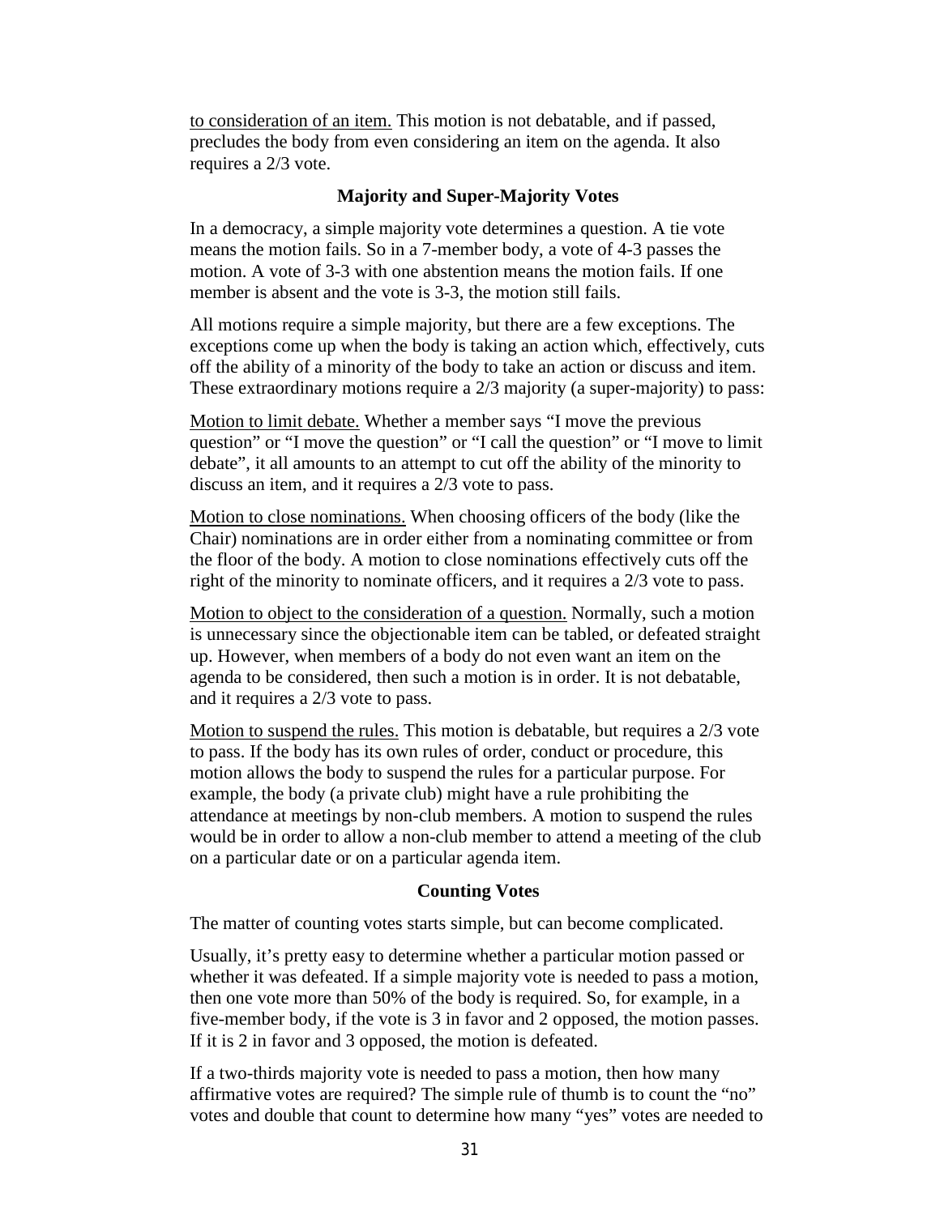<u>to consideration of an item.</u> This motion is not debatable, and if passed, precludes the body from even considering an item on the agenda. It also requires a 2/3 vote.

**Majority and Super-Majority Votes**

In a democracy, a simple majority vote determines a question. A tie vote means the motion fails. So in a 7-member body, a vote of 4-3 passes the motion. A vote of 3-3 with one abstention means the motion fails. If one member is absent and the vote is 3-3, the motion still fails.

All motions require a simple majority, but there are a few exceptions. The exceptions come up when the body is taking an action which, effectively, cuts off the ability of a minority of the body to take an action or discuss and item. These extraordinary motions require a 2/3 majority (a super-majority) to pass:

<u>Motion to limit debate.</u> Whether a member says "I move the previous question" or "I move the question" or "I call the question" or "I move to limit debate", it all amounts to an attempt to cut off the ability of the minority to discuss an item, and it requires a 2/3 vote to pass.

<u>Motion to close nominations.</u> When choosing officers of the body (like the Chair) nominations are in order either from a nominating committee or from the floor of the body. A motion to close nominations effectively cuts off the right of the minority to nominate officers, and it requires a 2/3 vote to pass.

<u>Motion to object to the consideration of a question.</u> Normally, such a motion is unnecessary since the objectionable item can be tabled, or defeated straight up. However, when members of a body do not even want an item on the agenda to be considered, then such a motion is in order. It is not debatable, and it requires a 2/3 vote to pass.

<u>Motion to suspend the rules.</u> This motion is debatable, but requires a 2/3 vote to pass. If the body has its own rules of order, conduct or procedure, this motion allows the body to suspend the rules for a particular purpose. For example, the body (a private club) might have a rule prohibiting the attendance at meetings by non-club members. A motion to suspend the rules would be in order to allow a non-club member to attend a meeting of the club on a particular date or on a particular agenda item.

**Counting Votes**

The matter of counting votes starts simple, but can become complicated.

Usually, it's pretty easy to determine whether a particular motion passed or whether it was defeated. If a simple majority vote is needed to pass a motion, then one vote more than 50% of the body is required. So, for example, in a five-member body, if the vote is 3 in favor and 2 opposed, the motion passes. If it is 2 in favor and 3 opposed, the motion is defeated.

If a two-thirds majority vote is needed to pass a motion, then how many affirmative votes are required? The simple rule of thumb is to count the "no" votes and double that count to determine how many "yes" votes are needed to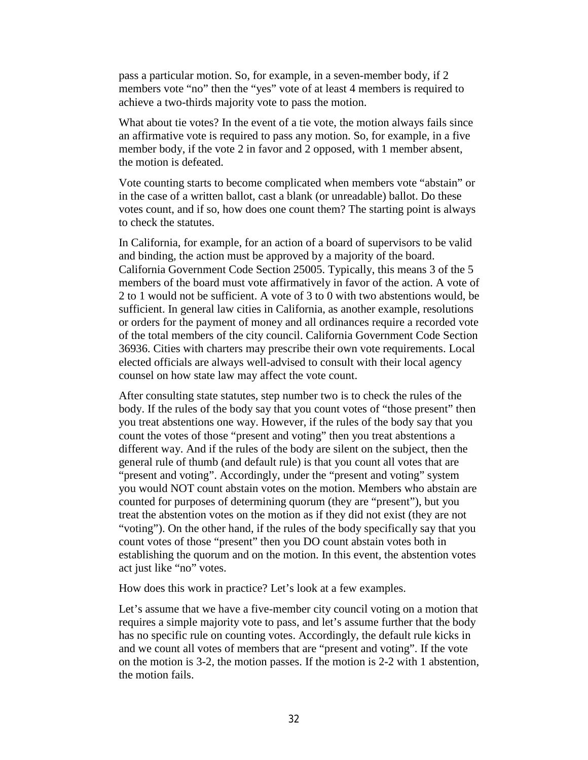pass a particular motion. So, for example, in a seven-member body, if 2 members vote "no" then the "yes" vote of at least 4 members is required to achieve a two-thirds majority vote to pass the motion.

What about tie votes? In the event of a tie vote, the motion always fails since an affirmative vote is required to pass any motion. So, for example, in a five member body, if the vote 2 in favor and 2 opposed, with 1 member absent, the motion is defeated.

Vote counting starts to become complicated when members vote "abstain" or in the case of a written ballot, cast a blank (or unreadable) ballot. Do these votes count, and if so, how does one count them? The starting point is always to check the statutes.

In California, for example, for an action of a board of supervisors to be valid and binding, the action must be approved by a majority of the board. California Government Code Section 25005. Typically, this means 3 of the 5 members of the board must vote affirmatively in favor of the action. A vote of 2 to 1 would not be sufficient. A vote of 3 to 0 with two abstentions would, be sufficient. In general law cities in California, as another example, resolutions or orders for the payment of money and all ordinances require a recorded vote of the total members of the city council. California Government Code Section 36936. Cities with charters may prescribe their own vote requirements. Local elected officials are always well-advised to consult with their local agency counsel on how state law may affect the vote count.

After consulting state statutes, step number two is to check the rules of the body. If the rules of the body say that you count votes of "those present" then you treat abstentions one way. However, if the rules of the body say that you count the votes of those "present and voting" then you treat abstentions a different way. And if the rules of the body are silent on the subject, then the general rule of thumb (and default rule) is that you count all votes that are "present and voting". Accordingly, under the "present and voting" system you would NOT count abstain votes on the motion. Members who abstain are counted for purposes of determining quorum (they are "present"), but you treat the abstention votes on the motion as if they did not exist (they are not "voting"). On the other hand, if the rules of the body specifically say that you count votes of those "present" then you DO count abstain votes both in establishing the quorum and on the motion. In this event, the abstention votes act just like "no" votes.

How does this work in practice? Let's look at a few examples.

Let's assume that we have a five-member city council voting on a motion that requires a simple majority vote to pass, and let's assume further that the body has no specific rule on counting votes. Accordingly, the default rule kicks in and we count all votes of members that are "present and voting". If the vote on the motion is 3-2, the motion passes. If the motion is 2-2 with 1 abstention, the motion fails.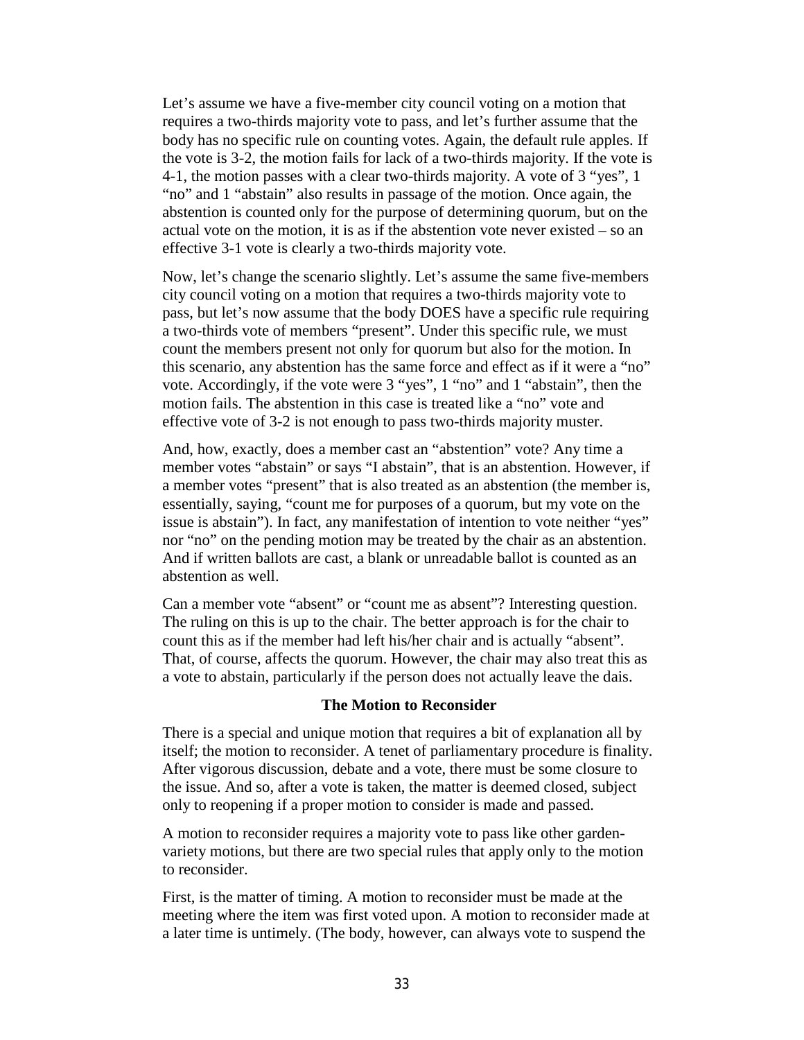Let's assume we have a five-member city council voting on a motion that requires a two-thirds majority vote to pass, and let's further assume that the body has no specific rule on counting votes. Again, the default rule apples. If the vote is 3-2, the motion fails for lack of a two-thirds majority. If the vote is 4-1, the motion passes with a clear two-thirds majority. A vote of 3 "yes", 1 "no" and 1 "abstain" also results in passage of the motion. Once again, the abstention is counted only for the purpose of determining quorum, but on the actual vote on the motion, it is as if the abstention vote never existed – so an effective 3-1 vote is clearly a two-thirds majority vote.

Now, let's change the scenario slightly. Let's assume the same five-members city council voting on a motion that requires a two-thirds majority vote to pass, but let's now assume that the body DOES have a specific rule requiring a two-thirds vote of members "present". Under this specific rule, we must count the members present not only for quorum but also for the motion. In this scenario, any abstention has the same force and effect as if it were a "no" vote. Accordingly, if the vote were 3 "yes", 1 "no" and 1 "abstain", then the motion fails. The abstention in this case is treated like a "no" vote and effective vote of 3-2 is not enough to pass two-thirds majority muster.

And, how, exactly, does a member cast an "abstention" vote? Any time a member votes "abstain" or says "I abstain", that is an abstention. However, if a member votes "present" that is also treated as an abstention (the member is, essentially, saying, "count me for purposes of a quorum, but my vote on the issue is abstain"). In fact, any manifestation of intention to vote neither "yes" nor "no" on the pending motion may be treated by the chair as an abstention. And if written ballots are cast, a blank or unreadable ballot is counted as an abstention as well.

Can a member vote "absent" or "count me as absent"? Interesting question. The ruling on this is up to the chair. The better approach is for the chair to count this as if the member had left his/her chair and is actually "absent". That, of course, affects the quorum. However, the chair may also treat this as a vote to abstain, particularly if the person does not actually leave the dais.

### The Motion to Reconsider

There is a special and unique motion that requires a bit of explanation all by itself; the motion to reconsider. A tenet of parliamentary procedure is finality. After vigorous discussion, debate and a vote, there must be some closure to the issue. And so, after a vote is taken, the matter is deemed closed, subject only to reopening if a proper motion to consider is made and passed.

A motion to reconsider requires a majority vote to pass like other garden-variety motions, but there are two special rules that apply only to the motion to reconsider.

First, is the matter of timing. A motion to reconsider must be made at the meeting where the item was first voted upon. A motion to reconsider made at a later time is untimely. (The body, however, can always vote to suspend the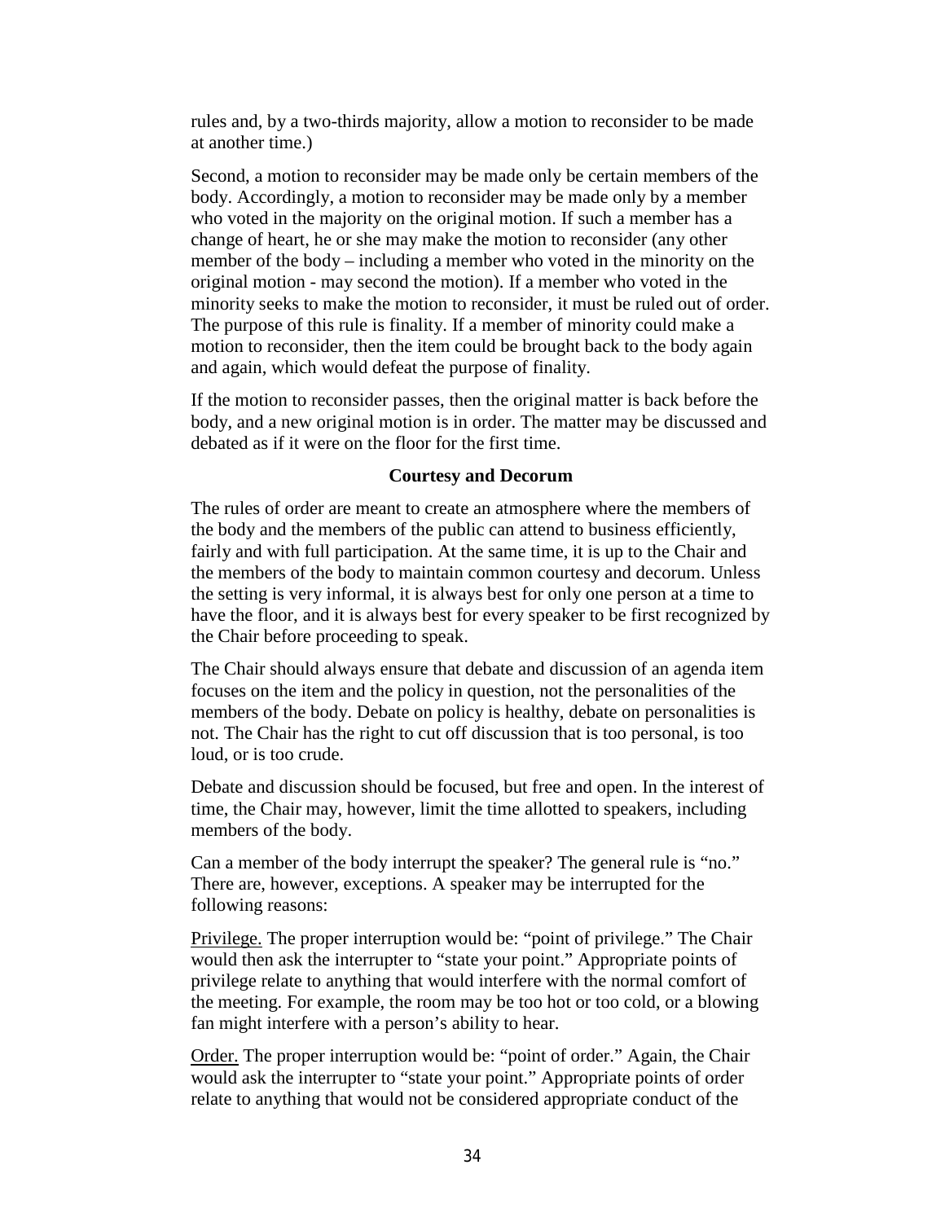rules and, by a two-thirds majority, allow a motion to reconsider to be made at another time.)

Second, a motion to reconsider may be made only be certain members of the body. Accordingly, a motion to reconsider may be made only by a member who voted in the majority on the original motion. If such a member has a change of heart, he or she may make the motion to reconsider (any other member of the body – including a member who voted in the minority on the original motion - may second the motion). If a member who voted in the minority seeks to make the motion to reconsider, it must be ruled out of order. The purpose of this rule is finality. If a member of minority could make a motion to reconsider, then the item could be brought back to the body again and again, which would defeat the purpose of finality.

If the motion to reconsider passes, then the original matter is back before the body, and a new original motion is in order. The matter may be discussed and debated as if it were on the floor for the first time.

### Courtesy and Decorum

The rules of order are meant to create an atmosphere where the members of the body and the members of the public can attend to business efficiently, fairly and with full participation. At the same time, it is up to the Chair and the members of the body to maintain common courtesy and decorum. Unless the setting is very informal, it is always best for only one person at a time to have the floor, and it is always best for every speaker to be first recognized by the Chair before proceeding to speak.

The Chair should always ensure that debate and discussion of an agenda item focuses on the item and the policy in question, not the personalities of the members of the body. Debate on policy is healthy, debate on personalities is not. The Chair has the right to cut off discussion that is too personal, is too loud, or is too crude.

Debate and discussion should be focused, but free and open. In the interest of time, the Chair may, however, limit the time allotted to speakers, including members of the body.

Can a member of the body interrupt the speaker? The general rule is "no." There are, however, exceptions. A speaker may be interrupted for the following reasons:

Privilege. The proper interruption would be: "point of privilege." The Chair would then ask the interrupter to "state your point." Appropriate points of privilege relate to anything that would interfere with the normal comfort of the meeting. For example, the room may be too hot or too cold, or a blowing fan might interfere with a person's ability to hear.

Order. The proper interruption would be: "point of order." Again, the Chair would ask the interrupter to "state your point." Appropriate points of order relate to anything that would not be considered appropriate conduct of the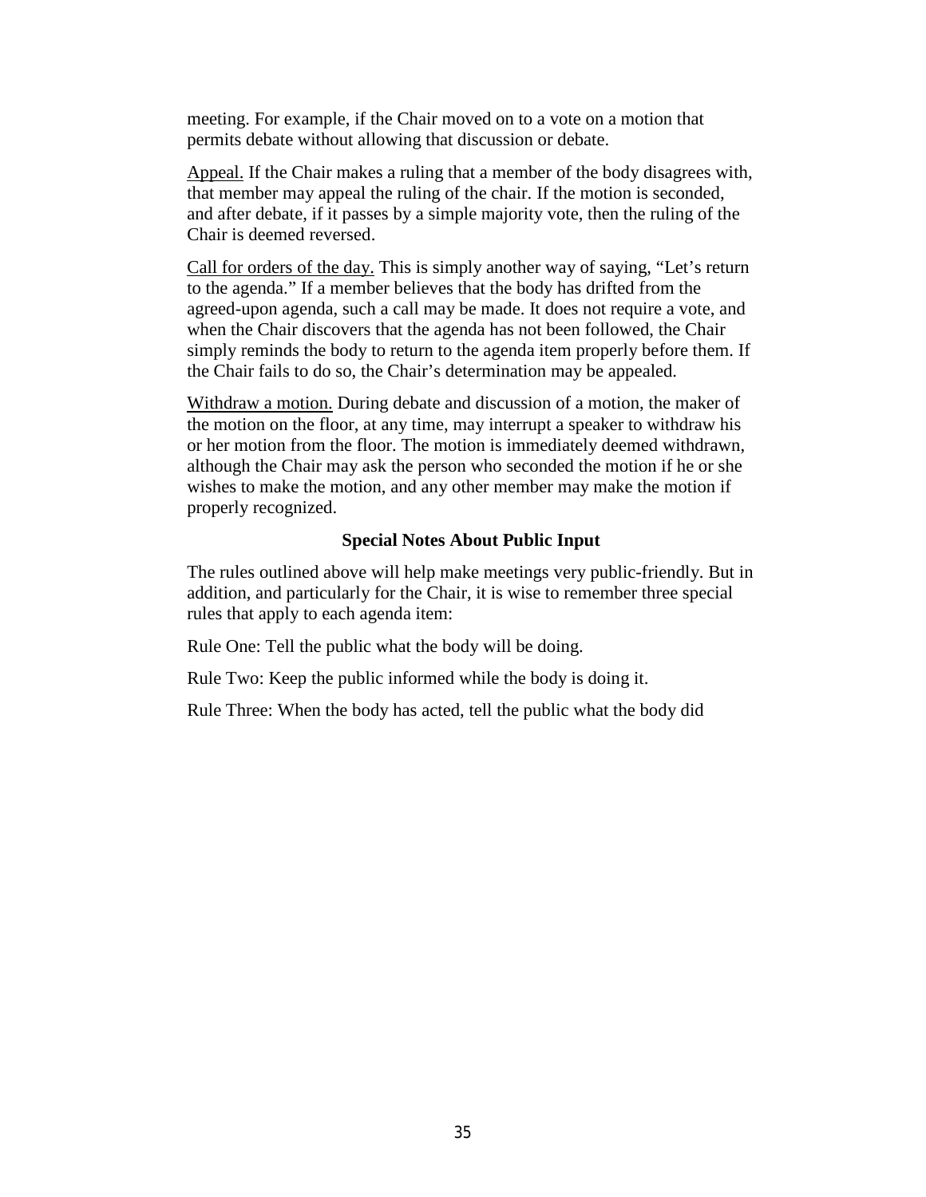meeting. For example, if the Chair moved on to a vote on a motion that permits debate without allowing that discussion or debate.

Appeal. If the Chair makes a ruling that a member of the body disagrees with, that member may appeal the ruling of the chair. If the motion is seconded, and after debate, if it passes by a simple majority vote, then the ruling of the Chair is deemed reversed.

Call for orders of the day. This is simply another way of saying, "Let's return to the agenda." If a member believes that the body has drifted from the agreed-upon agenda, such a call may be made. It does not require a vote, and when the Chair discovers that the agenda has not been followed, the Chair simply reminds the body to return to the agenda item properly before them. If the Chair fails to do so, the Chair's determination may be appealed.

Withdraw a motion. During debate and discussion of a motion, the maker of the motion on the floor, at any time, may interrupt a speaker to withdraw his or her motion from the floor. The motion is immediately deemed withdrawn, although the Chair may ask the person who seconded the motion if he or she wishes to make the motion, and any other member may make the motion if properly recognized.

**Special Notes About Public Input**

The rules outlined above will help make meetings very public-friendly. But in addition, and particularly for the Chair, it is wise to remember three special rules that apply to each agenda item:

Rule One: Tell the public what the body will be doing.

Rule Two: Keep the public informed while the body is doing it.

Rule Three: When the body has acted, tell the public what the body did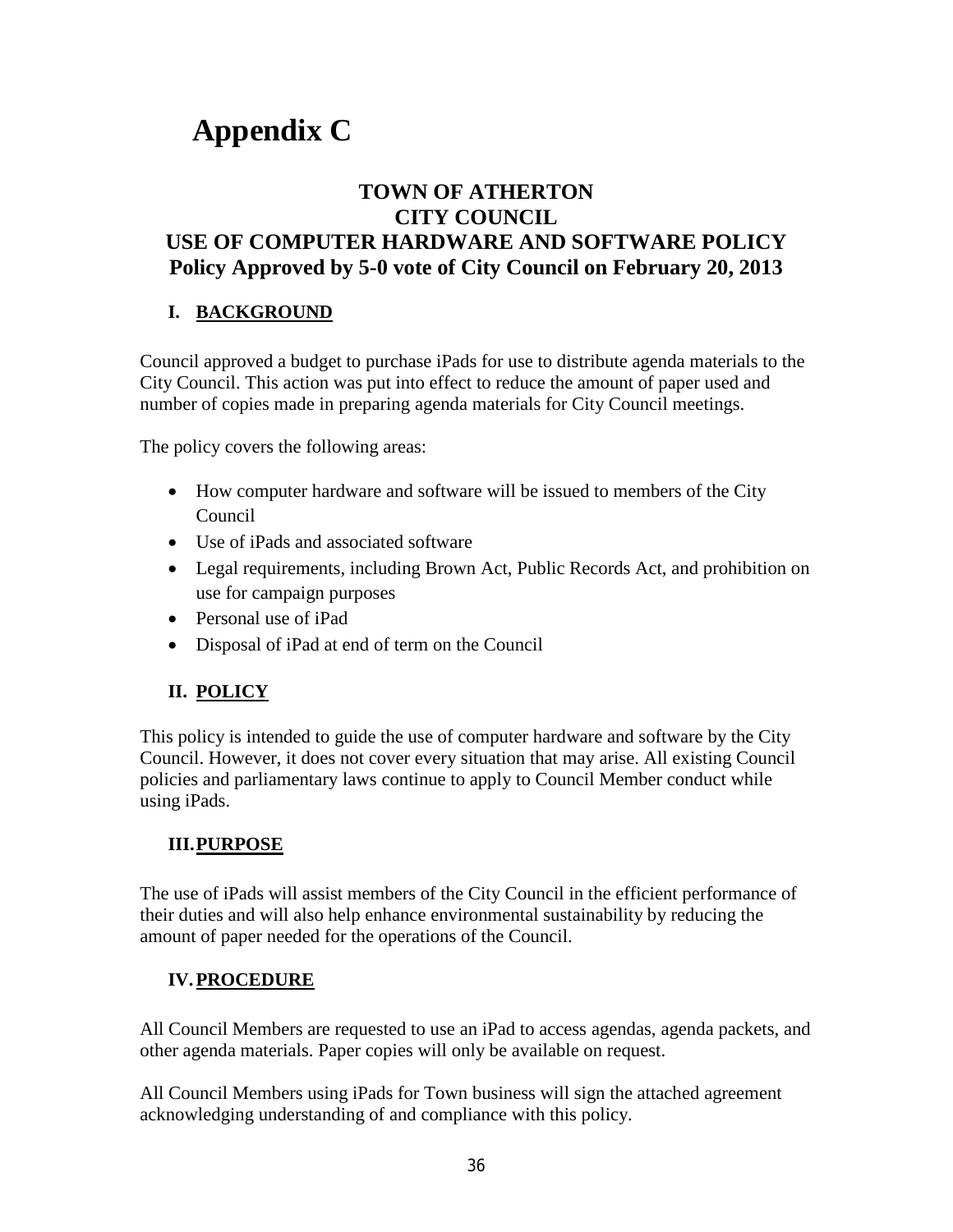# Appendix C

## TOWN OF ATHERTON
## CITY COUNCIL
## USE OF COMPUTER HARDWARE AND SOFTWARE POLICY
## Policy Approved by 5-0 vote of City Council on February 20, 2013

### I. BACKGROUND

Council approved a budget to purchase iPads for use to distribute agenda materials to the City Council. This action was put into effect to reduce the amount of paper used and number of copies made in preparing agenda materials for City Council meetings.

The policy covers the following areas:

- How computer hardware and software will be issued to members of the City Council
- Use of iPads and associated software
- Legal requirements, including Brown Act, Public Records Act, and prohibition on use for campaign purposes
- Personal use of iPad
- Disposal of iPad at end of term on the Council

### II. POLICY

This policy is intended to guide the use of computer hardware and software by the City Council. However, it does not cover every situation that may arise. All existing Council policies and parliamentary laws continue to apply to Council Member conduct while using iPads.

### III. PURPOSE

The use of iPads will assist members of the City Council in the efficient performance of their duties and will also help enhance environmental sustainability by reducing the amount of paper needed for the operations of the Council.

### IV. PROCEDURE

All Council Members are requested to use an iPad to access agendas, agenda packets, and other agenda materials. Paper copies will only be available on request.

All Council Members using iPads for Town business will sign the attached agreement acknowledging understanding of and compliance with this policy.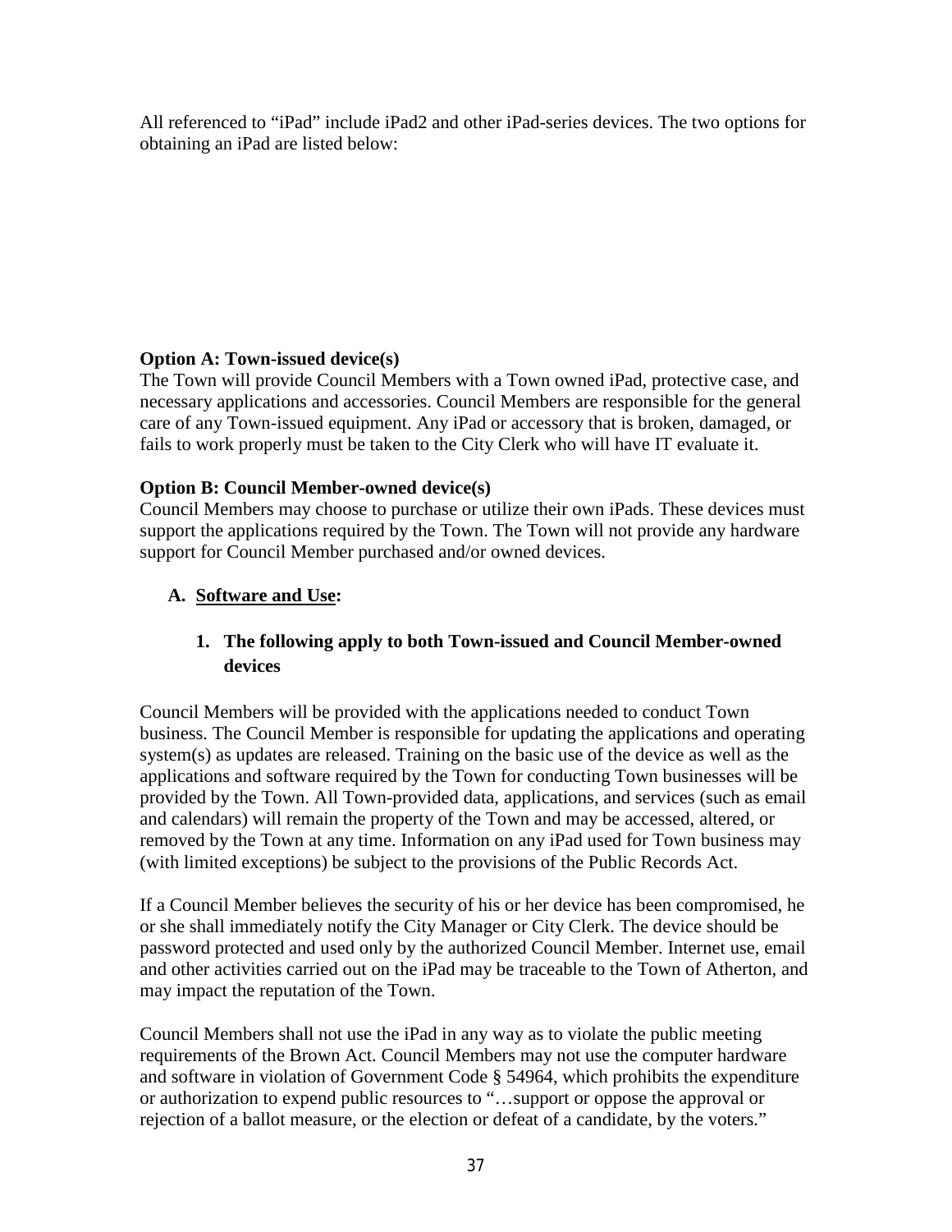All referenced to "iPad" include iPad2 and other iPad-series devices. The two options for obtaining an iPad are listed below:

**Option A: Town-issued device(s)**
The Town will provide Council Members with a Town owned iPad, protective case, and necessary applications and accessories. Council Members are responsible for the general care of any Town-issued equipment. Any iPad or accessory that is broken, damaged, or fails to work properly must be taken to the City Clerk who will have IT evaluate it.

**Option B: Council Member-owned device(s)**
Council Members may choose to purchase or utilize their own iPads. These devices must support the applications required by the Town. The Town will not provide any hardware support for Council Member purchased and/or owned devices.

**A. <u>Software and Use</u>:**

**1. The following apply to both Town-issued and Council Member-owned devices**

Council Members will be provided with the applications needed to conduct Town business. The Council Member is responsible for updating the applications and operating system(s) as updates are released. Training on the basic use of the device as well as the applications and software required by the Town for conducting Town businesses will be provided by the Town. All Town-provided data, applications, and services (such as email and calendars) will remain the property of the Town and may be accessed, altered, or removed by the Town at any time. Information on any iPad used for Town business may (with limited exceptions) be subject to the provisions of the Public Records Act.

If a Council Member believes the security of his or her device has been compromised, he or she shall immediately notify the City Manager or City Clerk. The device should be password protected and used only by the authorized Council Member. Internet use, email and other activities carried out on the iPad may be traceable to the Town of Atherton, and may impact the reputation of the Town.

Council Members shall not use the iPad in any way as to violate the public meeting requirements of the Brown Act. Council Members may not use the computer hardware and software in violation of Government Code § 54964, which prohibits the expenditure or authorization to expend public resources to "…support or oppose the approval or rejection of a ballot measure, or the election or defeat of a candidate, by the voters."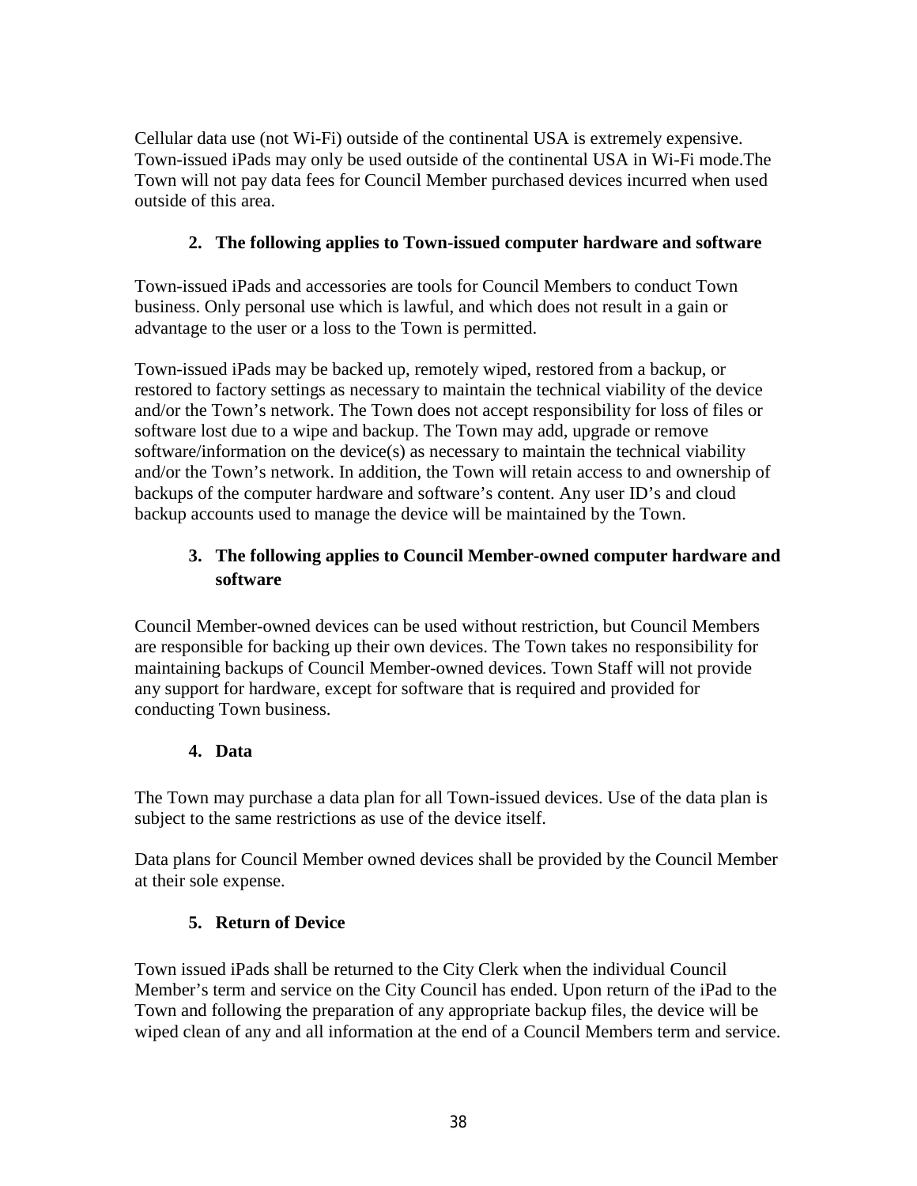Cellular data use (not Wi-Fi) outside of the continental USA is extremely expensive. Town-issued iPads may only be used outside of the continental USA in Wi-Fi mode.The Town will not pay data fees for Council Member purchased devices incurred when used outside of this area.

2. **The following applies to Town-issued computer hardware and software**

Town-issued iPads and accessories are tools for Council Members to conduct Town business. Only personal use which is lawful, and which does not result in a gain or advantage to the user or a loss to the Town is permitted.

Town-issued iPads may be backed up, remotely wiped, restored from a backup, or restored to factory settings as necessary to maintain the technical viability of the device and/or the Town's network. The Town does not accept responsibility for loss of files or software lost due to a wipe and backup. The Town may add, upgrade or remove software/information on the device(s) as necessary to maintain the technical viability and/or the Town's network. In addition, the Town will retain access to and ownership of backups of the computer hardware and software's content. Any user ID's and cloud backup accounts used to manage the device will be maintained by the Town.

3. **The following applies to Council Member-owned computer hardware and software**

Council Member-owned devices can be used without restriction, but Council Members are responsible for backing up their own devices. The Town takes no responsibility for maintaining backups of Council Member-owned devices. Town Staff will not provide any support for hardware, except for software that is required and provided for conducting Town business.

4. **Data**

The Town may purchase a data plan for all Town-issued devices. Use of the data plan is subject to the same restrictions as use of the device itself.

Data plans for Council Member owned devices shall be provided by the Council Member at their sole expense.

5. **Return of Device**

Town issued iPads shall be returned to the City Clerk when the individual Council Member's term and service on the City Council has ended. Upon return of the iPad to the Town and following the preparation of any appropriate backup files, the device will be wiped clean of any and all information at the end of a Council Members term and service.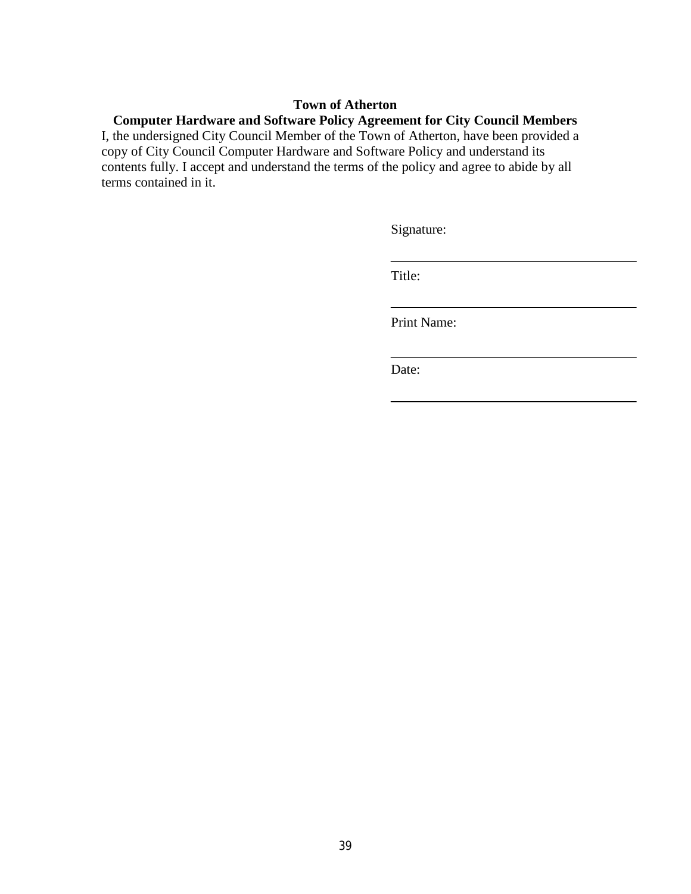**Town of Atherton**

**Computer Hardware and Software Policy Agreement for City Council Members**

I, the undersigned City Council Member of the Town of Atherton, have been provided a copy of City Council Computer Hardware and Software Policy and understand its contents fully. I accept and understand the terms of the policy and agree to abide by all terms contained in it.

Signature:

\_\_\_\_\_\_\_\_\_\_\_\_\_\_\_\_\_\_\_\_\_\_\_\_\_\_\_\_\_\_\_\_\_\_\_\_

Title:

\_\_\_\_\_\_\_\_\_\_\_\_\_\_\_\_\_\_\_\_\_\_\_\_\_\_\_\_\_\_\_\_\_\_\_\_

Print Name:

\_\_\_\_\_\_\_\_\_\_\_\_\_\_\_\_\_\_\_\_\_\_\_\_\_\_\_\_\_\_\_\_\_\_\_\_

Date:

\_\_\_\_\_\_\_\_\_\_\_\_\_\_\_\_\_\_\_\_\_\_\_\_\_\_\_\_\_\_\_\_\_\_\_\_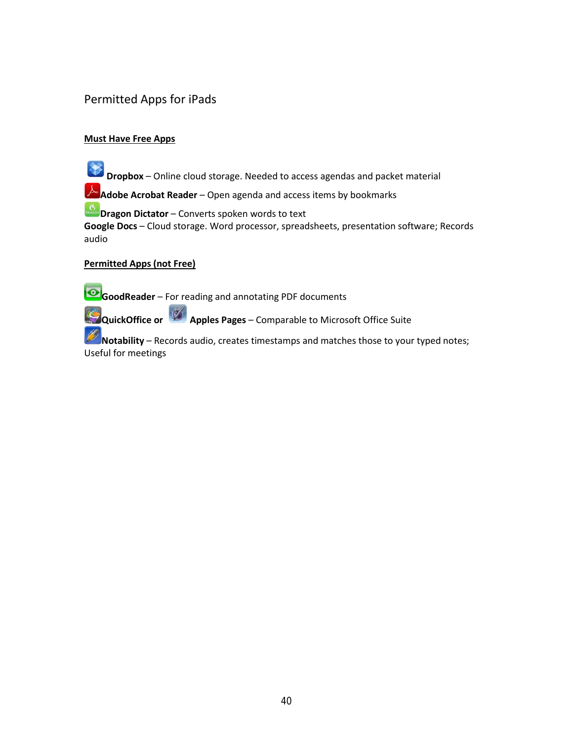# Permitted Apps for iPads

**Must Have Free Apps**

**Dropbox** – Online cloud storage. Needed to access agendas and packet material

**Adobe Acrobat Reader** – Open agenda and access items by bookmarks

**Dragon Dictator** – Converts spoken words to text

**Google Docs** – Cloud storage. Word processor, spreadsheets, presentation software; Records audio

**Permitted Apps (not Free)**

**GoodReader** – For reading and annotating PDF documents

**QuickOffice or** **Apples Pages** – Comparable to Microsoft Office Suite

**Notability** – Records audio, creates timestamps and matches those to your typed notes; Useful for meetings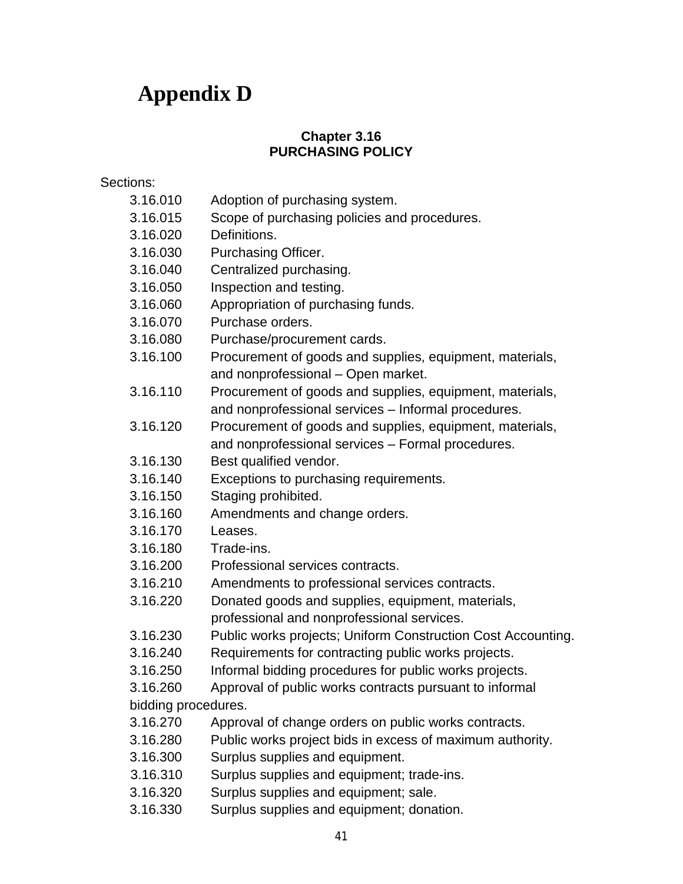# Appendix D

**Chapter 3.16**
**PURCHASING POLICY**

Sections:

3.16.010 Adoption of purchasing system.
3.16.015 Scope of purchasing policies and procedures.
3.16.020 Definitions.
3.16.030 Purchasing Officer.
3.16.040 Centralized purchasing.
3.16.050 Inspection and testing.
3.16.060 Appropriation of purchasing funds.
3.16.070 Purchase orders.
3.16.080 Purchase/procurement cards.
3.16.100 Procurement of goods and supplies, equipment, materials, and nonprofessional – Open market.
3.16.110 Procurement of goods and supplies, equipment, materials, and nonprofessional services – Informal procedures.
3.16.120 Procurement of goods and supplies, equipment, materials, and nonprofessional services – Formal procedures.
3.16.130 Best qualified vendor.
3.16.140 Exceptions to purchasing requirements.
3.16.150 Staging prohibited.
3.16.160 Amendments and change orders.
3.16.170 Leases.
3.16.180 Trade-ins.
3.16.200 Professional services contracts.
3.16.210 Amendments to professional services contracts.
3.16.220 Donated goods and supplies, equipment, materials, professional and nonprofessional services.
3.16.230 Public works projects; Uniform Construction Cost Accounting.
3.16.240 Requirements for contracting public works projects.
3.16.250 Informal bidding procedures for public works projects.
3.16.260 Approval of public works contracts pursuant to informal bidding procedures.
3.16.270 Approval of change orders on public works contracts.
3.16.280 Public works project bids in excess of maximum authority.
3.16.300 Surplus supplies and equipment.
3.16.310 Surplus supplies and equipment; trade-ins.
3.16.320 Surplus supplies and equipment; sale.
3.16.330 Surplus supplies and equipment; donation.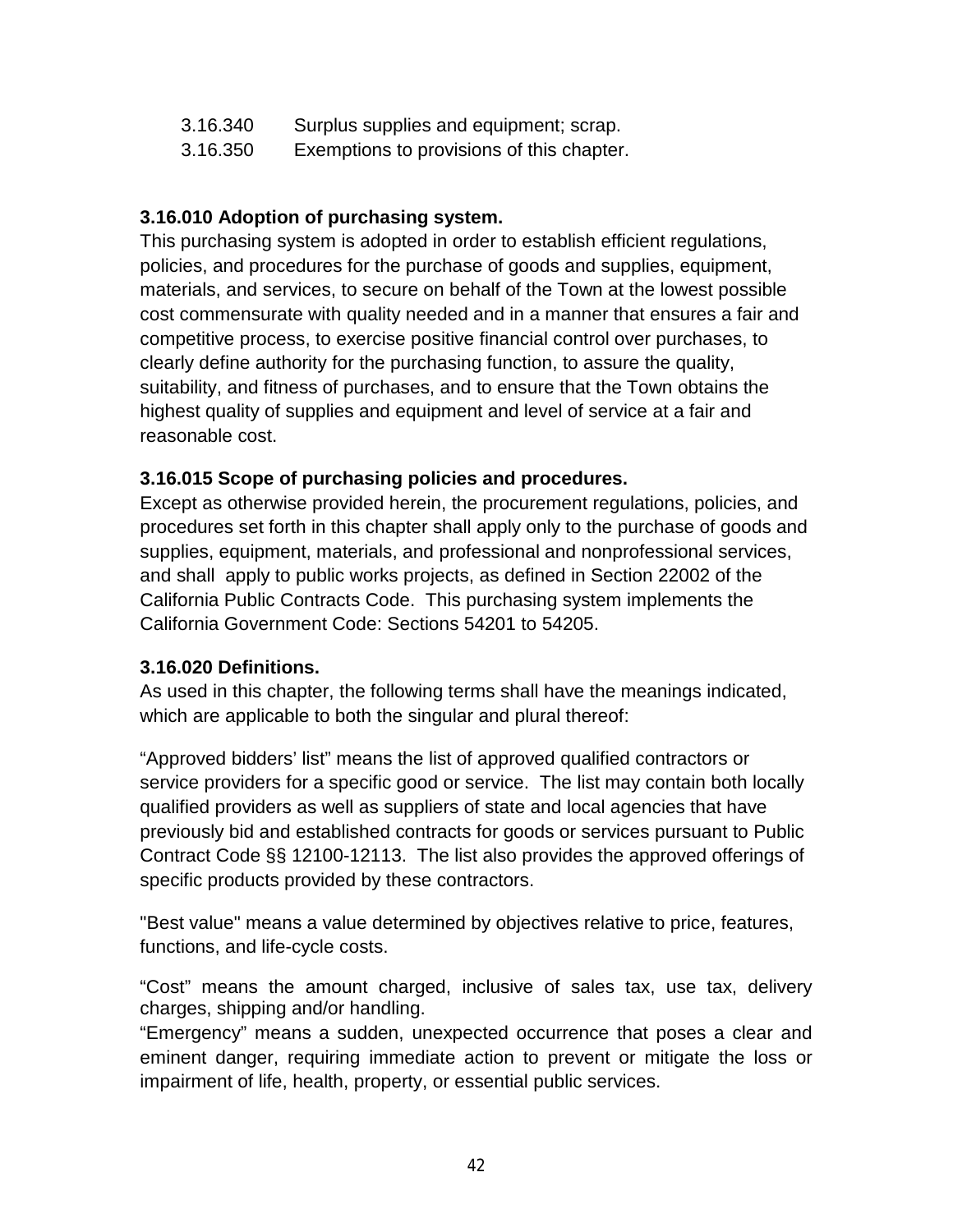3.16.340 Surplus supplies and equipment; scrap.

3.16.350 Exemptions to provisions of this chapter.

**3.16.010 Adoption of purchasing system.**

This purchasing system is adopted in order to establish efficient regulations, policies, and procedures for the purchase of goods and supplies, equipment, materials, and services, to secure on behalf of the Town at the lowest possible cost commensurate with quality needed and in a manner that ensures a fair and competitive process, to exercise positive financial control over purchases, to clearly define authority for the purchasing function, to assure the quality, suitability, and fitness of purchases, and to ensure that the Town obtains the highest quality of supplies and equipment and level of service at a fair and reasonable cost.

**3.16.015 Scope of purchasing policies and procedures.**

Except as otherwise provided herein, the procurement regulations, policies, and procedures set forth in this chapter shall apply only to the purchase of goods and supplies, equipment, materials, and professional and nonprofessional services, and shall apply to public works projects, as defined in Section 22002 of the California Public Contracts Code. This purchasing system implements the California Government Code: Sections 54201 to 54205.

**3.16.020 Definitions.**

As used in this chapter, the following terms shall have the meanings indicated, which are applicable to both the singular and plural thereof:

"Approved bidders' list" means the list of approved qualified contractors or service providers for a specific good or service. The list may contain both locally qualified providers as well as suppliers of state and local agencies that have previously bid and established contracts for goods or services pursuant to Public Contract Code §§ 12100-12113. The list also provides the approved offerings of specific products provided by these contractors.

"Best value" means a value determined by objectives relative to price, features, functions, and life-cycle costs.

"Cost" means the amount charged, inclusive of sales tax, use tax, delivery charges, shipping and/or handling.

"Emergency" means a sudden, unexpected occurrence that poses a clear and eminent danger, requiring immediate action to prevent or mitigate the loss or impairment of life, health, property, or essential public services.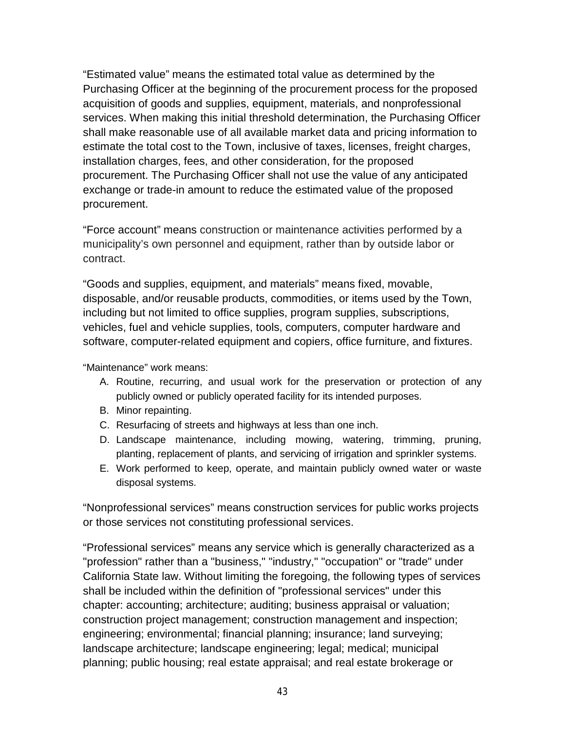"Estimated value" means the estimated total value as determined by the Purchasing Officer at the beginning of the procurement process for the proposed acquisition of goods and supplies, equipment, materials, and nonprofessional services. When making this initial threshold determination, the Purchasing Officer shall make reasonable use of all available market data and pricing information to estimate the total cost to the Town, inclusive of taxes, licenses, freight charges, installation charges, fees, and other consideration, for the proposed procurement. The Purchasing Officer shall not use the value of any anticipated exchange or trade-in amount to reduce the estimated value of the proposed procurement.

"Force account" means construction or maintenance activities performed by a municipality's own personnel and equipment, rather than by outside labor or contract.

"Goods and supplies, equipment, and materials" means fixed, movable, disposable, and/or reusable products, commodities, or items used by the Town, including but not limited to office supplies, program supplies, subscriptions, vehicles, fuel and vehicle supplies, tools, computers, computer hardware and software, computer-related equipment and copiers, office furniture, and fixtures.

"Maintenance" work means:

A. Routine, recurring, and usual work for the preservation or protection of any publicly owned or publicly operated facility for its intended purposes.
B. Minor repainting.
C. Resurfacing of streets and highways at less than one inch.
D. Landscape maintenance, including mowing, watering, trimming, pruning, planting, replacement of plants, and servicing of irrigation and sprinkler systems.
E. Work performed to keep, operate, and maintain publicly owned water or waste disposal systems.

"Nonprofessional services" means construction services for public works projects or those services not constituting professional services.

"Professional services" means any service which is generally characterized as a "profession" rather than a "business," "industry," "occupation" or "trade" under California State law. Without limiting the foregoing, the following types of services shall be included within the definition of "professional services" under this chapter: accounting; architecture; auditing; business appraisal or valuation; construction project management; construction management and inspection; engineering; environmental; financial planning; insurance; land surveying; landscape architecture; landscape engineering; legal; medical; municipal planning; public housing; real estate appraisal; and real estate brokerage or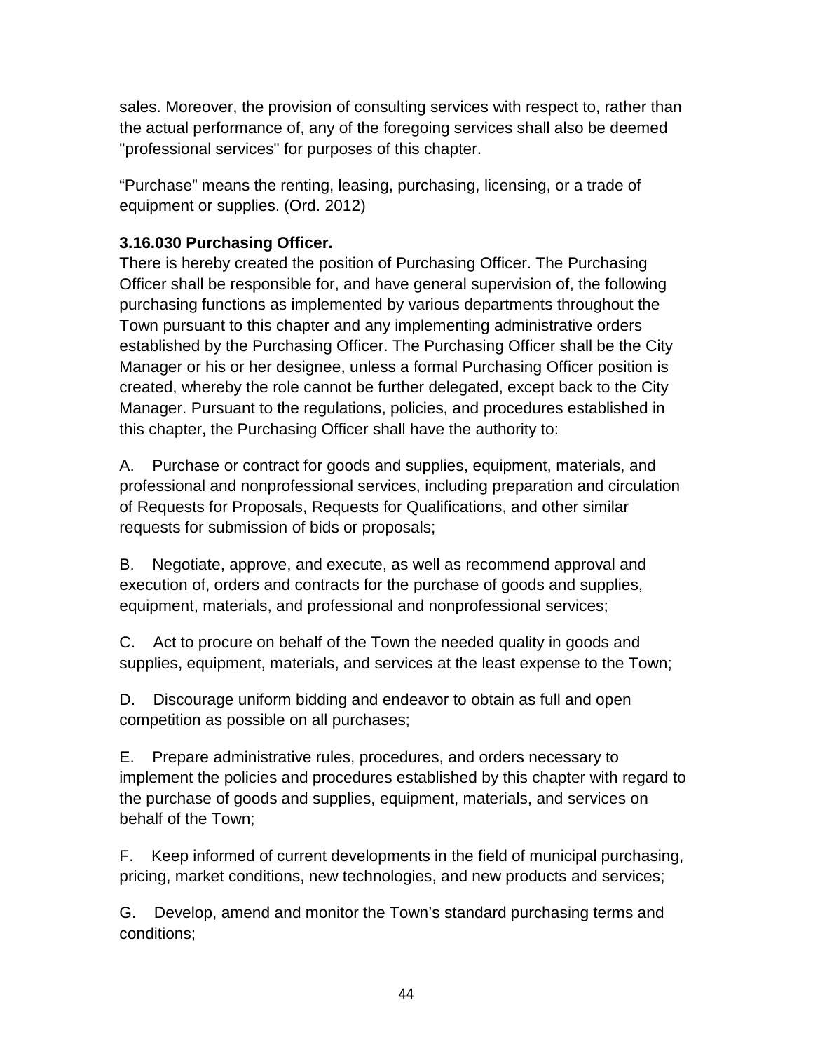sales. Moreover, the provision of consulting services with respect to, rather than the actual performance of, any of the foregoing services shall also be deemed "professional services" for purposes of this chapter.

“Purchase” means the renting, leasing, purchasing, licensing, or a trade of equipment or supplies. (Ord. 2012)

**3.16.030 Purchasing Officer.**

There is hereby created the position of Purchasing Officer. The Purchasing Officer shall be responsible for, and have general supervision of, the following purchasing functions as implemented by various departments throughout the Town pursuant to this chapter and any implementing administrative orders established by the Purchasing Officer. The Purchasing Officer shall be the City Manager or his or her designee, unless a formal Purchasing Officer position is created, whereby the role cannot be further delegated, except back to the City Manager. Pursuant to the regulations, policies, and procedures established in this chapter, the Purchasing Officer shall have the authority to:

A. Purchase or contract for goods and supplies, equipment, materials, and professional and nonprofessional services, including preparation and circulation of Requests for Proposals, Requests for Qualifications, and other similar requests for submission of bids or proposals;

B. Negotiate, approve, and execute, as well as recommend approval and execution of, orders and contracts for the purchase of goods and supplies, equipment, materials, and professional and nonprofessional services;

C. Act to procure on behalf of the Town the needed quality in goods and supplies, equipment, materials, and services at the least expense to the Town;

D. Discourage uniform bidding and endeavor to obtain as full and open competition as possible on all purchases;

E. Prepare administrative rules, procedures, and orders necessary to implement the policies and procedures established by this chapter with regard to the purchase of goods and supplies, equipment, materials, and services on behalf of the Town;

F. Keep informed of current developments in the field of municipal purchasing, pricing, market conditions, new technologies, and new products and services;

G. Develop, amend and monitor the Town’s standard purchasing terms and conditions;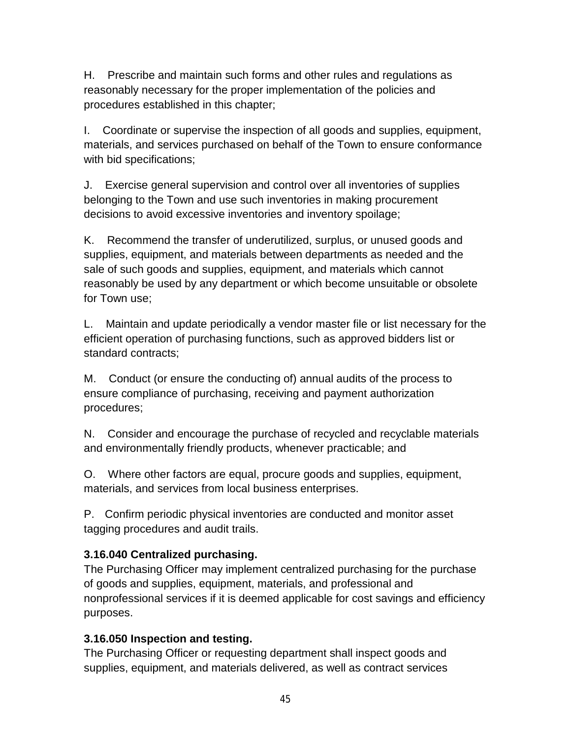H. Prescribe and maintain such forms and other rules and regulations as reasonably necessary for the proper implementation of the policies and procedures established in this chapter;

I. Coordinate or supervise the inspection of all goods and supplies, equipment, materials, and services purchased on behalf of the Town to ensure conformance with bid specifications;

J. Exercise general supervision and control over all inventories of supplies belonging to the Town and use such inventories in making procurement decisions to avoid excessive inventories and inventory spoilage;

K. Recommend the transfer of underutilized, surplus, or unused goods and supplies, equipment, and materials between departments as needed and the sale of such goods and supplies, equipment, and materials which cannot reasonably be used by any department or which become unsuitable or obsolete for Town use;

L. Maintain and update periodically a vendor master file or list necessary for the efficient operation of purchasing functions, such as approved bidders list or standard contracts;

M. Conduct (or ensure the conducting of) annual audits of the process to ensure compliance of purchasing, receiving and payment authorization procedures;

N. Consider and encourage the purchase of recycled and recyclable materials and environmentally friendly products, whenever practicable; and

O. Where other factors are equal, procure goods and supplies, equipment, materials, and services from local business enterprises.

P. Confirm periodic physical inventories are conducted and monitor asset tagging procedures and audit trails.

**3.16.040 Centralized purchasing.**
The Purchasing Officer may implement centralized purchasing for the purchase of goods and supplies, equipment, materials, and professional and nonprofessional services if it is deemed applicable for cost savings and efficiency purposes.

**3.16.050 Inspection and testing.**
The Purchasing Officer or requesting department shall inspect goods and supplies, equipment, and materials delivered, as well as contract services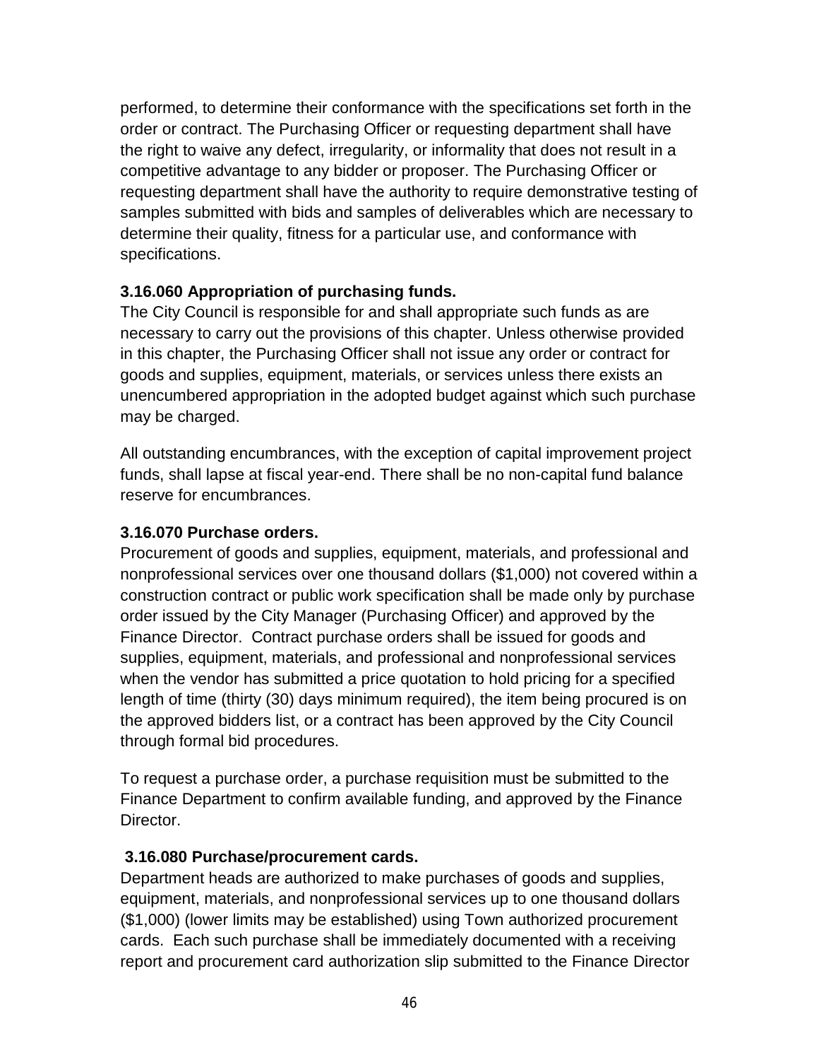performed, to determine their conformance with the specifications set forth in the order or contract. The Purchasing Officer or requesting department shall have the right to waive any defect, irregularity, or informality that does not result in a competitive advantage to any bidder or proposer. The Purchasing Officer or requesting department shall have the authority to require demonstrative testing of samples submitted with bids and samples of deliverables which are necessary to determine their quality, fitness for a particular use, and conformance with specifications.

**3.16.060 Appropriation of purchasing funds.**
The City Council is responsible for and shall appropriate such funds as are necessary to carry out the provisions of this chapter. Unless otherwise provided in this chapter, the Purchasing Officer shall not issue any order or contract for goods and supplies, equipment, materials, or services unless there exists an unencumbered appropriation in the adopted budget against which such purchase may be charged.

All outstanding encumbrances, with the exception of capital improvement project funds, shall lapse at fiscal year-end. There shall be no non-capital fund balance reserve for encumbrances.

**3.16.070 Purchase orders.**
Procurement of goods and supplies, equipment, materials, and professional and nonprofessional services over one thousand dollars ($1,000) not covered within a construction contract or public work specification shall be made only by purchase order issued by the City Manager (Purchasing Officer) and approved by the Finance Director. Contract purchase orders shall be issued for goods and supplies, equipment, materials, and professional and nonprofessional services when the vendor has submitted a price quotation to hold pricing for a specified length of time (thirty (30) days minimum required), the item being procured is on the approved bidders list, or a contract has been approved by the City Council through formal bid procedures.

To request a purchase order, a purchase requisition must be submitted to the Finance Department to confirm available funding, and approved by the Finance Director.

**3.16.080 Purchase/procurement cards.**
Department heads are authorized to make purchases of goods and supplies, equipment, materials, and nonprofessional services up to one thousand dollars ($1,000) (lower limits may be established) using Town authorized procurement cards. Each such purchase shall be immediately documented with a receiving report and procurement card authorization slip submitted to the Finance Director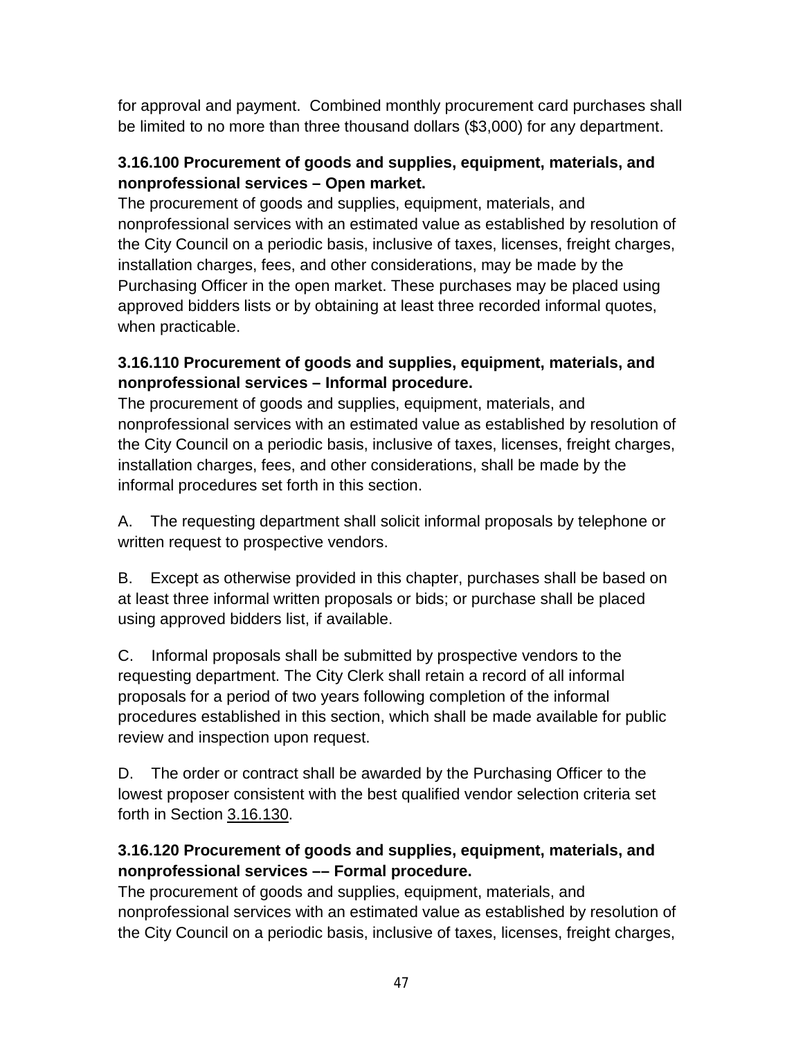for approval and payment. Combined monthly procurement card purchases shall be limited to no more than three thousand dollars ($3,000) for any department.

**3.16.100 Procurement of goods and supplies, equipment, materials, and nonprofessional services – Open market.**

The procurement of goods and supplies, equipment, materials, and nonprofessional services with an estimated value as established by resolution of the City Council on a periodic basis, inclusive of taxes, licenses, freight charges, installation charges, fees, and other considerations, may be made by the Purchasing Officer in the open market. These purchases may be placed using approved bidders lists or by obtaining at least three recorded informal quotes, when practicable.

**3.16.110 Procurement of goods and supplies, equipment, materials, and nonprofessional services – Informal procedure.**

The procurement of goods and supplies, equipment, materials, and nonprofessional services with an estimated value as established by resolution of the City Council on a periodic basis, inclusive of taxes, licenses, freight charges, installation charges, fees, and other considerations, shall be made by the informal procedures set forth in this section.

A. The requesting department shall solicit informal proposals by telephone or written request to prospective vendors.

B. Except as otherwise provided in this chapter, purchases shall be based on at least three informal written proposals or bids; or purchase shall be placed using approved bidders list, if available.

C. Informal proposals shall be submitted by prospective vendors to the requesting department. The City Clerk shall retain a record of all informal proposals for a period of two years following completion of the informal procedures established in this section, which shall be made available for public review and inspection upon request.

D. The order or contract shall be awarded by the Purchasing Officer to the lowest proposer consistent with the best qualified vendor selection criteria set forth in Section 3.16.130.

**3.16.120 Procurement of goods and supplies, equipment, materials, and nonprofessional services –– Formal procedure.**

The procurement of goods and supplies, equipment, materials, and nonprofessional services with an estimated value as established by resolution of the City Council on a periodic basis, inclusive of taxes, licenses, freight charges,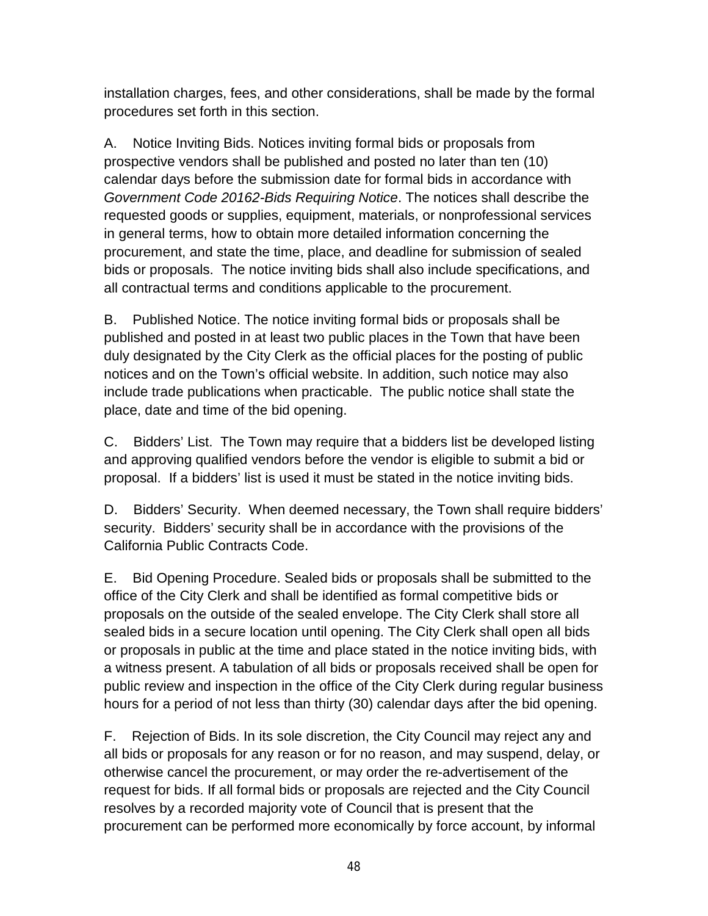installation charges, fees, and other considerations, shall be made by the formal procedures set forth in this section.

A. Notice Inviting Bids. Notices inviting formal bids or proposals from prospective vendors shall be published and posted no later than ten (10) calendar days before the submission date for formal bids in accordance with *Government Code 20162-Bids Requiring Notice*. The notices shall describe the requested goods or supplies, equipment, materials, or nonprofessional services in general terms, how to obtain more detailed information concerning the procurement, and state the time, place, and deadline for submission of sealed bids or proposals. The notice inviting bids shall also include specifications, and all contractual terms and conditions applicable to the procurement.

B. Published Notice. The notice inviting formal bids or proposals shall be published and posted in at least two public places in the Town that have been duly designated by the City Clerk as the official places for the posting of public notices and on the Town's official website. In addition, such notice may also include trade publications when practicable. The public notice shall state the place, date and time of the bid opening.

C. Bidders' List. The Town may require that a bidders list be developed listing and approving qualified vendors before the vendor is eligible to submit a bid or proposal. If a bidders' list is used it must be stated in the notice inviting bids.

D. Bidders' Security. When deemed necessary, the Town shall require bidders' security. Bidders' security shall be in accordance with the provisions of the California Public Contracts Code.

E. Bid Opening Procedure. Sealed bids or proposals shall be submitted to the office of the City Clerk and shall be identified as formal competitive bids or proposals on the outside of the sealed envelope. The City Clerk shall store all sealed bids in a secure location until opening. The City Clerk shall open all bids or proposals in public at the time and place stated in the notice inviting bids, with a witness present. A tabulation of all bids or proposals received shall be open for public review and inspection in the office of the City Clerk during regular business hours for a period of not less than thirty (30) calendar days after the bid opening.

F. Rejection of Bids. In its sole discretion, the City Council may reject any and all bids or proposals for any reason or for no reason, and may suspend, delay, or otherwise cancel the procurement, or may order the re-advertisement of the request for bids. If all formal bids or proposals are rejected and the City Council resolves by a recorded majority vote of Council that is present that the procurement can be performed more economically by force account, by informal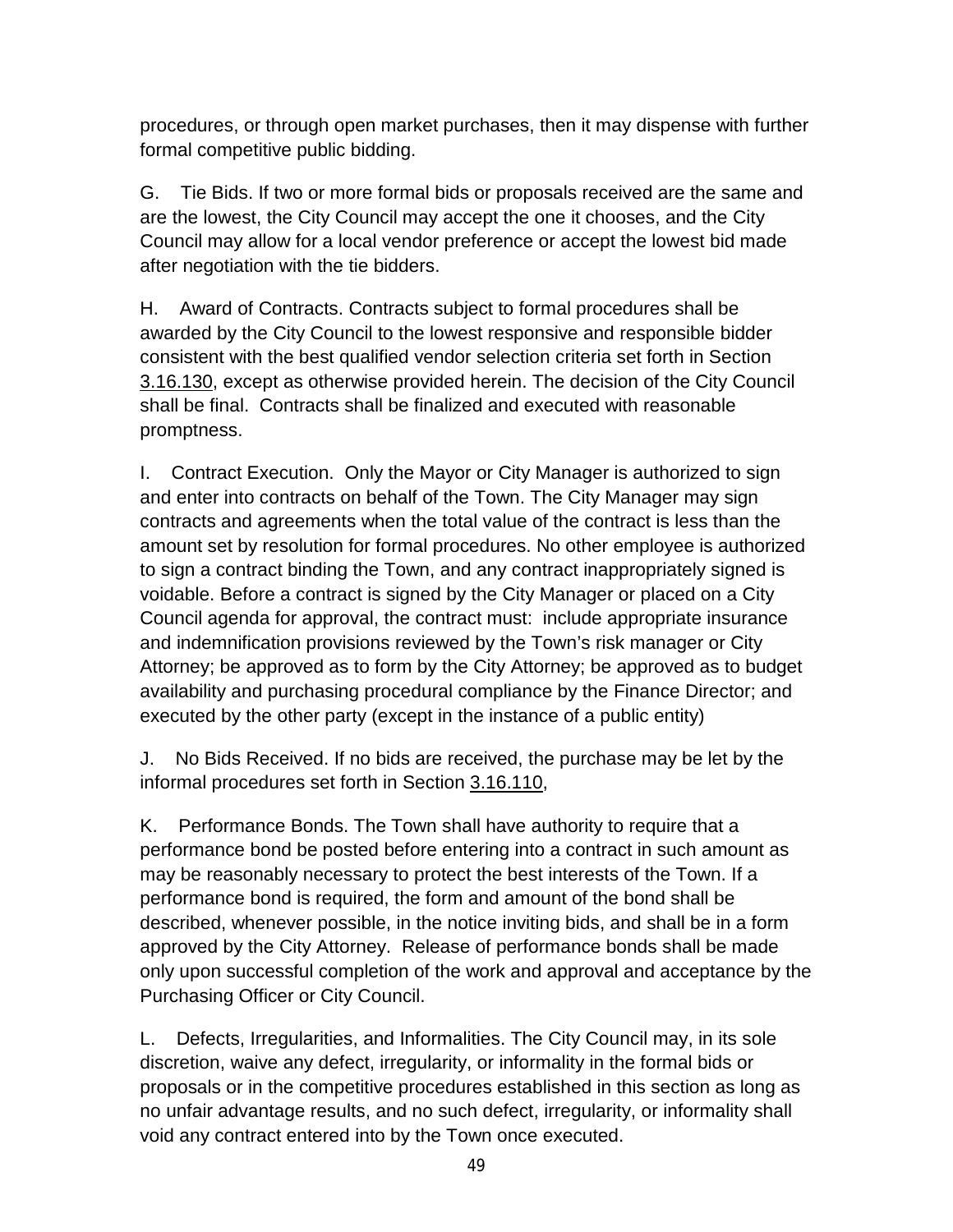procedures, or through open market purchases, then it may dispense with further formal competitive public bidding.

G. Tie Bids. If two or more formal bids or proposals received are the same and are the lowest, the City Council may accept the one it chooses, and the City Council may allow for a local vendor preference or accept the lowest bid made after negotiation with the tie bidders.

H. Award of Contracts. Contracts subject to formal procedures shall be awarded by the City Council to the lowest responsive and responsible bidder consistent with the best qualified vendor selection criteria set forth in Section 3.16.130, except as otherwise provided herein. The decision of the City Council shall be final. Contracts shall be finalized and executed with reasonable promptness.

I. Contract Execution. Only the Mayor or City Manager is authorized to sign and enter into contracts on behalf of the Town. The City Manager may sign contracts and agreements when the total value of the contract is less than the amount set by resolution for formal procedures. No other employee is authorized to sign a contract binding the Town, and any contract inappropriately signed is voidable. Before a contract is signed by the City Manager or placed on a City Council agenda for approval, the contract must: include appropriate insurance and indemnification provisions reviewed by the Town's risk manager or City Attorney; be approved as to form by the City Attorney; be approved as to budget availability and purchasing procedural compliance by the Finance Director; and executed by the other party (except in the instance of a public entity)

J. No Bids Received. If no bids are received, the purchase may be let by the informal procedures set forth in Section 3.16.110,

K. Performance Bonds. The Town shall have authority to require that a performance bond be posted before entering into a contract in such amount as may be reasonably necessary to protect the best interests of the Town. If a performance bond is required, the form and amount of the bond shall be described, whenever possible, in the notice inviting bids, and shall be in a form approved by the City Attorney. Release of performance bonds shall be made only upon successful completion of the work and approval and acceptance by the Purchasing Officer or City Council.

L. Defects, Irregularities, and Informalities. The City Council may, in its sole discretion, waive any defect, irregularity, or informality in the formal bids or proposals or in the competitive procedures established in this section as long as no unfair advantage results, and no such defect, irregularity, or informality shall void any contract entered into by the Town once executed.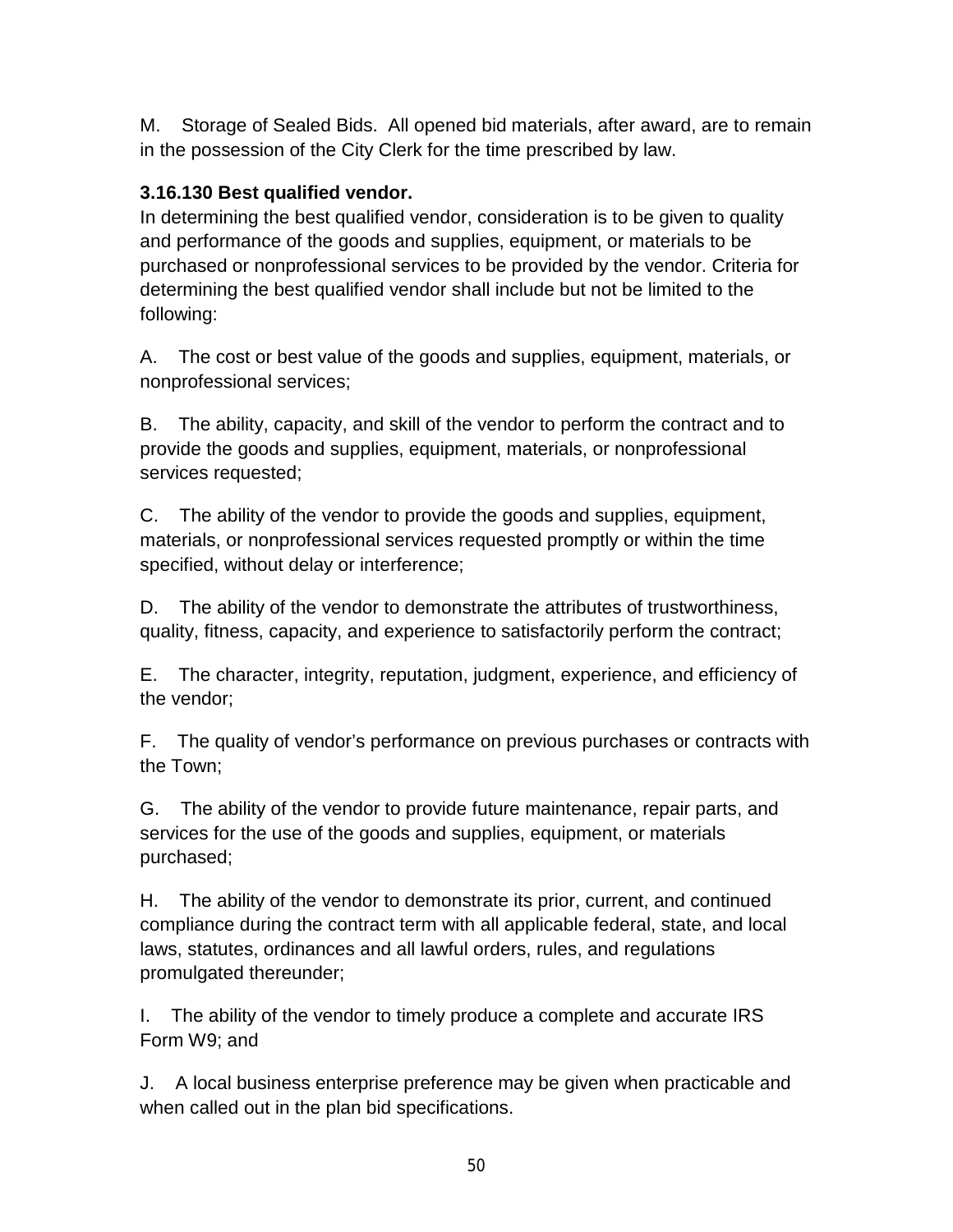M. Storage of Sealed Bids. All opened bid materials, after award, are to remain in the possession of the City Clerk for the time prescribed by law.

**3.16.130 Best qualified vendor.**

In determining the best qualified vendor, consideration is to be given to quality and performance of the goods and supplies, equipment, or materials to be purchased or nonprofessional services to be provided by the vendor. Criteria for determining the best qualified vendor shall include but not be limited to the following:

A. The cost or best value of the goods and supplies, equipment, materials, or nonprofessional services;

B. The ability, capacity, and skill of the vendor to perform the contract and to provide the goods and supplies, equipment, materials, or nonprofessional services requested;

C. The ability of the vendor to provide the goods and supplies, equipment, materials, or nonprofessional services requested promptly or within the time specified, without delay or interference;

D. The ability of the vendor to demonstrate the attributes of trustworthiness, quality, fitness, capacity, and experience to satisfactorily perform the contract;

E. The character, integrity, reputation, judgment, experience, and efficiency of the vendor;

F. The quality of vendor's performance on previous purchases or contracts with the Town;

G. The ability of the vendor to provide future maintenance, repair parts, and services for the use of the goods and supplies, equipment, or materials purchased;

H. The ability of the vendor to demonstrate its prior, current, and continued compliance during the contract term with all applicable federal, state, and local laws, statutes, ordinances and all lawful orders, rules, and regulations promulgated thereunder;

I. The ability of the vendor to timely produce a complete and accurate IRS Form W9; and

J. A local business enterprise preference may be given when practicable and when called out in the plan bid specifications.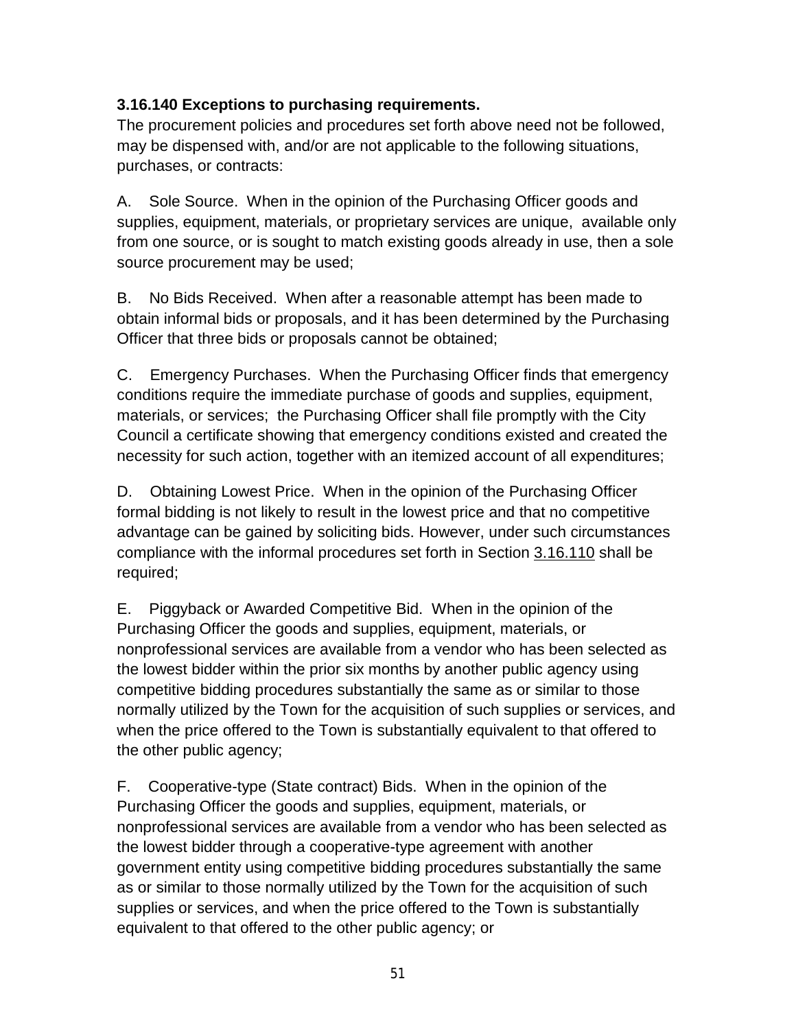**3.16.140 Exceptions to purchasing requirements.**

The procurement policies and procedures set forth above need not be followed, may be dispensed with, and/or are not applicable to the following situations, purchases, or contracts:

A. Sole Source. When in the opinion of the Purchasing Officer goods and supplies, equipment, materials, or proprietary services are unique, available only from one source, or is sought to match existing goods already in use, then a sole source procurement may be used;

B. No Bids Received. When after a reasonable attempt has been made to obtain informal bids or proposals, and it has been determined by the Purchasing Officer that three bids or proposals cannot be obtained;

C. Emergency Purchases. When the Purchasing Officer finds that emergency conditions require the immediate purchase of goods and supplies, equipment, materials, or services; the Purchasing Officer shall file promptly with the City Council a certificate showing that emergency conditions existed and created the necessity for such action, together with an itemized account of all expenditures;

D. Obtaining Lowest Price. When in the opinion of the Purchasing Officer formal bidding is not likely to result in the lowest price and that no competitive advantage can be gained by soliciting bids. However, under such circumstances compliance with the informal procedures set forth in Section 3.16.110 shall be required;

E. Piggyback or Awarded Competitive Bid. When in the opinion of the Purchasing Officer the goods and supplies, equipment, materials, or nonprofessional services are available from a vendor who has been selected as the lowest bidder within the prior six months by another public agency using competitive bidding procedures substantially the same as or similar to those normally utilized by the Town for the acquisition of such supplies or services, and when the price offered to the Town is substantially equivalent to that offered to the other public agency;

F. Cooperative-type (State contract) Bids. When in the opinion of the Purchasing Officer the goods and supplies, equipment, materials, or nonprofessional services are available from a vendor who has been selected as the lowest bidder through a cooperative-type agreement with another government entity using competitive bidding procedures substantially the same as or similar to those normally utilized by the Town for the acquisition of such supplies or services, and when the price offered to the Town is substantially equivalent to that offered to the other public agency; or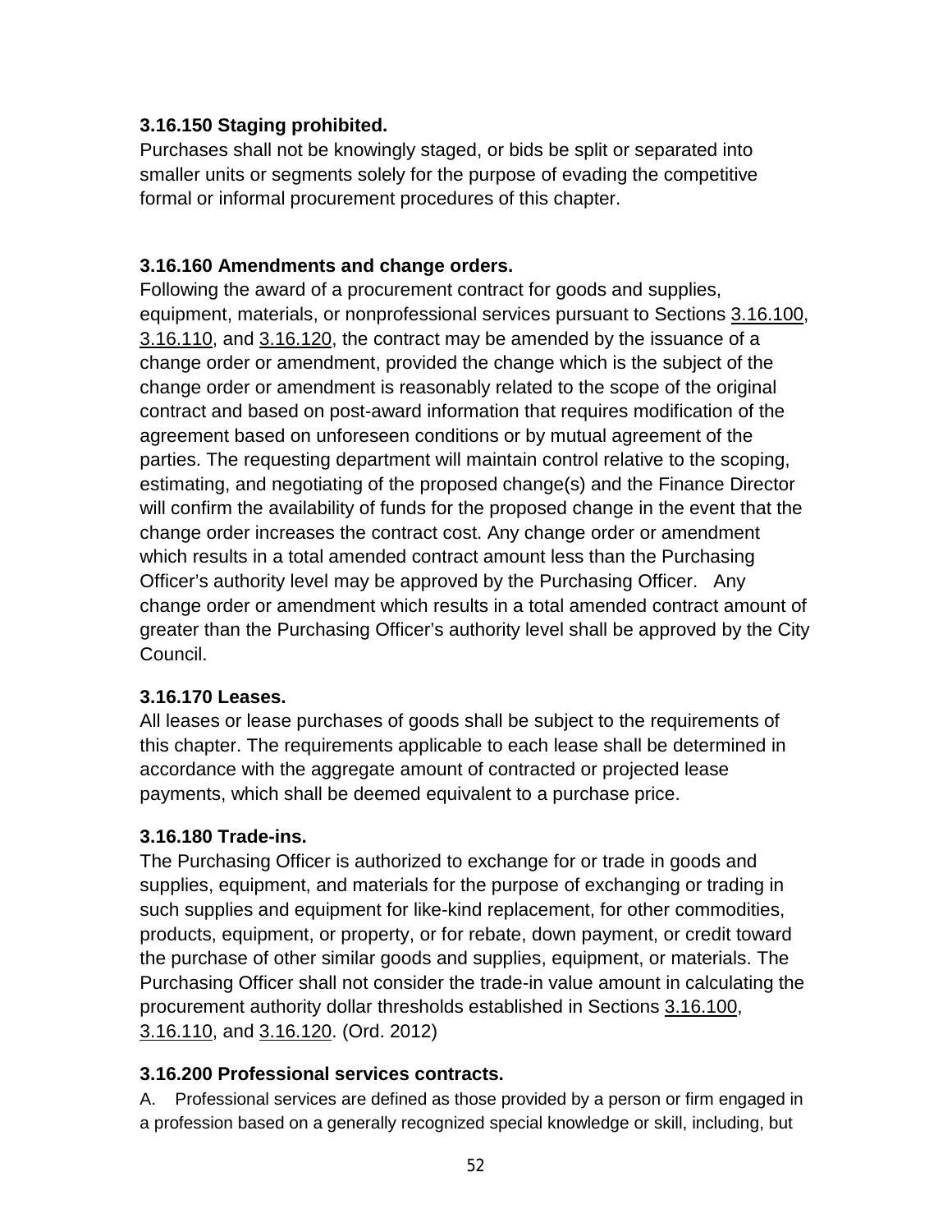**3.16.150 Staging prohibited.**

Purchases shall not be knowingly staged, or bids be split or separated into smaller units or segments solely for the purpose of evading the competitive formal or informal procurement procedures of this chapter.

**3.16.160 Amendments and change orders.**

Following the award of a procurement contract for goods and supplies, equipment, materials, or nonprofessional services pursuant to Sections 3.16.100, 3.16.110, and 3.16.120, the contract may be amended by the issuance of a change order or amendment, provided the change which is the subject of the change order or amendment is reasonably related to the scope of the original contract and based on post-award information that requires modification of the agreement based on unforeseen conditions or by mutual agreement of the parties. The requesting department will maintain control relative to the scoping, estimating, and negotiating of the proposed change(s) and the Finance Director will confirm the availability of funds for the proposed change in the event that the change order increases the contract cost. Any change order or amendment which results in a total amended contract amount less than the Purchasing Officer's authority level may be approved by the Purchasing Officer. Any change order or amendment which results in a total amended contract amount of greater than the Purchasing Officer's authority level shall be approved by the City Council.

**3.16.170 Leases.**

All leases or lease purchases of goods shall be subject to the requirements of this chapter. The requirements applicable to each lease shall be determined in accordance with the aggregate amount of contracted or projected lease payments, which shall be deemed equivalent to a purchase price.

**3.16.180 Trade-ins.**

The Purchasing Officer is authorized to exchange for or trade in goods and supplies, equipment, and materials for the purpose of exchanging or trading in such supplies and equipment for like-kind replacement, for other commodities, products, equipment, or property, or for rebate, down payment, or credit toward the purchase of other similar goods and supplies, equipment, or materials. The Purchasing Officer shall not consider the trade-in value amount in calculating the procurement authority dollar thresholds established in Sections 3.16.100, 3.16.110, and 3.16.120. (Ord. 2012)

**3.16.200 Professional services contracts.**

A. Professional services are defined as those provided by a person or firm engaged in a profession based on a generally recognized special knowledge or skill, including, but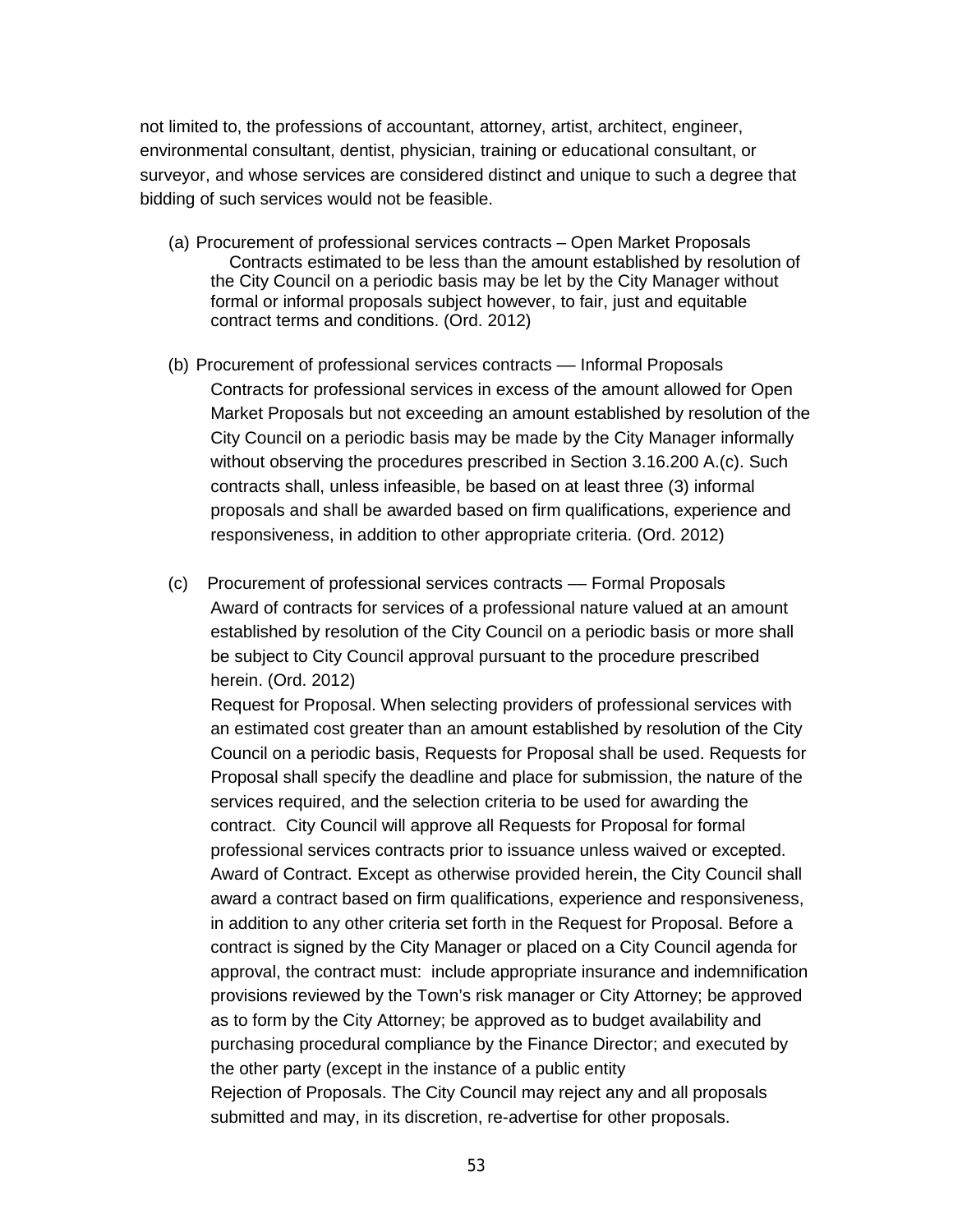not limited to, the professions of accountant, attorney, artist, architect, engineer, environmental consultant, dentist, physician, training or educational consultant, or surveyor, and whose services are considered distinct and unique to such a degree that bidding of such services would not be feasible.

(a) Procurement of professional services contracts – Open Market Proposals

Contracts estimated to be less than the amount established by resolution of the City Council on a periodic basis may be let by the City Manager without formal or informal proposals subject however, to fair, just and equitable contract terms and conditions. (Ord. 2012)

(b) Procurement of professional services contracts — Informal Proposals

Contracts for professional services in excess of the amount allowed for Open Market Proposals but not exceeding an amount established by resolution of the City Council on a periodic basis may be made by the City Manager informally without observing the procedures prescribed in Section 3.16.200 A.(c). Such contracts shall, unless infeasible, be based on at least three (3) informal proposals and shall be awarded based on firm qualifications, experience and responsiveness, in addition to other appropriate criteria. (Ord. 2012)

(c) Procurement of professional services contracts — Formal Proposals

Award of contracts for services of a professional nature valued at an amount established by resolution of the City Council on a periodic basis or more shall be subject to City Council approval pursuant to the procedure prescribed herein. (Ord. 2012)

Request for Proposal. When selecting providers of professional services with an estimated cost greater than an amount established by resolution of the City Council on a periodic basis, Requests for Proposal shall be used. Requests for Proposal shall specify the deadline and place for submission, the nature of the services required, and the selection criteria to be used for awarding the contract. City Council will approve all Requests for Proposal for formal professional services contracts prior to issuance unless waived or excepted.

Award of Contract. Except as otherwise provided herein, the City Council shall award a contract based on firm qualifications, experience and responsiveness, in addition to any other criteria set forth in the Request for Proposal. Before a contract is signed by the City Manager or placed on a City Council agenda for approval, the contract must: include appropriate insurance and indemnification provisions reviewed by the Town's risk manager or City Attorney; be approved as to form by the City Attorney; be approved as to budget availability and purchasing procedural compliance by the Finance Director; and executed by the other party (except in the instance of a public entity

Rejection of Proposals. The City Council may reject any and all proposals submitted and may, in its discretion, re-advertise for other proposals.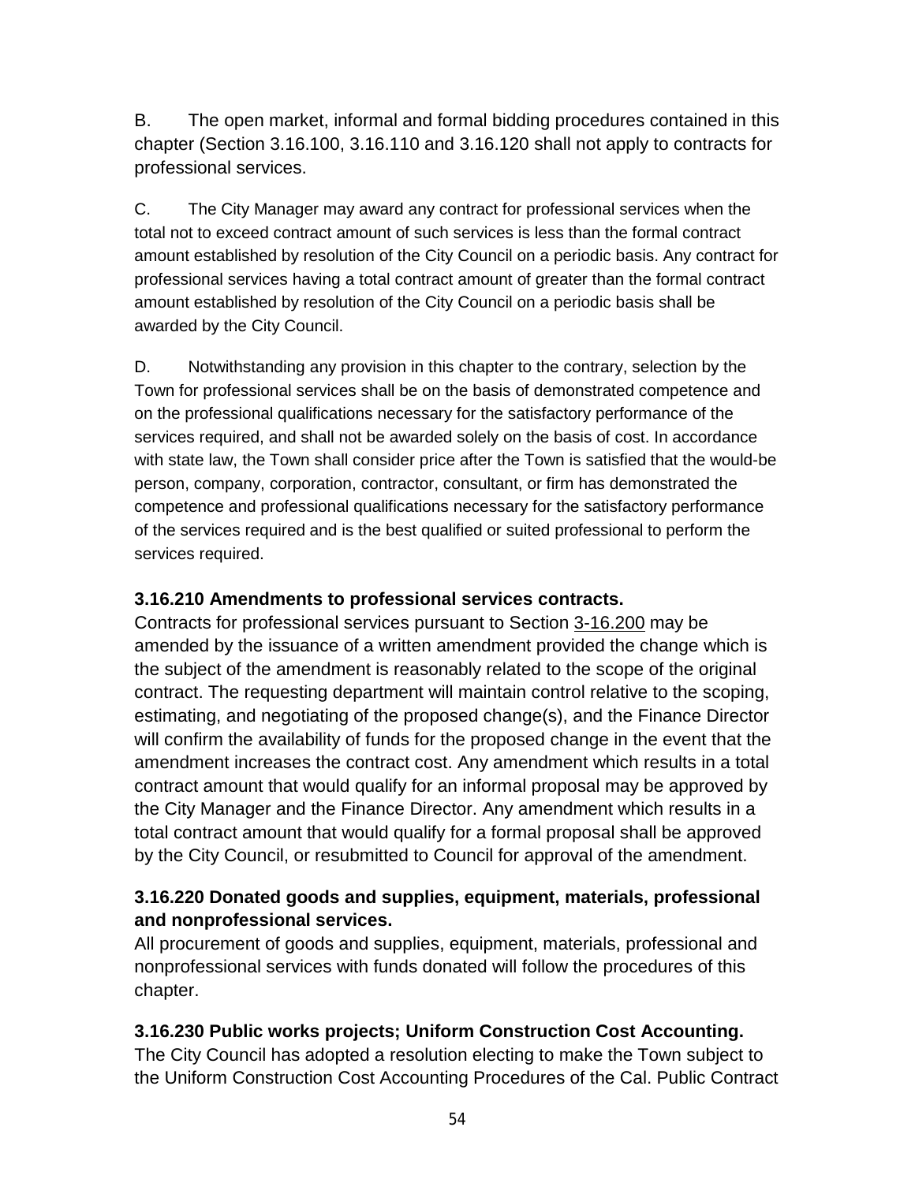B. The open market, informal and formal bidding procedures contained in this chapter (Section 3.16.100, 3.16.110 and 3.16.120 shall not apply to contracts for professional services.

C. The City Manager may award any contract for professional services when the total not to exceed contract amount of such services is less than the formal contract amount established by resolution of the City Council on a periodic basis. Any contract for professional services having a total contract amount of greater than the formal contract amount established by resolution of the City Council on a periodic basis shall be awarded by the City Council.

D. Notwithstanding any provision in this chapter to the contrary, selection by the Town for professional services shall be on the basis of demonstrated competence and on the professional qualifications necessary for the satisfactory performance of the services required, and shall not be awarded solely on the basis of cost. In accordance with state law, the Town shall consider price after the Town is satisfied that the would-be person, company, corporation, contractor, consultant, or firm has demonstrated the competence and professional qualifications necessary for the satisfactory performance of the services required and is the best qualified or suited professional to perform the services required.

**3.16.210 Amendments to professional services contracts.**
Contracts for professional services pursuant to Section 3-16.200 may be amended by the issuance of a written amendment provided the change which is the subject of the amendment is reasonably related to the scope of the original contract. The requesting department will maintain control relative to the scoping, estimating, and negotiating of the proposed change(s), and the Finance Director will confirm the availability of funds for the proposed change in the event that the amendment increases the contract cost. Any amendment which results in a total contract amount that would qualify for an informal proposal may be approved by the City Manager and the Finance Director. Any amendment which results in a total contract amount that would qualify for a formal proposal shall be approved by the City Council, or resubmitted to Council for approval of the amendment.

**3.16.220 Donated goods and supplies, equipment, materials, professional and nonprofessional services.**
All procurement of goods and supplies, equipment, materials, professional and nonprofessional services with funds donated will follow the procedures of this chapter.

**3.16.230 Public works projects; Uniform Construction Cost Accounting.**
The City Council has adopted a resolution electing to make the Town subject to the Uniform Construction Cost Accounting Procedures of the Cal. Public Contract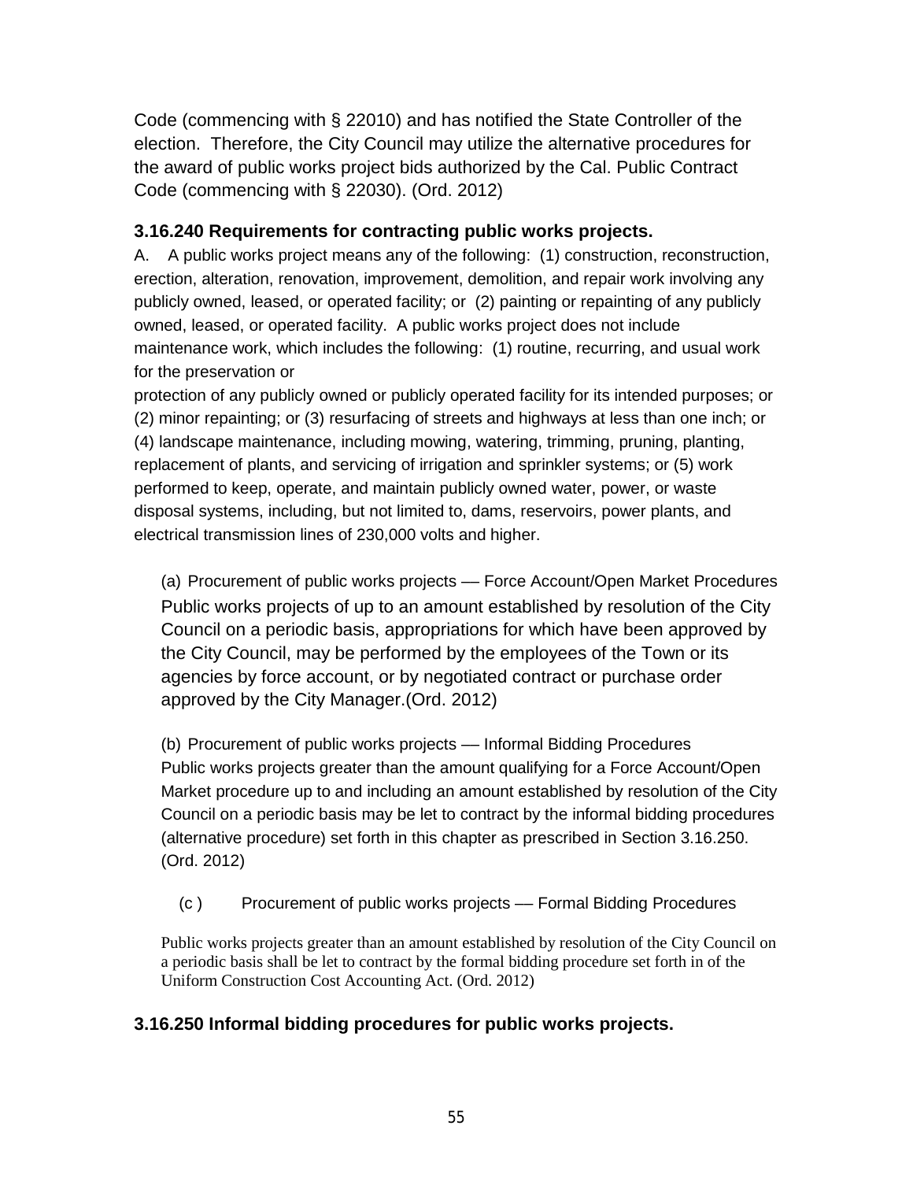Code (commencing with § 22010) and has notified the State Controller of the election. Therefore, the City Council may utilize the alternative procedures for the award of public works project bids authorized by the Cal. Public Contract Code (commencing with § 22030). (Ord. 2012)

### 3.16.240 Requirements for contracting public works projects.

A. A public works project means any of the following: (1) construction, reconstruction, erection, alteration, renovation, improvement, demolition, and repair work involving any publicly owned, leased, or operated facility; or (2) painting or repainting of any publicly owned, leased, or operated facility. A public works project does not include maintenance work, which includes the following: (1) routine, recurring, and usual work for the preservation or protection of any publicly owned or publicly operated facility for its intended purposes; or (2) minor repainting; or (3) resurfacing of streets and highways at less than one inch; or (4) landscape maintenance, including mowing, watering, trimming, pruning, planting, replacement of plants, and servicing of irrigation and sprinkler systems; or (5) work performed to keep, operate, and maintain publicly owned water, power, or waste disposal systems, including, but not limited to, dams, reservoirs, power plants, and electrical transmission lines of 230,000 volts and higher.

(a) Procurement of public works projects — Force Account/Open Market Procedures
Public works projects of up to an amount established by resolution of the City Council on a periodic basis, appropriations for which have been approved by the City Council, may be performed by the employees of the Town or its agencies by force account, or by negotiated contract or purchase order approved by the City Manager.(Ord. 2012)

(b) Procurement of public works projects — Informal Bidding Procedures
Public works projects greater than the amount qualifying for a Force Account/Open Market procedure up to and including an amount established by resolution of the City Council on a periodic basis may be let to contract by the informal bidding procedures (alternative procedure) set forth in this chapter as prescribed in Section 3.16.250. (Ord. 2012)

(c ) Procurement of public works projects — Formal Bidding Procedures

Public works projects greater than an amount established by resolution of the City Council on a periodic basis shall be let to contract by the formal bidding procedure set forth in of the Uniform Construction Cost Accounting Act. (Ord. 2012)

### 3.16.250 Informal bidding procedures for public works projects.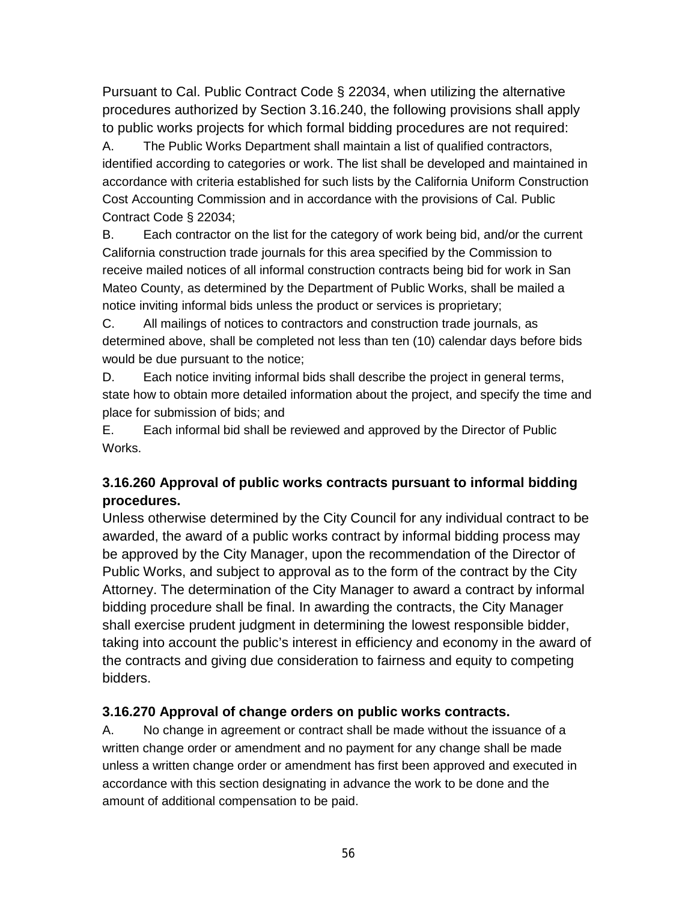Pursuant to Cal. Public Contract Code § 22034, when utilizing the alternative procedures authorized by Section 3.16.240, the following provisions shall apply to public works projects for which formal bidding procedures are not required:

A. The Public Works Department shall maintain a list of qualified contractors, identified according to categories or work. The list shall be developed and maintained in accordance with criteria established for such lists by the California Uniform Construction Cost Accounting Commission and in accordance with the provisions of Cal. Public Contract Code § 22034;

B. Each contractor on the list for the category of work being bid, and/or the current California construction trade journals for this area specified by the Commission to receive mailed notices of all informal construction contracts being bid for work in San Mateo County, as determined by the Department of Public Works, shall be mailed a notice inviting informal bids unless the product or services is proprietary;

C. All mailings of notices to contractors and construction trade journals, as determined above, shall be completed not less than ten (10) calendar days before bids would be due pursuant to the notice;

D. Each notice inviting informal bids shall describe the project in general terms, state how to obtain more detailed information about the project, and specify the time and place for submission of bids; and

E. Each informal bid shall be reviewed and approved by the Director of Public Works.

### 3.16.260 Approval of public works contracts pursuant to informal bidding procedures.

Unless otherwise determined by the City Council for any individual contract to be awarded, the award of a public works contract by informal bidding process may be approved by the City Manager, upon the recommendation of the Director of Public Works, and subject to approval as to the form of the contract by the City Attorney. The determination of the City Manager to award a contract by informal bidding procedure shall be final. In awarding the contracts, the City Manager shall exercise prudent judgment in determining the lowest responsible bidder, taking into account the public's interest in efficiency and economy in the award of the contracts and giving due consideration to fairness and equity to competing bidders.

### 3.16.270 Approval of change orders on public works contracts.

A. No change in agreement or contract shall be made without the issuance of a written change order or amendment and no payment for any change shall be made unless a written change order or amendment has first been approved and executed in accordance with this section designating in advance the work to be done and the amount of additional compensation to be paid.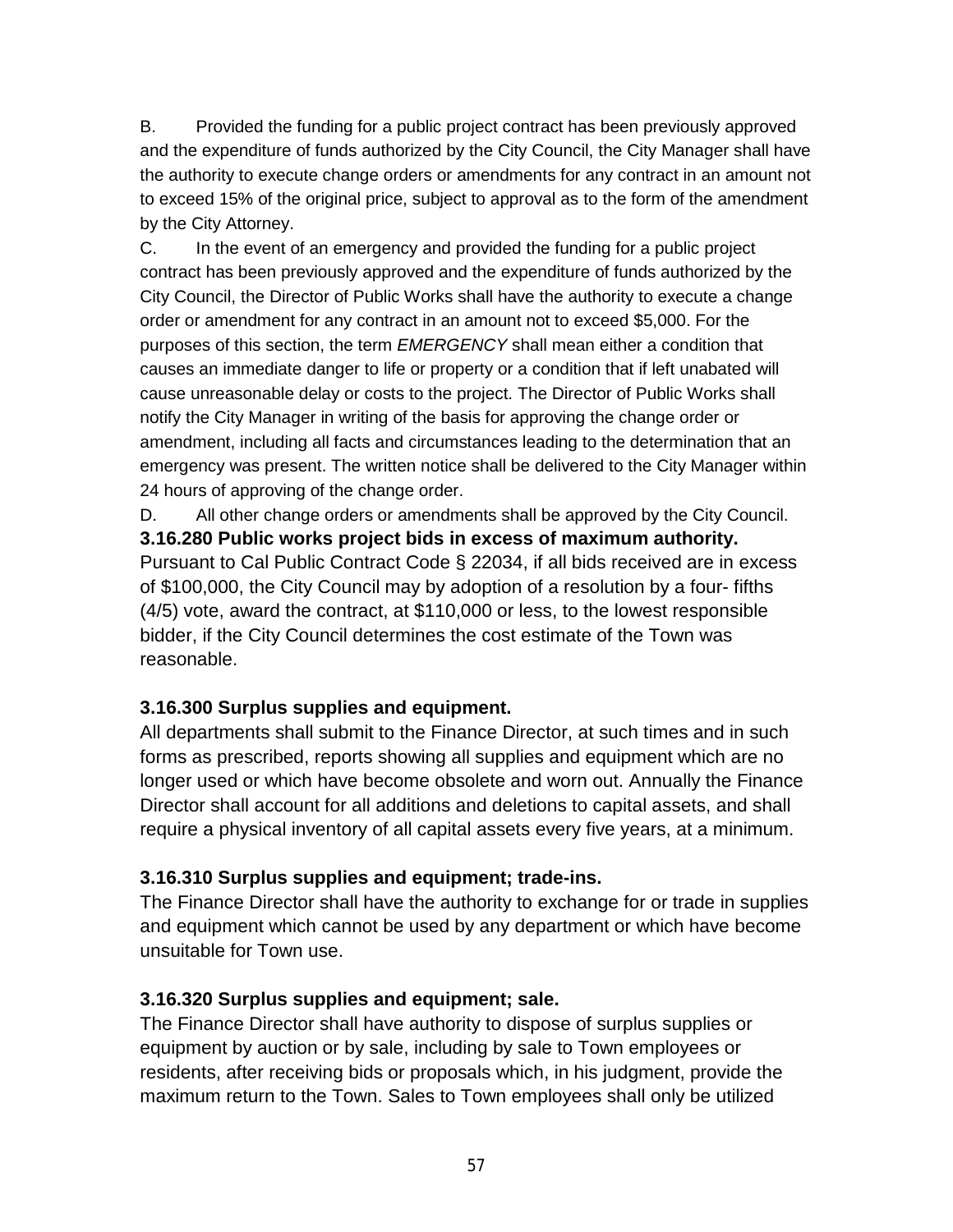B. Provided the funding for a public project contract has been previously approved and the expenditure of funds authorized by the City Council, the City Manager shall have the authority to execute change orders or amendments for any contract in an amount not to exceed 15% of the original price, subject to approval as to the form of the amendment by the City Attorney.

C. In the event of an emergency and provided the funding for a public project contract has been previously approved and the expenditure of funds authorized by the City Council, the Director of Public Works shall have the authority to execute a change order or amendment for any contract in an amount not to exceed $5,000. For the purposes of this section, the term *EMERGENCY* shall mean either a condition that causes an immediate danger to life or property or a condition that if left unabated will cause unreasonable delay or costs to the project. The Director of Public Works shall notify the City Manager in writing of the basis for approving the change order or amendment, including all facts and circumstances leading to the determination that an emergency was present. The written notice shall be delivered to the City Manager within 24 hours of approving of the change order.

D. All other change orders or amendments shall be approved by the City Council.

**3.16.280 Public works project bids in excess of maximum authority.**

Pursuant to Cal Public Contract Code § 22034, if all bids received are in excess of $100,000, the City Council may by adoption of a resolution by a four- fifths (4/5) vote, award the contract, at $110,000 or less, to the lowest responsible bidder, if the City Council determines the cost estimate of the Town was reasonable.

**3.16.300 Surplus supplies and equipment.**

All departments shall submit to the Finance Director, at such times and in such forms as prescribed, reports showing all supplies and equipment which are no longer used or which have become obsolete and worn out. Annually the Finance Director shall account for all additions and deletions to capital assets, and shall require a physical inventory of all capital assets every five years, at a minimum.

**3.16.310 Surplus supplies and equipment; trade-ins.**

The Finance Director shall have the authority to exchange for or trade in supplies and equipment which cannot be used by any department or which have become unsuitable for Town use.

**3.16.320 Surplus supplies and equipment; sale.**

The Finance Director shall have authority to dispose of surplus supplies or equipment by auction or by sale, including by sale to Town employees or residents, after receiving bids or proposals which, in his judgment, provide the maximum return to the Town. Sales to Town employees shall only be utilized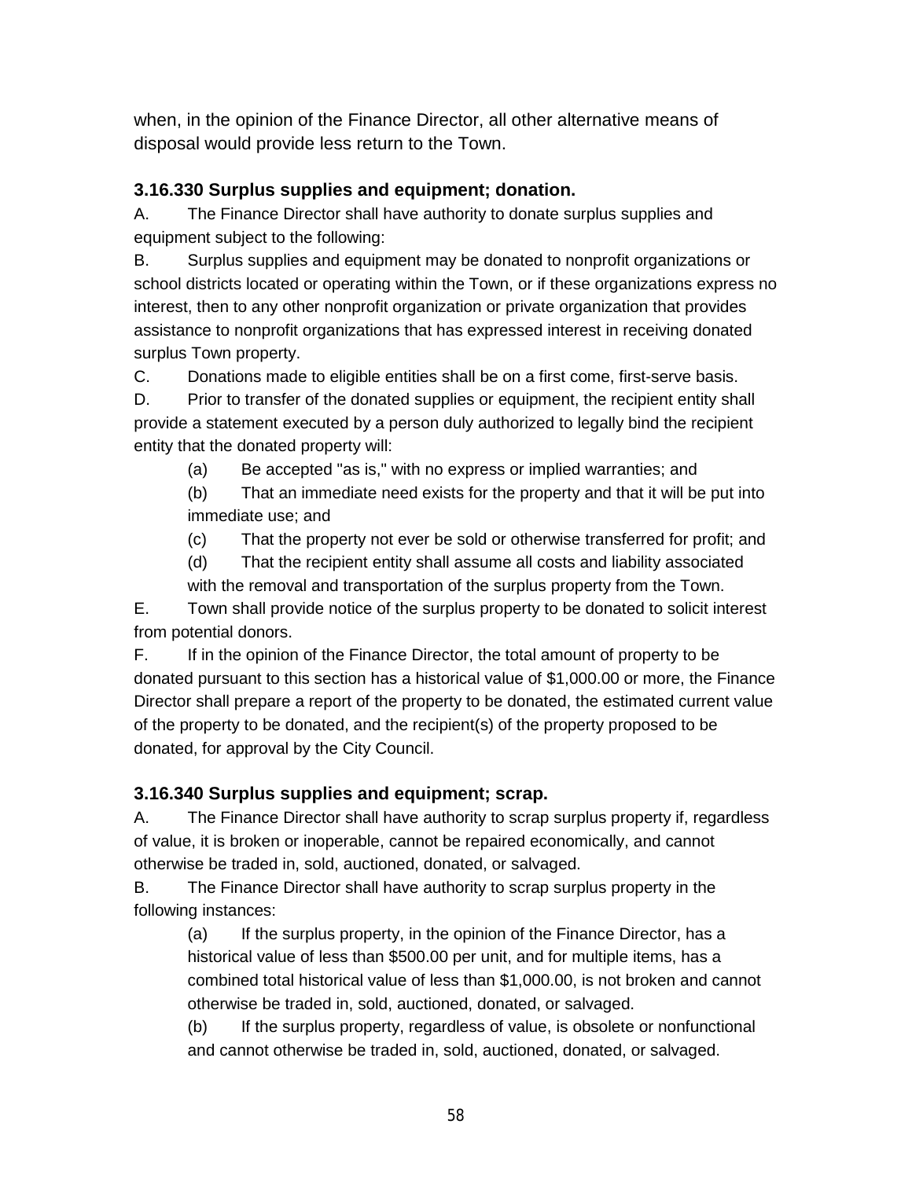when, in the opinion of the Finance Director, all other alternative means of disposal would provide less return to the Town.

### 3.16.330 Surplus supplies and equipment; donation.

A. The Finance Director shall have authority to donate surplus supplies and equipment subject to the following:

B. Surplus supplies and equipment may be donated to nonprofit organizations or school districts located or operating within the Town, or if these organizations express no interest, then to any other nonprofit organization or private organization that provides assistance to nonprofit organizations that has expressed interest in receiving donated surplus Town property.

C. Donations made to eligible entities shall be on a first come, first-serve basis.

D. Prior to transfer of the donated supplies or equipment, the recipient entity shall provide a statement executed by a person duly authorized to legally bind the recipient entity that the donated property will:

> (a) Be accepted "as is," with no express or implied warranties; and
>
> (b) That an immediate need exists for the property and that it will be put into immediate use; and
>
> (c) That the property not ever be sold or otherwise transferred for profit; and
>
> (d) That the recipient entity shall assume all costs and liability associated with the removal and transportation of the surplus property from the Town.

E. Town shall provide notice of the surplus property to be donated to solicit interest from potential donors.

F. If in the opinion of the Finance Director, the total amount of property to be donated pursuant to this section has a historical value of $1,000.00 or more, the Finance Director shall prepare a report of the property to be donated, the estimated current value of the property to be donated, and the recipient(s) of the property proposed to be donated, for approval by the City Council.

### 3.16.340 Surplus supplies and equipment; scrap.

A. The Finance Director shall have authority to scrap surplus property if, regardless of value, it is broken or inoperable, cannot be repaired economically, and cannot otherwise be traded in, sold, auctioned, donated, or salvaged.

B. The Finance Director shall have authority to scrap surplus property in the following instances:

> (a) If the surplus property, in the opinion of the Finance Director, has a historical value of less than $500.00 per unit, and for multiple items, has a combined total historical value of less than $1,000.00, is not broken and cannot otherwise be traded in, sold, auctioned, donated, or salvaged.
>
> (b) If the surplus property, regardless of value, is obsolete or nonfunctional and cannot otherwise be traded in, sold, auctioned, donated, or salvaged.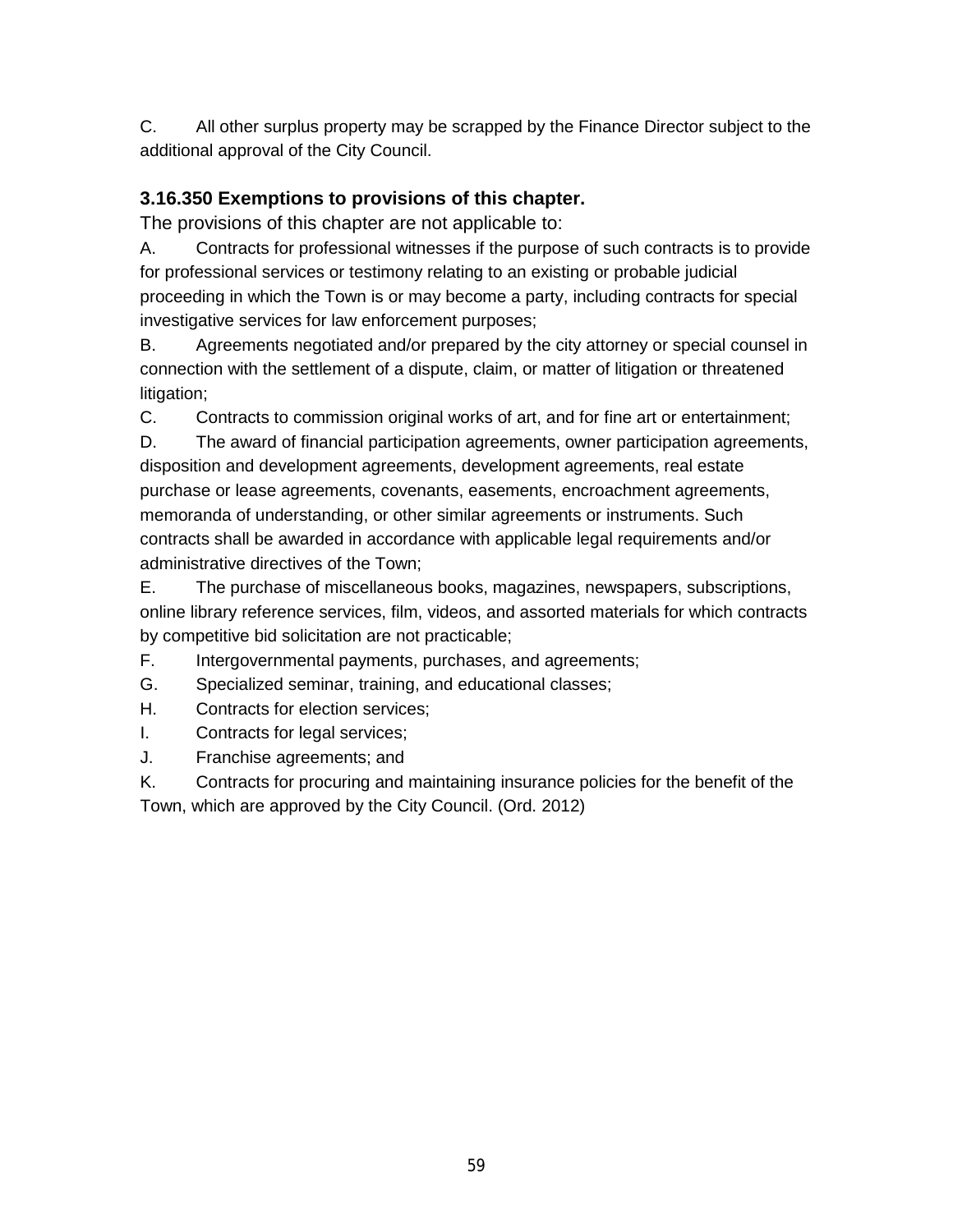C. All other surplus property may be scrapped by the Finance Director subject to the additional approval of the City Council.

### 3.16.350 Exemptions to provisions of this chapter.

The provisions of this chapter are not applicable to:

A. Contracts for professional witnesses if the purpose of such contracts is to provide for professional services or testimony relating to an existing or probable judicial proceeding in which the Town is or may become a party, including contracts for special investigative services for law enforcement purposes;

B. Agreements negotiated and/or prepared by the city attorney or special counsel in connection with the settlement of a dispute, claim, or matter of litigation or threatened litigation;

C. Contracts to commission original works of art, and for fine art or entertainment;

D. The award of financial participation agreements, owner participation agreements, disposition and development agreements, development agreements, real estate purchase or lease agreements, covenants, easements, encroachment agreements, memoranda of understanding, or other similar agreements or instruments. Such contracts shall be awarded in accordance with applicable legal requirements and/or administrative directives of the Town;

E. The purchase of miscellaneous books, magazines, newspapers, subscriptions, online library reference services, film, videos, and assorted materials for which contracts by competitive bid solicitation are not practicable;

F. Intergovernmental payments, purchases, and agreements;

G. Specialized seminar, training, and educational classes;

H. Contracts for election services;

I. Contracts for legal services;

J. Franchise agreements; and

K. Contracts for procuring and maintaining insurance policies for the benefit of the Town, which are approved by the City Council. (Ord. 2012)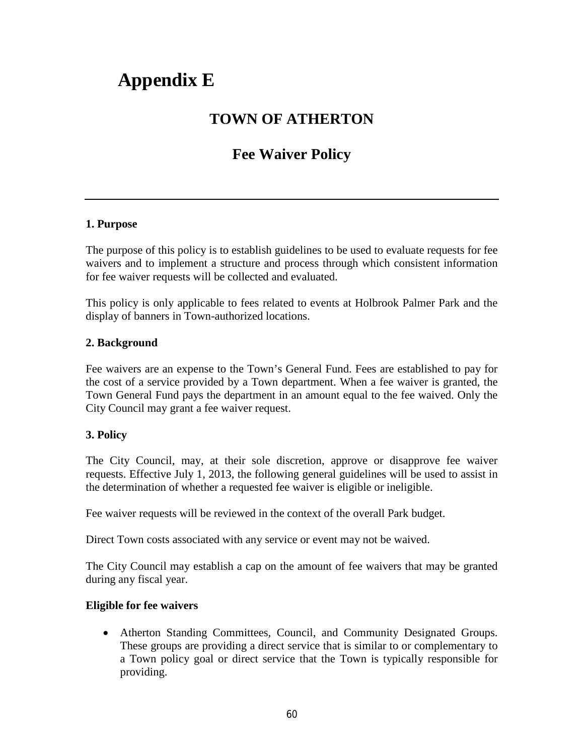# Appendix E

## TOWN OF ATHERTON

## Fee Waiver Policy

---

**1. Purpose**

The purpose of this policy is to establish guidelines to be used to evaluate requests for fee waivers and to implement a structure and process through which consistent information for fee waiver requests will be collected and evaluated.

This policy is only applicable to fees related to events at Holbrook Palmer Park and the display of banners in Town-authorized locations.

**2. Background**

Fee waivers are an expense to the Town's General Fund. Fees are established to pay for the cost of a service provided by a Town department. When a fee waiver is granted, the Town General Fund pays the department in an amount equal to the fee waived. Only the City Council may grant a fee waiver request.

**3. Policy**

The City Council, may, at their sole discretion, approve or disapprove fee waiver requests. Effective July 1, 2013, the following general guidelines will be used to assist in the determination of whether a requested fee waiver is eligible or ineligible.

Fee waiver requests will be reviewed in the context of the overall Park budget.

Direct Town costs associated with any service or event may not be waived.

The City Council may establish a cap on the amount of fee waivers that may be granted during any fiscal year.

**Eligible for fee waivers**

- Atherton Standing Committees, Council, and Community Designated Groups. These groups are providing a direct service that is similar to or complementary to a Town policy goal or direct service that the Town is typically responsible for providing.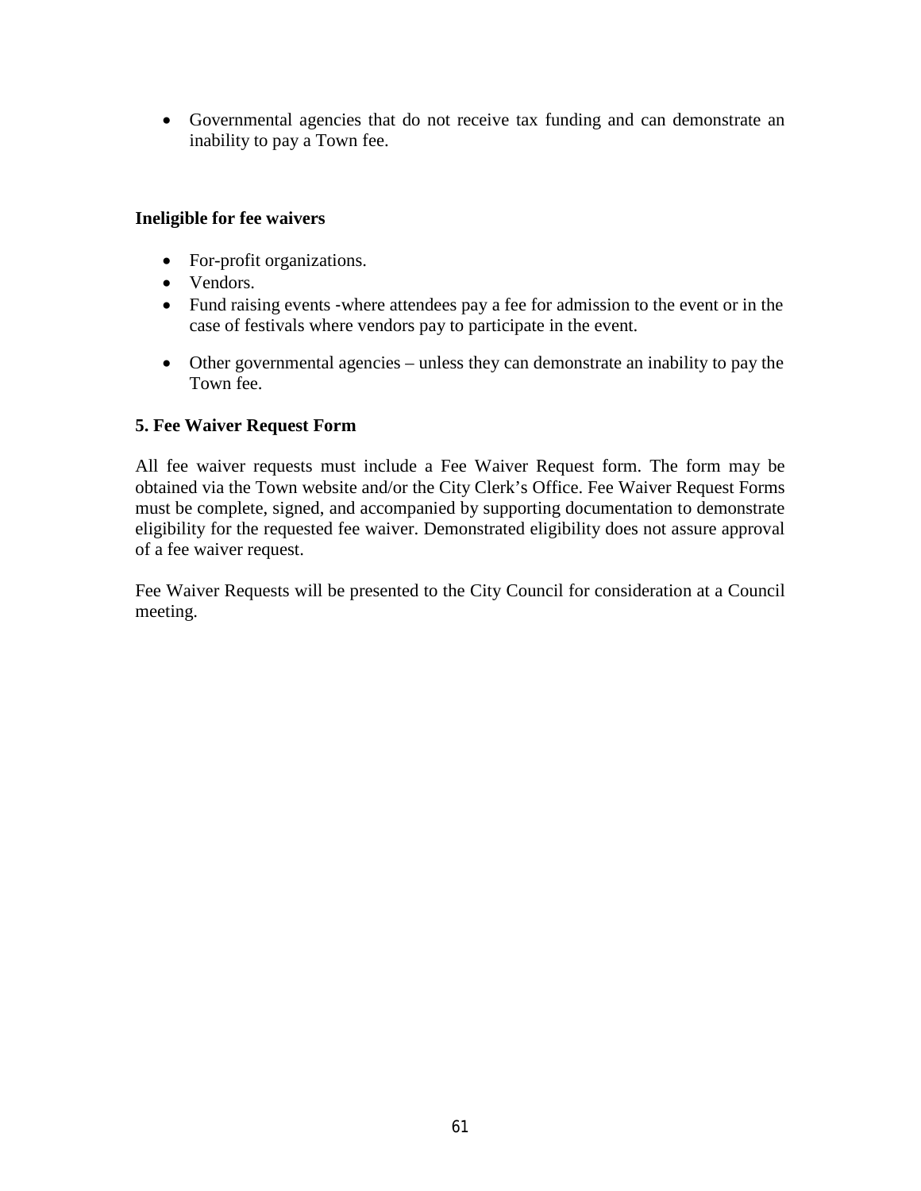- Governmental agencies that do not receive tax funding and can demonstrate an inability to pay a Town fee.

**Ineligible for fee waivers**

- For-profit organizations.
- Vendors.
- Fund raising events -where attendees pay a fee for admission to the event or in the case of festivals where vendors pay to participate in the event.
- Other governmental agencies – unless they can demonstrate an inability to pay the Town fee.

**5. Fee Waiver Request Form**

All fee waiver requests must include a Fee Waiver Request form. The form may be obtained via the Town website and/or the City Clerk's Office. Fee Waiver Request Forms must be complete, signed, and accompanied by supporting documentation to demonstrate eligibility for the requested fee waiver. Demonstrated eligibility does not assure approval of a fee waiver request.

Fee Waiver Requests will be presented to the City Council for consideration at a Council meeting.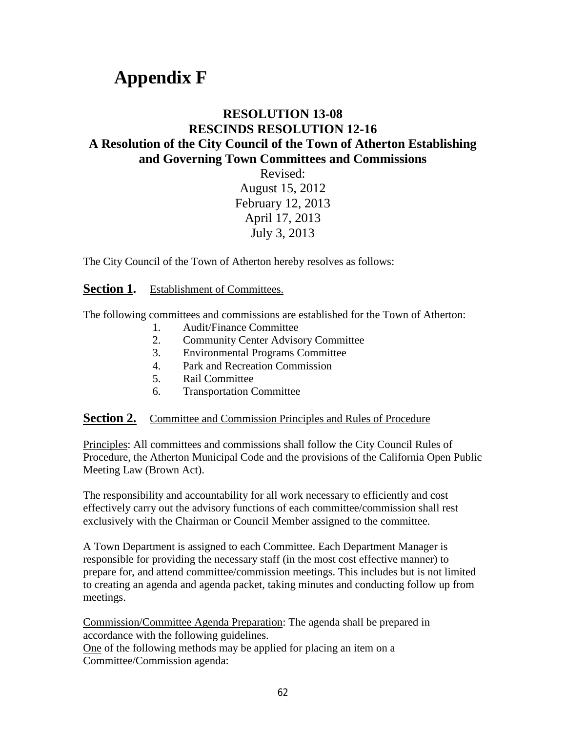# Appendix F

## RESOLUTION 13-08
## RESCINDS RESOLUTION 12-16
## A Resolution of the City Council of the Town of Atherton Establishing and Governing Town Committees and Commissions

Revised:
August 15, 2012
February 12, 2013
April 17, 2013
July 3, 2013

The City Council of the Town of Atherton hereby resolves as follows:

**Section 1.** Establishment of Committees.

The following committees and commissions are established for the Town of Atherton:

1. Audit/Finance Committee
2. Community Center Advisory Committee
3. Environmental Programs Committee
4. Park and Recreation Commission
5. Rail Committee
6. Transportation Committee

**Section 2.** Committee and Commission Principles and Rules of Procedure

Principles: All committees and commissions shall follow the City Council Rules of Procedure, the Atherton Municipal Code and the provisions of the California Open Public Meeting Law (Brown Act).

The responsibility and accountability for all work necessary to efficiently and cost effectively carry out the advisory functions of each committee/commission shall rest exclusively with the Chairman or Council Member assigned to the committee.

A Town Department is assigned to each Committee. Each Department Manager is responsible for providing the necessary staff (in the most cost effective manner) to prepare for, and attend committee/commission meetings. This includes but is not limited to creating an agenda and agenda packet, taking minutes and conducting follow up from meetings.

Commission/Committee Agenda Preparation: The agenda shall be prepared in accordance with the following guidelines.
One of the following methods may be applied for placing an item on a Committee/Commission agenda: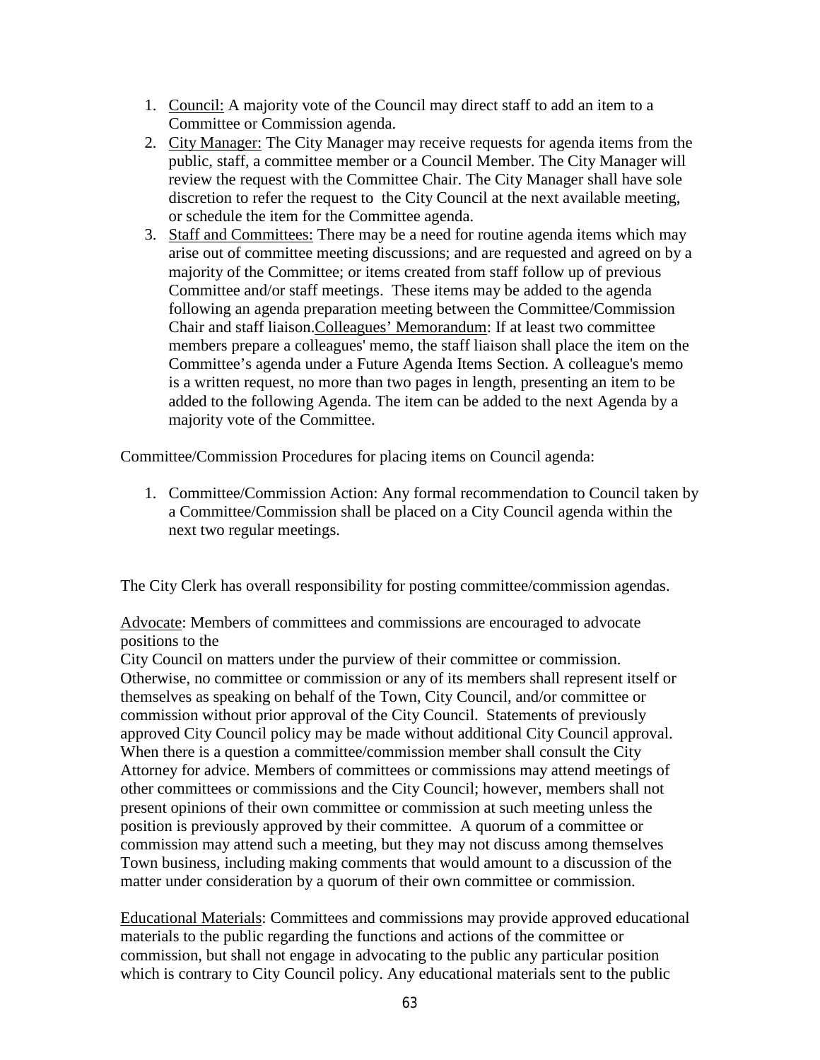1. Council: A majority vote of the Council may direct staff to add an item to a Committee or Commission agenda.
2. City Manager: The City Manager may receive requests for agenda items from the public, staff, a committee member or a Council Member. The City Manager will review the request with the Committee Chair. The City Manager shall have sole discretion to refer the request to the City Council at the next available meeting, or schedule the item for the Committee agenda.
3. Staff and Committees: There may be a need for routine agenda items which may arise out of committee meeting discussions; and are requested and agreed on by a majority of the Committee; or items created from staff follow up of previous Committee and/or staff meetings. These items may be added to the agenda following an agenda preparation meeting between the Committee/Commission Chair and staff liaison.Colleagues' Memorandum: If at least two committee members prepare a colleagues' memo, the staff liaison shall place the item on the Committee's agenda under a Future Agenda Items Section. A colleague's memo is a written request, no more than two pages in length, presenting an item to be added to the following Agenda. The item can be added to the next Agenda by a majority vote of the Committee.

Committee/Commission Procedures for placing items on Council agenda:

1. Committee/Commission Action: Any formal recommendation to Council taken by a Committee/Commission shall be placed on a City Council agenda within the next two regular meetings.

The City Clerk has overall responsibility for posting committee/commission agendas.

Advocate: Members of committees and commissions are encouraged to advocate positions to the
City Council on matters under the purview of their committee or commission. Otherwise, no committee or commission or any of its members shall represent itself or themselves as speaking on behalf of the Town, City Council, and/or committee or commission without prior approval of the City Council. Statements of previously approved City Council policy may be made without additional City Council approval. When there is a question a committee/commission member shall consult the City Attorney for advice. Members of committees or commissions may attend meetings of other committees or commissions and the City Council; however, members shall not present opinions of their own committee or commission at such meeting unless the position is previously approved by their committee. A quorum of a committee or commission may attend such a meeting, but they may not discuss among themselves Town business, including making comments that would amount to a discussion of the matter under consideration by a quorum of their own committee or commission.

Educational Materials: Committees and commissions may provide approved educational materials to the public regarding the functions and actions of the committee or commission, but shall not engage in advocating to the public any particular position which is contrary to City Council policy. Any educational materials sent to the public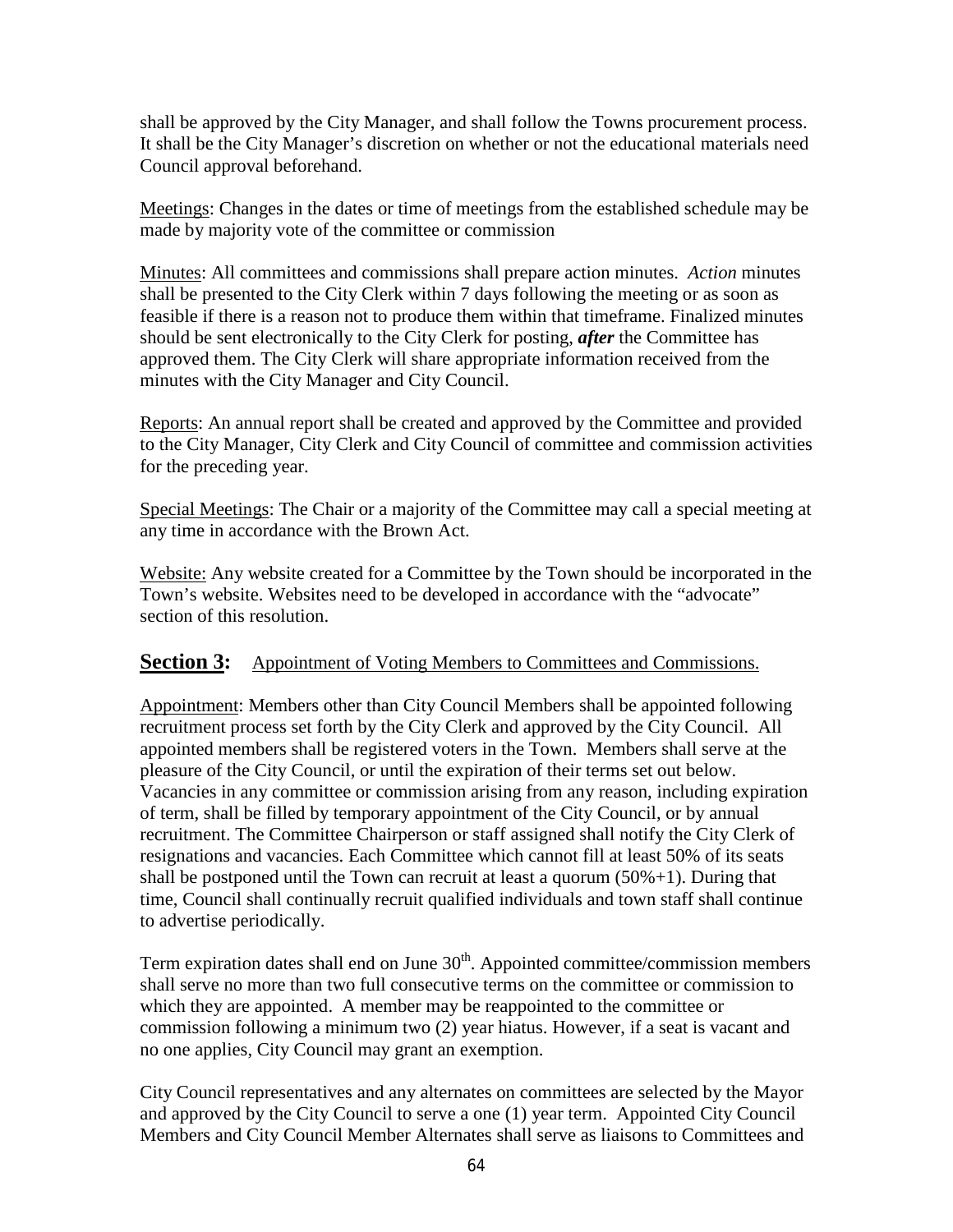shall be approved by the City Manager, and shall follow the Towns procurement process. It shall be the City Manager's discretion on whether or not the educational materials need Council approval beforehand.

Meetings: Changes in the dates or time of meetings from the established schedule may be made by majority vote of the committee or commission

Minutes: All committees and commissions shall prepare action minutes. *Action* minutes shall be presented to the City Clerk within 7 days following the meeting or as soon as feasible if there is a reason not to produce them within that timeframe. Finalized minutes should be sent electronically to the City Clerk for posting, ***after*** the Committee has approved them. The City Clerk will share appropriate information received from the minutes with the City Manager and City Council.

Reports: An annual report shall be created and approved by the Committee and provided to the City Manager, City Clerk and City Council of committee and commission activities for the preceding year.

Special Meetings: The Chair or a majority of the Committee may call a special meeting at any time in accordance with the Brown Act.

Website: Any website created for a Committee by the Town should be incorporated in the Town's website. Websites need to be developed in accordance with the "advocate" section of this resolution.

## **Section 3:** Appointment of Voting Members to Committees and Commissions.

Appointment: Members other than City Council Members shall be appointed following recruitment process set forth by the City Clerk and approved by the City Council. All appointed members shall be registered voters in the Town. Members shall serve at the pleasure of the City Council, or until the expiration of their terms set out below. Vacancies in any committee or commission arising from any reason, including expiration of term, shall be filled by temporary appointment of the City Council, or by annual recruitment. The Committee Chairperson or staff assigned shall notify the City Clerk of resignations and vacancies. Each Committee which cannot fill at least 50% of its seats shall be postponed until the Town can recruit at least a quorum (50%+1). During that time, Council shall continually recruit qualified individuals and town staff shall continue to advertise periodically.

Term expiration dates shall end on June 30th. Appointed committee/commission members shall serve no more than two full consecutive terms on the committee or commission to which they are appointed. A member may be reappointed to the committee or commission following a minimum two (2) year hiatus. However, if a seat is vacant and no one applies, City Council may grant an exemption.

City Council representatives and any alternates on committees are selected by the Mayor and approved by the City Council to serve a one (1) year term. Appointed City Council Members and City Council Member Alternates shall serve as liaisons to Committees and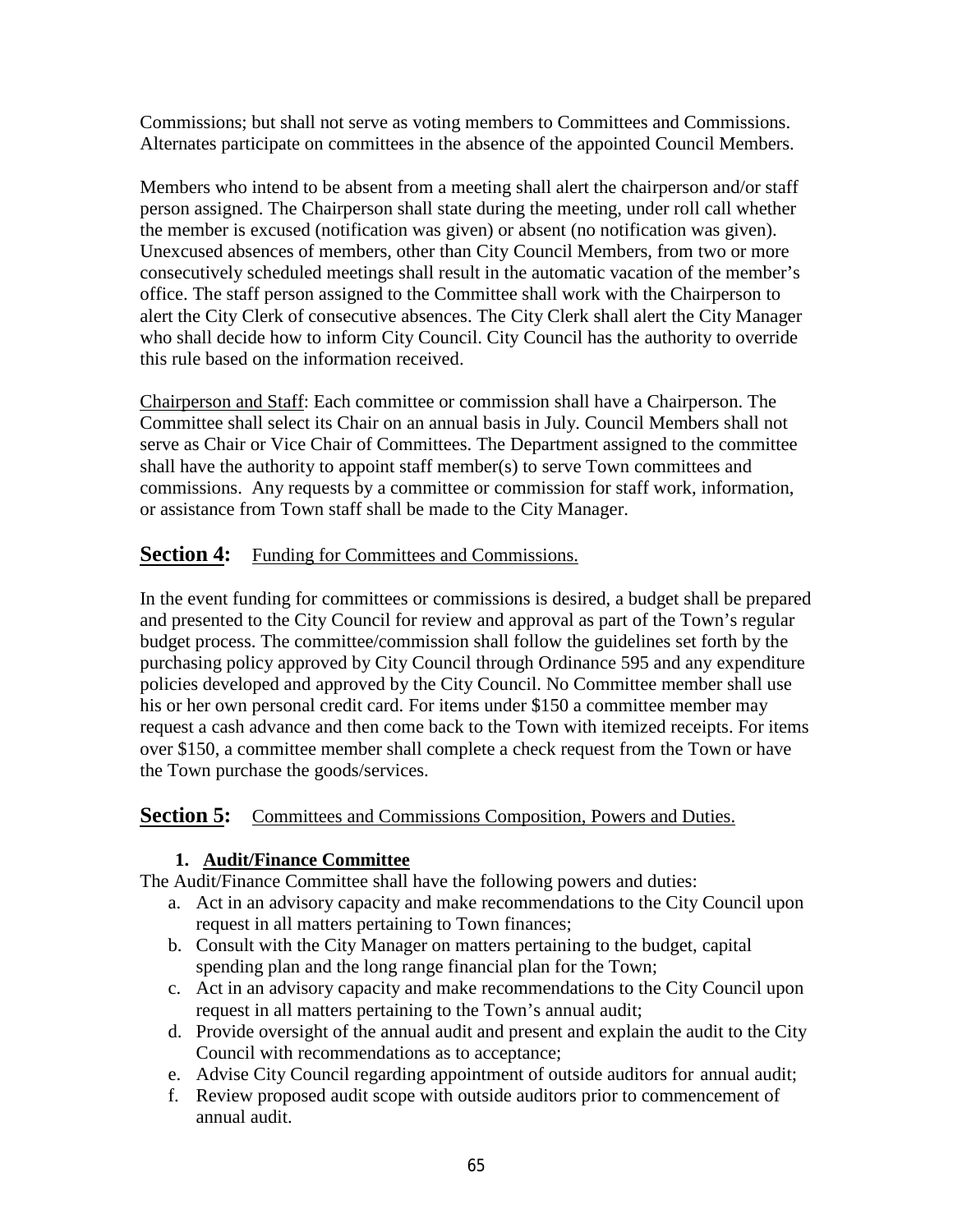Commissions; but shall not serve as voting members to Committees and Commissions. Alternates participate on committees in the absence of the appointed Council Members.

Members who intend to be absent from a meeting shall alert the chairperson and/or staff person assigned. The Chairperson shall state during the meeting, under roll call whether the member is excused (notification was given) or absent (no notification was given). Unexcused absences of members, other than City Council Members, from two or more consecutively scheduled meetings shall result in the automatic vacation of the member's office. The staff person assigned to the Committee shall work with the Chairperson to alert the City Clerk of consecutive absences. The City Clerk shall alert the City Manager who shall decide how to inform City Council. City Council has the authority to override this rule based on the information received.

Chairperson and Staff: Each committee or commission shall have a Chairperson. The Committee shall select its Chair on an annual basis in July. Council Members shall not serve as Chair or Vice Chair of Committees. The Department assigned to the committee shall have the authority to appoint staff member(s) to serve Town committees and commissions. Any requests by a committee or commission for staff work, information, or assistance from Town staff shall be made to the City Manager.

## Section 4: Funding for Committees and Commissions.

In the event funding for committees or commissions is desired, a budget shall be prepared and presented to the City Council for review and approval as part of the Town's regular budget process. The committee/commission shall follow the guidelines set forth by the purchasing policy approved by City Council through Ordinance 595 and any expenditure policies developed and approved by the City Council. No Committee member shall use his or her own personal credit card. For items under \$150 a committee member may request a cash advance and then come back to the Town with itemized receipts. For items over \$150, a committee member shall complete a check request from the Town or have the Town purchase the goods/services.

## Section 5: Committees and Commissions Composition, Powers and Duties.

### 1. Audit/Finance Committee

The Audit/Finance Committee shall have the following powers and duties:

a. Act in an advisory capacity and make recommendations to the City Council upon request in all matters pertaining to Town finances;
b. Consult with the City Manager on matters pertaining to the budget, capital spending plan and the long range financial plan for the Town;
c. Act in an advisory capacity and make recommendations to the City Council upon request in all matters pertaining to the Town's annual audit;
d. Provide oversight of the annual audit and present and explain the audit to the City Council with recommendations as to acceptance;
e. Advise City Council regarding appointment of outside auditors for annual audit;
f. Review proposed audit scope with outside auditors prior to commencement of annual audit.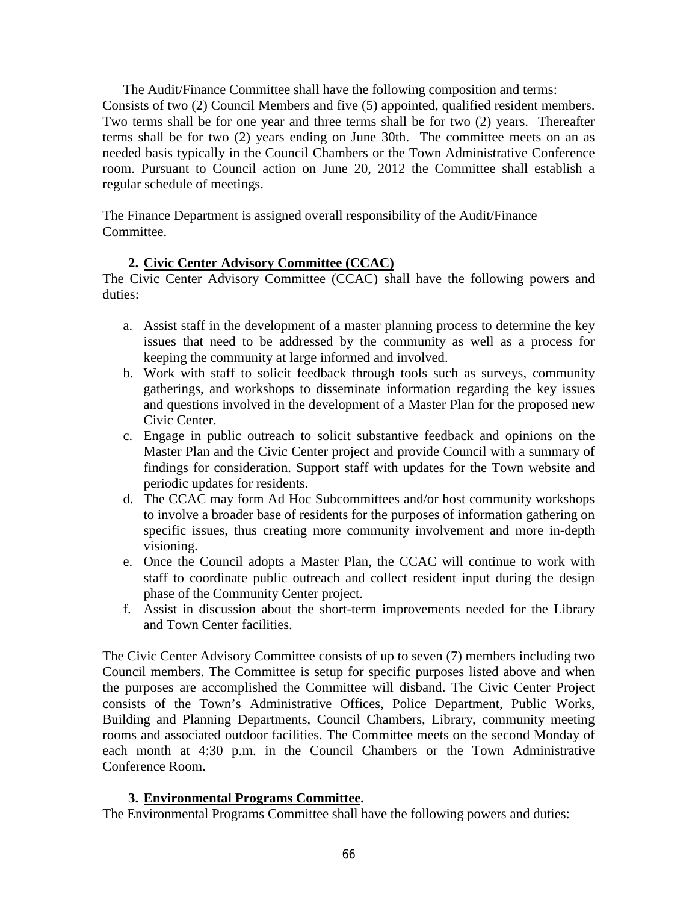The Audit/Finance Committee shall have the following composition and terms: Consists of two (2) Council Members and five (5) appointed, qualified resident members. Two terms shall be for one year and three terms shall be for two (2) years. Thereafter terms shall be for two (2) years ending on June 30th. The committee meets on an as needed basis typically in the Council Chambers or the Town Administrative Conference room. Pursuant to Council action on June 20, 2012 the Committee shall establish a regular schedule of meetings.

The Finance Department is assigned overall responsibility of the Audit/Finance Committee.

**2. Civic Center Advisory Committee (CCAC)**

The Civic Center Advisory Committee (CCAC) shall have the following powers and duties:

a. Assist staff in the development of a master planning process to determine the key issues that need to be addressed by the community as well as a process for keeping the community at large informed and involved.
b. Work with staff to solicit feedback through tools such as surveys, community gatherings, and workshops to disseminate information regarding the key issues and questions involved in the development of a Master Plan for the proposed new Civic Center.
c. Engage in public outreach to solicit substantive feedback and opinions on the Master Plan and the Civic Center project and provide Council with a summary of findings for consideration. Support staff with updates for the Town website and periodic updates for residents.
d. The CCAC may form Ad Hoc Subcommittees and/or host community workshops to involve a broader base of residents for the purposes of information gathering on specific issues, thus creating more community involvement and more in-depth visioning.
e. Once the Council adopts a Master Plan, the CCAC will continue to work with staff to coordinate public outreach and collect resident input during the design phase of the Community Center project.
f. Assist in discussion about the short-term improvements needed for the Library and Town Center facilities.

The Civic Center Advisory Committee consists of up to seven (7) members including two Council members. The Committee is setup for specific purposes listed above and when the purposes are accomplished the Committee will disband. The Civic Center Project consists of the Town's Administrative Offices, Police Department, Public Works, Building and Planning Departments, Council Chambers, Library, community meeting rooms and associated outdoor facilities. The Committee meets on the second Monday of each month at 4:30 p.m. in the Council Chambers or the Town Administrative Conference Room.

**3. Environmental Programs Committee.**

The Environmental Programs Committee shall have the following powers and duties: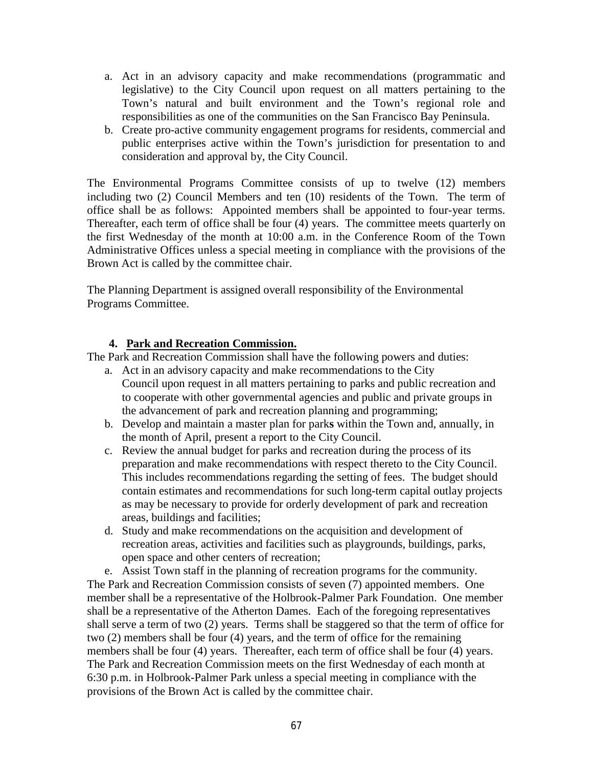a. Act in an advisory capacity and make recommendations (programmatic and legislative) to the City Council upon request on all matters pertaining to the Town's natural and built environment and the Town's regional role and responsibilities as one of the communities on the San Francisco Bay Peninsula.
b. Create pro-active community engagement programs for residents, commercial and public enterprises active within the Town's jurisdiction for presentation to and consideration and approval by, the City Council.

The Environmental Programs Committee consists of up to twelve (12) members including two (2) Council Members and ten (10) residents of the Town. The term of office shall be as follows: Appointed members shall be appointed to four-year terms. Thereafter, each term of office shall be four (4) years. The committee meets quarterly on the first Wednesday of the month at 10:00 a.m. in the Conference Room of the Town Administrative Offices unless a special meeting in compliance with the provisions of the Brown Act is called by the committee chair.

The Planning Department is assigned overall responsibility of the Environmental Programs Committee.

**4. Park and Recreation Commission.**

The Park and Recreation Commission shall have the following powers and duties:

a. Act in an advisory capacity and make recommendations to the City Council upon request in all matters pertaining to parks and public recreation and to cooperate with other governmental agencies and public and private groups in the advancement of park and recreation planning and programming;
b. Develop and maintain a master plan for park**s** within the Town and, annually, in the month of April, present a report to the City Council.
c. Review the annual budget for parks and recreation during the process of its preparation and make recommendations with respect thereto to the City Council. This includes recommendations regarding the setting of fees. The budget should contain estimates and recommendations for such long-term capital outlay projects as may be necessary to provide for orderly development of park and recreation areas, buildings and facilities;
d. Study and make recommendations on the acquisition and development of recreation areas, activities and facilities such as playgrounds, buildings, parks, open space and other centers of recreation;
e. Assist Town staff in the planning of recreation programs for the community.

The Park and Recreation Commission consists of seven (7) appointed members. One member shall be a representative of the Holbrook-Palmer Park Foundation. One member shall be a representative of the Atherton Dames. Each of the foregoing representatives shall serve a term of two (2) years. Terms shall be staggered so that the term of office for two (2) members shall be four (4) years, and the term of office for the remaining members shall be four (4) years. Thereafter, each term of office shall be four (4) years. The Park and Recreation Commission meets on the first Wednesday of each month at 6:30 p.m. in Holbrook-Palmer Park unless a special meeting in compliance with the provisions of the Brown Act is called by the committee chair.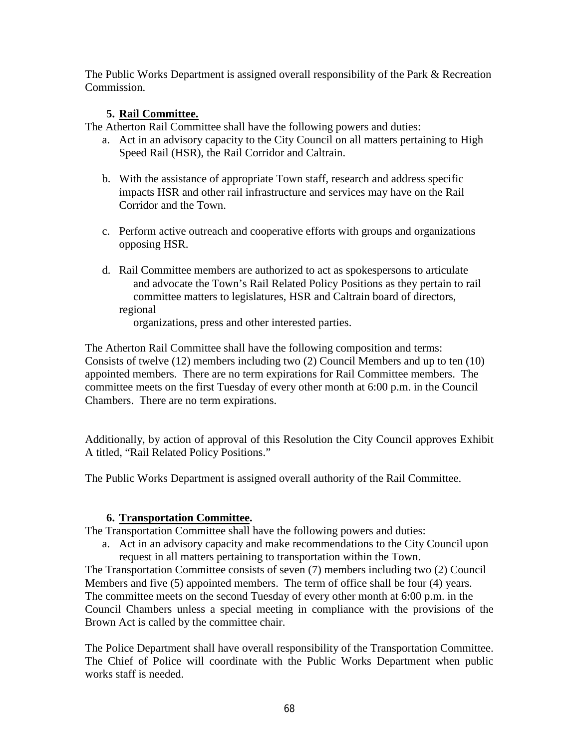The Public Works Department is assigned overall responsibility of the Park & Recreation Commission.

5. **Rail Committee.**

The Atherton Rail Committee shall have the following powers and duties:

a. Act in an advisory capacity to the City Council on all matters pertaining to High Speed Rail (HSR), the Rail Corridor and Caltrain.

b. With the assistance of appropriate Town staff, research and address specific impacts HSR and other rail infrastructure and services may have on the Rail Corridor and the Town.

c. Perform active outreach and cooperative efforts with groups and organizations opposing HSR.

d. Rail Committee members are authorized to act as spokespersons to articulate and advocate the Town's Rail Related Policy Positions as they pertain to rail committee matters to legislatures, HSR and Caltrain board of directors, regional organizations, press and other interested parties.

The Atherton Rail Committee shall have the following composition and terms: Consists of twelve (12) members including two (2) Council Members and up to ten (10) appointed members. There are no term expirations for Rail Committee members. The committee meets on the first Tuesday of every other month at 6:00 p.m. in the Council Chambers. There are no term expirations.

Additionally, by action of approval of this Resolution the City Council approves Exhibit A titled, "Rail Related Policy Positions."

The Public Works Department is assigned overall authority of the Rail Committee.

6. **Transportation Committee.**

The Transportation Committee shall have the following powers and duties:

a. Act in an advisory capacity and make recommendations to the City Council upon request in all matters pertaining to transportation within the Town.

The Transportation Committee consists of seven (7) members including two (2) Council Members and five (5) appointed members. The term of office shall be four (4) years. The committee meets on the second Tuesday of every other month at 6:00 p.m. in the Council Chambers unless a special meeting in compliance with the provisions of the Brown Act is called by the committee chair.

The Police Department shall have overall responsibility of the Transportation Committee. The Chief of Police will coordinate with the Public Works Department when public works staff is needed.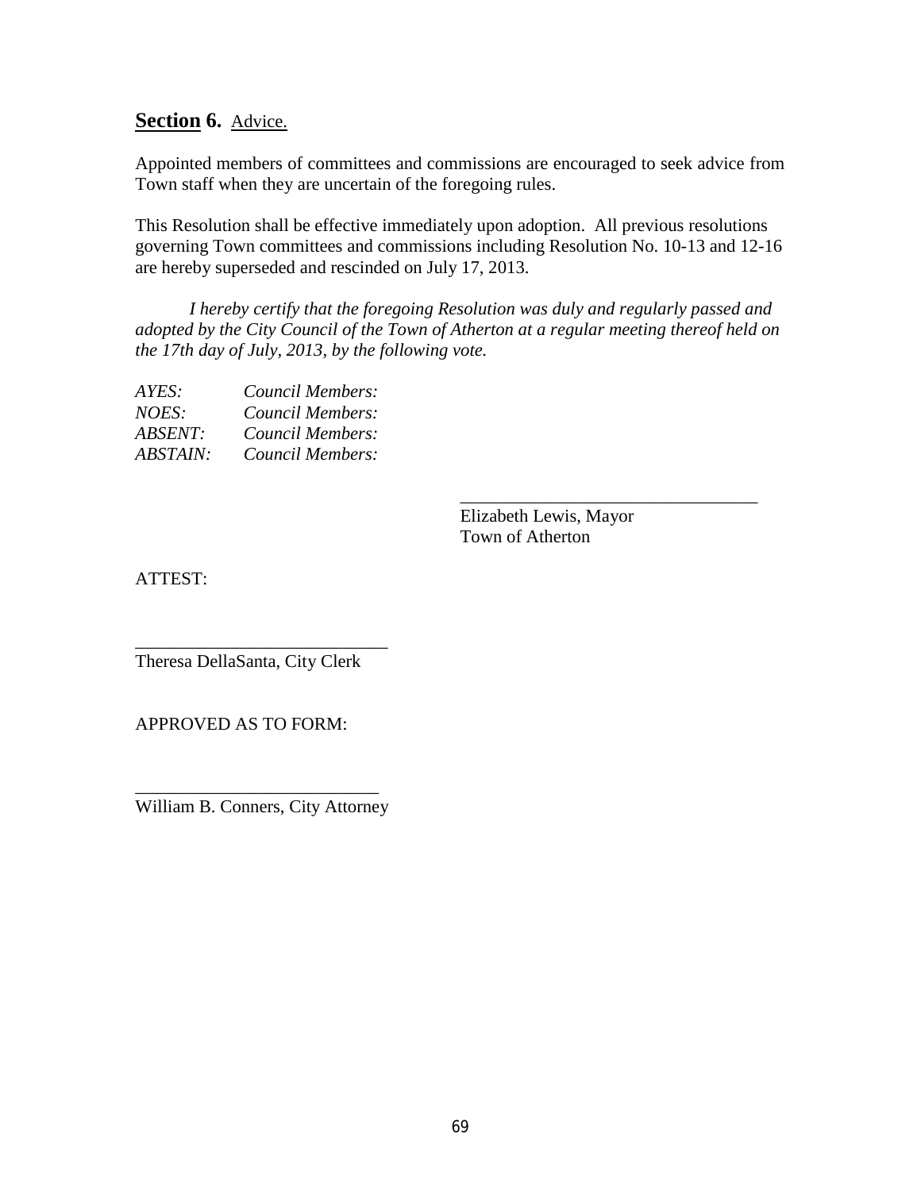## **Section 6.** Advice.

Appointed members of committees and commissions are encouraged to seek advice from Town staff when they are uncertain of the foregoing rules.

This Resolution shall be effective immediately upon adoption. All previous resolutions governing Town committees and commissions including Resolution No. 10-13 and 12-16 are hereby superseded and rescinded on July 17, 2013.

*I hereby certify that the foregoing Resolution was duly and regularly passed and adopted by the City Council of the Town of Atherton at a regular meeting thereof held on the 17th day of July, 2013, by the following vote.*

*AYES:* *Council Members:*
*NOES:* *Council Members:*
*ABSENT:* *Council Members:*
*ABSTAIN:* *Council Members:*

_________________________________
Elizabeth Lewis, Mayor
Town of Atherton

ATTEST:

_____________________________
Theresa DellaSanta, City Clerk

APPROVED AS TO FORM:

____________________________
William B. Conners, City Attorney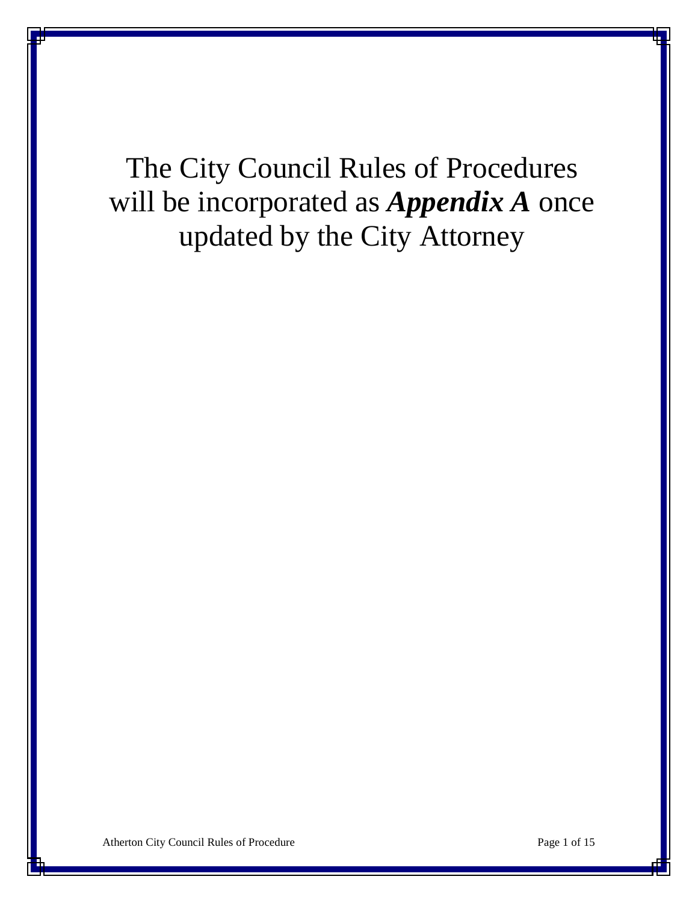The City Council Rules of Procedures will be incorporated as ***Appendix A*** once updated by the City Attorney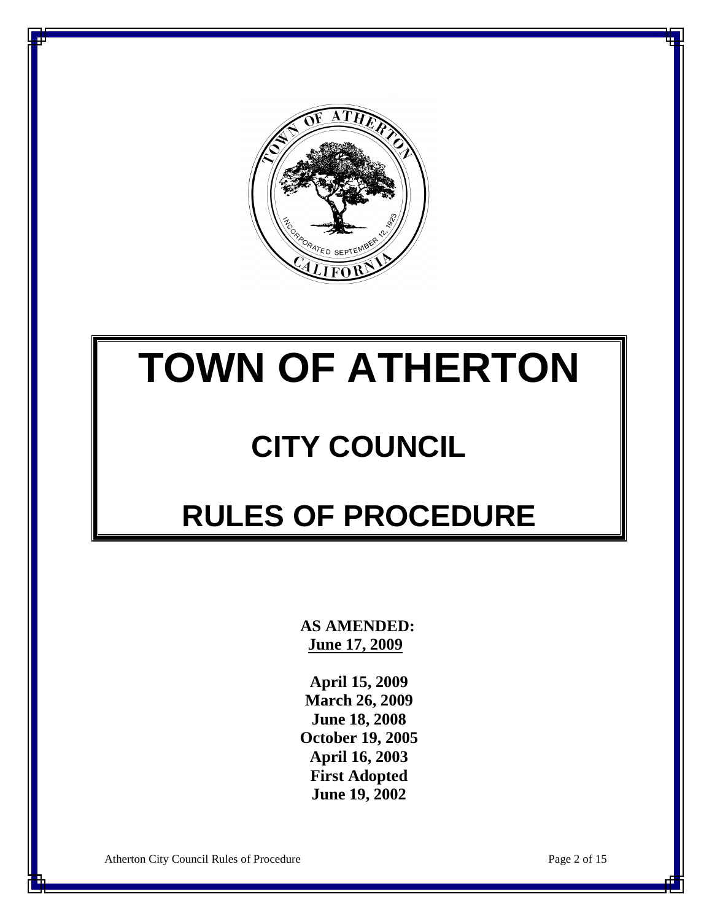# TOWN OF ATHERTON

## CITY COUNCIL

## RULES OF PROCEDURE

**AS AMENDED:**
**June 17, 2009**

**April 15, 2009**
**March 26, 2009**
**June 18, 2008**
**October 19, 2005**
**April 16, 2003**
**First Adopted**
**June 19, 2002**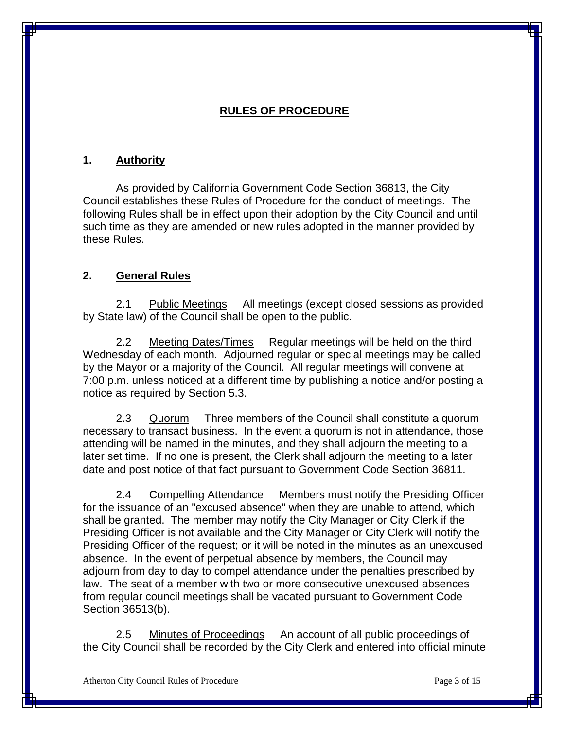## RULES OF PROCEDURE

### 1. Authority

As provided by California Government Code Section 36813, the City Council establishes these Rules of Procedure for the conduct of meetings. The following Rules shall be in effect upon their adoption by the City Council and until such time as they are amended or new rules adopted in the manner provided by these Rules.

### 2. General Rules

2.1 Public Meetings All meetings (except closed sessions as provided by State law) of the Council shall be open to the public.

2.2 Meeting Dates/Times Regular meetings will be held on the third Wednesday of each month. Adjourned regular or special meetings may be called by the Mayor or a majority of the Council. All regular meetings will convene at 7:00 p.m. unless noticed at a different time by publishing a notice and/or posting a notice as required by Section 5.3.

2.3 Quorum Three members of the Council shall constitute a quorum necessary to transact business. In the event a quorum is not in attendance, those attending will be named in the minutes, and they shall adjourn the meeting to a later set time. If no one is present, the Clerk shall adjourn the meeting to a later date and post notice of that fact pursuant to Government Code Section 36811.

2.4 Compelling Attendance Members must notify the Presiding Officer for the issuance of an "excused absence" when they are unable to attend, which shall be granted. The member may notify the City Manager or City Clerk if the Presiding Officer is not available and the City Manager or City Clerk will notify the Presiding Officer of the request; or it will be noted in the minutes as an unexcused absence. In the event of perpetual absence by members, the Council may adjourn from day to day to compel attendance under the penalties prescribed by law. The seat of a member with two or more consecutive unexcused absences from regular council meetings shall be vacated pursuant to Government Code Section 36513(b).

2.5 Minutes of Proceedings An account of all public proceedings of the City Council shall be recorded by the City Clerk and entered into official minute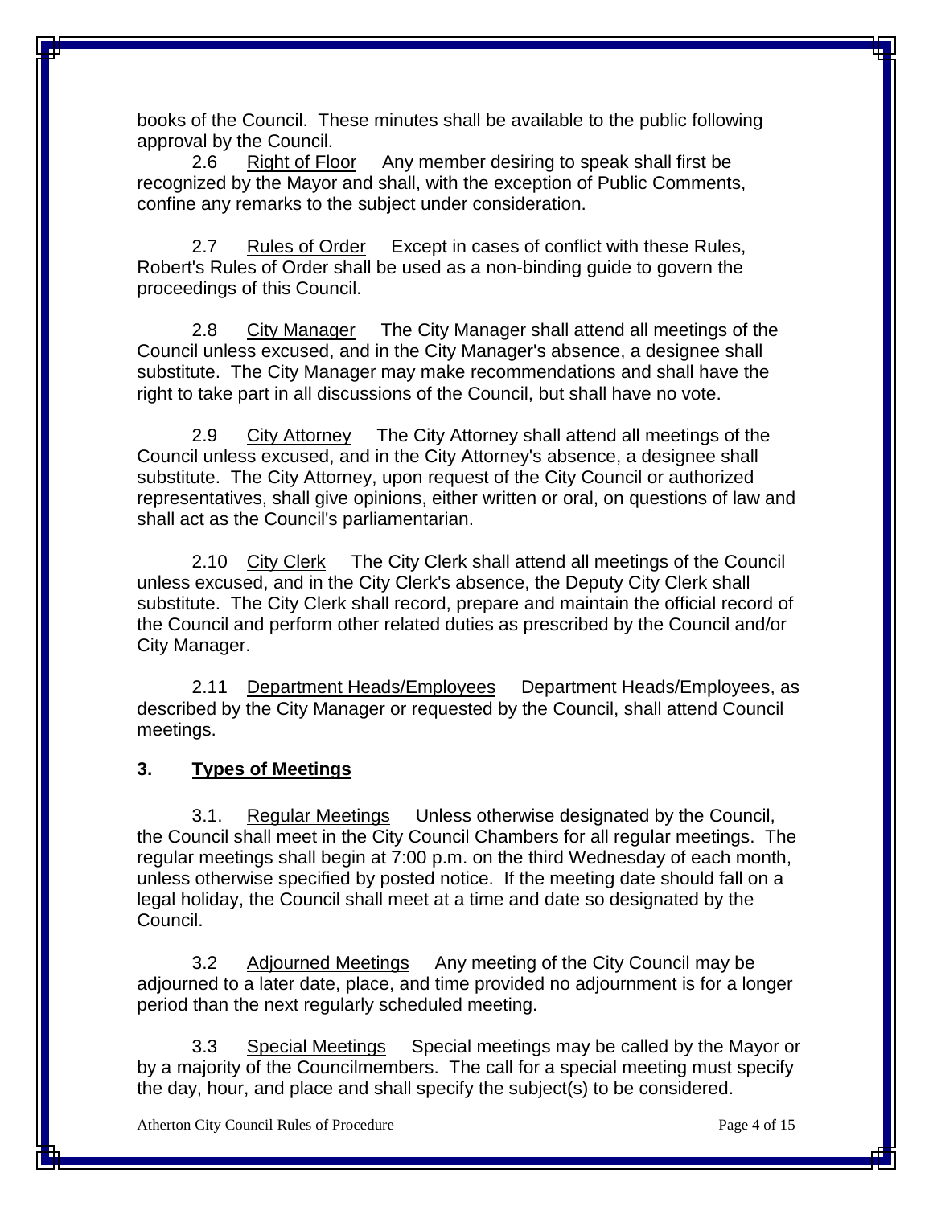books of the Council. These minutes shall be available to the public following approval by the Council.

2.6 Right of Floor Any member desiring to speak shall first be recognized by the Mayor and shall, with the exception of Public Comments, confine any remarks to the subject under consideration.

2.7 Rules of Order Except in cases of conflict with these Rules, Robert's Rules of Order shall be used as a non-binding guide to govern the proceedings of this Council.

2.8 City Manager The City Manager shall attend all meetings of the Council unless excused, and in the City Manager's absence, a designee shall substitute. The City Manager may make recommendations and shall have the right to take part in all discussions of the Council, but shall have no vote.

2.9 City Attorney The City Attorney shall attend all meetings of the Council unless excused, and in the City Attorney's absence, a designee shall substitute. The City Attorney, upon request of the City Council or authorized representatives, shall give opinions, either written or oral, on questions of law and shall act as the Council's parliamentarian.

2.10 City Clerk The City Clerk shall attend all meetings of the Council unless excused, and in the City Clerk's absence, the Deputy City Clerk shall substitute. The City Clerk shall record, prepare and maintain the official record of the Council and perform other related duties as prescribed by the Council and/or City Manager.

2.11 Department Heads/Employees Department Heads/Employees, as described by the City Manager or requested by the Council, shall attend Council meetings.

## 3. Types of Meetings

3.1. Regular Meetings Unless otherwise designated by the Council, the Council shall meet in the City Council Chambers for all regular meetings. The regular meetings shall begin at 7:00 p.m. on the third Wednesday of each month, unless otherwise specified by posted notice. If the meeting date should fall on a legal holiday, the Council shall meet at a time and date so designated by the Council.

3.2 Adjourned Meetings Any meeting of the City Council may be adjourned to a later date, place, and time provided no adjournment is for a longer period than the next regularly scheduled meeting.

3.3 Special Meetings Special meetings may be called by the Mayor or by a majority of the Councilmembers. The call for a special meeting must specify the day, hour, and place and shall specify the subject(s) to be considered.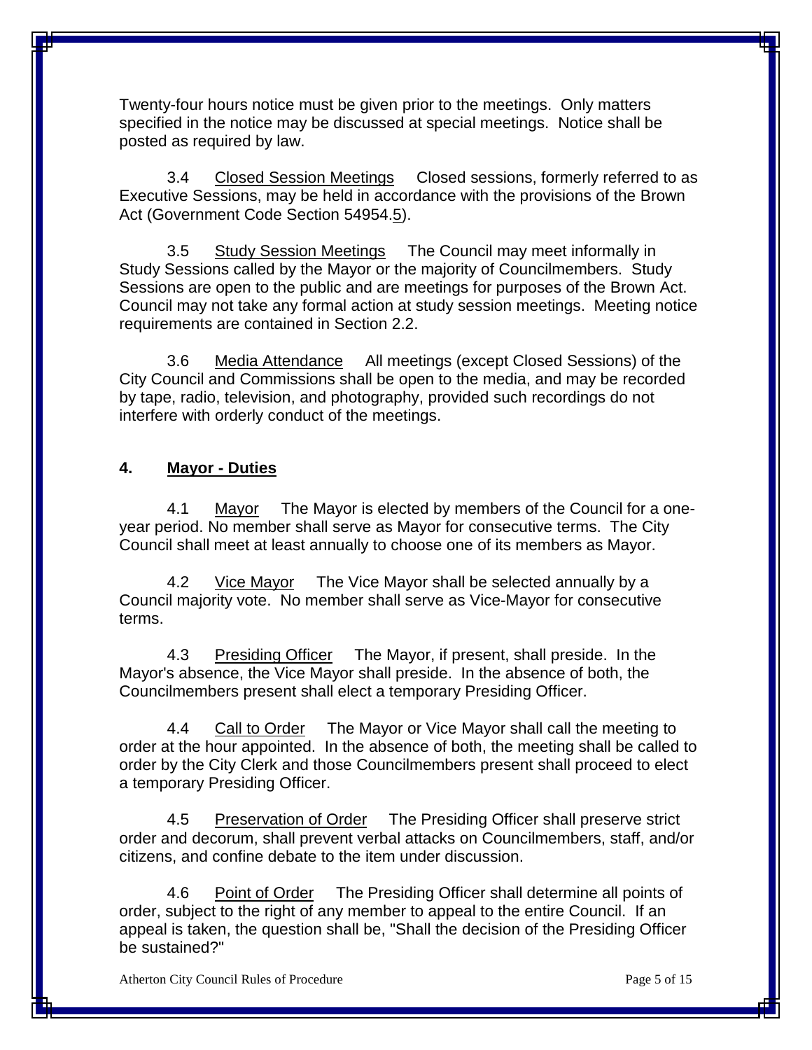Twenty-four hours notice must be given prior to the meetings. Only matters specified in the notice may be discussed at special meetings. Notice shall be posted as required by law.

3.4 Closed Session Meetings Closed sessions, formerly referred to as Executive Sessions, may be held in accordance with the provisions of the Brown Act (Government Code Section 54954.5).

3.5 Study Session Meetings The Council may meet informally in Study Sessions called by the Mayor or the majority of Councilmembers. Study Sessions are open to the public and are meetings for purposes of the Brown Act. Council may not take any formal action at study session meetings. Meeting notice requirements are contained in Section 2.2.

3.6 Media Attendance All meetings (except Closed Sessions) of the City Council and Commissions shall be open to the media, and may be recorded by tape, radio, television, and photography, provided such recordings do not interfere with orderly conduct of the meetings.

## 4. Mayor - Duties

4.1 Mayor The Mayor is elected by members of the Council for a one-year period. No member shall serve as Mayor for consecutive terms. The City Council shall meet at least annually to choose one of its members as Mayor.

4.2 Vice Mayor The Vice Mayor shall be selected annually by a Council majority vote. No member shall serve as Vice-Mayor for consecutive terms.

4.3 Presiding Officer The Mayor, if present, shall preside. In the Mayor's absence, the Vice Mayor shall preside. In the absence of both, the Councilmembers present shall elect a temporary Presiding Officer.

4.4 Call to Order The Mayor or Vice Mayor shall call the meeting to order at the hour appointed. In the absence of both, the meeting shall be called to order by the City Clerk and those Councilmembers present shall proceed to elect a temporary Presiding Officer.

4.5 Preservation of Order The Presiding Officer shall preserve strict order and decorum, shall prevent verbal attacks on Councilmembers, staff, and/or citizens, and confine debate to the item under discussion.

4.6 Point of Order The Presiding Officer shall determine all points of order, subject to the right of any member to appeal to the entire Council. If an appeal is taken, the question shall be, "Shall the decision of the Presiding Officer be sustained?"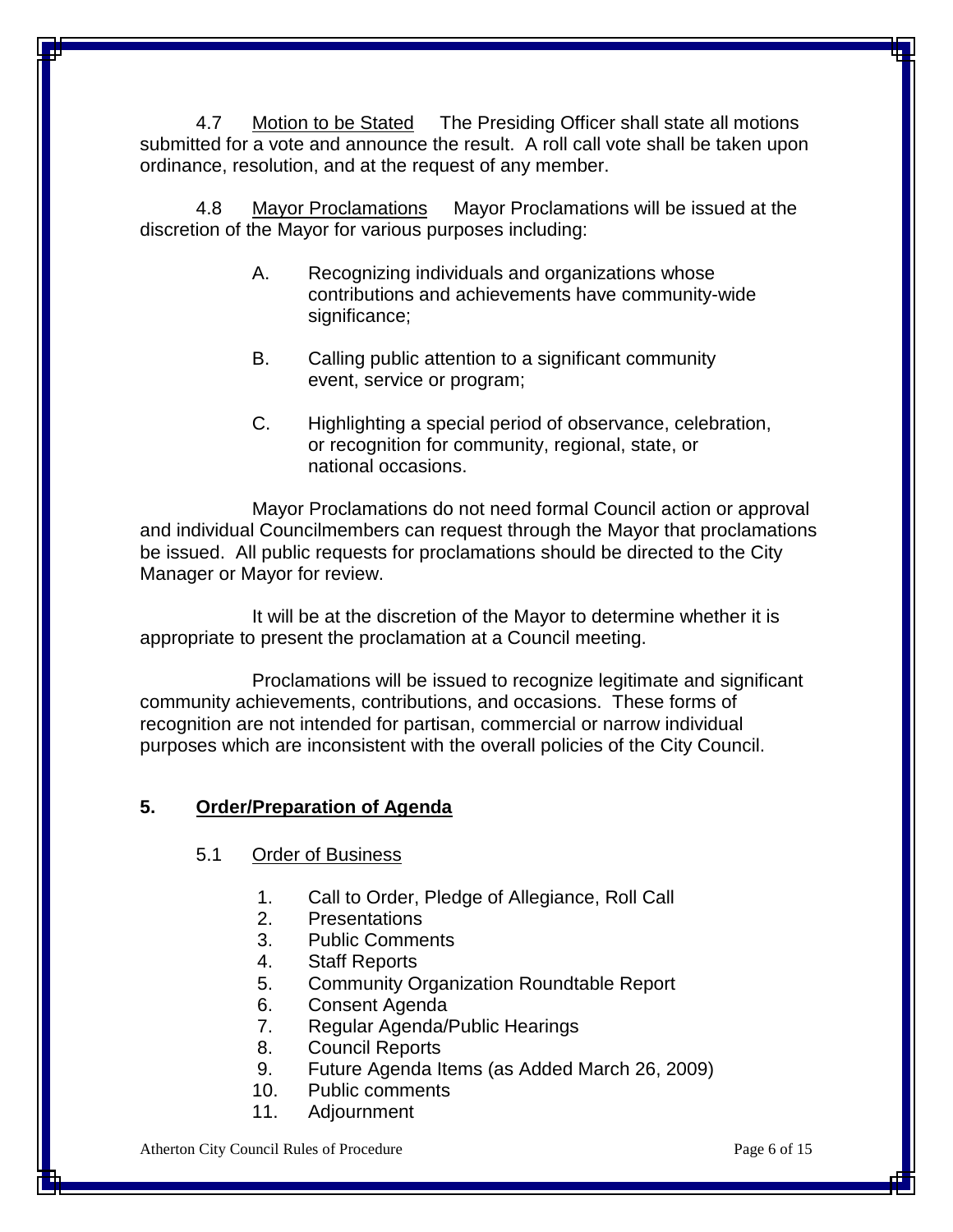4.7 Motion to be Stated The Presiding Officer shall state all motions submitted for a vote and announce the result. A roll call vote shall be taken upon ordinance, resolution, and at the request of any member.

4.8 Mayor Proclamations Mayor Proclamations will be issued at the discretion of the Mayor for various purposes including:

A. Recognizing individuals and organizations whose contributions and achievements have community-wide significance;

B. Calling public attention to a significant community event, service or program;

C. Highlighting a special period of observance, celebration, or recognition for community, regional, state, or national occasions.

Mayor Proclamations do not need formal Council action or approval and individual Councilmembers can request through the Mayor that proclamations be issued. All public requests for proclamations should be directed to the City Manager or Mayor for review.

It will be at the discretion of the Mayor to determine whether it is appropriate to present the proclamation at a Council meeting.

Proclamations will be issued to recognize legitimate and significant community achievements, contributions, and occasions. These forms of recognition are not intended for partisan, commercial or narrow individual purposes which are inconsistent with the overall policies of the City Council.

## 5. Order/Preparation of Agenda

5.1 Order of Business

1. Call to Order, Pledge of Allegiance, Roll Call
2. Presentations
3. Public Comments
4. Staff Reports
5. Community Organization Roundtable Report
6. Consent Agenda
7. Regular Agenda/Public Hearings
8. Council Reports
9. Future Agenda Items (as Added March 26, 2009)
10. Public comments
11. Adjournment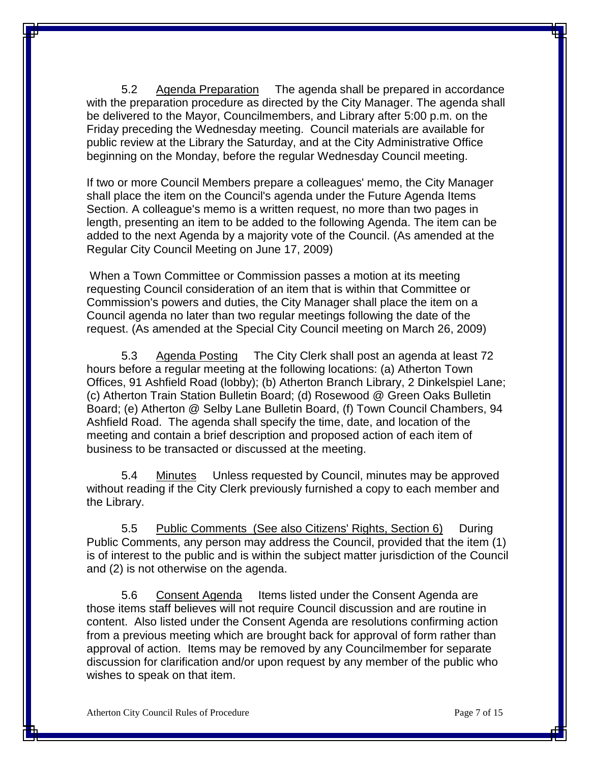5.2 Agenda Preparation The agenda shall be prepared in accordance with the preparation procedure as directed by the City Manager. The agenda shall be delivered to the Mayor, Councilmembers, and Library after 5:00 p.m. on the Friday preceding the Wednesday meeting. Council materials are available for public review at the Library the Saturday, and at the City Administrative Office beginning on the Monday, before the regular Wednesday Council meeting.

If two or more Council Members prepare a colleagues' memo, the City Manager shall place the item on the Council's agenda under the Future Agenda Items Section. A colleague's memo is a written request, no more than two pages in length, presenting an item to be added to the following Agenda. The item can be added to the next Agenda by a majority vote of the Council. (As amended at the Regular City Council Meeting on June 17, 2009)

When a Town Committee or Commission passes a motion at its meeting requesting Council consideration of an item that is within that Committee or Commission's powers and duties, the City Manager shall place the item on a Council agenda no later than two regular meetings following the date of the request. (As amended at the Special City Council meeting on March 26, 2009)

5.3 Agenda Posting The City Clerk shall post an agenda at least 72 hours before a regular meeting at the following locations: (a) Atherton Town Offices, 91 Ashfield Road (lobby); (b) Atherton Branch Library, 2 Dinkelspiel Lane; (c) Atherton Train Station Bulletin Board; (d) Rosewood @ Green Oaks Bulletin Board; (e) Atherton @ Selby Lane Bulletin Board, (f) Town Council Chambers, 94 Ashfield Road. The agenda shall specify the time, date, and location of the meeting and contain a brief description and proposed action of each item of business to be transacted or discussed at the meeting.

5.4 Minutes Unless requested by Council, minutes may be approved without reading if the City Clerk previously furnished a copy to each member and the Library.

5.5 Public Comments (See also Citizens' Rights, Section 6) During Public Comments, any person may address the Council, provided that the item (1) is of interest to the public and is within the subject matter jurisdiction of the Council and (2) is not otherwise on the agenda.

5.6 Consent Agenda Items listed under the Consent Agenda are those items staff believes will not require Council discussion and are routine in content. Also listed under the Consent Agenda are resolutions confirming action from a previous meeting which are brought back for approval of form rather than approval of action. Items may be removed by any Councilmember for separate discussion for clarification and/or upon request by any member of the public who wishes to speak on that item.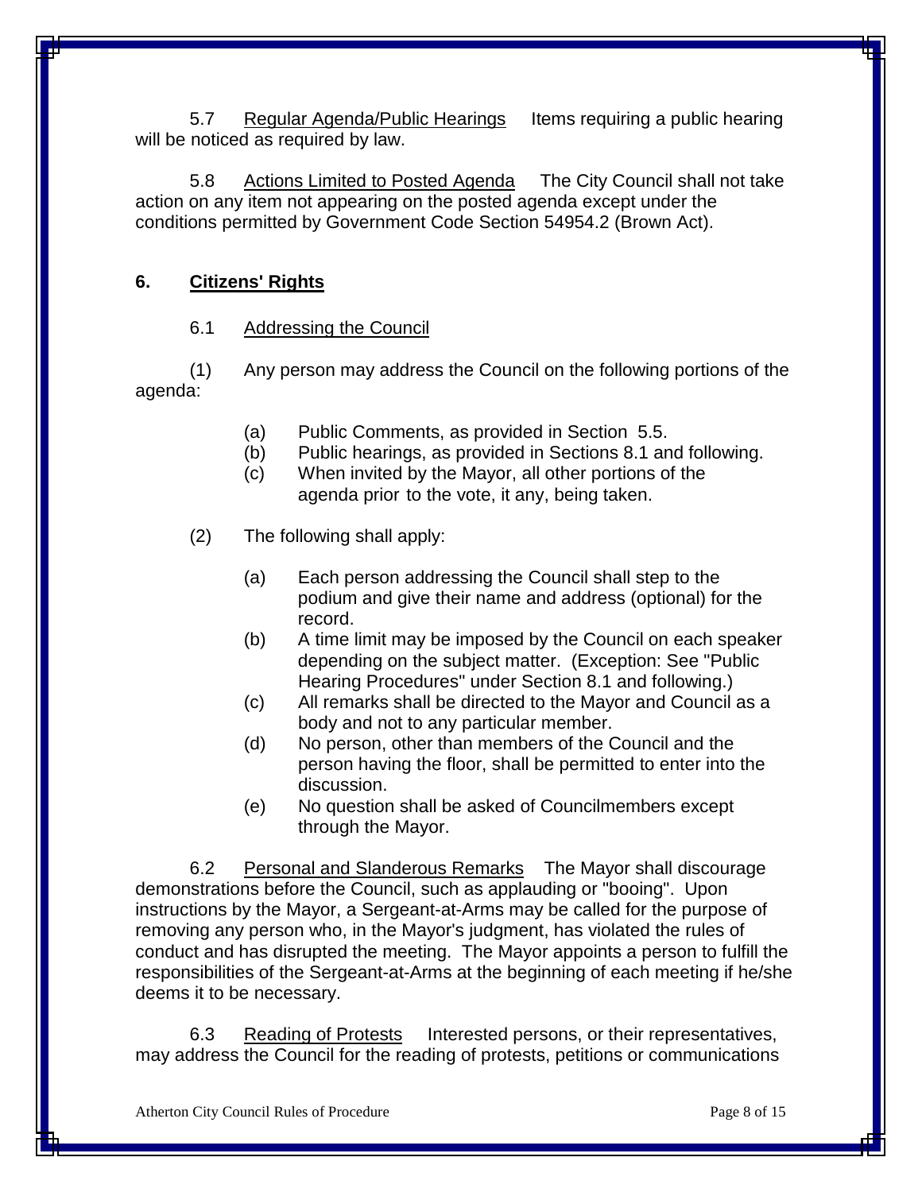5.7 Regular Agenda/Public Hearings Items requiring a public hearing will be noticed as required by law.

5.8 Actions Limited to Posted Agenda The City Council shall not take action on any item not appearing on the posted agenda except under the conditions permitted by Government Code Section 54954.2 (Brown Act).

## 6. Citizens' Rights

6.1 Addressing the Council

(1) Any person may address the Council on the following portions of the agenda:

- (a) Public Comments, as provided in Section 5.5.
- (b) Public hearings, as provided in Sections 8.1 and following.
- (c) When invited by the Mayor, all other portions of the agenda prior to the vote, it any, being taken.

(2) The following shall apply:

- (a) Each person addressing the Council shall step to the podium and give their name and address (optional) for the record.
- (b) A time limit may be imposed by the Council on each speaker depending on the subject matter. (Exception: See "Public Hearing Procedures" under Section 8.1 and following.)
- (c) All remarks shall be directed to the Mayor and Council as a body and not to any particular member.
- (d) No person, other than members of the Council and the person having the floor, shall be permitted to enter into the discussion.
- (e) No question shall be asked of Councilmembers except through the Mayor.

6.2 Personal and Slanderous Remarks The Mayor shall discourage demonstrations before the Council, such as applauding or "booing". Upon instructions by the Mayor, a Sergeant-at-Arms may be called for the purpose of removing any person who, in the Mayor's judgment, has violated the rules of conduct and has disrupted the meeting. The Mayor appoints a person to fulfill the responsibilities of the Sergeant-at-Arms at the beginning of each meeting if he/she deems it to be necessary.

6.3 Reading of Protests Interested persons, or their representatives, may address the Council for the reading of protests, petitions or communications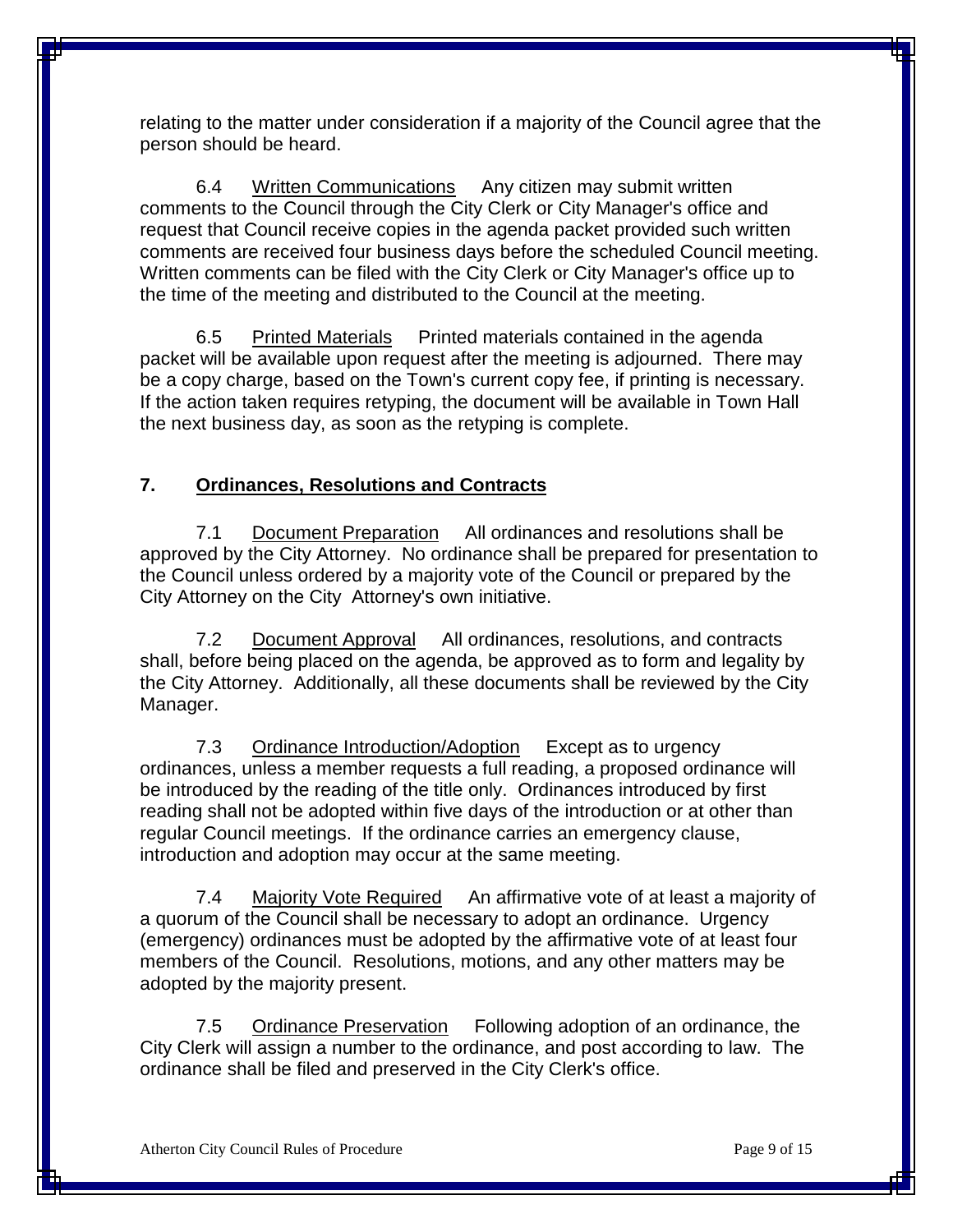relating to the matter under consideration if a majority of the Council agree that the person should be heard.

6.4 Written Communications Any citizen may submit written comments to the Council through the City Clerk or City Manager's office and request that Council receive copies in the agenda packet provided such written comments are received four business days before the scheduled Council meeting. Written comments can be filed with the City Clerk or City Manager's office up to the time of the meeting and distributed to the Council at the meeting.

6.5 Printed Materials Printed materials contained in the agenda packet will be available upon request after the meeting is adjourned. There may be a copy charge, based on the Town's current copy fee, if printing is necessary. If the action taken requires retyping, the document will be available in Town Hall the next business day, as soon as the retyping is complete.

## 7. Ordinances, Resolutions and Contracts

7.1 Document Preparation All ordinances and resolutions shall be approved by the City Attorney. No ordinance shall be prepared for presentation to the Council unless ordered by a majority vote of the Council or prepared by the City Attorney on the City Attorney's own initiative.

7.2 Document Approval All ordinances, resolutions, and contracts shall, before being placed on the agenda, be approved as to form and legality by the City Attorney. Additionally, all these documents shall be reviewed by the City Manager.

7.3 Ordinance Introduction/Adoption Except as to urgency ordinances, unless a member requests a full reading, a proposed ordinance will be introduced by the reading of the title only. Ordinances introduced by first reading shall not be adopted within five days of the introduction or at other than regular Council meetings. If the ordinance carries an emergency clause, introduction and adoption may occur at the same meeting.

7.4 Majority Vote Required An affirmative vote of at least a majority of a quorum of the Council shall be necessary to adopt an ordinance. Urgency (emergency) ordinances must be adopted by the affirmative vote of at least four members of the Council. Resolutions, motions, and any other matters may be adopted by the majority present.

7.5 Ordinance Preservation Following adoption of an ordinance, the City Clerk will assign a number to the ordinance, and post according to law. The ordinance shall be filed and preserved in the City Clerk's office.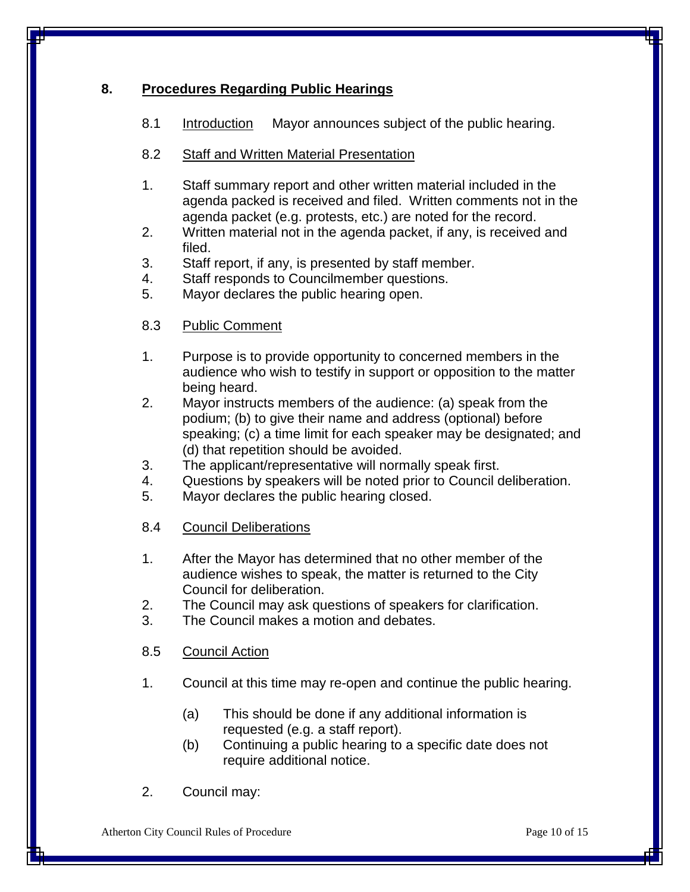## 8. Procedures Regarding Public Hearings

8.1 Introduction    Mayor announces subject of the public hearing.

8.2 Staff and Written Material Presentation

1. Staff summary report and other written material included in the agenda packed is received and filed. Written comments not in the agenda packet (e.g. protests, etc.) are noted for the record.
2. Written material not in the agenda packet, if any, is received and filed.
3. Staff report, if any, is presented by staff member.
4. Staff responds to Councilmember questions.
5. Mayor declares the public hearing open.

8.3 Public Comment

1. Purpose is to provide opportunity to concerned members in the audience who wish to testify in support or opposition to the matter being heard.
2. Mayor instructs members of the audience: (a) speak from the podium; (b) to give their name and address (optional) before speaking; (c) a time limit for each speaker may be designated; and (d) that repetition should be avoided.
3. The applicant/representative will normally speak first.
4. Questions by speakers will be noted prior to Council deliberation.
5. Mayor declares the public hearing closed.

8.4 Council Deliberations

1. After the Mayor has determined that no other member of the audience wishes to speak, the matter is returned to the City Council for deliberation.
2. The Council may ask questions of speakers for clarification.
3. The Council makes a motion and debates.

8.5 Council Action

1. Council at this time may re-open and continue the public hearing.
   - (a) This should be done if any additional information is requested (e.g. a staff report).
   - (b) Continuing a public hearing to a specific date does not require additional notice.
2. Council may: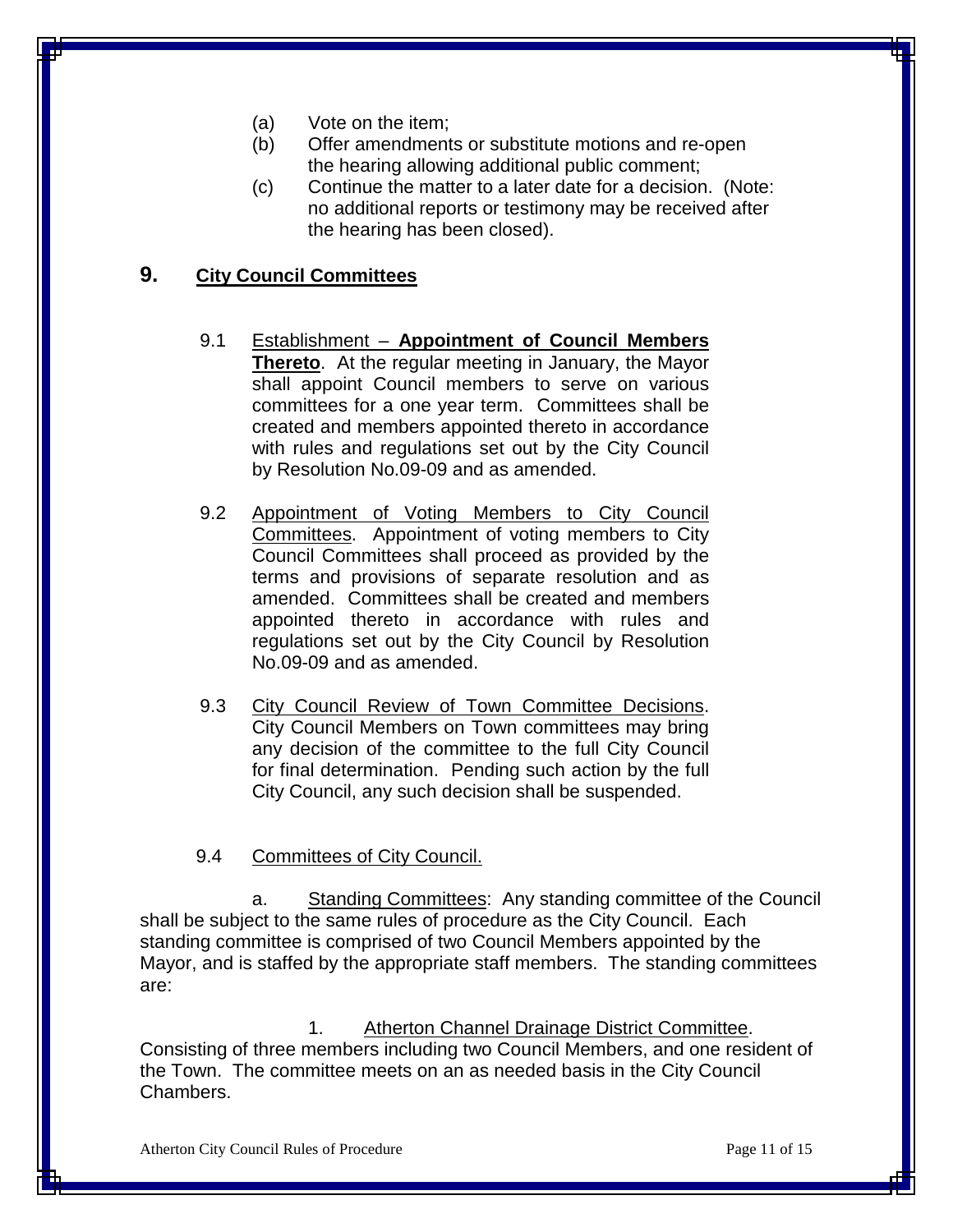(a) Vote on the item;

(b) Offer amendments or substitute motions and re-open the hearing allowing additional public comment;

(c) Continue the matter to a later date for a decision. (Note: no additional reports or testimony may be received after the hearing has been closed).

## 9. City Council Committees

9.1 Establishment – **Appointment of Council Members Thereto**. At the regular meeting in January, the Mayor shall appoint Council members to serve on various committees for a one year term. Committees shall be created and members appointed thereto in accordance with rules and regulations set out by the City Council by Resolution No.09-09 and as amended.

9.2 Appointment of Voting Members to City Council Committees. Appointment of voting members to City Council Committees shall proceed as provided by the terms and provisions of separate resolution and as amended. Committees shall be created and members appointed thereto in accordance with rules and regulations set out by the City Council by Resolution No.09-09 and as amended.

9.3 City Council Review of Town Committee Decisions. City Council Members on Town committees may bring any decision of the committee to the full City Council for final determination. Pending such action by the full City Council, any such decision shall be suspended.

9.4 Committees of City Council.

a. Standing Committees: Any standing committee of the Council shall be subject to the same rules of procedure as the City Council. Each standing committee is comprised of two Council Members appointed by the Mayor, and is staffed by the appropriate staff members. The standing committees are:

1. Atherton Channel Drainage District Committee. Consisting of three members including two Council Members, and one resident of the Town. The committee meets on an as needed basis in the City Council Chambers.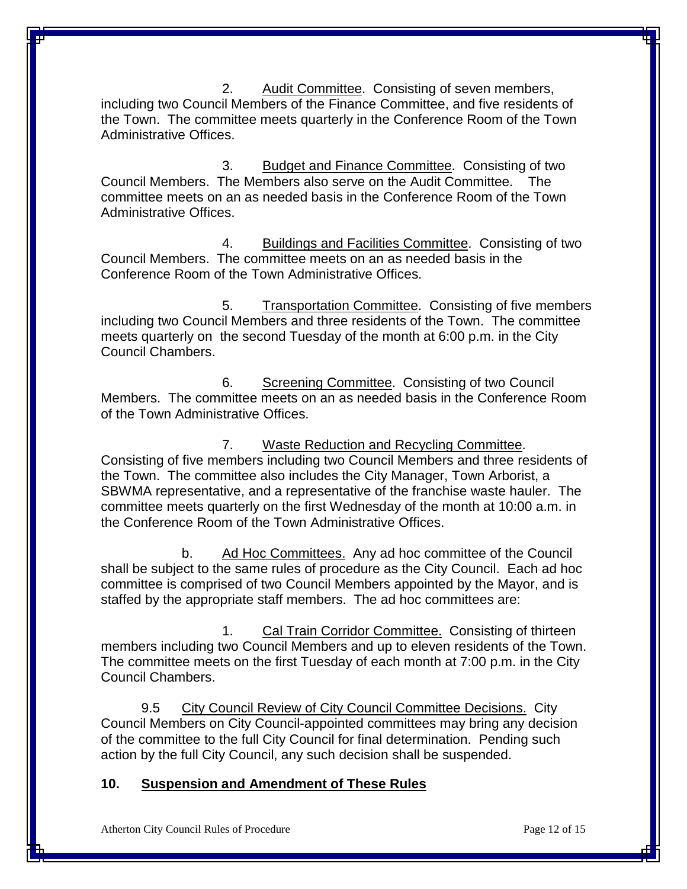2. Audit Committee. Consisting of seven members, including two Council Members of the Finance Committee, and five residents of the Town. The committee meets quarterly in the Conference Room of the Town Administrative Offices.

3. Budget and Finance Committee. Consisting of two Council Members. The Members also serve on the Audit Committee. The committee meets on an as needed basis in the Conference Room of the Town Administrative Offices.

4. Buildings and Facilities Committee. Consisting of two Council Members. The committee meets on an as needed basis in the Conference Room of the Town Administrative Offices.

5. Transportation Committee. Consisting of five members including two Council Members and three residents of the Town. The committee meets quarterly on the second Tuesday of the month at 6:00 p.m. in the City Council Chambers.

6. Screening Committee. Consisting of two Council Members. The committee meets on an as needed basis in the Conference Room of the Town Administrative Offices.

7. Waste Reduction and Recycling Committee. Consisting of five members including two Council Members and three residents of the Town. The committee also includes the City Manager, Town Arborist, a SBWMA representative, and a representative of the franchise waste hauler. The committee meets quarterly on the first Wednesday of the month at 10:00 a.m. in the Conference Room of the Town Administrative Offices.

b. Ad Hoc Committees. Any ad hoc committee of the Council shall be subject to the same rules of procedure as the City Council. Each ad hoc committee is comprised of two Council Members appointed by the Mayor, and is staffed by the appropriate staff members. The ad hoc committees are:

1. Cal Train Corridor Committee. Consisting of thirteen members including two Council Members and up to eleven residents of the Town. The committee meets on the first Tuesday of each month at 7:00 p.m. in the City Council Chambers.

9.5 City Council Review of City Council Committee Decisions. City Council Members on City Council-appointed committees may bring any decision of the committee to the full City Council for final determination. Pending such action by the full City Council, any such decision shall be suspended.

## 10. Suspension and Amendment of These Rules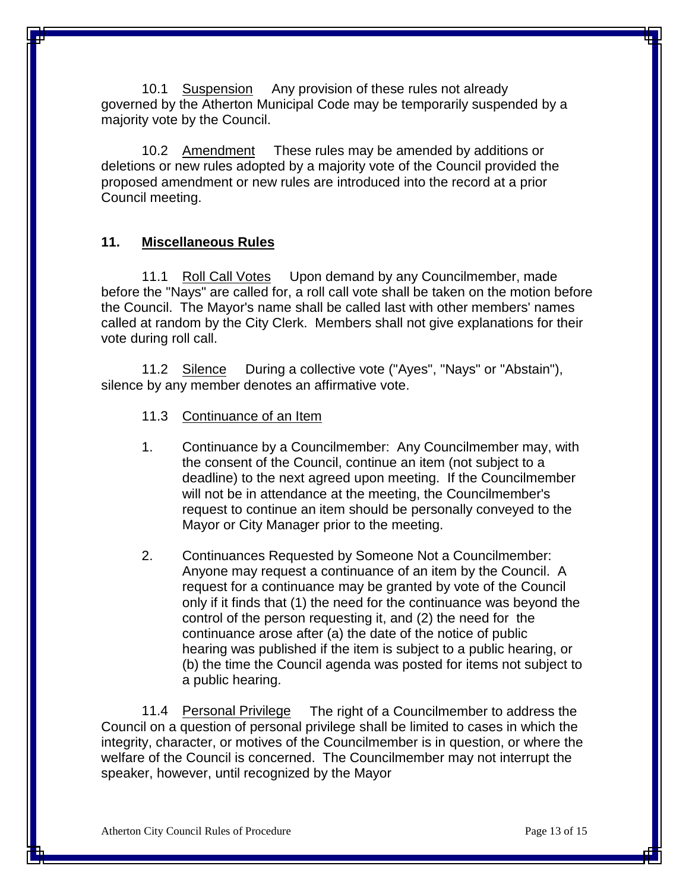10.1 Suspension Any provision of these rules not already governed by the Atherton Municipal Code may be temporarily suspended by a majority vote by the Council.

10.2 Amendment These rules may be amended by additions or deletions or new rules adopted by a majority vote of the Council provided the proposed amendment or new rules are introduced into the record at a prior Council meeting.

## 11. Miscellaneous Rules

11.1 Roll Call Votes Upon demand by any Councilmember, made before the "Nays" are called for, a roll call vote shall be taken on the motion before the Council. The Mayor's name shall be called last with other members' names called at random by the City Clerk. Members shall not give explanations for their vote during roll call.

11.2 Silence During a collective vote ("Ayes", "Nays" or "Abstain"), silence by any member denotes an affirmative vote.

11.3 Continuance of an Item

1. Continuance by a Councilmember: Any Councilmember may, with the consent of the Council, continue an item (not subject to a deadline) to the next agreed upon meeting. If the Councilmember will not be in attendance at the meeting, the Councilmember's request to continue an item should be personally conveyed to the Mayor or City Manager prior to the meeting.

2. Continuances Requested by Someone Not a Councilmember: Anyone may request a continuance of an item by the Council. A request for a continuance may be granted by vote of the Council only if it finds that (1) the need for the continuance was beyond the control of the person requesting it, and (2) the need for the continuance arose after (a) the date of the notice of public hearing was published if the item is subject to a public hearing, or (b) the time the Council agenda was posted for items not subject to a public hearing.

11.4 Personal Privilege The right of a Councilmember to address the Council on a question of personal privilege shall be limited to cases in which the integrity, character, or motives of the Councilmember is in question, or where the welfare of the Council is concerned. The Councilmember may not interrupt the speaker, however, until recognized by the Mayor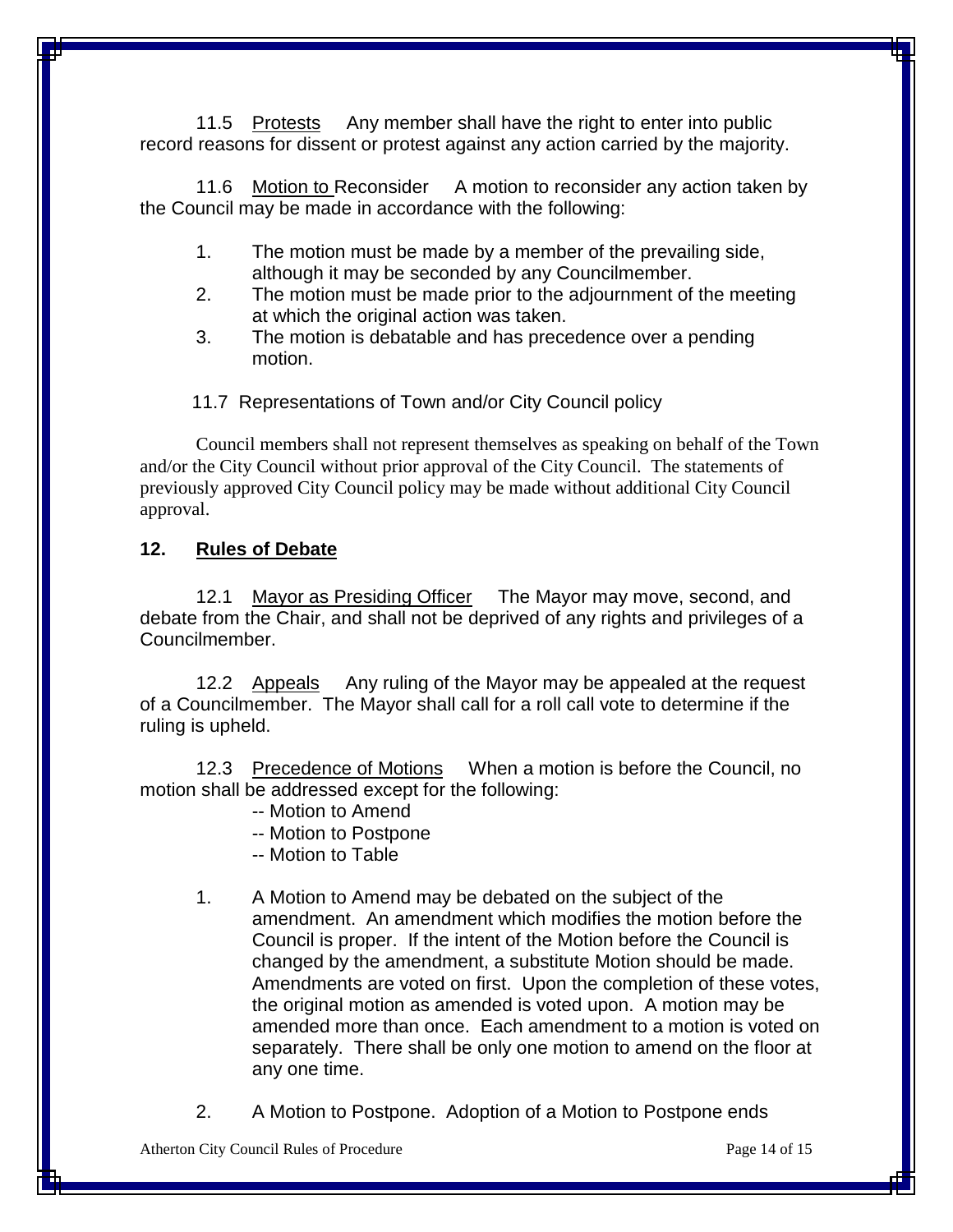11.5 Protests Any member shall have the right to enter into public record reasons for dissent or protest against any action carried by the majority.

11.6 Motion to Reconsider A motion to reconsider any action taken by the Council may be made in accordance with the following:

1. The motion must be made by a member of the prevailing side, although it may be seconded by any Councilmember.
2. The motion must be made prior to the adjournment of the meeting at which the original action was taken.
3. The motion is debatable and has precedence over a pending motion.

11.7 Representations of Town and/or City Council policy

Council members shall not represent themselves as speaking on behalf of the Town and/or the City Council without prior approval of the City Council. The statements of previously approved City Council policy may be made without additional City Council approval.

## 12. Rules of Debate

12.1 Mayor as Presiding Officer The Mayor may move, second, and debate from the Chair, and shall not be deprived of any rights and privileges of a Councilmember.

12.2 Appeals Any ruling of the Mayor may be appealed at the request of a Councilmember. The Mayor shall call for a roll call vote to determine if the ruling is upheld.

12.3 Precedence of Motions When a motion is before the Council, no motion shall be addressed except for the following:

-- Motion to Amend
-- Motion to Postpone
-- Motion to Table

1. A Motion to Amend may be debated on the subject of the amendment. An amendment which modifies the motion before the Council is proper. If the intent of the Motion before the Council is changed by the amendment, a substitute Motion should be made. Amendments are voted on first. Upon the completion of these votes, the original motion as amended is voted upon. A motion may be amended more than once. Each amendment to a motion is voted on separately. There shall be only one motion to amend on the floor at any one time.

2. A Motion to Postpone. Adoption of a Motion to Postpone ends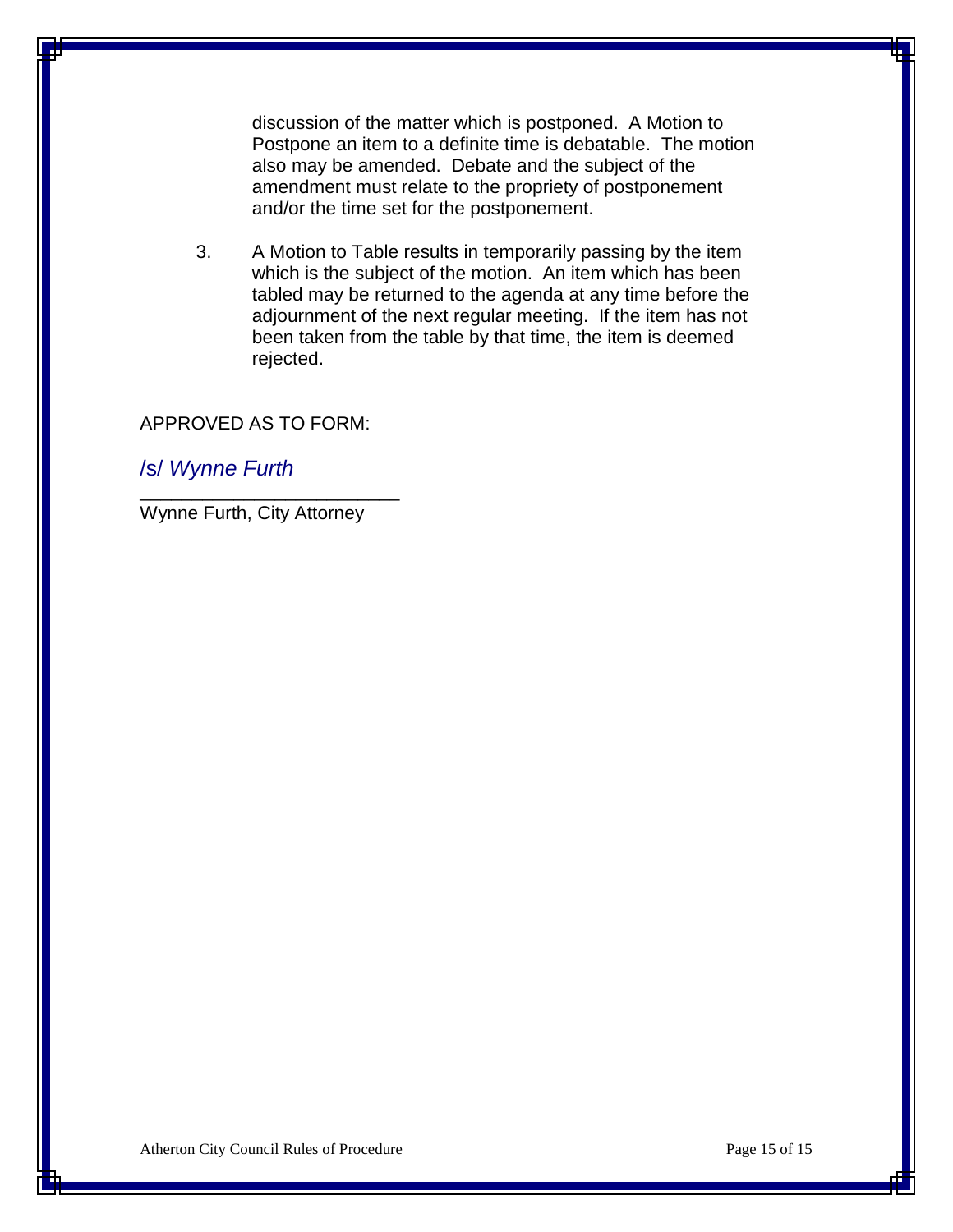discussion of the matter which is postponed. A Motion to Postpone an item to a definite time is debatable. The motion also may be amended. Debate and the subject of the amendment must relate to the propriety of postponement and/or the time set for the postponement.

3. A Motion to Table results in temporarily passing by the item which is the subject of the motion. An item which has been tabled may be returned to the agenda at any time before the adjournment of the next regular meeting. If the item has not been taken from the table by that time, the item is deemed rejected.

APPROVED AS TO FORM:

*/s/ Wynne Furth*

\_\_\_\_\_\_\_\_\_\_\_\_\_\_\_\_\_\_\_\_\_\_\_\_\_

Wynne Furth, City Attorney